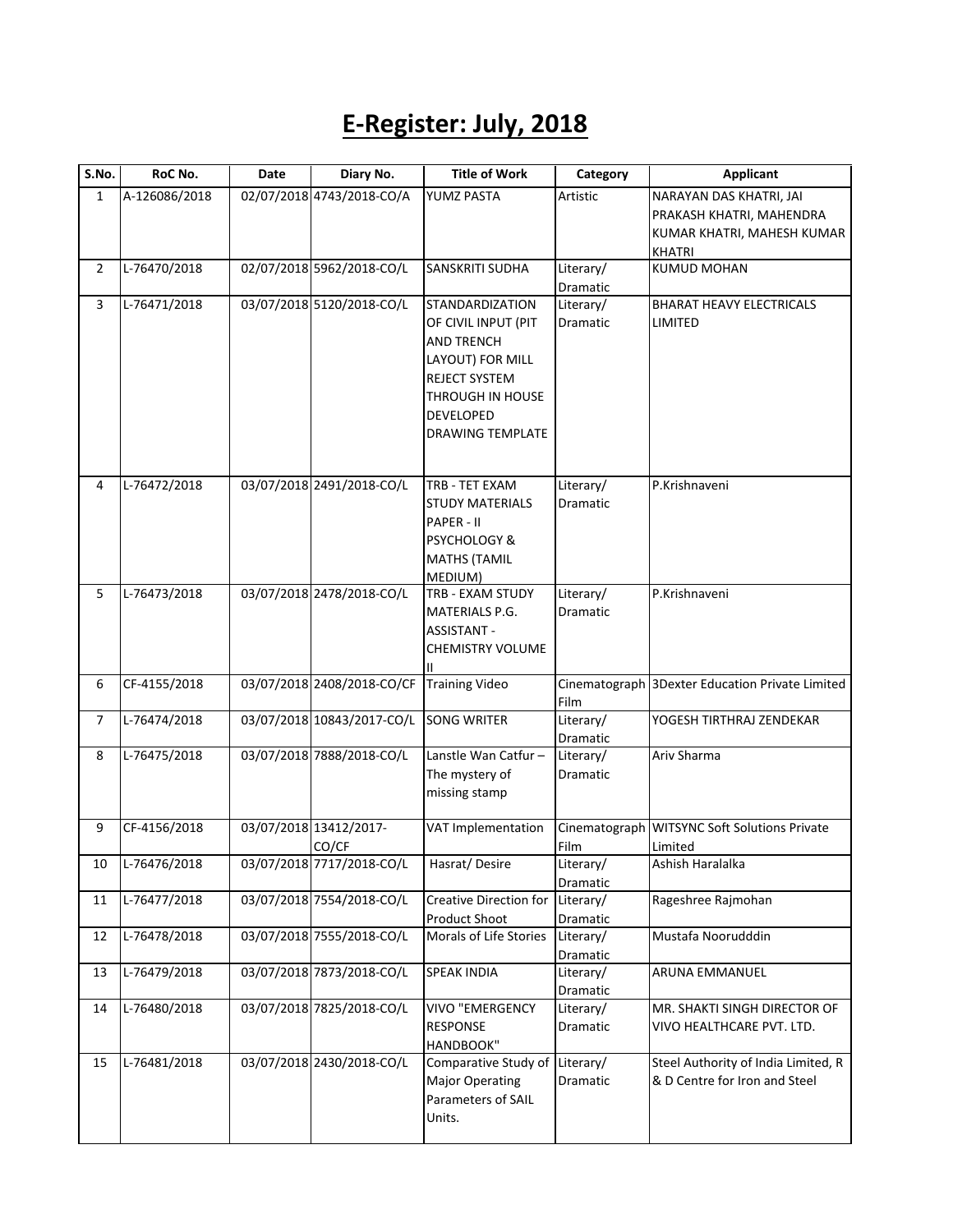# E-Register: July, 2018

| S.No. | RoC No. | Date | Diary No. | Title of Work | Category | Applicant |
|---|---|---|---|---|---|---|
| 1 | A-126086/2018 | 02/07/2018 | 4743/2018-CO/A | YUMZ PASTA | Artistic | NARAYAN DAS KHATRI, JAI PRAKASH KHATRI, MAHENDRA KUMAR KHATRI, MAHESH KUMAR KHATRI |
| 2 | L-76470/2018 | 02/07/2018 | 5962/2018-CO/L | SANSKRITI SUDHA | Literary/ Dramatic | KUMUD MOHAN |
| 3 | L-76471/2018 | 03/07/2018 | 5120/2018-CO/L | STANDARDIZATION OF CIVIL INPUT (PIT AND TRENCH LAYOUT) FOR MILL REJECT SYSTEM THROUGH IN HOUSE DEVELOPED DRAWING TEMPLATE | Literary/ Dramatic | BHARAT HEAVY ELECTRICALS LIMITED |
| 4 | L-76472/2018 | 03/07/2018 | 2491/2018-CO/L | TRB - TET EXAM STUDY MATERIALS PAPER - II PSYCHOLOGY & MATHS (TAMIL MEDIUM) | Literary/ Dramatic | P.Krishnaveni |
| 5 | L-76473/2018 | 03/07/2018 | 2478/2018-CO/L | TRB - EXAM STUDY MATERIALS P.G. ASSISTANT - CHEMISTRY VOLUME II | Literary/ Dramatic | P.Krishnaveni |
| 6 | CF-4155/2018 | 03/07/2018 | 2408/2018-CO/CF | Training Video | Cinematograph Film | 3Dexter Education Private Limited |
| 7 | L-76474/2018 | 03/07/2018 | 10843/2017-CO/L | SONG WRITER | Literary/ Dramatic | YOGESH TIRTHRAJ ZENDEKAR |
| 8 | L-76475/2018 | 03/07/2018 | 7888/2018-CO/L | Lanstle Wan Catfur – The mystery of missing stamp | Literary/ Dramatic | Ariv Sharma |
| 9 | CF-4156/2018 | 03/07/2018 | 13412/2017-CO/CF | VAT Implementation | Cinematograph Film | WITSYNC Soft Solutions Private Limited |
| 10 | L-76476/2018 | 03/07/2018 | 7717/2018-CO/L | Hasrat/ Desire | Literary/ Dramatic | Ashish Haralalka |
| 11 | L-76477/2018 | 03/07/2018 | 7554/2018-CO/L | Creative Direction for Product Shoot | Literary/ Dramatic | Rageshree Rajmohan |
| 12 | L-76478/2018 | 03/07/2018 | 7555/2018-CO/L | Morals of Life Stories | Literary/ Dramatic | Mustafa Noorudddin |
| 13 | L-76479/2018 | 03/07/2018 | 7873/2018-CO/L | SPEAK INDIA | Literary/ Dramatic | ARUNA EMMANUEL |
| 14 | L-76480/2018 | 03/07/2018 | 7825/2018-CO/L | VIVO "EMERGENCY RESPONSE HANDBOOK" | Literary/ Dramatic | MR. SHAKTI SINGH DIRECTOR OF VIVO HEALTHCARE PVT. LTD. |
| 15 | L-76481/2018 | 03/07/2018 | 2430/2018-CO/L | Comparative Study of Major Operating Parameters of SAIL Units. | Literary/ Dramatic | Steel Authority of India Limited, R & D Centre for Iron and Steel |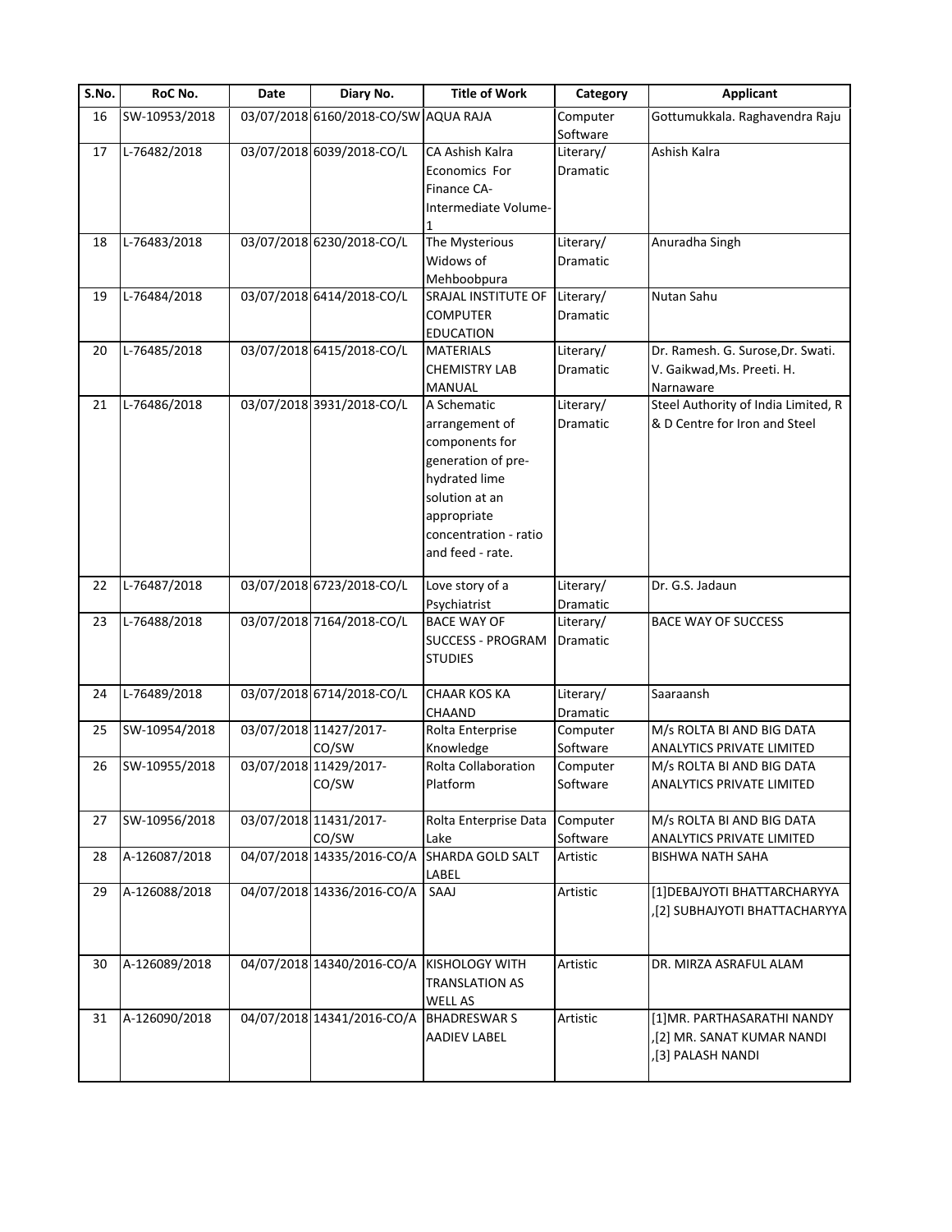| S.No. | RoC No. | Date | Diary No. | Title of Work | Category | Applicant |
|---|---|---|---|---|---|---|
| 16 | SW-10953/2018 | 03/07/2018 | 6160/2018-CO/SW | AQUA RAJA | Computer Software | Gottumukkala. Raghavendra Raju |
| 17 | L-76482/2018 | 03/07/2018 | 6039/2018-CO/L | CA Ashish Kalra Economics For Finance CA-Intermediate Volume-1 | Literary/ Dramatic | Ashish Kalra |
| 18 | L-76483/2018 | 03/07/2018 | 6230/2018-CO/L | The Mysterious Widows of Mehboobpura | Literary/ Dramatic | Anuradha Singh |
| 19 | L-76484/2018 | 03/07/2018 | 6414/2018-CO/L | SRAJAL INSTITUTE OF COMPUTER EDUCATION | Literary/ Dramatic | Nutan Sahu |
| 20 | L-76485/2018 | 03/07/2018 | 6415/2018-CO/L | MATERIALS CHEMISTRY LAB MANUAL | Literary/ Dramatic | Dr. Ramesh. G. Surose,Dr. Swati. V. Gaikwad,Ms. Preeti. H. Narnaware |
| 21 | L-76486/2018 | 03/07/2018 | 3931/2018-CO/L | A Schematic arrangement of components for generation of pre-hydrated lime solution at an appropriate concentration - ratio and feed - rate. | Literary/ Dramatic | Steel Authority of India Limited, R & D Centre for Iron and Steel |
| 22 | L-76487/2018 | 03/07/2018 | 6723/2018-CO/L | Love story of a Psychiatrist | Literary/ Dramatic | Dr. G.S. Jadaun |
| 23 | L-76488/2018 | 03/07/2018 | 7164/2018-CO/L | BACE WAY OF SUCCESS - PROGRAM STUDIES | Literary/ Dramatic | BACE WAY OF SUCCESS |
| 24 | L-76489/2018 | 03/07/2018 | 6714/2018-CO/L | CHAAR KOS KA CHAAND | Literary/ Dramatic | Saaraansh |
| 25 | SW-10954/2018 | 03/07/2018 | 11427/2017-CO/SW | Rolta Enterprise Knowledge | Computer Software | M/s ROLTA BI AND BIG DATA ANALYTICS PRIVATE LIMITED |
| 26 | SW-10955/2018 | 03/07/2018 | 11429/2017-CO/SW | Rolta Collaboration Platform | Computer Software | M/s ROLTA BI AND BIG DATA ANALYTICS PRIVATE LIMITED |
| 27 | SW-10956/2018 | 03/07/2018 | 11431/2017-CO/SW | Rolta Enterprise Data Lake | Computer Software | M/s ROLTA BI AND BIG DATA ANALYTICS PRIVATE LIMITED |
| 28 | A-126087/2018 | 04/07/2018 | 14335/2016-CO/A | SHARDA GOLD SALT LABEL | Artistic | BISHWA NATH SAHA |
| 29 | A-126088/2018 | 04/07/2018 | 14336/2016-CO/A | SAAJ | Artistic | [1]DEBAJYOTI BHATTARCHARYYA ,[2] SUBHAJYOTI BHATTACHARYYA |
| 30 | A-126089/2018 | 04/07/2018 | 14340/2016-CO/A | KISHOLOGY WITH TRANSLATION AS WELL AS | Artistic | DR. MIRZA ASRAFUL ALAM |
| 31 | A-126090/2018 | 04/07/2018 | 14341/2016-CO/A | BHADRESWAR S AADIEV LABEL | Artistic | [1]MR. PARTHASARATHI NANDY ,[2] MR. SANAT KUMAR NANDI ,[3] PALASH NANDI |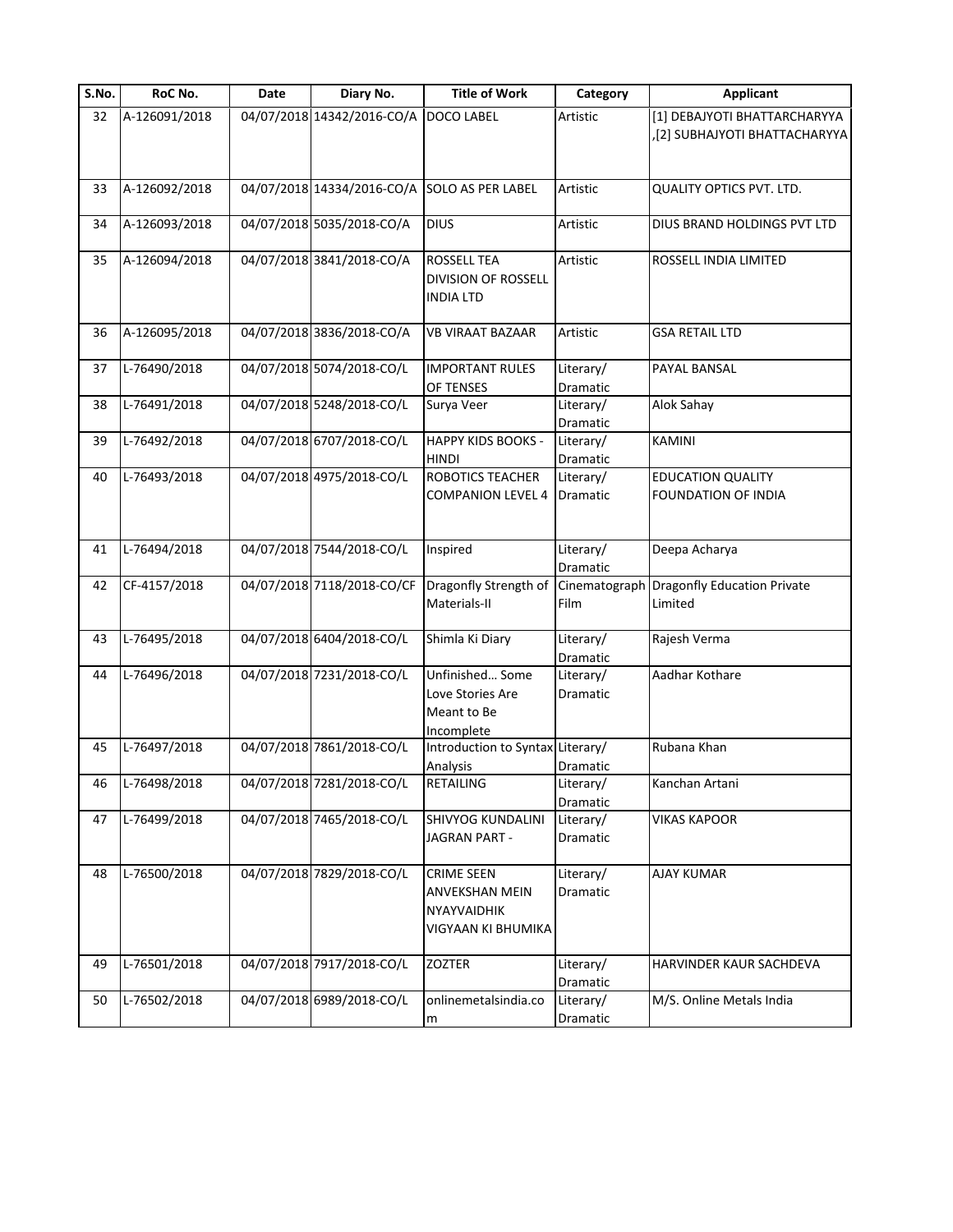| S.No. | RoC No. | Date | Diary No. | Title of Work | Category | Applicant |
|---|---|---|---|---|---|---|
| 32 | A-126091/2018 | 04/07/2018 | 14342/2016-CO/A | DOCO LABEL | Artistic | [1] DEBAJYOTI BHATTARCHARYYA ,[2] SUBHAJYOTI BHATTACHARYYA |
| 33 | A-126092/2018 | 04/07/2018 | 14334/2016-CO/A | SOLO AS PER LABEL | Artistic | QUALITY OPTICS PVT. LTD. |
| 34 | A-126093/2018 | 04/07/2018 | 5035/2018-CO/A | DIUS | Artistic | DIUS BRAND HOLDINGS PVT LTD |
| 35 | A-126094/2018 | 04/07/2018 | 3841/2018-CO/A | ROSSELL TEA DIVISION OF ROSSELL INDIA LTD | Artistic | ROSSELL INDIA LIMITED |
| 36 | A-126095/2018 | 04/07/2018 | 3836/2018-CO/A | VB VIRAAT BAZAAR | Artistic | GSA RETAIL LTD |
| 37 | L-76490/2018 | 04/07/2018 | 5074/2018-CO/L | IMPORTANT RULES OF TENSES | Literary/ Dramatic | PAYAL BANSAL |
| 38 | L-76491/2018 | 04/07/2018 | 5248/2018-CO/L | Surya Veer | Literary/ Dramatic | Alok Sahay |
| 39 | L-76492/2018 | 04/07/2018 | 6707/2018-CO/L | HAPPY KIDS BOOKS - HINDI | Literary/ Dramatic | KAMINI |
| 40 | L-76493/2018 | 04/07/2018 | 4975/2018-CO/L | ROBOTICS TEACHER COMPANION LEVEL 4 | Literary/ Dramatic | EDUCATION QUALITY FOUNDATION OF INDIA |
| 41 | L-76494/2018 | 04/07/2018 | 7544/2018-CO/L | Inspired | Literary/ Dramatic | Deepa Acharya |
| 42 | CF-4157/2018 | 04/07/2018 | 7118/2018-CO/CF | Dragonfly Strength of Materials-II | Cinematograph Film | Dragonfly Education Private Limited |
| 43 | L-76495/2018 | 04/07/2018 | 6404/2018-CO/L | Shimla Ki Diary | Literary/ Dramatic | Rajesh Verma |
| 44 | L-76496/2018 | 04/07/2018 | 7231/2018-CO/L | Unfinished… Some Love Stories Are Meant to Be Incomplete | Literary/ Dramatic | Aadhar Kothare |
| 45 | L-76497/2018 | 04/07/2018 | 7861/2018-CO/L | Introduction to Syntax Analysis | Literary/ Dramatic | Rubana Khan |
| 46 | L-76498/2018 | 04/07/2018 | 7281/2018-CO/L | RETAILING | Literary/ Dramatic | Kanchan Artani |
| 47 | L-76499/2018 | 04/07/2018 | 7465/2018-CO/L | SHIVYOG KUNDALINI JAGRAN PART - | Literary/ Dramatic | VIKAS KAPOOR |
| 48 | L-76500/2018 | 04/07/2018 | 7829/2018-CO/L | CRIME SEEN ANVEKSHAN MEIN NYAYVAIDHIK VIGYAAN KI BHUMIKA | Literary/ Dramatic | AJAY KUMAR |
| 49 | L-76501/2018 | 04/07/2018 | 7917/2018-CO/L | ZOZTER | Literary/ Dramatic | HARVINDER KAUR SACHDEVA |
| 50 | L-76502/2018 | 04/07/2018 | 6989/2018-CO/L | onlinemetalsindia.com | Literary/ Dramatic | M/S. Online Metals India |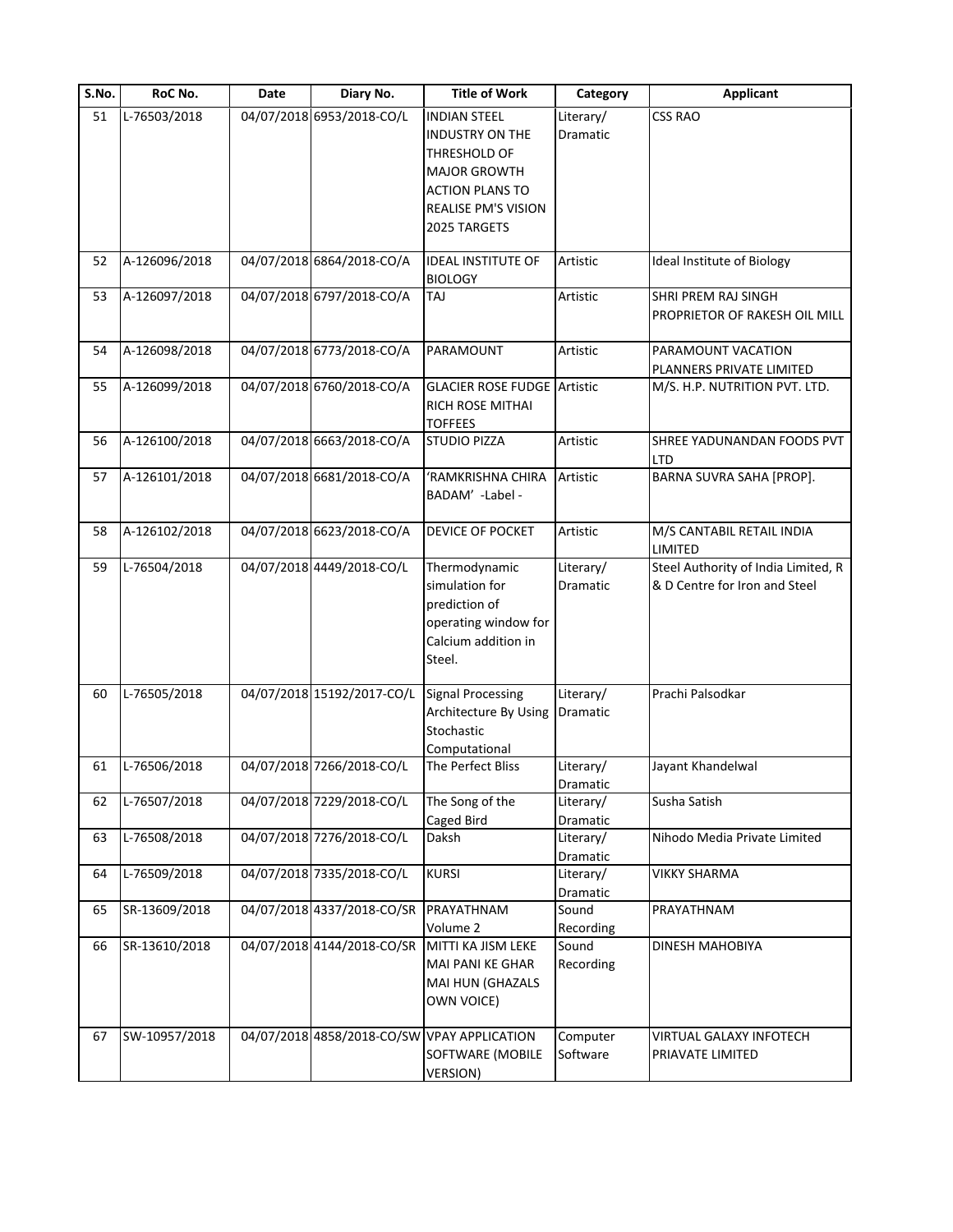| S.No. | RoC No. | Date | Diary No. | Title of Work | Category | Applicant |
|---|---|---|---|---|---|---|
| 51 | L-76503/2018 | 04/07/2018 | 6953/2018-CO/L | INDIAN STEEL INDUSTRY ON THE THRESHOLD OF MAJOR GROWTH ACTION PLANS TO REALISE PM'S VISION 2025 TARGETS | Literary/ Dramatic | CSS RAO |
| 52 | A-126096/2018 | 04/07/2018 | 6864/2018-CO/A | IDEAL INSTITUTE OF BIOLOGY | Artistic | Ideal Institute of Biology |
| 53 | A-126097/2018 | 04/07/2018 | 6797/2018-CO/A | TAJ | Artistic | SHRI PREM RAJ SINGH PROPRIETOR OF RAKESH OIL MILL |
| 54 | A-126098/2018 | 04/07/2018 | 6773/2018-CO/A | PARAMOUNT | Artistic | PARAMOUNT VACATION PLANNERS PRIVATE LIMITED |
| 55 | A-126099/2018 | 04/07/2018 | 6760/2018-CO/A | GLACIER ROSE FUDGE RICH ROSE MITHAI TOFFEES | Artistic | M/S. H.P. NUTRITION PVT. LTD. |
| 56 | A-126100/2018 | 04/07/2018 | 6663/2018-CO/A | STUDIO PIZZA | Artistic | SHREE YADUNANDAN FOODS PVT LTD |
| 57 | A-126101/2018 | 04/07/2018 | 6681/2018-CO/A | 'RAMKRISHNA CHIRA BADAM' -Label - | Artistic | BARNA SUVRA SAHA [PROP]. |
| 58 | A-126102/2018 | 04/07/2018 | 6623/2018-CO/A | DEVICE OF POCKET | Artistic | M/S CANTABIL RETAIL INDIA LIMITED |
| 59 | L-76504/2018 | 04/07/2018 | 4449/2018-CO/L | Thermodynamic simulation for prediction of operating window for Calcium addition in Steel. | Literary/ Dramatic | Steel Authority of India Limited, R & D Centre for Iron and Steel |
| 60 | L-76505/2018 | 04/07/2018 | 15192/2017-CO/L | Signal Processing Architecture By Using Stochastic Computational | Literary/ Dramatic | Prachi Palsodkar |
| 61 | L-76506/2018 | 04/07/2018 | 7266/2018-CO/L | The Perfect Bliss | Literary/ Dramatic | Jayant Khandelwal |
| 62 | L-76507/2018 | 04/07/2018 | 7229/2018-CO/L | The Song of the Caged Bird | Literary/ Dramatic | Susha Satish |
| 63 | L-76508/2018 | 04/07/2018 | 7276/2018-CO/L | Daksh | Literary/ Dramatic | Nihodo Media Private Limited |
| 64 | L-76509/2018 | 04/07/2018 | 7335/2018-CO/L | KURSI | Literary/ Dramatic | VIKKY SHARMA |
| 65 | SR-13609/2018 | 04/07/2018 | 4337/2018-CO/SR | PRAYATHNAM Volume 2 | Sound Recording | PRAYATHNAM |
| 66 | SR-13610/2018 | 04/07/2018 | 4144/2018-CO/SR | MITTI KA JISM LEKE MAI PANI KE GHAR MAI HUN (GHAZALS OWN VOICE) | Sound Recording | DINESH MAHOBIYA |
| 67 | SW-10957/2018 | 04/07/2018 | 4858/2018-CO/SW | VPAY APPLICATION SOFTWARE (MOBILE VERSION) | Computer Software | VIRTUAL GALAXY INFOTECH PRIAVATE LIMITED |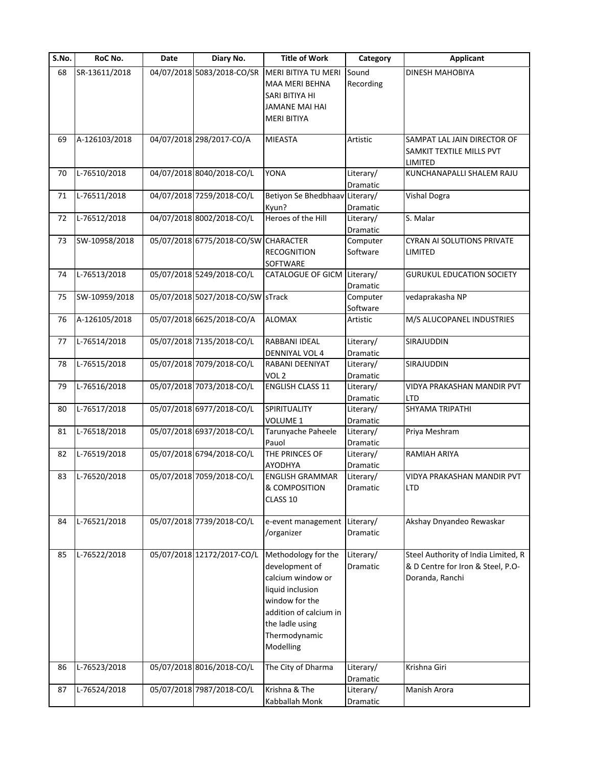| S.No. | RoC No. | Date | Diary No. | Title of Work | Category | Applicant |
|---|---|---|---|---|---|---|
| 68 | SR-13611/2018 | 04/07/2018 | 5083/2018-CO/SR | MERI BITIYA TU MERI MAA MERI BEHNA SARI BITIYA HI JAMANE MAI HAI MERI BITIYA | Sound Recording | DINESH MAHOBIYA |
| 69 | A-126103/2018 | 04/07/2018 | 298/2017-CO/A | MIEASTA | Artistic | SAMPAT LAL JAIN DIRECTOR OF SAMKIT TEXTILE MILLS PVT LIMITED |
| 70 | L-76510/2018 | 04/07/2018 | 8040/2018-CO/L | YONA | Literary/ Dramatic | KUNCHANAPALLI SHALEM RAJU |
| 71 | L-76511/2018 | 04/07/2018 | 7259/2018-CO/L | Betiyon Se Bhedbhaav Kyun? | Literary/ Dramatic | Vishal Dogra |
| 72 | L-76512/2018 | 04/07/2018 | 8002/2018-CO/L | Heroes of the Hill | Literary/ Dramatic | S. Malar |
| 73 | SW-10958/2018 | 05/07/2018 | 6775/2018-CO/SW | CHARACTER RECOGNITION SOFTWARE | Computer Software | CYRAN AI SOLUTIONS PRIVATE LIMITED |
| 74 | L-76513/2018 | 05/07/2018 | 5249/2018-CO/L | CATALOGUE OF GICM | Literary/ Dramatic | GURUKUL EDUCATION SOCIETY |
| 75 | SW-10959/2018 | 05/07/2018 | 5027/2018-CO/SW | sTrack | Computer Software | vedaprakasha NP |
| 76 | A-126105/2018 | 05/07/2018 | 6625/2018-CO/A | ALOMAX | Artistic | M/S ALUCOPANEL INDUSTRIES |
| 77 | L-76514/2018 | 05/07/2018 | 7135/2018-CO/L | RABBANI IDEAL DENNIYAL VOL 4 | Literary/ Dramatic | SIRAJUDDIN |
| 78 | L-76515/2018 | 05/07/2018 | 7079/2018-CO/L | RABANI DEENIYAT VOL 2 | Literary/ Dramatic | SIRAJUDDIN |
| 79 | L-76516/2018 | 05/07/2018 | 7073/2018-CO/L | ENGLISH CLASS 11 | Literary/ Dramatic | VIDYA PRAKASHAN MANDIR PVT LTD |
| 80 | L-76517/2018 | 05/07/2018 | 6977/2018-CO/L | SPIRITUALITY VOLUME 1 | Literary/ Dramatic | SHYAMA TRIPATHI |
| 81 | L-76518/2018 | 05/07/2018 | 6937/2018-CO/L | Tarunyache Paheele Pauol | Literary/ Dramatic | Priya Meshram |
| 82 | L-76519/2018 | 05/07/2018 | 6794/2018-CO/L | THE PRINCES OF AYODHYA | Literary/ Dramatic | RAMIAH ARIYA |
| 83 | L-76520/2018 | 05/07/2018 | 7059/2018-CO/L | ENGLISH GRAMMAR & COMPOSITION CLASS 10 | Literary/ Dramatic | VIDYA PRAKASHAN MANDIR PVT LTD |
| 84 | L-76521/2018 | 05/07/2018 | 7739/2018-CO/L | e-event management /organizer | Literary/ Dramatic | Akshay Dnyandeo Rewaskar |
| 85 | L-76522/2018 | 05/07/2018 | 12172/2017-CO/L | Methodology for the development of calcium window or liquid inclusion window for the addition of calcium in the ladle using Thermodynamic Modelling | Literary/ Dramatic | Steel Authority of India Limited, R & D Centre for Iron & Steel, P.O-Doranda, Ranchi |
| 86 | L-76523/2018 | 05/07/2018 | 8016/2018-CO/L | The City of Dharma | Literary/ Dramatic | Krishna Giri |
| 87 | L-76524/2018 | 05/07/2018 | 7987/2018-CO/L | Krishna & The Kabballah Monk | Literary/ Dramatic | Manish Arora |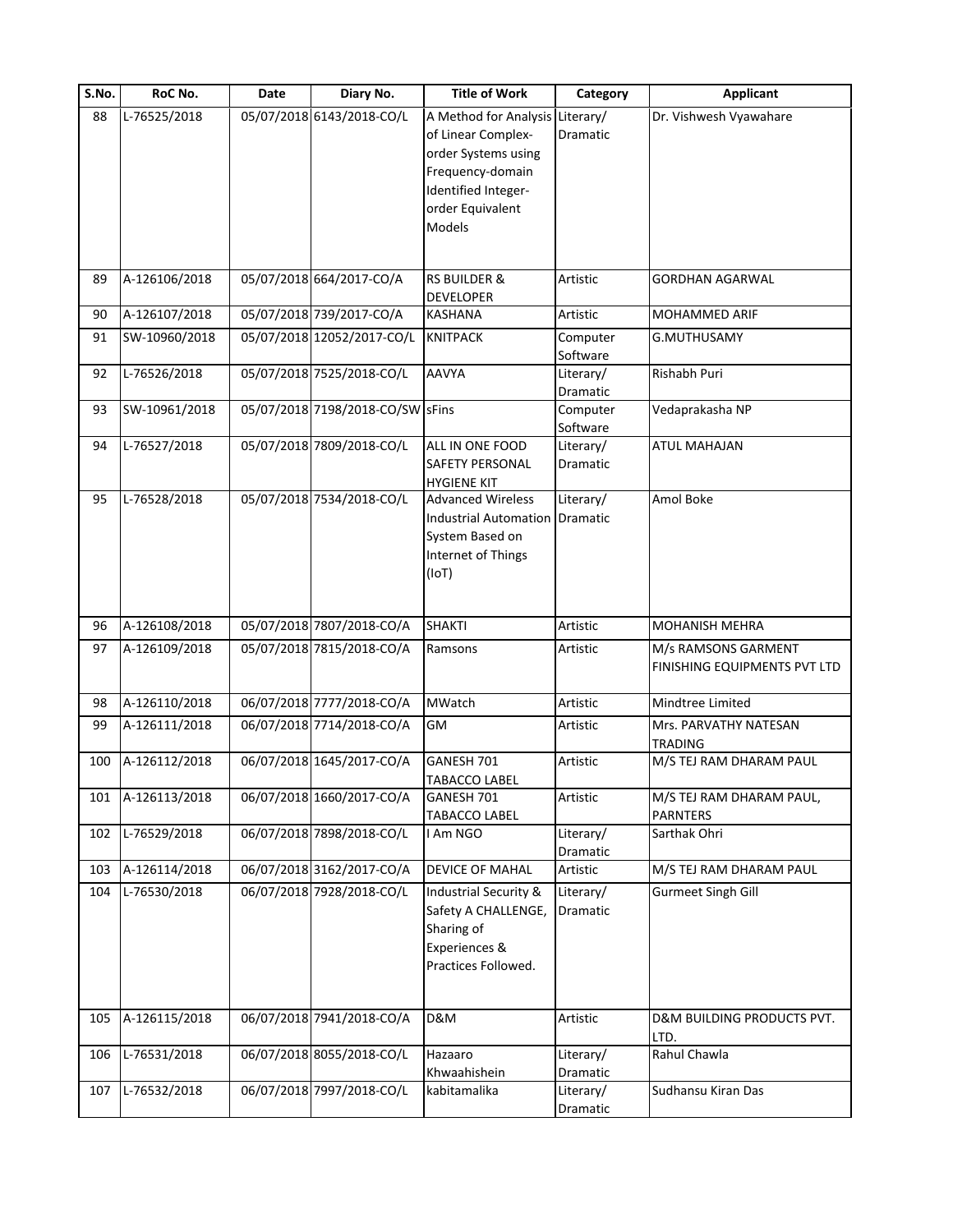| S.No. | RoC No. | Date | Diary No. | Title of Work | Category | Applicant |
|---|---|---|---|---|---|---|
| 88 | L-76525/2018 | 05/07/2018 | 6143/2018-CO/L | A Method for Analysis of Linear Complex-order Systems using Frequency-domain Identified Integer-order Equivalent Models | Literary/ Dramatic | Dr. Vishwesh Vyawahare |
| 89 | A-126106/2018 | 05/07/2018 | 664/2017-CO/A | RS BUILDER & DEVELOPER | Artistic | GORDHAN AGARWAL |
| 90 | A-126107/2018 | 05/07/2018 | 739/2017-CO/A | KASHANA | Artistic | MOHAMMED ARIF |
| 91 | SW-10960/2018 | 05/07/2018 | 12052/2017-CO/L | KNITPACK | Computer Software | G.MUTHUSAMY |
| 92 | L-76526/2018 | 05/07/2018 | 7525/2018-CO/L | AAVYA | Literary/ Dramatic | Rishabh Puri |
| 93 | SW-10961/2018 | 05/07/2018 | 7198/2018-CO/SW | sFins | Computer Software | Vedaprakasha NP |
| 94 | L-76527/2018 | 05/07/2018 | 7809/2018-CO/L | ALL IN ONE FOOD SAFETY PERSONAL HYGIENE KIT | Literary/ Dramatic | ATUL MAHAJAN |
| 95 | L-76528/2018 | 05/07/2018 | 7534/2018-CO/L | Advanced Wireless Industrial Automation System Based on Internet of Things (IoT) | Literary/ Dramatic | Amol Boke |
| 96 | A-126108/2018 | 05/07/2018 | 7807/2018-CO/A | SHAKTI | Artistic | MOHANISH MEHRA |
| 97 | A-126109/2018 | 05/07/2018 | 7815/2018-CO/A | Ramsons | Artistic | M/s RAMSONS GARMENT FINISHING EQUIPMENTS PVT LTD |
| 98 | A-126110/2018 | 06/07/2018 | 7777/2018-CO/A | MWatch | Artistic | Mindtree Limited |
| 99 | A-126111/2018 | 06/07/2018 | 7714/2018-CO/A | GM | Artistic | Mrs. PARVATHY NATESAN TRADING |
| 100 | A-126112/2018 | 06/07/2018 | 1645/2017-CO/A | GANESH 701 TABACCO LABEL | Artistic | M/S TEJ RAM DHARAM PAUL |
| 101 | A-126113/2018 | 06/07/2018 | 1660/2017-CO/A | GANESH 701 TABACCO LABEL | Artistic | M/S TEJ RAM DHARAM PAUL, PARNTERS |
| 102 | L-76529/2018 | 06/07/2018 | 7898/2018-CO/L | I Am NGO | Literary/ Dramatic | Sarthak Ohri |
| 103 | A-126114/2018 | 06/07/2018 | 3162/2017-CO/A | DEVICE OF MAHAL | Artistic | M/S TEJ RAM DHARAM PAUL |
| 104 | L-76530/2018 | 06/07/2018 | 7928/2018-CO/L | Industrial Security & Safety A CHALLENGE, Sharing of Experiences & Practices Followed. | Literary/ Dramatic | Gurmeet Singh Gill |
| 105 | A-126115/2018 | 06/07/2018 | 7941/2018-CO/A | D&M | Artistic | D&M BUILDING PRODUCTS PVT. LTD. |
| 106 | L-76531/2018 | 06/07/2018 | 8055/2018-CO/L | Hazaaro Khwaahishein | Literary/ Dramatic | Rahul Chawla |
| 107 | L-76532/2018 | 06/07/2018 | 7997/2018-CO/L | kabitamalika | Literary/ Dramatic | Sudhansu Kiran Das |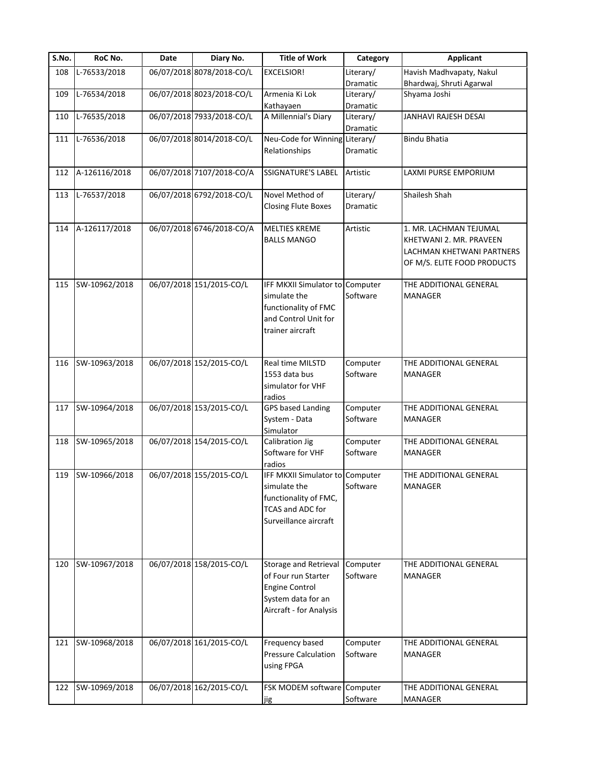| S.No. | RoC No. | Date | Diary No. | Title of Work | Category | Applicant |
|---|---|---|---|---|---|---|
| 108 | L-76533/2018 | 06/07/2018 | 8078/2018-CO/L | EXCELSIOR! | Literary/ Dramatic | Havish Madhvapaty, Nakul Bhardwaj, Shruti Agarwal |
| 109 | L-76534/2018 | 06/07/2018 | 8023/2018-CO/L | Armenia Ki Lok Kathayaen | Literary/ Dramatic | Shyama Joshi |
| 110 | L-76535/2018 | 06/07/2018 | 7933/2018-CO/L | A Millennial's Diary | Literary/ Dramatic | JANHAVI RAJESH DESAI |
| 111 | L-76536/2018 | 06/07/2018 | 8014/2018-CO/L | Neu-Code for Winning Relationships | Literary/ Dramatic | Bindu Bhatia |
| 112 | A-126116/2018 | 06/07/2018 | 7107/2018-CO/A | SSIGNATURE'S LABEL | Artistic | LAXMI PURSE EMPORIUM |
| 113 | L-76537/2018 | 06/07/2018 | 6792/2018-CO/L | Novel Method of Closing Flute Boxes | Literary/ Dramatic | Shailesh Shah |
| 114 | A-126117/2018 | 06/07/2018 | 6746/2018-CO/A | MELTIES KREME BALLS MANGO | Artistic | 1. MR. LACHMAN TEJUMAL KHETWANI 2. MR. PRAVEEN LACHMAN KHETWANI PARTNERS OF M/S. ELITE FOOD PRODUCTS |
| 115 | SW-10962/2018 | 06/07/2018 | 151/2015-CO/L | IFF MKXII Simulator to simulate the functionality of FMC and Control Unit for trainer aircraft | Computer Software | THE ADDITIONAL GENERAL MANAGER |
| 116 | SW-10963/2018 | 06/07/2018 | 152/2015-CO/L | Real time MILSTD 1553 data bus simulator for VHF radios | Computer Software | THE ADDITIONAL GENERAL MANAGER |
| 117 | SW-10964/2018 | 06/07/2018 | 153/2015-CO/L | GPS based Landing System - Data Simulator | Computer Software | THE ADDITIONAL GENERAL MANAGER |
| 118 | SW-10965/2018 | 06/07/2018 | 154/2015-CO/L | Calibration Jig Software for VHF radios | Computer Software | THE ADDITIONAL GENERAL MANAGER |
| 119 | SW-10966/2018 | 06/07/2018 | 155/2015-CO/L | IFF MKXII Simulator to simulate the functionality of FMC, TCAS and ADC for Surveillance aircraft | Computer Software | THE ADDITIONAL GENERAL MANAGER |
| 120 | SW-10967/2018 | 06/07/2018 | 158/2015-CO/L | Storage and Retrieval of Four run Starter Engine Control System data for an Aircraft - for Analysis | Computer Software | THE ADDITIONAL GENERAL MANAGER |
| 121 | SW-10968/2018 | 06/07/2018 | 161/2015-CO/L | Frequency based Pressure Calculation using FPGA | Computer Software | THE ADDITIONAL GENERAL MANAGER |
| 122 | SW-10969/2018 | 06/07/2018 | 162/2015-CO/L | FSK MODEM software jig | Computer Software | THE ADDITIONAL GENERAL MANAGER |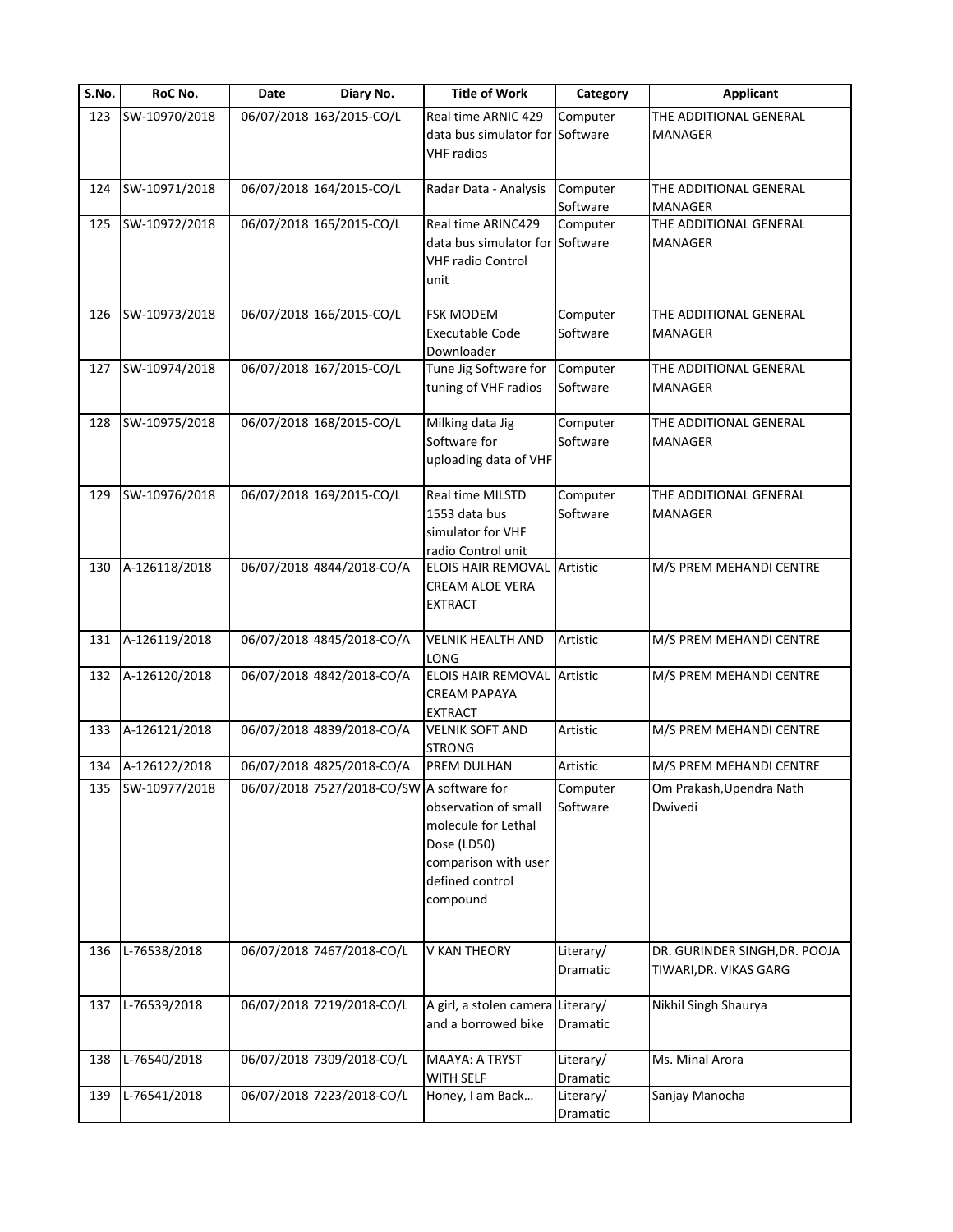| S.No. | RoC No. | Date | Diary No. | Title of Work | Category | Applicant |
|---|---|---|---|---|---|---|
| 123 | SW-10970/2018 | 06/07/2018 | 163/2015-CO/L | Real time ARNIC 429 data bus simulator for VHF radios | Computer Software | THE ADDITIONAL GENERAL MANAGER |
| 124 | SW-10971/2018 | 06/07/2018 | 164/2015-CO/L | Radar Data - Analysis | Computer Software | THE ADDITIONAL GENERAL MANAGER |
| 125 | SW-10972/2018 | 06/07/2018 | 165/2015-CO/L | Real time ARINC429 data bus simulator for VHF radio Control unit | Computer Software | THE ADDITIONAL GENERAL MANAGER |
| 126 | SW-10973/2018 | 06/07/2018 | 166/2015-CO/L | FSK MODEM Executable Code Downloader | Computer Software | THE ADDITIONAL GENERAL MANAGER |
| 127 | SW-10974/2018 | 06/07/2018 | 167/2015-CO/L | Tune Jig Software for tuning of VHF radios | Computer Software | THE ADDITIONAL GENERAL MANAGER |
| 128 | SW-10975/2018 | 06/07/2018 | 168/2015-CO/L | Milking data Jig Software for uploading data of VHF | Computer Software | THE ADDITIONAL GENERAL MANAGER |
| 129 | SW-10976/2018 | 06/07/2018 | 169/2015-CO/L | Real time MILSTD 1553 data bus simulator for VHF radio Control unit | Computer Software | THE ADDITIONAL GENERAL MANAGER |
| 130 | A-126118/2018 | 06/07/2018 | 4844/2018-CO/A | ELOIS HAIR REMOVAL CREAM ALOE VERA EXTRACT | Artistic | M/S PREM MEHANDI CENTRE |
| 131 | A-126119/2018 | 06/07/2018 | 4845/2018-CO/A | VELNIK HEALTH AND LONG | Artistic | M/S PREM MEHANDI CENTRE |
| 132 | A-126120/2018 | 06/07/2018 | 4842/2018-CO/A | ELOIS HAIR REMOVAL CREAM PAPAYA EXTRACT | Artistic | M/S PREM MEHANDI CENTRE |
| 133 | A-126121/2018 | 06/07/2018 | 4839/2018-CO/A | VELNIK SOFT AND STRONG | Artistic | M/S PREM MEHANDI CENTRE |
| 134 | A-126122/2018 | 06/07/2018 | 4825/2018-CO/A | PREM DULHAN | Artistic | M/S PREM MEHANDI CENTRE |
| 135 | SW-10977/2018 | 06/07/2018 | 7527/2018-CO/SW | A software for observation of small molecule for Lethal Dose (LD50) comparison with user defined control compound | Computer Software | Om Prakash,Upendra Nath Dwivedi |
| 136 | L-76538/2018 | 06/07/2018 | 7467/2018-CO/L | V KAN THEORY | Literary/ Dramatic | DR. GURINDER SINGH,DR. POOJA TIWARI,DR. VIKAS GARG |
| 137 | L-76539/2018 | 06/07/2018 | 7219/2018-CO/L | A girl, a stolen camera and a borrowed bike | Literary/ Dramatic | Nikhil Singh Shaurya |
| 138 | L-76540/2018 | 06/07/2018 | 7309/2018-CO/L | MAAYA: A TRYST WITH SELF | Literary/ Dramatic | Ms. Minal Arora |
| 139 | L-76541/2018 | 06/07/2018 | 7223/2018-CO/L | Honey, I am Back… | Literary/ Dramatic | Sanjay Manocha |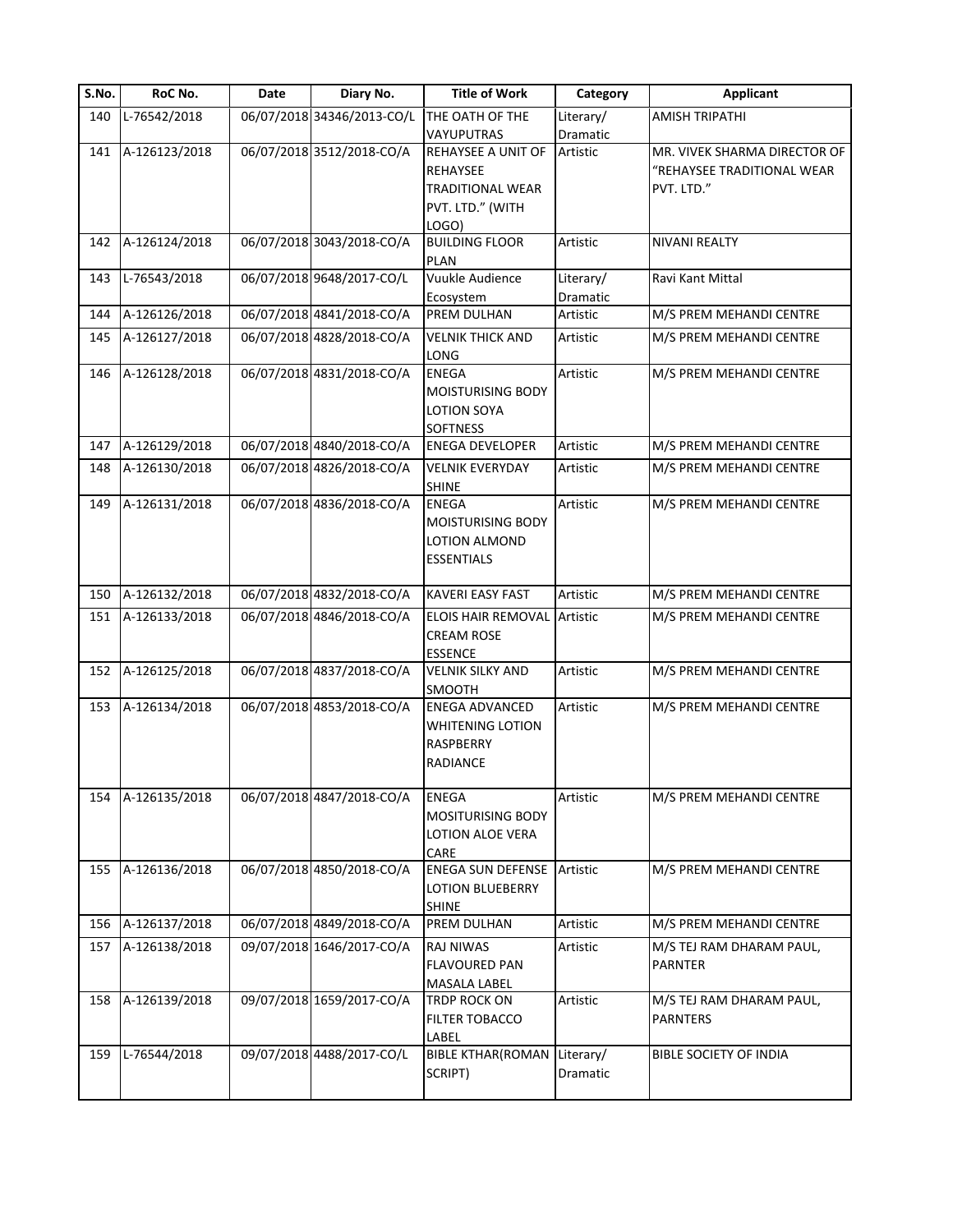| S.No. | RoC No. | Date | Diary No. | Title of Work | Category | Applicant |
|---|---|---|---|---|---|---|
| 140 | L-76542/2018 | 06/07/2018 | 34346/2013-CO/L | THE OATH OF THE VAYUPUTRAS | Literary/ Dramatic | AMISH TRIPATHI |
| 141 | A-126123/2018 | 06/07/2018 | 3512/2018-CO/A | REHAYSEE A UNIT OF REHAYSEE TRADITIONAL WEAR PVT. LTD." (WITH LOGO) | Artistic | MR. VIVEK SHARMA DIRECTOR OF "REHAYSEE TRADITIONAL WEAR PVT. LTD." |
| 142 | A-126124/2018 | 06/07/2018 | 3043/2018-CO/A | BUILDING FLOOR PLAN | Artistic | NIVANI REALTY |
| 143 | L-76543/2018 | 06/07/2018 | 9648/2017-CO/L | Vuukle Audience Ecosystem | Literary/ Dramatic | Ravi Kant Mittal |
| 144 | A-126126/2018 | 06/07/2018 | 4841/2018-CO/A | PREM DULHAN | Artistic | M/S PREM MEHANDI CENTRE |
| 145 | A-126127/2018 | 06/07/2018 | 4828/2018-CO/A | VELNIK THICK AND LONG | Artistic | M/S PREM MEHANDI CENTRE |
| 146 | A-126128/2018 | 06/07/2018 | 4831/2018-CO/A | ENEGA MOISTURISING BODY LOTION SOYA SOFTNESS | Artistic | M/S PREM MEHANDI CENTRE |
| 147 | A-126129/2018 | 06/07/2018 | 4840/2018-CO/A | ENEGA DEVELOPER | Artistic | M/S PREM MEHANDI CENTRE |
| 148 | A-126130/2018 | 06/07/2018 | 4826/2018-CO/A | VELNIK EVERYDAY SHINE | Artistic | M/S PREM MEHANDI CENTRE |
| 149 | A-126131/2018 | 06/07/2018 | 4836/2018-CO/A | ENEGA MOISTURISING BODY LOTION ALMOND ESSENTIALS | Artistic | M/S PREM MEHANDI CENTRE |
| 150 | A-126132/2018 | 06/07/2018 | 4832/2018-CO/A | KAVERI EASY FAST | Artistic | M/S PREM MEHANDI CENTRE |
| 151 | A-126133/2018 | 06/07/2018 | 4846/2018-CO/A | ELOIS HAIR REMOVAL CREAM ROSE ESSENCE | Artistic | M/S PREM MEHANDI CENTRE |
| 152 | A-126125/2018 | 06/07/2018 | 4837/2018-CO/A | VELNIK SILKY AND SMOOTH | Artistic | M/S PREM MEHANDI CENTRE |
| 153 | A-126134/2018 | 06/07/2018 | 4853/2018-CO/A | ENEGA ADVANCED WHITENING LOTION RASPBERRY RADIANCE | Artistic | M/S PREM MEHANDI CENTRE |
| 154 | A-126135/2018 | 06/07/2018 | 4847/2018-CO/A | ENEGA MOSITURISING BODY LOTION ALOE VERA CARE | Artistic | M/S PREM MEHANDI CENTRE |
| 155 | A-126136/2018 | 06/07/2018 | 4850/2018-CO/A | ENEGA SUN DEFENSE LOTION BLUEBERRY SHINE | Artistic | M/S PREM MEHANDI CENTRE |
| 156 | A-126137/2018 | 06/07/2018 | 4849/2018-CO/A | PREM DULHAN | Artistic | M/S PREM MEHANDI CENTRE |
| 157 | A-126138/2018 | 09/07/2018 | 1646/2017-CO/A | RAJ NIWAS FLAVOURED PAN MASALA LABEL | Artistic | M/S TEJ RAM DHARAM PAUL, PARNTER |
| 158 | A-126139/2018 | 09/07/2018 | 1659/2017-CO/A | TRDP ROCK ON FILTER TOBACCO LABEL | Artistic | M/S TEJ RAM DHARAM PAUL, PARNTERS |
| 159 | L-76544/2018 | 09/07/2018 | 4488/2017-CO/L | BIBLE KTHAR(ROMAN SCRIPT) | Literary/ Dramatic | BIBLE SOCIETY OF INDIA |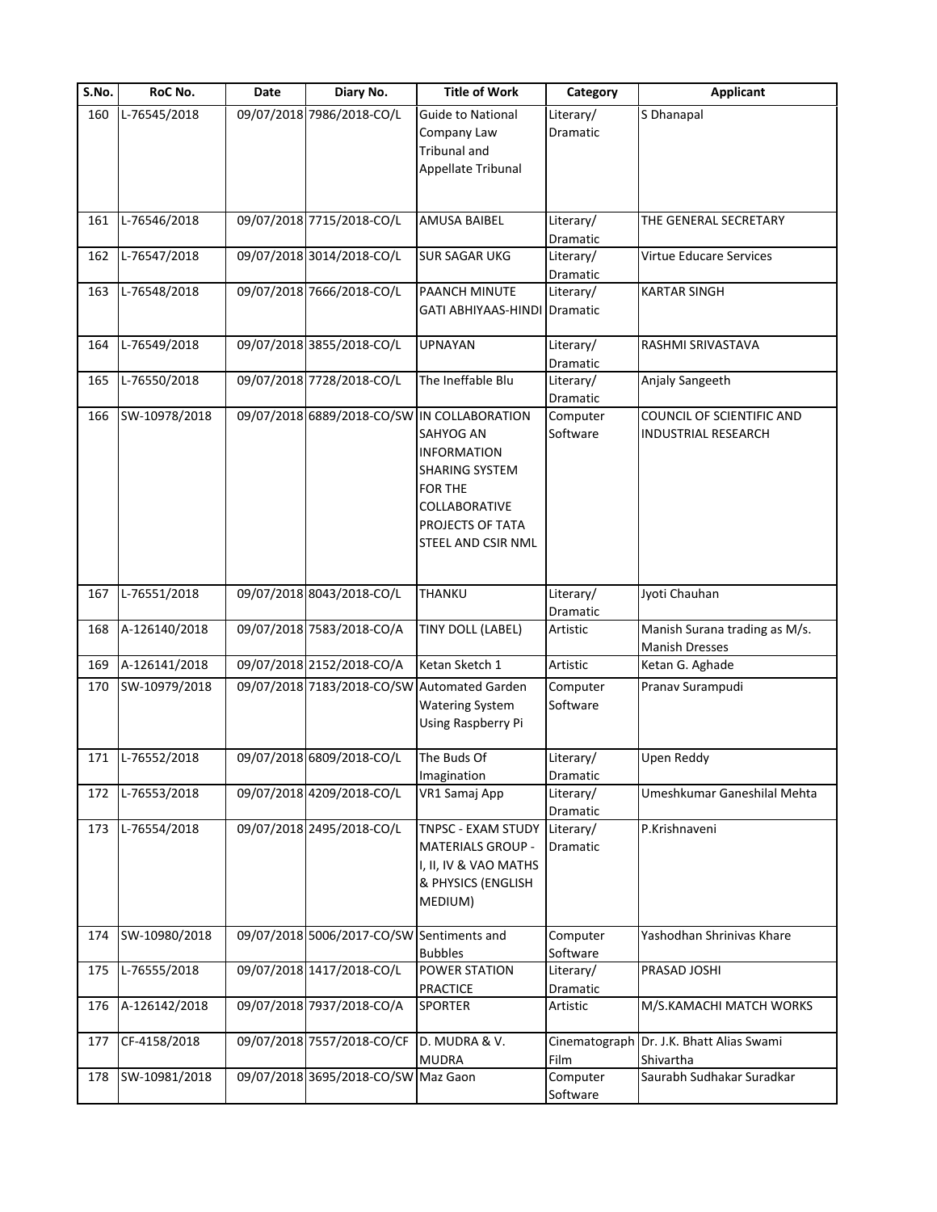| S.No. | RoC No. | Date | Diary No. | Title of Work | Category | Applicant |
|---|---|---|---|---|---|---|
| 160 | L-76545/2018 | 09/07/2018 | 7986/2018-CO/L | Guide to National Company Law Tribunal and Appellate Tribunal | Literary/ Dramatic | S Dhanapal |
| 161 | L-76546/2018 | 09/07/2018 | 7715/2018-CO/L | AMUSA BAIBEL | Literary/ Dramatic | THE GENERAL SECRETARY |
| 162 | L-76547/2018 | 09/07/2018 | 3014/2018-CO/L | SUR SAGAR UKG | Literary/ Dramatic | Virtue Educare Services |
| 163 | L-76548/2018 | 09/07/2018 | 7666/2018-CO/L | PAANCH MINUTE GATI ABHIYAAS-HINDI | Literary/ Dramatic | KARTAR SINGH |
| 164 | L-76549/2018 | 09/07/2018 | 3855/2018-CO/L | UPNAYAN | Literary/ Dramatic | RASHMI SRIVASTAVA |
| 165 | L-76550/2018 | 09/07/2018 | 7728/2018-CO/L | The Ineffable Blu | Literary/ Dramatic | Anjaly Sangeeth |
| 166 | SW-10978/2018 | 09/07/2018 | 6889/2018-CO/SW | IN COLLABORATION SAHYOG AN INFORMATION SHARING SYSTEM FOR THE COLLABORATIVE PROJECTS OF TATA STEEL AND CSIR NML | Computer Software | COUNCIL OF SCIENTIFIC AND INDUSTRIAL RESEARCH |
| 167 | L-76551/2018 | 09/07/2018 | 8043/2018-CO/L | THANKU | Literary/ Dramatic | Jyoti Chauhan |
| 168 | A-126140/2018 | 09/07/2018 | 7583/2018-CO/A | TINY DOLL (LABEL) | Artistic | Manish Surana trading as M/s. Manish Dresses |
| 169 | A-126141/2018 | 09/07/2018 | 2152/2018-CO/A | Ketan Sketch 1 | Artistic | Ketan G. Aghade |
| 170 | SW-10979/2018 | 09/07/2018 | 7183/2018-CO/SW | Automated Garden Watering System Using Raspberry Pi | Computer Software | Pranav Surampudi |
| 171 | L-76552/2018 | 09/07/2018 | 6809/2018-CO/L | The Buds Of Imagination | Literary/ Dramatic | Upen Reddy |
| 172 | L-76553/2018 | 09/07/2018 | 4209/2018-CO/L | VR1 Samaj App | Literary/ Dramatic | Umeshkumar Ganeshilal Mehta |
| 173 | L-76554/2018 | 09/07/2018 | 2495/2018-CO/L | TNPSC - EXAM STUDY MATERIALS GROUP - I, II, IV & VAO MATHS & PHYSICS (ENGLISH MEDIUM) | Literary/ Dramatic | P.Krishnaveni |
| 174 | SW-10980/2018 | 09/07/2018 | 5006/2017-CO/SW | Sentiments and Bubbles | Computer Software | Yashodhan Shrinivas Khare |
| 175 | L-76555/2018 | 09/07/2018 | 1417/2018-CO/L | POWER STATION PRACTICE | Literary/ Dramatic | PRASAD JOSHI |
| 176 | A-126142/2018 | 09/07/2018 | 7937/2018-CO/A | SPORTER | Artistic | M/S.KAMACHI MATCH WORKS |
| 177 | CF-4158/2018 | 09/07/2018 | 7557/2018-CO/CF | D. MUDRA & V. MUDRA | Cinematograph Film | Dr. J.K. Bhatt Alias Swami Shivartha |
| 178 | SW-10981/2018 | 09/07/2018 | 3695/2018-CO/SW | Maz Gaon | Computer Software | Saurabh Sudhakar Suradkar |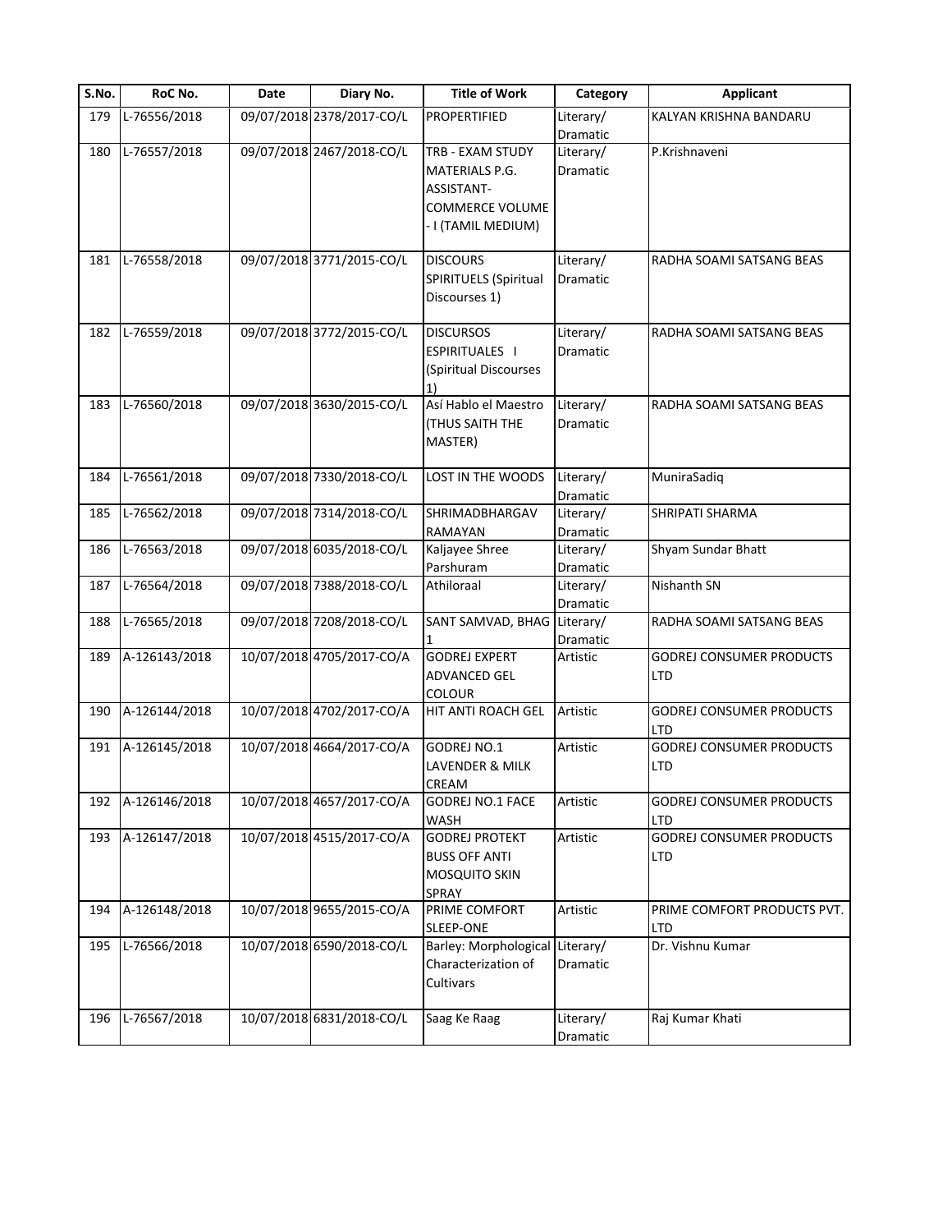| S.No. | RoC No. | Date | Diary No. | Title of Work | Category | Applicant |
|---|---|---|---|---|---|---|
| 179 | L-76556/2018 | 09/07/2018 | 2378/2017-CO/L | PROPERTIFIED | Literary/ Dramatic | KALYAN KRISHNA BANDARU |
| 180 | L-76557/2018 | 09/07/2018 | 2467/2018-CO/L | TRB - EXAM STUDY MATERIALS P.G. ASSISTANT- COMMERCE VOLUME - I (TAMIL MEDIUM) | Literary/ Dramatic | P.Krishnaveni |
| 181 | L-76558/2018 | 09/07/2018 | 3771/2015-CO/L | DISCOURS SPIRITUELS (Spiritual Discourses 1) | Literary/ Dramatic | RADHA SOAMI SATSANG BEAS |
| 182 | L-76559/2018 | 09/07/2018 | 3772/2015-CO/L | DISCURSOS ESPIRITUALES I (Spiritual Discourses 1) | Literary/ Dramatic | RADHA SOAMI SATSANG BEAS |
| 183 | L-76560/2018 | 09/07/2018 | 3630/2015-CO/L | Así Hablo el Maestro (THUS SAITH THE MASTER) | Literary/ Dramatic | RADHA SOAMI SATSANG BEAS |
| 184 | L-76561/2018 | 09/07/2018 | 7330/2018-CO/L | LOST IN THE WOODS | Literary/ Dramatic | MuniraSadiq |
| 185 | L-76562/2018 | 09/07/2018 | 7314/2018-CO/L | SHRIMADBHARGAV RAMAYAN | Literary/ Dramatic | SHRIPATI SHARMA |
| 186 | L-76563/2018 | 09/07/2018 | 6035/2018-CO/L | Kaljayee Shree Parshuram | Literary/ Dramatic | Shyam Sundar Bhatt |
| 187 | L-76564/2018 | 09/07/2018 | 7388/2018-CO/L | Athiloraal | Literary/ Dramatic | Nishanth SN |
| 188 | L-76565/2018 | 09/07/2018 | 7208/2018-CO/L | SANT SAMVAD, BHAG 1 | Literary/ Dramatic | RADHA SOAMI SATSANG BEAS |
| 189 | A-126143/2018 | 10/07/2018 | 4705/2017-CO/A | GODREJ EXPERT ADVANCED GEL COLOUR | Artistic | GODREJ CONSUMER PRODUCTS LTD |
| 190 | A-126144/2018 | 10/07/2018 | 4702/2017-CO/A | HIT ANTI ROACH GEL | Artistic | GODREJ CONSUMER PRODUCTS LTD |
| 191 | A-126145/2018 | 10/07/2018 | 4664/2017-CO/A | GODREJ NO.1 LAVENDER & MILK CREAM | Artistic | GODREJ CONSUMER PRODUCTS LTD |
| 192 | A-126146/2018 | 10/07/2018 | 4657/2017-CO/A | GODREJ NO.1 FACE WASH | Artistic | GODREJ CONSUMER PRODUCTS LTD |
| 193 | A-126147/2018 | 10/07/2018 | 4515/2017-CO/A | GODREJ PROTEKT BUSS OFF ANTI MOSQUITO SKIN SPRAY | Artistic | GODREJ CONSUMER PRODUCTS LTD |
| 194 | A-126148/2018 | 10/07/2018 | 9655/2015-CO/A | PRIME COMFORT SLEEP-ONE | Artistic | PRIME COMFORT PRODUCTS PVT. LTD |
| 195 | L-76566/2018 | 10/07/2018 | 6590/2018-CO/L | Barley: Morphological Characterization of Cultivars | Literary/ Dramatic | Dr. Vishnu Kumar |
| 196 | L-76567/2018 | 10/07/2018 | 6831/2018-CO/L | Saag Ke Raag | Literary/ Dramatic | Raj Kumar Khati |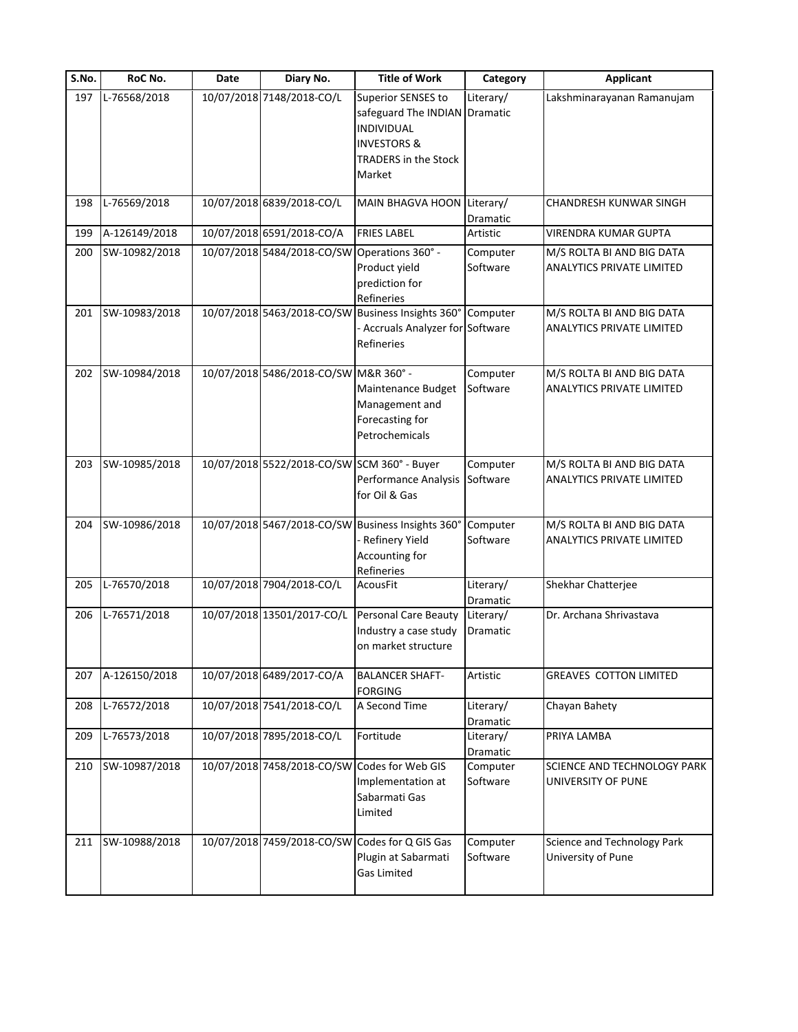| S.No. | RoC No. | Date | Diary No. | Title of Work | Category | Applicant |
|---|---|---|---|---|---|---|
| 197 | L-76568/2018 | 10/07/2018 | 7148/2018-CO/L | Superior SENSES to safeguard The INDIAN INDIVIDUAL INVESTORS & TRADERS in the Stock Market | Literary/ Dramatic | Lakshminarayanan Ramanujam |
| 198 | L-76569/2018 | 10/07/2018 | 6839/2018-CO/L | MAIN BHAGVA HOON | Literary/ Dramatic | CHANDRESH KUNWAR SINGH |
| 199 | A-126149/2018 | 10/07/2018 | 6591/2018-CO/A | FRIES LABEL | Artistic | VIRENDRA KUMAR GUPTA |
| 200 | SW-10982/2018 | 10/07/2018 | 5484/2018-CO/SW | Operations 360° - Product yield prediction for Refineries | Computer Software | M/S ROLTA BI AND BIG DATA ANALYTICS PRIVATE LIMITED |
| 201 | SW-10983/2018 | 10/07/2018 | 5463/2018-CO/SW | Business Insights 360° - Accruals Analyzer for Refineries | Computer Software | M/S ROLTA BI AND BIG DATA ANALYTICS PRIVATE LIMITED |
| 202 | SW-10984/2018 | 10/07/2018 | 5486/2018-CO/SW | M&R 360° - Maintenance Budget Management and Forecasting for Petrochemicals | Computer Software | M/S ROLTA BI AND BIG DATA ANALYTICS PRIVATE LIMITED |
| 203 | SW-10985/2018 | 10/07/2018 | 5522/2018-CO/SW | SCM 360° - Buyer Performance Analysis for Oil & Gas | Computer Software | M/S ROLTA BI AND BIG DATA ANALYTICS PRIVATE LIMITED |
| 204 | SW-10986/2018 | 10/07/2018 | 5467/2018-CO/SW | Business Insights 360° - Refinery Yield Accounting for Refineries | Computer Software | M/S ROLTA BI AND BIG DATA ANALYTICS PRIVATE LIMITED |
| 205 | L-76570/2018 | 10/07/2018 | 7904/2018-CO/L | AcousFit | Literary/ Dramatic | Shekhar Chatterjee |
| 206 | L-76571/2018 | 10/07/2018 | 13501/2017-CO/L | Personal Care Beauty Industry a case study on market structure | Literary/ Dramatic | Dr. Archana Shrivastava |
| 207 | A-126150/2018 | 10/07/2018 | 6489/2017-CO/A | BALANCER SHAFT-FORGING | Artistic | GREAVES COTTON LIMITED |
| 208 | L-76572/2018 | 10/07/2018 | 7541/2018-CO/L | A Second Time | Literary/ Dramatic | Chayan Bahety |
| 209 | L-76573/2018 | 10/07/2018 | 7895/2018-CO/L | Fortitude | Literary/ Dramatic | PRIYA LAMBA |
| 210 | SW-10987/2018 | 10/07/2018 | 7458/2018-CO/SW | Codes for Web GIS Implementation at Sabarmati Gas Limited | Computer Software | SCIENCE AND TECHNOLOGY PARK UNIVERSITY OF PUNE |
| 211 | SW-10988/2018 | 10/07/2018 | 7459/2018-CO/SW | Codes for Q GIS Gas Plugin at Sabarmati Gas Limited | Computer Software | Science and Technology Park University of Pune |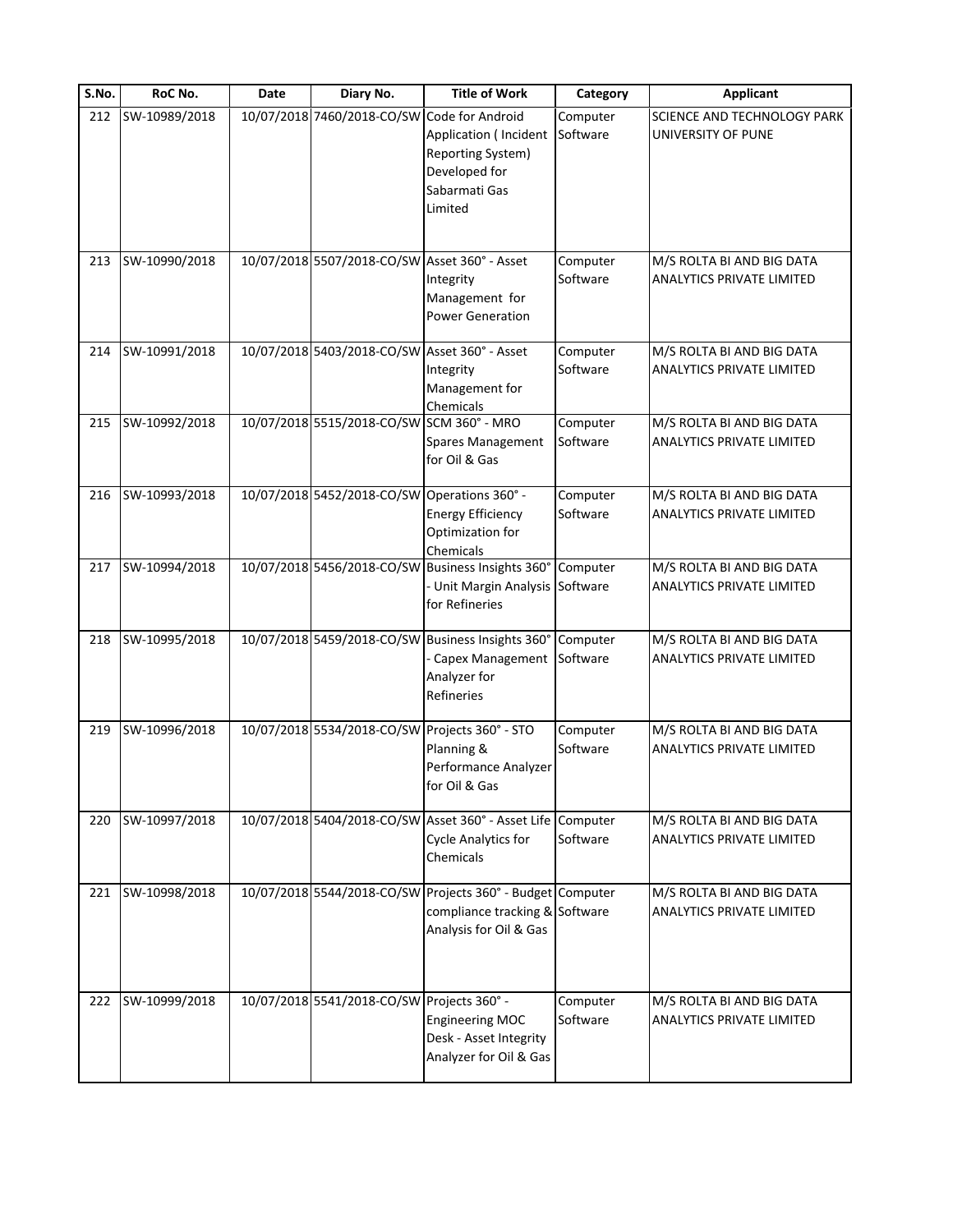| S.No. | RoC No. | Date | Diary No. | Title of Work | Category | Applicant |
|---|---|---|---|---|---|---|
| 212 | SW-10989/2018 | 10/07/2018 | 7460/2018-CO/SW | Code for Android Application ( Incident Reporting System) Developed for Sabarmati Gas Limited | Computer Software | SCIENCE AND TECHNOLOGY PARK UNIVERSITY OF PUNE |
| 213 | SW-10990/2018 | 10/07/2018 | 5507/2018-CO/SW | Asset 360° - Asset Integrity Management for Power Generation | Computer Software | M/S ROLTA BI AND BIG DATA ANALYTICS PRIVATE LIMITED |
| 214 | SW-10991/2018 | 10/07/2018 | 5403/2018-CO/SW | Asset 360° - Asset Integrity Management for Chemicals | Computer Software | M/S ROLTA BI AND BIG DATA ANALYTICS PRIVATE LIMITED |
| 215 | SW-10992/2018 | 10/07/2018 | 5515/2018-CO/SW | SCM 360° - MRO Spares Management for Oil & Gas | Computer Software | M/S ROLTA BI AND BIG DATA ANALYTICS PRIVATE LIMITED |
| 216 | SW-10993/2018 | 10/07/2018 | 5452/2018-CO/SW | Operations 360° - Energy Efficiency Optimization for Chemicals | Computer Software | M/S ROLTA BI AND BIG DATA ANALYTICS PRIVATE LIMITED |
| 217 | SW-10994/2018 | 10/07/2018 | 5456/2018-CO/SW | Business Insights 360° - Unit Margin Analysis for Refineries | Computer Software | M/S ROLTA BI AND BIG DATA ANALYTICS PRIVATE LIMITED |
| 218 | SW-10995/2018 | 10/07/2018 | 5459/2018-CO/SW | Business Insights 360° - Capex Management Analyzer for Refineries | Computer Software | M/S ROLTA BI AND BIG DATA ANALYTICS PRIVATE LIMITED |
| 219 | SW-10996/2018 | 10/07/2018 | 5534/2018-CO/SW | Projects 360° - STO Planning & Performance Analyzer for Oil & Gas | Computer Software | M/S ROLTA BI AND BIG DATA ANALYTICS PRIVATE LIMITED |
| 220 | SW-10997/2018 | 10/07/2018 | 5404/2018-CO/SW | Asset 360° - Asset Life Cycle Analytics for Chemicals | Computer Software | M/S ROLTA BI AND BIG DATA ANALYTICS PRIVATE LIMITED |
| 221 | SW-10998/2018 | 10/07/2018 | 5544/2018-CO/SW | Projects 360° - Budget compliance tracking & Analysis for Oil & Gas | Computer Software | M/S ROLTA BI AND BIG DATA ANALYTICS PRIVATE LIMITED |
| 222 | SW-10999/2018 | 10/07/2018 | 5541/2018-CO/SW | Projects 360° - Engineering MOC Desk - Asset Integrity Analyzer for Oil & Gas | Computer Software | M/S ROLTA BI AND BIG DATA ANALYTICS PRIVATE LIMITED |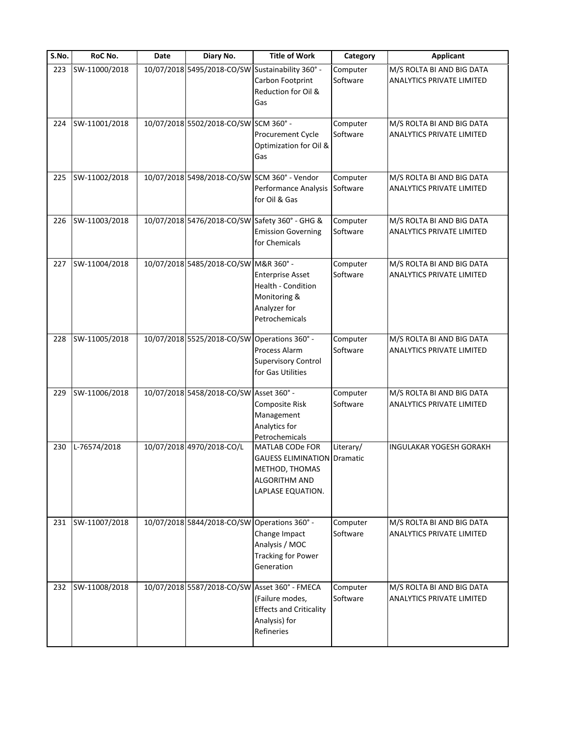| S.No. | RoC No. | Date | Diary No. | Title of Work | Category | Applicant |
|---|---|---|---|---|---|---|
| 223 | SW-11000/2018 | 10/07/2018 | 5495/2018-CO/SW | Sustainability 360° - Carbon Footprint Reduction for Oil & Gas | Computer Software | M/S ROLTA BI AND BIG DATA ANALYTICS PRIVATE LIMITED |
| 224 | SW-11001/2018 | 10/07/2018 | 5502/2018-CO/SW | SCM 360° - Procurement Cycle Optimization for Oil & Gas | Computer Software | M/S ROLTA BI AND BIG DATA ANALYTICS PRIVATE LIMITED |
| 225 | SW-11002/2018 | 10/07/2018 | 5498/2018-CO/SW | SCM 360° - Vendor Performance Analysis for Oil & Gas | Computer Software | M/S ROLTA BI AND BIG DATA ANALYTICS PRIVATE LIMITED |
| 226 | SW-11003/2018 | 10/07/2018 | 5476/2018-CO/SW | Safety 360° - GHG & Emission Governing for Chemicals | Computer Software | M/S ROLTA BI AND BIG DATA ANALYTICS PRIVATE LIMITED |
| 227 | SW-11004/2018 | 10/07/2018 | 5485/2018-CO/SW | M&R 360° - Enterprise Asset Health - Condition Monitoring & Analyzer for Petrochemicals | Computer Software | M/S ROLTA BI AND BIG DATA ANALYTICS PRIVATE LIMITED |
| 228 | SW-11005/2018 | 10/07/2018 | 5525/2018-CO/SW | Operations 360° - Process Alarm Supervisory Control for Gas Utilities | Computer Software | M/S ROLTA BI AND BIG DATA ANALYTICS PRIVATE LIMITED |
| 229 | SW-11006/2018 | 10/07/2018 | 5458/2018-CO/SW | Asset 360° - Composite Risk Management Analytics for Petrochemicals | Computer Software | M/S ROLTA BI AND BIG DATA ANALYTICS PRIVATE LIMITED |
| 230 | L-76574/2018 | 10/07/2018 | 4970/2018-CO/L | MATLAB CODe FOR GAUESS ELIMINATION METHOD, THOMAS ALGORITHM AND LAPLASE EQUATION. | Literary/ Dramatic | INGULAKAR YOGESH GORAKH |
| 231 | SW-11007/2018 | 10/07/2018 | 5844/2018-CO/SW | Operations 360° - Change Impact Analysis / MOC Tracking for Power Generation | Computer Software | M/S ROLTA BI AND BIG DATA ANALYTICS PRIVATE LIMITED |
| 232 | SW-11008/2018 | 10/07/2018 | 5587/2018-CO/SW | Asset 360° - FMECA (Failure modes, Effects and Criticality Analysis) for Refineries | Computer Software | M/S ROLTA BI AND BIG DATA ANALYTICS PRIVATE LIMITED |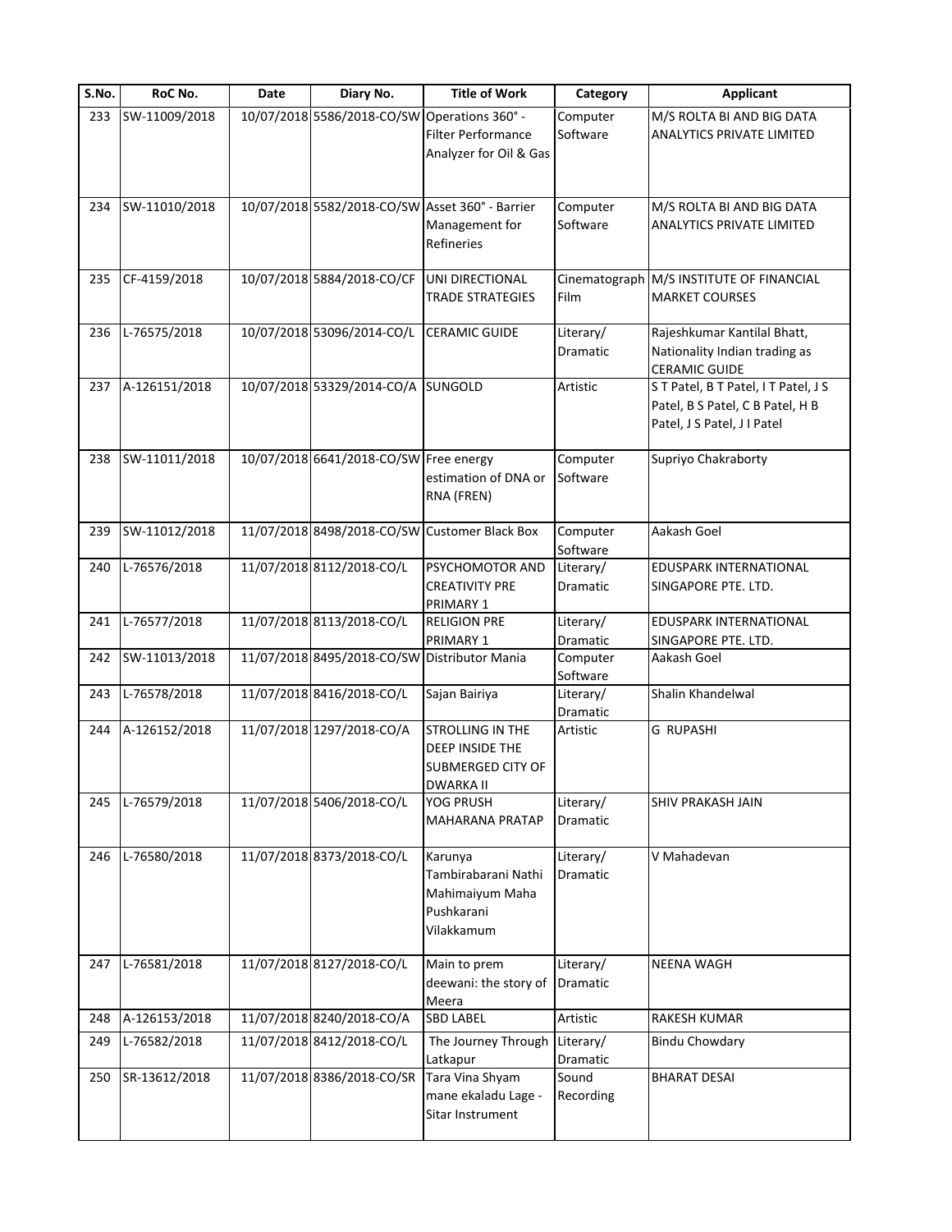| S.No. | RoC No. | Date | Diary No. | Title of Work | Category | Applicant |
|---|---|---|---|---|---|---|
| 233 | SW-11009/2018 | 10/07/2018 | 5586/2018-CO/SW | Operations 360° - Filter Performance Analyzer for Oil & Gas | Computer Software | M/S ROLTA BI AND BIG DATA ANALYTICS PRIVATE LIMITED |
| 234 | SW-11010/2018 | 10/07/2018 | 5582/2018-CO/SW | Asset 360° - Barrier Management for Refineries | Computer Software | M/S ROLTA BI AND BIG DATA ANALYTICS PRIVATE LIMITED |
| 235 | CF-4159/2018 | 10/07/2018 | 5884/2018-CO/CF | UNI DIRECTIONAL TRADE STRATEGIES | Cinematograph Film | M/S INSTITUTE OF FINANCIAL MARKET COURSES |
| 236 | L-76575/2018 | 10/07/2018 | 53096/2014-CO/L | CERAMIC GUIDE | Literary/ Dramatic | Rajeshkumar Kantilal Bhatt, Nationality Indian trading as CERAMIC GUIDE |
| 237 | A-126151/2018 | 10/07/2018 | 53329/2014-CO/A | SUNGOLD | Artistic | S T Patel, B T Patel, I T Patel, J S Patel, B S Patel, C B Patel, H B Patel, J S Patel, J I Patel |
| 238 | SW-11011/2018 | 10/07/2018 | 6641/2018-CO/SW | Free energy estimation of DNA or RNA (FREN) | Computer Software | Supriyo Chakraborty |
| 239 | SW-11012/2018 | 11/07/2018 | 8498/2018-CO/SW | Customer Black Box | Computer Software | Aakash Goel |
| 240 | L-76576/2018 | 11/07/2018 | 8112/2018-CO/L | PSYCHOMOTOR AND CREATIVITY PRE PRIMARY 1 | Literary/ Dramatic | EDUSPARK INTERNATIONAL SINGAPORE PTE. LTD. |
| 241 | L-76577/2018 | 11/07/2018 | 8113/2018-CO/L | RELIGION PRE PRIMARY 1 | Literary/ Dramatic | EDUSPARK INTERNATIONAL SINGAPORE PTE. LTD. |
| 242 | SW-11013/2018 | 11/07/2018 | 8495/2018-CO/SW | Distributor Mania | Computer Software | Aakash Goel |
| 243 | L-76578/2018 | 11/07/2018 | 8416/2018-CO/L | Sajan Bairiya | Literary/ Dramatic | Shalin Khandelwal |
| 244 | A-126152/2018 | 11/07/2018 | 1297/2018-CO/A | STROLLING IN THE DEEP INSIDE THE SUBMERGED CITY OF DWARKA II | Artistic | G RUPASHI |
| 245 | L-76579/2018 | 11/07/2018 | 5406/2018-CO/L | YOG PRUSH MAHARANA PRATAP | Literary/ Dramatic | SHIV PRAKASH JAIN |
| 246 | L-76580/2018 | 11/07/2018 | 8373/2018-CO/L | Karunya Tambirabarani Nathi Mahimaiyum Maha Pushkarani Vilakkamum | Literary/ Dramatic | V Mahadevan |
| 247 | L-76581/2018 | 11/07/2018 | 8127/2018-CO/L | Main to prem deewani: the story of Meera | Literary/ Dramatic | NEENA WAGH |
| 248 | A-126153/2018 | 11/07/2018 | 8240/2018-CO/A | SBD LABEL | Artistic | RAKESH KUMAR |
| 249 | L-76582/2018 | 11/07/2018 | 8412/2018-CO/L | The Journey Through Latkapur | Literary/ Dramatic | Bindu Chowdary |
| 250 | SR-13612/2018 | 11/07/2018 | 8386/2018-CO/SR | Tara Vina Shyam mane ekaladu Lage - Sitar Instrument | Sound Recording | BHARAT DESAI |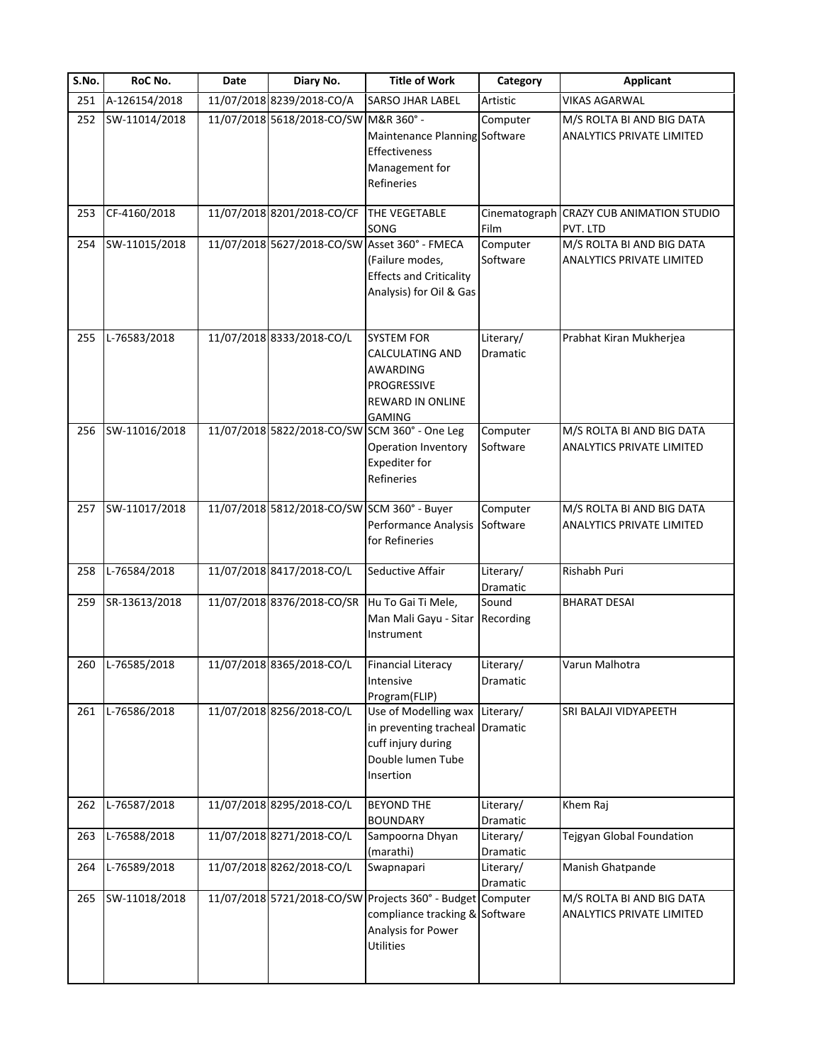| S.No. | RoC No. | Date | Diary No. | Title of Work | Category | Applicant |
|---|---|---|---|---|---|---|
| 251 | A-126154/2018 | 11/07/2018 | 8239/2018-CO/A | SARSO JHAR LABEL | Artistic | VIKAS AGARWAL |
| 252 | SW-11014/2018 | 11/07/2018 | 5618/2018-CO/SW | M&R 360° - Maintenance Planning Effectiveness Management for Refineries | Computer Software | M/S ROLTA BI AND BIG DATA ANALYTICS PRIVATE LIMITED |
| 253 | CF-4160/2018 | 11/07/2018 | 8201/2018-CO/CF | THE VEGETABLE SONG | Cinematograph Film | CRAZY CUB ANIMATION STUDIO PVT. LTD |
| 254 | SW-11015/2018 | 11/07/2018 | 5627/2018-CO/SW | Asset 360° - FMECA (Failure modes, Effects and Criticality Analysis) for Oil & Gas | Computer Software | M/S ROLTA BI AND BIG DATA ANALYTICS PRIVATE LIMITED |
| 255 | L-76583/2018 | 11/07/2018 | 8333/2018-CO/L | SYSTEM FOR CALCULATING AND AWARDING PROGRESSIVE REWARD IN ONLINE GAMING | Literary/ Dramatic | Prabhat Kiran Mukherjea |
| 256 | SW-11016/2018 | 11/07/2018 | 5822/2018-CO/SW | SCM 360° - One Leg Operation Inventory Expediter for Refineries | Computer Software | M/S ROLTA BI AND BIG DATA ANALYTICS PRIVATE LIMITED |
| 257 | SW-11017/2018 | 11/07/2018 | 5812/2018-CO/SW | SCM 360° - Buyer Performance Analysis for Refineries | Computer Software | M/S ROLTA BI AND BIG DATA ANALYTICS PRIVATE LIMITED |
| 258 | L-76584/2018 | 11/07/2018 | 8417/2018-CO/L | Seductive Affair | Literary/ Dramatic | Rishabh Puri |
| 259 | SR-13613/2018 | 11/07/2018 | 8376/2018-CO/SR | Hu To Gai Ti Mele, Man Mali Gayu - Sitar Instrument | Sound Recording | BHARAT DESAI |
| 260 | L-76585/2018 | 11/07/2018 | 8365/2018-CO/L | Financial Literacy Intensive Program(FLIP) | Literary/ Dramatic | Varun Malhotra |
| 261 | L-76586/2018 | 11/07/2018 | 8256/2018-CO/L | Use of Modelling wax in preventing tracheal cuff injury during Double lumen Tube Insertion | Literary/ Dramatic | SRI BALAJI VIDYAPEETH |
| 262 | L-76587/2018 | 11/07/2018 | 8295/2018-CO/L | BEYOND THE BOUNDARY | Literary/ Dramatic | Khem Raj |
| 263 | L-76588/2018 | 11/07/2018 | 8271/2018-CO/L | Sampoorna Dhyan (marathi) | Literary/ Dramatic | Tejgyan Global Foundation |
| 264 | L-76589/2018 | 11/07/2018 | 8262/2018-CO/L | Swapnapari | Literary/ Dramatic | Manish Ghatpande |
| 265 | SW-11018/2018 | 11/07/2018 | 5721/2018-CO/SW | Projects 360° - Budget compliance tracking & Analysis for Power Utilities | Computer Software | M/S ROLTA BI AND BIG DATA ANALYTICS PRIVATE LIMITED |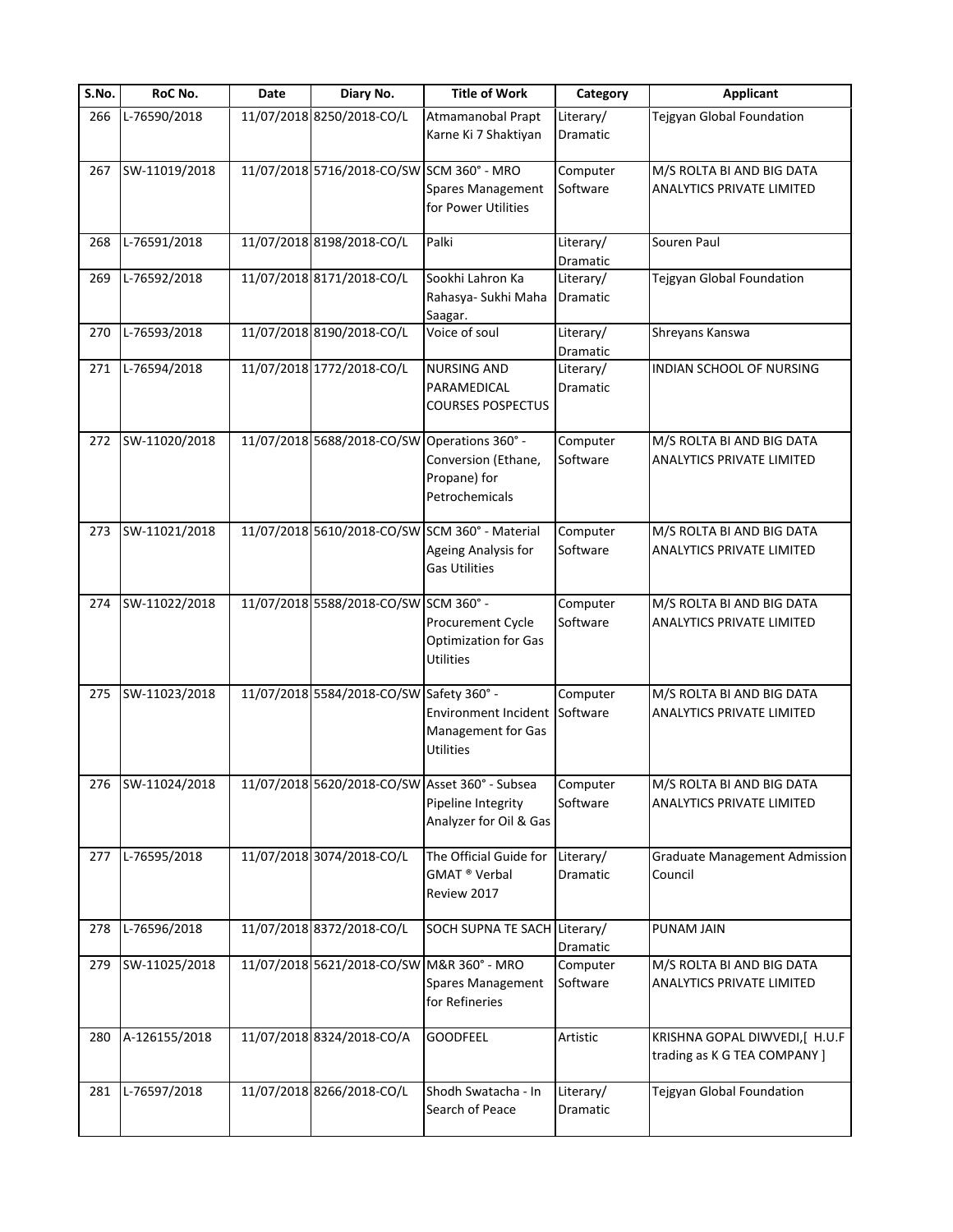| S.No. | RoC No. | Date | Diary No. | Title of Work | Category | Applicant |
|---|---|---|---|---|---|---|
| 266 | L-76590/2018 | 11/07/2018 | 8250/2018-CO/L | Atmamanobal Prapt Karne Ki 7 Shaktiyan | Literary/ Dramatic | Tejgyan Global Foundation |
| 267 | SW-11019/2018 | 11/07/2018 | 5716/2018-CO/SW | SCM 360° - MRO Spares Management for Power Utilities | Computer Software | M/S ROLTA BI AND BIG DATA ANALYTICS PRIVATE LIMITED |
| 268 | L-76591/2018 | 11/07/2018 | 8198/2018-CO/L | Palki | Literary/ Dramatic | Souren Paul |
| 269 | L-76592/2018 | 11/07/2018 | 8171/2018-CO/L | Sookhi Lahron Ka Rahasya- Sukhi Maha Saagar. | Literary/ Dramatic | Tejgyan Global Foundation |
| 270 | L-76593/2018 | 11/07/2018 | 8190/2018-CO/L | Voice of soul | Literary/ Dramatic | Shreyans Kanswa |
| 271 | L-76594/2018 | 11/07/2018 | 1772/2018-CO/L | NURSING AND PARAMEDICAL COURSES POSPECTUS | Literary/ Dramatic | INDIAN SCHOOL OF NURSING |
| 272 | SW-11020/2018 | 11/07/2018 | 5688/2018-CO/SW | Operations 360° - Conversion (Ethane, Propane) for Petrochemicals | Computer Software | M/S ROLTA BI AND BIG DATA ANALYTICS PRIVATE LIMITED |
| 273 | SW-11021/2018 | 11/07/2018 | 5610/2018-CO/SW | SCM 360° - Material Ageing Analysis for Gas Utilities | Computer Software | M/S ROLTA BI AND BIG DATA ANALYTICS PRIVATE LIMITED |
| 274 | SW-11022/2018 | 11/07/2018 | 5588/2018-CO/SW | SCM 360° - Procurement Cycle Optimization for Gas Utilities | Computer Software | M/S ROLTA BI AND BIG DATA ANALYTICS PRIVATE LIMITED |
| 275 | SW-11023/2018 | 11/07/2018 | 5584/2018-CO/SW | Safety 360° - Environment Incident Management for Gas Utilities | Computer Software | M/S ROLTA BI AND BIG DATA ANALYTICS PRIVATE LIMITED |
| 276 | SW-11024/2018 | 11/07/2018 | 5620/2018-CO/SW | Asset 360° - Subsea Pipeline Integrity Analyzer for Oil & Gas | Computer Software | M/S ROLTA BI AND BIG DATA ANALYTICS PRIVATE LIMITED |
| 277 | L-76595/2018 | 11/07/2018 | 3074/2018-CO/L | The Official Guide for GMAT ® Verbal Review 2017 | Literary/ Dramatic | Graduate Management Admission Council |
| 278 | L-76596/2018 | 11/07/2018 | 8372/2018-CO/L | SOCH SUPNA TE SACH | Literary/ Dramatic | PUNAM JAIN |
| 279 | SW-11025/2018 | 11/07/2018 | 5621/2018-CO/SW | M&R 360° - MRO Spares Management for Refineries | Computer Software | M/S ROLTA BI AND BIG DATA ANALYTICS PRIVATE LIMITED |
| 280 | A-126155/2018 | 11/07/2018 | 8324/2018-CO/A | GOODFEEL | Artistic | KRISHNA GOPAL DIWVEDI,[ H.U.F trading as K G TEA COMPANY ] |
| 281 | L-76597/2018 | 11/07/2018 | 8266/2018-CO/L | Shodh Swatacha - In Search of Peace | Literary/ Dramatic | Tejgyan Global Foundation |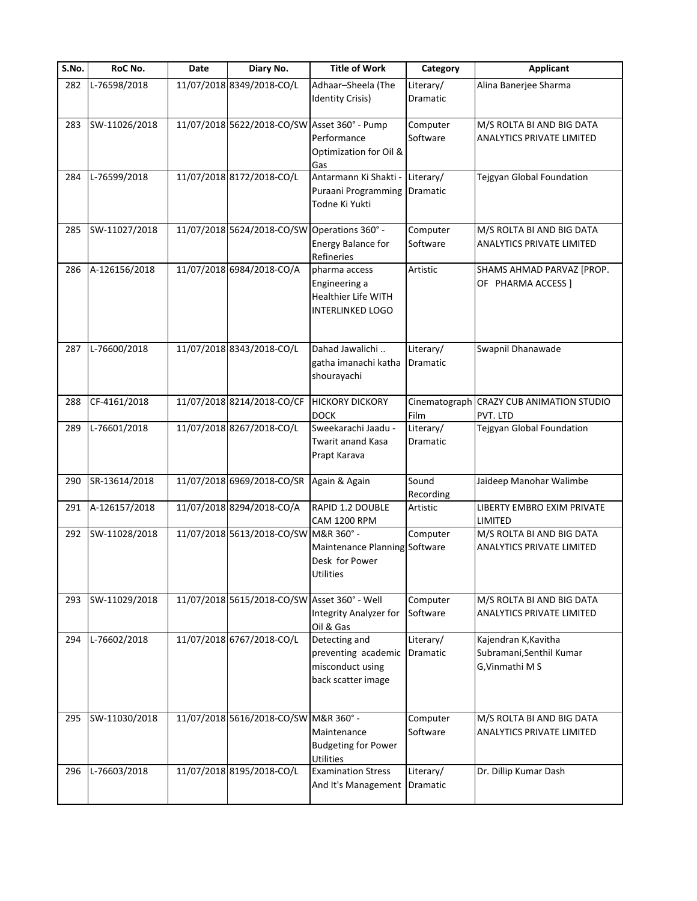| S.No. | RoC No. | Date | Diary No. | Title of Work | Category | Applicant |
|---|---|---|---|---|---|---|
| 282 | L-76598/2018 | 11/07/2018 | 8349/2018-CO/L | Adhaar–Sheela (The Identity Crisis) | Literary/ Dramatic | Alina Banerjee Sharma |
| 283 | SW-11026/2018 | 11/07/2018 | 5622/2018-CO/SW | Asset 360° - Pump Performance Optimization for Oil & Gas | Computer Software | M/S ROLTA BI AND BIG DATA ANALYTICS PRIVATE LIMITED |
| 284 | L-76599/2018 | 11/07/2018 | 8172/2018-CO/L | Antarmann Ki Shakti - Puraani Programming Todne Ki Yukti | Literary/ Dramatic | Tejgyan Global Foundation |
| 285 | SW-11027/2018 | 11/07/2018 | 5624/2018-CO/SW | Operations 360° - Energy Balance for Refineries | Computer Software | M/S ROLTA BI AND BIG DATA ANALYTICS PRIVATE LIMITED |
| 286 | A-126156/2018 | 11/07/2018 | 6984/2018-CO/A | pharma access Engineering a Healthier Life WITH INTERLINKED LOGO | Artistic | SHAMS AHMAD PARVAZ [PROP. OF PHARMA ACCESS ] |
| 287 | L-76600/2018 | 11/07/2018 | 8343/2018-CO/L | Dahad Jawalichi .. gatha imanachi katha shourayachi | Literary/ Dramatic | Swapnil Dhanawade |
| 288 | CF-4161/2018 | 11/07/2018 | 8214/2018-CO/CF | HICKORY DICKORY DOCK | Cinematograph Film | CRAZY CUB ANIMATION STUDIO PVT. LTD |
| 289 | L-76601/2018 | 11/07/2018 | 8267/2018-CO/L | Sweekarachi Jaadu - Twarit anand Kasa Prapt Karava | Literary/ Dramatic | Tejgyan Global Foundation |
| 290 | SR-13614/2018 | 11/07/2018 | 6969/2018-CO/SR | Again & Again | Sound Recording | Jaideep Manohar Walimbe |
| 291 | A-126157/2018 | 11/07/2018 | 8294/2018-CO/A | RAPID 1.2 DOUBLE CAM 1200 RPM | Artistic | LIBERTY EMBRO EXIM PRIVATE LIMITED |
| 292 | SW-11028/2018 | 11/07/2018 | 5613/2018-CO/SW | M&R 360° - Maintenance Planning Desk for Power Utilities | Computer Software | M/S ROLTA BI AND BIG DATA ANALYTICS PRIVATE LIMITED |
| 293 | SW-11029/2018 | 11/07/2018 | 5615/2018-CO/SW | Asset 360° - Well Integrity Analyzer for Oil & Gas | Computer Software | M/S ROLTA BI AND BIG DATA ANALYTICS PRIVATE LIMITED |
| 294 | L-76602/2018 | 11/07/2018 | 6767/2018-CO/L | Detecting and preventing academic misconduct using back scatter image | Literary/ Dramatic | Kajendran K,Kavitha Subramani,Senthil Kumar G,Vinmathi M S |
| 295 | SW-11030/2018 | 11/07/2018 | 5616/2018-CO/SW | M&R 360° - Maintenance Budgeting for Power Utilities | Computer Software | M/S ROLTA BI AND BIG DATA ANALYTICS PRIVATE LIMITED |
| 296 | L-76603/2018 | 11/07/2018 | 8195/2018-CO/L | Examination Stress And It's Management | Literary/ Dramatic | Dr. Dillip Kumar Dash |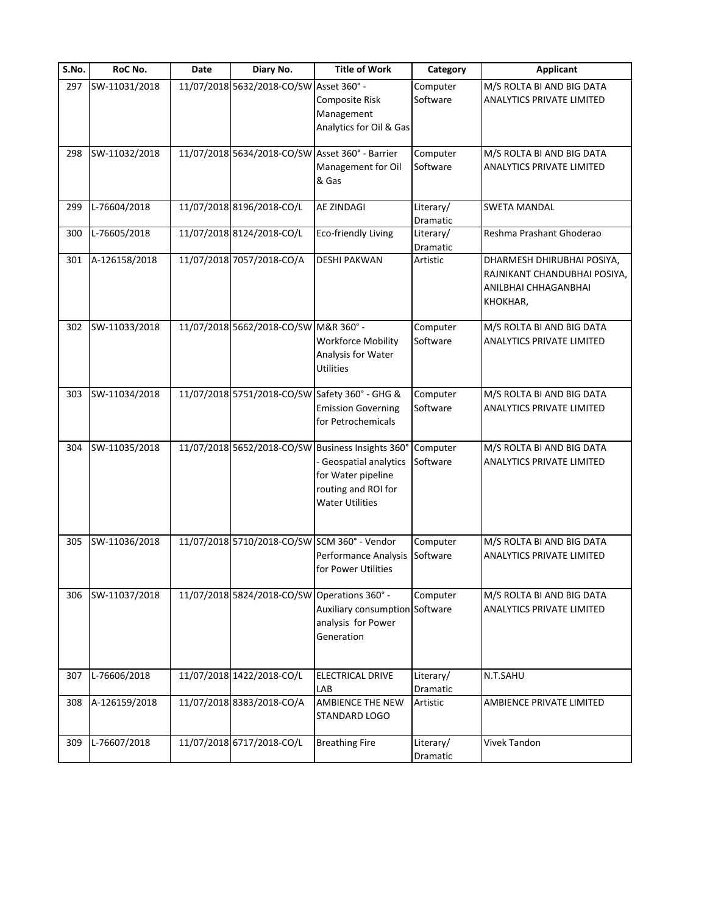| S.No. | RoC No. | Date | Diary No. | Title of Work | Category | Applicant |
|---|---|---|---|---|---|---|
| 297 | SW-11031/2018 | 11/07/2018 | 5632/2018-CO/SW | Asset 360° - Composite Risk Management Analytics for Oil & Gas | Computer Software | M/S ROLTA BI AND BIG DATA ANALYTICS PRIVATE LIMITED |
| 298 | SW-11032/2018 | 11/07/2018 | 5634/2018-CO/SW | Asset 360° - Barrier Management for Oil & Gas | Computer Software | M/S ROLTA BI AND BIG DATA ANALYTICS PRIVATE LIMITED |
| 299 | L-76604/2018 | 11/07/2018 | 8196/2018-CO/L | AE ZINDAGI | Literary/ Dramatic | SWETA MANDAL |
| 300 | L-76605/2018 | 11/07/2018 | 8124/2018-CO/L | Eco-friendly Living | Literary/ Dramatic | Reshma Prashant Ghoderao |
| 301 | A-126158/2018 | 11/07/2018 | 7057/2018-CO/A | DESHI PAKWAN | Artistic | DHARMESH DHIRUBHAI POSIYA, RAJNIKANT CHANDUBHAI POSIYA, ANILBHAI CHHAGANBHAI KHOKHAR, |
| 302 | SW-11033/2018 | 11/07/2018 | 5662/2018-CO/SW | M&R 360° - Workforce Mobility Analysis for Water Utilities | Computer Software | M/S ROLTA BI AND BIG DATA ANALYTICS PRIVATE LIMITED |
| 303 | SW-11034/2018 | 11/07/2018 | 5751/2018-CO/SW | Safety 360° - GHG & Emission Governing for Petrochemicals | Computer Software | M/S ROLTA BI AND BIG DATA ANALYTICS PRIVATE LIMITED |
| 304 | SW-11035/2018 | 11/07/2018 | 5652/2018-CO/SW | Business Insights 360° - Geospatial analytics for Water pipeline routing and ROI for Water Utilities | Computer Software | M/S ROLTA BI AND BIG DATA ANALYTICS PRIVATE LIMITED |
| 305 | SW-11036/2018 | 11/07/2018 | 5710/2018-CO/SW | SCM 360° - Vendor Performance Analysis for Power Utilities | Computer Software | M/S ROLTA BI AND BIG DATA ANALYTICS PRIVATE LIMITED |
| 306 | SW-11037/2018 | 11/07/2018 | 5824/2018-CO/SW | Operations 360° - Auxiliary consumption analysis for Power Generation | Computer Software | M/S ROLTA BI AND BIG DATA ANALYTICS PRIVATE LIMITED |
| 307 | L-76606/2018 | 11/07/2018 | 1422/2018-CO/L | ELECTRICAL DRIVE LAB | Literary/ Dramatic | N.T.SAHU |
| 308 | A-126159/2018 | 11/07/2018 | 8383/2018-CO/A | AMBIENCE THE NEW STANDARD LOGO | Artistic | AMBIENCE PRIVATE LIMITED |
| 309 | L-76607/2018 | 11/07/2018 | 6717/2018-CO/L | Breathing Fire | Literary/ Dramatic | Vivek Tandon |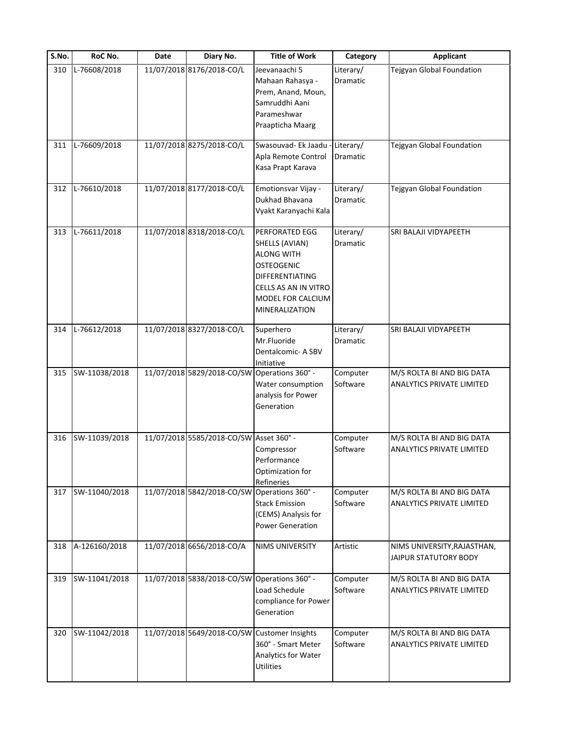| S.No. | RoC No. | Date | Diary No. | Title of Work | Category | Applicant |
|---|---|---|---|---|---|---|
| 310 | L-76608/2018 | 11/07/2018 | 8176/2018-CO/L | Jeevanaachi 5 Mahaan Rahasya - Prem, Anand, Moun, Samruddhi Aani Parameshwar Praapticha Maarg | Literary/ Dramatic | Tejgyan Global Foundation |
| 311 | L-76609/2018 | 11/07/2018 | 8275/2018-CO/L | Swasouvad- Ek Jaadu - Apla Remote Control Kasa Prapt Karava | Literary/ Dramatic | Tejgyan Global Foundation |
| 312 | L-76610/2018 | 11/07/2018 | 8177/2018-CO/L | Emotionsvar Vijay - Dukhad Bhavana Vyakt Karanyachi Kala | Literary/ Dramatic | Tejgyan Global Foundation |
| 313 | L-76611/2018 | 11/07/2018 | 8318/2018-CO/L | PERFORATED EGG SHELLS (AVIAN) ALONG WITH OSTEOGENIC DIFFERENTIATING CELLS AS AN IN VITRO MODEL FOR CALCIUM MINERALIZATION | Literary/ Dramatic | SRI BALAJI VIDYAPEETH |
| 314 | L-76612/2018 | 11/07/2018 | 8327/2018-CO/L | Superhero Mr.Fluoride Dentalcomic- A SBV Initiative | Literary/ Dramatic | SRI BALAJI VIDYAPEETH |
| 315 | SW-11038/2018 | 11/07/2018 | 5829/2018-CO/SW | Operations 360° - Water consumption analysis for Power Generation | Computer Software | M/S ROLTA BI AND BIG DATA ANALYTICS PRIVATE LIMITED |
| 316 | SW-11039/2018 | 11/07/2018 | 5585/2018-CO/SW | Asset 360° - Compressor Performance Optimization for Refineries | Computer Software | M/S ROLTA BI AND BIG DATA ANALYTICS PRIVATE LIMITED |
| 317 | SW-11040/2018 | 11/07/2018 | 5842/2018-CO/SW | Operations 360° - Stack Emission (CEMS) Analysis for Power Generation | Computer Software | M/S ROLTA BI AND BIG DATA ANALYTICS PRIVATE LIMITED |
| 318 | A-126160/2018 | 11/07/2018 | 6656/2018-CO/A | NIMS UNIVERSITY | Artistic | NIMS UNIVERSITY,RAJASTHAN, JAIPUR STATUTORY BODY |
| 319 | SW-11041/2018 | 11/07/2018 | 5838/2018-CO/SW | Operations 360° - Load Schedule compliance for Power Generation | Computer Software | M/S ROLTA BI AND BIG DATA ANALYTICS PRIVATE LIMITED |
| 320 | SW-11042/2018 | 11/07/2018 | 5649/2018-CO/SW | Customer Insights 360° - Smart Meter Analytics for Water Utilities | Computer Software | M/S ROLTA BI AND BIG DATA ANALYTICS PRIVATE LIMITED |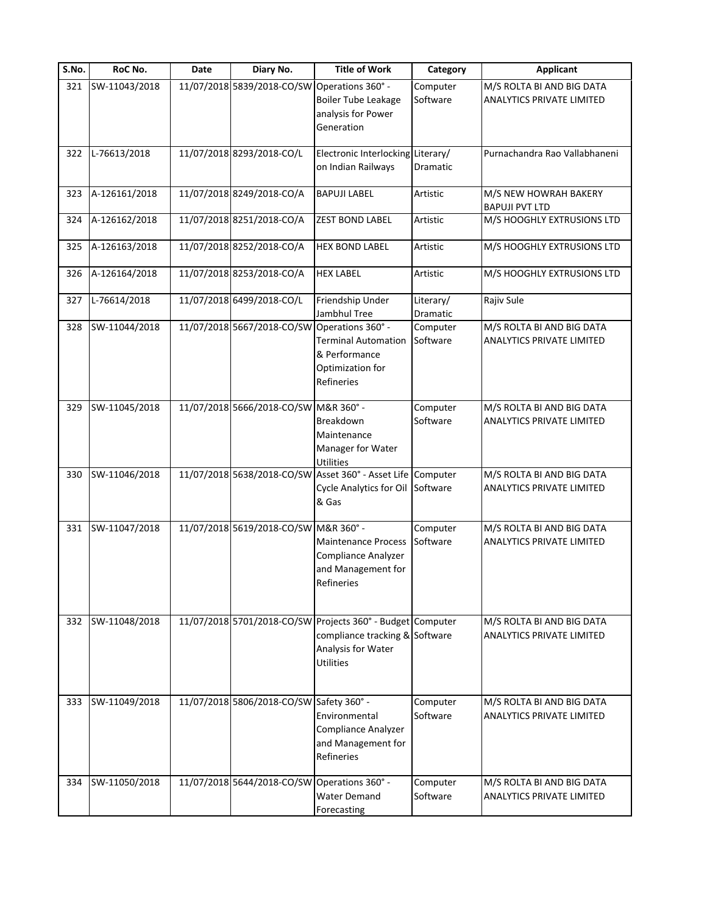| S.No. | RoC No. | Date | Diary No. | Title of Work | Category | Applicant |
|---|---|---|---|---|---|---|
| 321 | SW-11043/2018 | 11/07/2018 | 5839/2018-CO/SW | Operations 360° - Boiler Tube Leakage analysis for Power Generation | Computer Software | M/S ROLTA BI AND BIG DATA ANALYTICS PRIVATE LIMITED |
| 322 | L-76613/2018 | 11/07/2018 | 8293/2018-CO/L | Electronic Interlocking on Indian Railways | Literary/ Dramatic | Purnachandra Rao Vallabhaneni |
| 323 | A-126161/2018 | 11/07/2018 | 8249/2018-CO/A | BAPUJI LABEL | Artistic | M/S NEW HOWRAH BAKERY BAPUJI PVT LTD |
| 324 | A-126162/2018 | 11/07/2018 | 8251/2018-CO/A | ZEST BOND LABEL | Artistic | M/S HOOGHLY EXTRUSIONS LTD |
| 325 | A-126163/2018 | 11/07/2018 | 8252/2018-CO/A | HEX BOND LABEL | Artistic | M/S HOOGHLY EXTRUSIONS LTD |
| 326 | A-126164/2018 | 11/07/2018 | 8253/2018-CO/A | HEX LABEL | Artistic | M/S HOOGHLY EXTRUSIONS LTD |
| 327 | L-76614/2018 | 11/07/2018 | 6499/2018-CO/L | Friendship Under Jambhul Tree | Literary/ Dramatic | Rajiv Sule |
| 328 | SW-11044/2018 | 11/07/2018 | 5667/2018-CO/SW | Operations 360° - Terminal Automation & Performance Optimization for Refineries | Computer Software | M/S ROLTA BI AND BIG DATA ANALYTICS PRIVATE LIMITED |
| 329 | SW-11045/2018 | 11/07/2018 | 5666/2018-CO/SW | M&R 360° - Breakdown Maintenance Manager for Water Utilities | Computer Software | M/S ROLTA BI AND BIG DATA ANALYTICS PRIVATE LIMITED |
| 330 | SW-11046/2018 | 11/07/2018 | 5638/2018-CO/SW | Asset 360° - Asset Life Cycle Analytics for Oil & Gas | Computer Software | M/S ROLTA BI AND BIG DATA ANALYTICS PRIVATE LIMITED |
| 331 | SW-11047/2018 | 11/07/2018 | 5619/2018-CO/SW | M&R 360° - Maintenance Process Compliance Analyzer and Management for Refineries | Computer Software | M/S ROLTA BI AND BIG DATA ANALYTICS PRIVATE LIMITED |
| 332 | SW-11048/2018 | 11/07/2018 | 5701/2018-CO/SW | Projects 360° - Budget compliance tracking & Analysis for Water Utilities | Computer Software | M/S ROLTA BI AND BIG DATA ANALYTICS PRIVATE LIMITED |
| 333 | SW-11049/2018 | 11/07/2018 | 5806/2018-CO/SW | Safety 360° - Environmental Compliance Analyzer and Management for Refineries | Computer Software | M/S ROLTA BI AND BIG DATA ANALYTICS PRIVATE LIMITED |
| 334 | SW-11050/2018 | 11/07/2018 | 5644/2018-CO/SW | Operations 360° - Water Demand Forecasting | Computer Software | M/S ROLTA BI AND BIG DATA ANALYTICS PRIVATE LIMITED |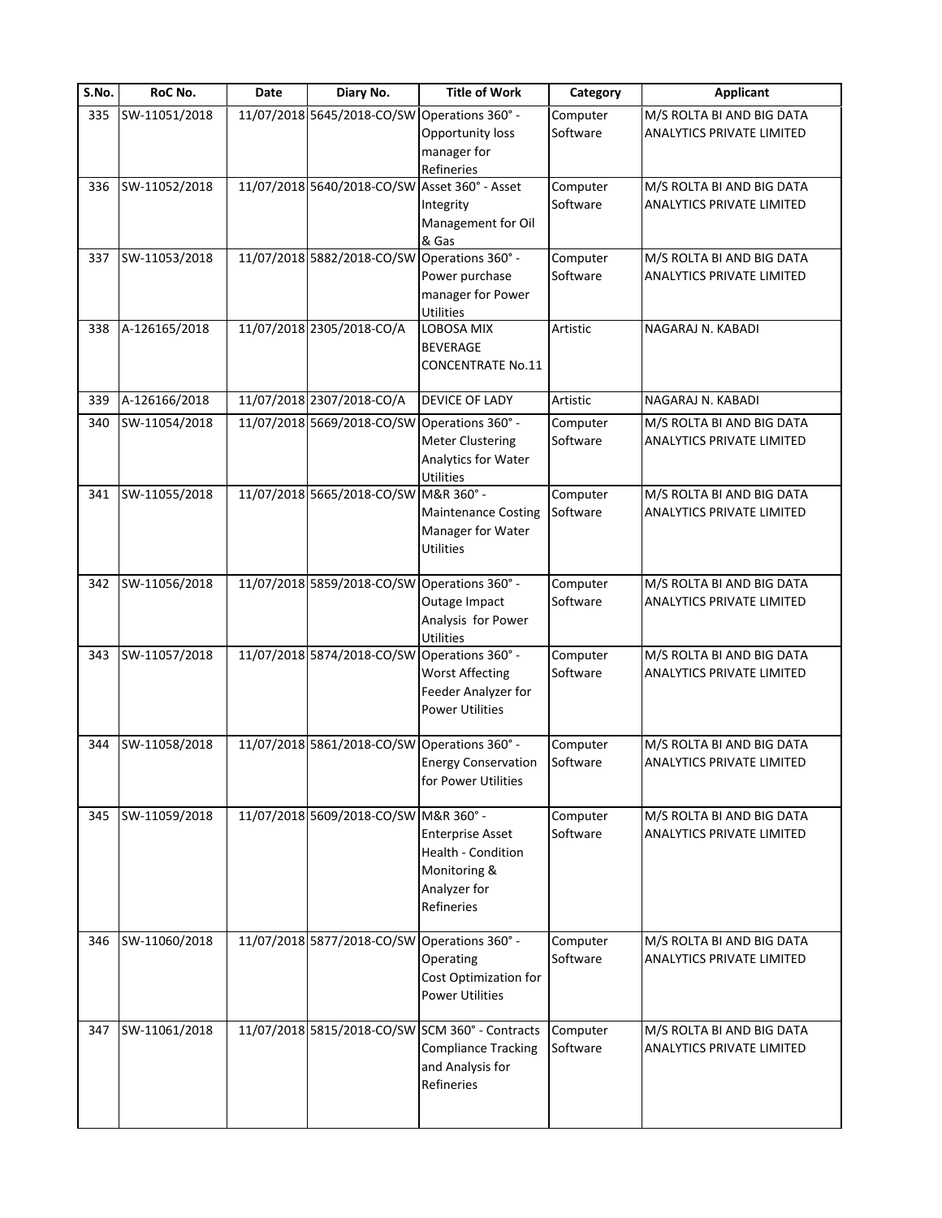| S.No. | RoC No. | Date | Diary No. | Title of Work | Category | Applicant |
|---|---|---|---|---|---|---|
| 335 | SW-11051/2018 | 11/07/2018 | 5645/2018-CO/SW | Operations 360° - Opportunity loss manager for Refineries | Computer Software | M/S ROLTA BI AND BIG DATA ANALYTICS PRIVATE LIMITED |
| 336 | SW-11052/2018 | 11/07/2018 | 5640/2018-CO/SW | Asset 360° - Asset Integrity Management for Oil & Gas | Computer Software | M/S ROLTA BI AND BIG DATA ANALYTICS PRIVATE LIMITED |
| 337 | SW-11053/2018 | 11/07/2018 | 5882/2018-CO/SW | Operations 360° - Power purchase manager for Power Utilities | Computer Software | M/S ROLTA BI AND BIG DATA ANALYTICS PRIVATE LIMITED |
| 338 | A-126165/2018 | 11/07/2018 | 2305/2018-CO/A | LOBOSA MIX BEVERAGE CONCENTRATE No.11 | Artistic | NAGARAJ N. KABADI |
| 339 | A-126166/2018 | 11/07/2018 | 2307/2018-CO/A | DEVICE OF LADY | Artistic | NAGARAJ N. KABADI |
| 340 | SW-11054/2018 | 11/07/2018 | 5669/2018-CO/SW | Operations 360° - Meter Clustering Analytics for Water Utilities | Computer Software | M/S ROLTA BI AND BIG DATA ANALYTICS PRIVATE LIMITED |
| 341 | SW-11055/2018 | 11/07/2018 | 5665/2018-CO/SW | M&R 360° - Maintenance Costing Manager for Water Utilities | Computer Software | M/S ROLTA BI AND BIG DATA ANALYTICS PRIVATE LIMITED |
| 342 | SW-11056/2018 | 11/07/2018 | 5859/2018-CO/SW | Operations 360° - Outage Impact Analysis for Power Utilities | Computer Software | M/S ROLTA BI AND BIG DATA ANALYTICS PRIVATE LIMITED |
| 343 | SW-11057/2018 | 11/07/2018 | 5874/2018-CO/SW | Operations 360° - Worst Affecting Feeder Analyzer for Power Utilities | Computer Software | M/S ROLTA BI AND BIG DATA ANALYTICS PRIVATE LIMITED |
| 344 | SW-11058/2018 | 11/07/2018 | 5861/2018-CO/SW | Operations 360° - Energy Conservation for Power Utilities | Computer Software | M/S ROLTA BI AND BIG DATA ANALYTICS PRIVATE LIMITED |
| 345 | SW-11059/2018 | 11/07/2018 | 5609/2018-CO/SW | M&R 360° - Enterprise Asset Health - Condition Monitoring & Analyzer for Refineries | Computer Software | M/S ROLTA BI AND BIG DATA ANALYTICS PRIVATE LIMITED |
| 346 | SW-11060/2018 | 11/07/2018 | 5877/2018-CO/SW | Operations 360° - Operating Cost Optimization for Power Utilities | Computer Software | M/S ROLTA BI AND BIG DATA ANALYTICS PRIVATE LIMITED |
| 347 | SW-11061/2018 | 11/07/2018 | 5815/2018-CO/SW | SCM 360° - Contracts Compliance Tracking and Analysis for Refineries | Computer Software | M/S ROLTA BI AND BIG DATA ANALYTICS PRIVATE LIMITED |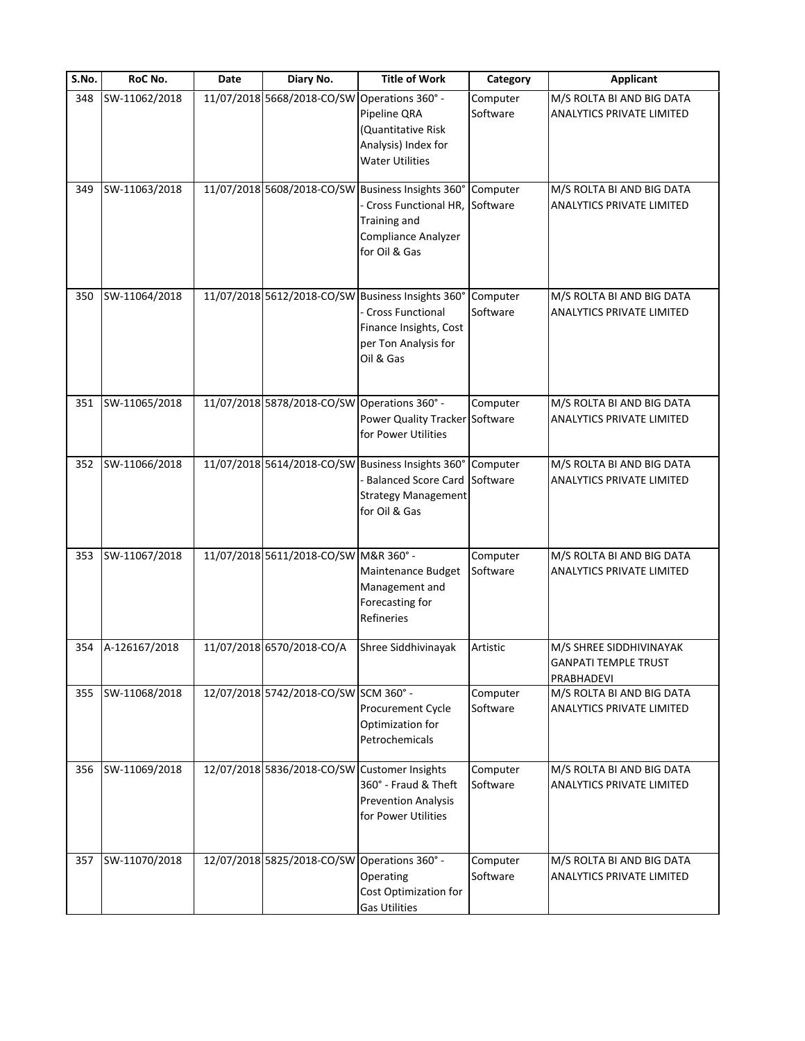| S.No. | RoC No. | Date | Diary No. | Title of Work | Category | Applicant |
|---|---|---|---|---|---|---|
| 348 | SW-11062/2018 | 11/07/2018 | 5668/2018-CO/SW | Operations 360° - Pipeline QRA (Quantitative Risk Analysis) Index for Water Utilities | Computer Software | M/S ROLTA BI AND BIG DATA ANALYTICS PRIVATE LIMITED |
| 349 | SW-11063/2018 | 11/07/2018 | 5608/2018-CO/SW | Business Insights 360° - Cross Functional HR, Training and Compliance Analyzer for Oil & Gas | Computer Software | M/S ROLTA BI AND BIG DATA ANALYTICS PRIVATE LIMITED |
| 350 | SW-11064/2018 | 11/07/2018 | 5612/2018-CO/SW | Business Insights 360° - Cross Functional Finance Insights, Cost per Ton Analysis for Oil & Gas | Computer Software | M/S ROLTA BI AND BIG DATA ANALYTICS PRIVATE LIMITED |
| 351 | SW-11065/2018 | 11/07/2018 | 5878/2018-CO/SW | Operations 360° - Power Quality Tracker for Power Utilities | Computer Software | M/S ROLTA BI AND BIG DATA ANALYTICS PRIVATE LIMITED |
| 352 | SW-11066/2018 | 11/07/2018 | 5614/2018-CO/SW | Business Insights 360° - Balanced Score Card Strategy Management for Oil & Gas | Computer Software | M/S ROLTA BI AND BIG DATA ANALYTICS PRIVATE LIMITED |
| 353 | SW-11067/2018 | 11/07/2018 | 5611/2018-CO/SW | M&R 360° - Maintenance Budget Management and Forecasting for Refineries | Computer Software | M/S ROLTA BI AND BIG DATA ANALYTICS PRIVATE LIMITED |
| 354 | A-126167/2018 | 11/07/2018 | 6570/2018-CO/A | Shree Siddhivinayak | Artistic | M/S SHREE SIDDHIVINAYAK GANPATI TEMPLE TRUST PRABHADEVI |
| 355 | SW-11068/2018 | 12/07/2018 | 5742/2018-CO/SW | SCM 360° - Procurement Cycle Optimization for Petrochemicals | Computer Software | M/S ROLTA BI AND BIG DATA ANALYTICS PRIVATE LIMITED |
| 356 | SW-11069/2018 | 12/07/2018 | 5836/2018-CO/SW | Customer Insights 360° - Fraud & Theft Prevention Analysis for Power Utilities | Computer Software | M/S ROLTA BI AND BIG DATA ANALYTICS PRIVATE LIMITED |
| 357 | SW-11070/2018 | 12/07/2018 | 5825/2018-CO/SW | Operations 360° - Operating Cost Optimization for Gas Utilities | Computer Software | M/S ROLTA BI AND BIG DATA ANALYTICS PRIVATE LIMITED |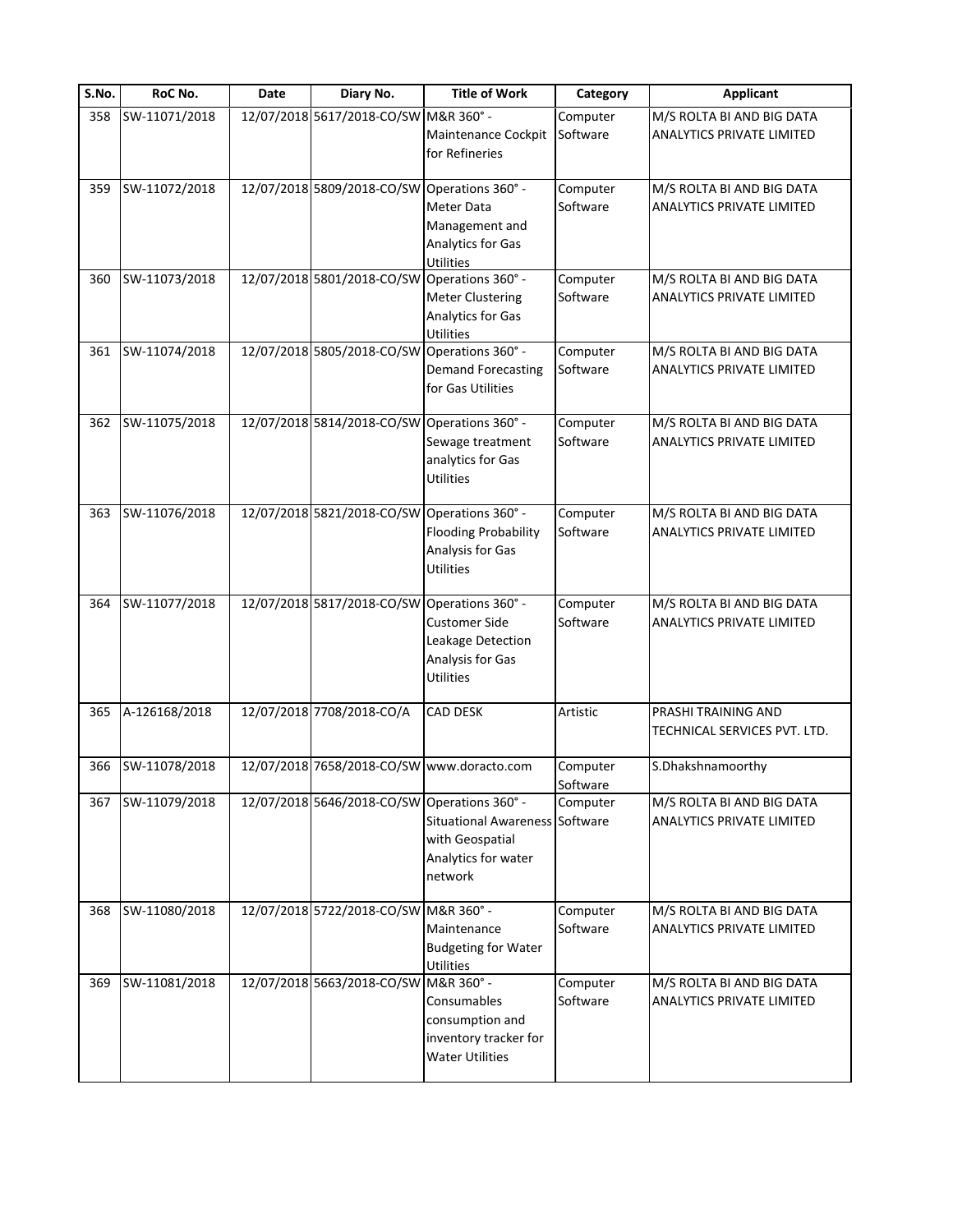| S.No. | RoC No. | Date | Diary No. | Title of Work | Category | Applicant |
|---|---|---|---|---|---|---|
| 358 | SW-11071/2018 | 12/07/2018 | 5617/2018-CO/SW | M&R 360° - Maintenance Cockpit for Refineries | Computer Software | M/S ROLTA BI AND BIG DATA ANALYTICS PRIVATE LIMITED |
| 359 | SW-11072/2018 | 12/07/2018 | 5809/2018-CO/SW | Operations 360° - Meter Data Management and Analytics for Gas Utilities | Computer Software | M/S ROLTA BI AND BIG DATA ANALYTICS PRIVATE LIMITED |
| 360 | SW-11073/2018 | 12/07/2018 | 5801/2018-CO/SW | Operations 360° - Meter Clustering Analytics for Gas Utilities | Computer Software | M/S ROLTA BI AND BIG DATA ANALYTICS PRIVATE LIMITED |
| 361 | SW-11074/2018 | 12/07/2018 | 5805/2018-CO/SW | Operations 360° - Demand Forecasting for Gas Utilities | Computer Software | M/S ROLTA BI AND BIG DATA ANALYTICS PRIVATE LIMITED |
| 362 | SW-11075/2018 | 12/07/2018 | 5814/2018-CO/SW | Operations 360° - Sewage treatment analytics for Gas Utilities | Computer Software | M/S ROLTA BI AND BIG DATA ANALYTICS PRIVATE LIMITED |
| 363 | SW-11076/2018 | 12/07/2018 | 5821/2018-CO/SW | Operations 360° - Flooding Probability Analysis for Gas Utilities | Computer Software | M/S ROLTA BI AND BIG DATA ANALYTICS PRIVATE LIMITED |
| 364 | SW-11077/2018 | 12/07/2018 | 5817/2018-CO/SW | Operations 360° - Customer Side Leakage Detection Analysis for Gas Utilities | Computer Software | M/S ROLTA BI AND BIG DATA ANALYTICS PRIVATE LIMITED |
| 365 | A-126168/2018 | 12/07/2018 | 7708/2018-CO/A | CAD DESK | Artistic | PRASHI TRAINING AND TECHNICAL SERVICES PVT. LTD. |
| 366 | SW-11078/2018 | 12/07/2018 | 7658/2018-CO/SW | www.doracto.com | Computer Software | S.Dhakshnamoorthy |
| 367 | SW-11079/2018 | 12/07/2018 | 5646/2018-CO/SW | Operations 360° - Situational Awareness with Geospatial Analytics for water network | Computer Software | M/S ROLTA BI AND BIG DATA ANALYTICS PRIVATE LIMITED |
| 368 | SW-11080/2018 | 12/07/2018 | 5722/2018-CO/SW | M&R 360° - Maintenance Budgeting for Water Utilities | Computer Software | M/S ROLTA BI AND BIG DATA ANALYTICS PRIVATE LIMITED |
| 369 | SW-11081/2018 | 12/07/2018 | 5663/2018-CO/SW | M&R 360° - Consumables consumption and inventory tracker for Water Utilities | Computer Software | M/S ROLTA BI AND BIG DATA ANALYTICS PRIVATE LIMITED |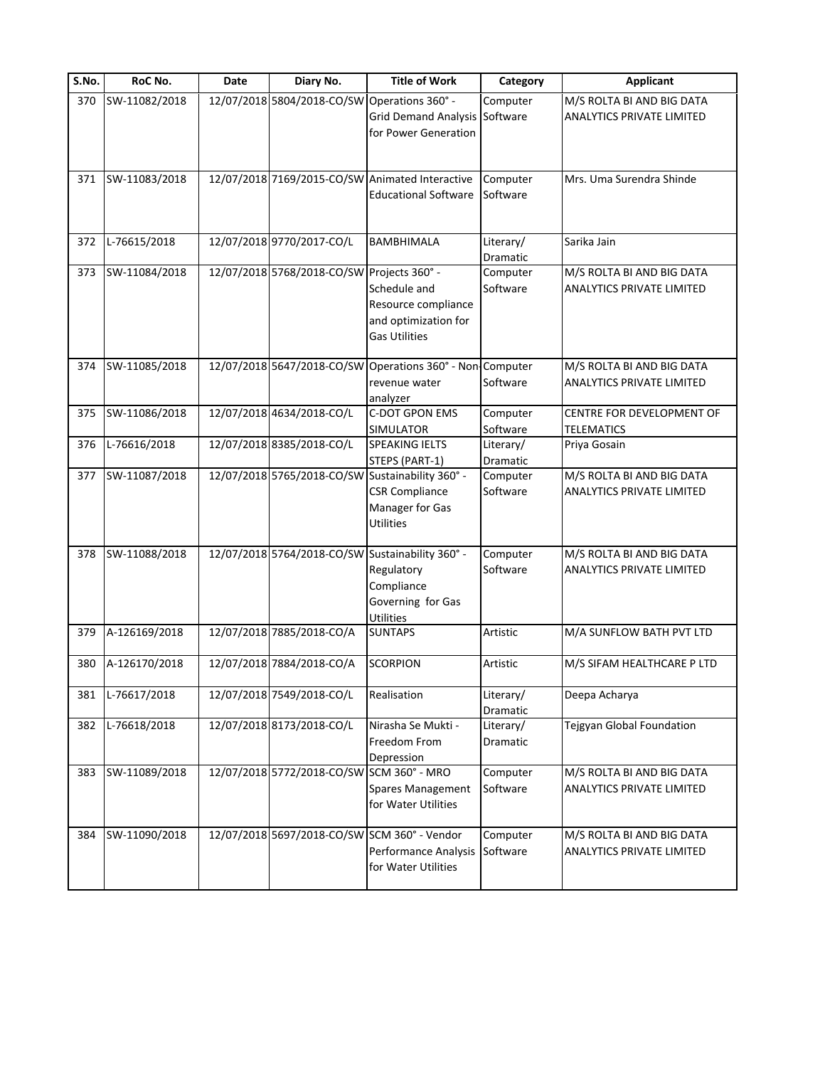| S.No. | RoC No. | Date | Diary No. | Title of Work | Category | Applicant |
|---|---|---|---|---|---|---|
| 370 | SW-11082/2018 | 12/07/2018 | 5804/2018-CO/SW | Operations 360° - Grid Demand Analysis for Power Generation | Computer Software | M/S ROLTA BI AND BIG DATA ANALYTICS PRIVATE LIMITED |
| 371 | SW-11083/2018 | 12/07/2018 | 7169/2015-CO/SW | Animated Interactive Educational Software | Computer Software | Mrs. Uma Surendra Shinde |
| 372 | L-76615/2018 | 12/07/2018 | 9770/2017-CO/L | BAMBHIMALA | Literary/ Dramatic | Sarika Jain |
| 373 | SW-11084/2018 | 12/07/2018 | 5768/2018-CO/SW | Projects 360° - Schedule and Resource compliance and optimization for Gas Utilities | Computer Software | M/S ROLTA BI AND BIG DATA ANALYTICS PRIVATE LIMITED |
| 374 | SW-11085/2018 | 12/07/2018 | 5647/2018-CO/SW | Operations 360° - Non-revenue water analyzer | Computer Software | M/S ROLTA BI AND BIG DATA ANALYTICS PRIVATE LIMITED |
| 375 | SW-11086/2018 | 12/07/2018 | 4634/2018-CO/L | C-DOT GPON EMS SIMULATOR | Computer Software | CENTRE FOR DEVELOPMENT OF TELEMATICS |
| 376 | L-76616/2018 | 12/07/2018 | 8385/2018-CO/L | SPEAKING IELTS STEPS (PART-1) | Literary/ Dramatic | Priya Gosain |
| 377 | SW-11087/2018 | 12/07/2018 | 5765/2018-CO/SW | Sustainability 360° - CSR Compliance Manager for Gas Utilities | Computer Software | M/S ROLTA BI AND BIG DATA ANALYTICS PRIVATE LIMITED |
| 378 | SW-11088/2018 | 12/07/2018 | 5764/2018-CO/SW | Sustainability 360° - Regulatory Compliance Governing for Gas Utilities | Computer Software | M/S ROLTA BI AND BIG DATA ANALYTICS PRIVATE LIMITED |
| 379 | A-126169/2018 | 12/07/2018 | 7885/2018-CO/A | SUNTAPS | Artistic | M/A SUNFLOW BATH PVT LTD |
| 380 | A-126170/2018 | 12/07/2018 | 7884/2018-CO/A | SCORPION | Artistic | M/S SIFAM HEALTHCARE P LTD |
| 381 | L-76617/2018 | 12/07/2018 | 7549/2018-CO/L | Realisation | Literary/ Dramatic | Deepa Acharya |
| 382 | L-76618/2018 | 12/07/2018 | 8173/2018-CO/L | Nirasha Se Mukti - Freedom From Depression | Literary/ Dramatic | Tejgyan Global Foundation |
| 383 | SW-11089/2018 | 12/07/2018 | 5772/2018-CO/SW | SCM 360° - MRO Spares Management for Water Utilities | Computer Software | M/S ROLTA BI AND BIG DATA ANALYTICS PRIVATE LIMITED |
| 384 | SW-11090/2018 | 12/07/2018 | 5697/2018-CO/SW | SCM 360° - Vendor Performance Analysis for Water Utilities | Computer Software | M/S ROLTA BI AND BIG DATA ANALYTICS PRIVATE LIMITED |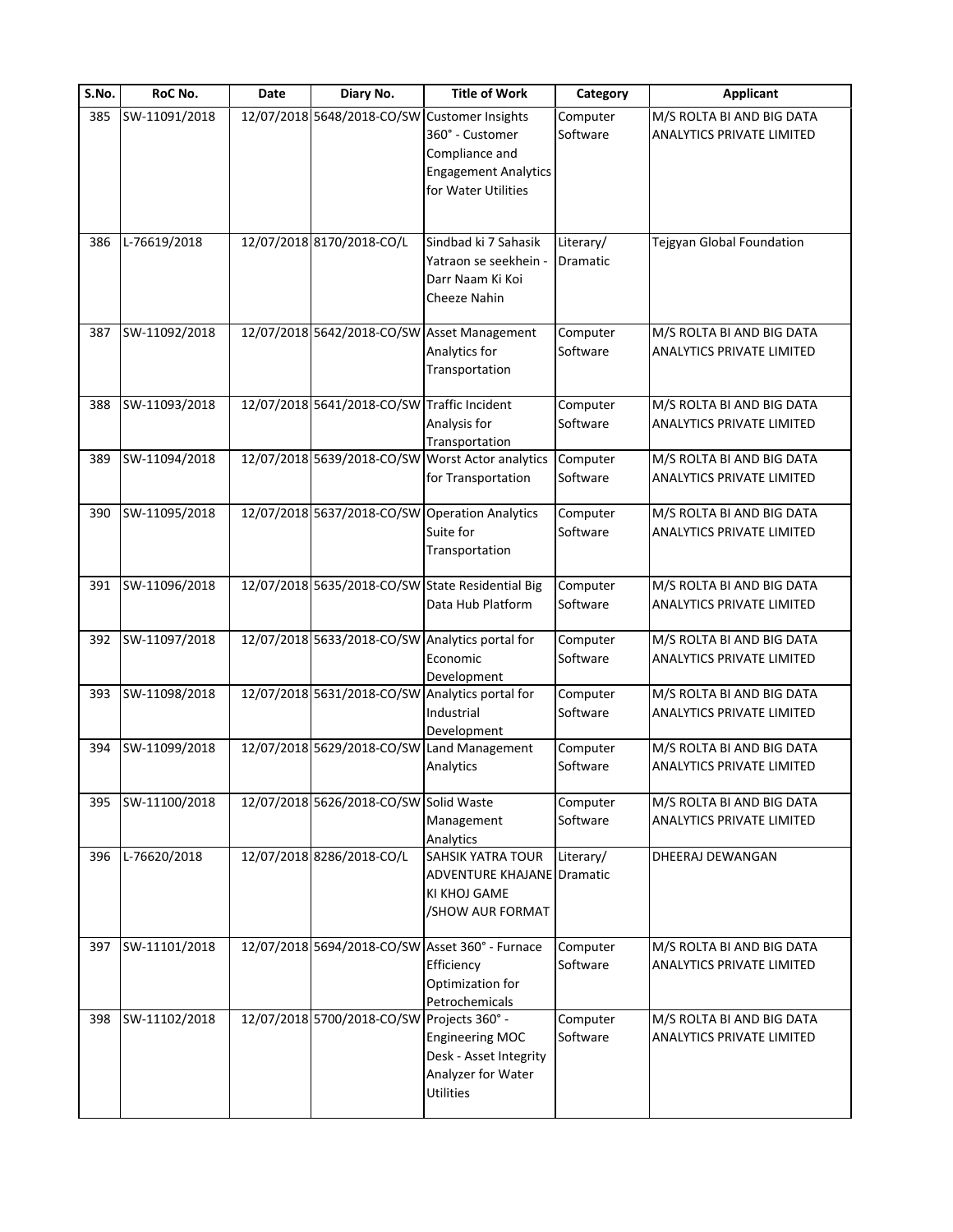| S.No. | RoC No. | Date | Diary No. | Title of Work | Category | Applicant |
|---|---|---|---|---|---|---|
| 385 | SW-11091/2018 | 12/07/2018 | 5648/2018-CO/SW | Customer Insights 360° - Customer Compliance and Engagement Analytics for Water Utilities | Computer Software | M/S ROLTA BI AND BIG DATA ANALYTICS PRIVATE LIMITED |
| 386 | L-76619/2018 | 12/07/2018 | 8170/2018-CO/L | Sindbad ki 7 Sahasik Yatraon se seekhein - Darr Naam Ki Koi Cheeze Nahin | Literary/ Dramatic | Tejgyan Global Foundation |
| 387 | SW-11092/2018 | 12/07/2018 | 5642/2018-CO/SW | Asset Management Analytics for Transportation | Computer Software | M/S ROLTA BI AND BIG DATA ANALYTICS PRIVATE LIMITED |
| 388 | SW-11093/2018 | 12/07/2018 | 5641/2018-CO/SW | Traffic Incident Analysis for Transportation | Computer Software | M/S ROLTA BI AND BIG DATA ANALYTICS PRIVATE LIMITED |
| 389 | SW-11094/2018 | 12/07/2018 | 5639/2018-CO/SW | Worst Actor analytics for Transportation | Computer Software | M/S ROLTA BI AND BIG DATA ANALYTICS PRIVATE LIMITED |
| 390 | SW-11095/2018 | 12/07/2018 | 5637/2018-CO/SW | Operation Analytics Suite for Transportation | Computer Software | M/S ROLTA BI AND BIG DATA ANALYTICS PRIVATE LIMITED |
| 391 | SW-11096/2018 | 12/07/2018 | 5635/2018-CO/SW | State Residential Big Data Hub Platform | Computer Software | M/S ROLTA BI AND BIG DATA ANALYTICS PRIVATE LIMITED |
| 392 | SW-11097/2018 | 12/07/2018 | 5633/2018-CO/SW | Analytics portal for Economic Development | Computer Software | M/S ROLTA BI AND BIG DATA ANALYTICS PRIVATE LIMITED |
| 393 | SW-11098/2018 | 12/07/2018 | 5631/2018-CO/SW | Analytics portal for Industrial Development | Computer Software | M/S ROLTA BI AND BIG DATA ANALYTICS PRIVATE LIMITED |
| 394 | SW-11099/2018 | 12/07/2018 | 5629/2018-CO/SW | Land Management Analytics | Computer Software | M/S ROLTA BI AND BIG DATA ANALYTICS PRIVATE LIMITED |
| 395 | SW-11100/2018 | 12/07/2018 | 5626/2018-CO/SW | Solid Waste Management Analytics | Computer Software | M/S ROLTA BI AND BIG DATA ANALYTICS PRIVATE LIMITED |
| 396 | L-76620/2018 | 12/07/2018 | 8286/2018-CO/L | SAHSIK YATRA TOUR ADVENTURE KHAJANE KI KHOJ GAME /SHOW AUR FORMAT | Literary/ Dramatic | DHEERAJ DEWANGAN |
| 397 | SW-11101/2018 | 12/07/2018 | 5694/2018-CO/SW | Asset 360° - Furnace Efficiency Optimization for Petrochemicals | Computer Software | M/S ROLTA BI AND BIG DATA ANALYTICS PRIVATE LIMITED |
| 398 | SW-11102/2018 | 12/07/2018 | 5700/2018-CO/SW | Projects 360° - Engineering MOC Desk - Asset Integrity Analyzer for Water Utilities | Computer Software | M/S ROLTA BI AND BIG DATA ANALYTICS PRIVATE LIMITED |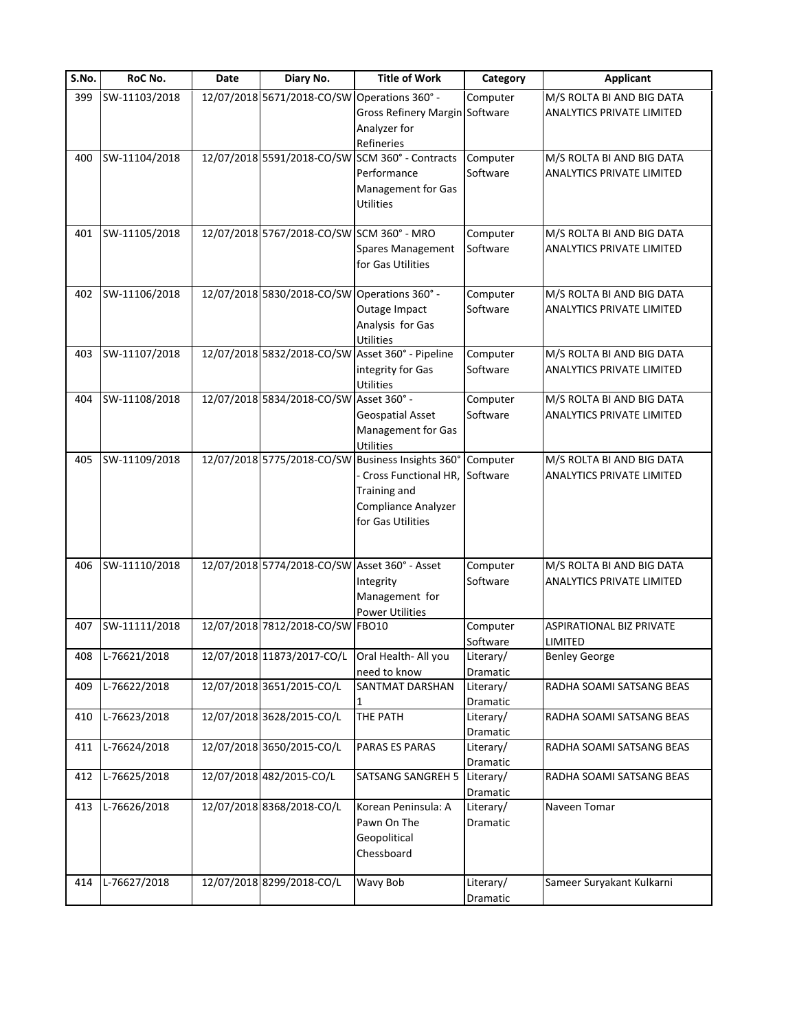| S.No. | RoC No. | Date | Diary No. | Title of Work | Category | Applicant |
|---|---|---|---|---|---|---|
| 399 | SW-11103/2018 | 12/07/2018 | 5671/2018-CO/SW | Operations 360° - Gross Refinery Margin Analyzer for Refineries | Computer Software | M/S ROLTA BI AND BIG DATA ANALYTICS PRIVATE LIMITED |
| 400 | SW-11104/2018 | 12/07/2018 | 5591/2018-CO/SW | SCM 360° - Contracts Performance Management for Gas Utilities | Computer Software | M/S ROLTA BI AND BIG DATA ANALYTICS PRIVATE LIMITED |
| 401 | SW-11105/2018 | 12/07/2018 | 5767/2018-CO/SW | SCM 360° - MRO Spares Management for Gas Utilities | Computer Software | M/S ROLTA BI AND BIG DATA ANALYTICS PRIVATE LIMITED |
| 402 | SW-11106/2018 | 12/07/2018 | 5830/2018-CO/SW | Operations 360° - Outage Impact Analysis for Gas Utilities | Computer Software | M/S ROLTA BI AND BIG DATA ANALYTICS PRIVATE LIMITED |
| 403 | SW-11107/2018 | 12/07/2018 | 5832/2018-CO/SW | Asset 360° - Pipeline integrity for Gas Utilities | Computer Software | M/S ROLTA BI AND BIG DATA ANALYTICS PRIVATE LIMITED |
| 404 | SW-11108/2018 | 12/07/2018 | 5834/2018-CO/SW | Asset 360° - Geospatial Asset Management for Gas Utilities | Computer Software | M/S ROLTA BI AND BIG DATA ANALYTICS PRIVATE LIMITED |
| 405 | SW-11109/2018 | 12/07/2018 | 5775/2018-CO/SW | Business Insights 360° - Cross Functional HR, Training and Compliance Analyzer for Gas Utilities | Computer Software | M/S ROLTA BI AND BIG DATA ANALYTICS PRIVATE LIMITED |
| 406 | SW-11110/2018 | 12/07/2018 | 5774/2018-CO/SW | Asset 360° - Asset Integrity Management for Power Utilities | Computer Software | M/S ROLTA BI AND BIG DATA ANALYTICS PRIVATE LIMITED |
| 407 | SW-11111/2018 | 12/07/2018 | 7812/2018-CO/SW | FBO10 | Computer Software | ASPIRATIONAL BIZ PRIVATE LIMITED |
| 408 | L-76621/2018 | 12/07/2018 | 11873/2017-CO/L | Oral Health- All you need to know | Literary/ Dramatic | Benley George |
| 409 | L-76622/2018 | 12/07/2018 | 3651/2015-CO/L | SANTMAT DARSHAN 1 | Literary/ Dramatic | RADHA SOAMI SATSANG BEAS |
| 410 | L-76623/2018 | 12/07/2018 | 3628/2015-CO/L | THE PATH | Literary/ Dramatic | RADHA SOAMI SATSANG BEAS |
| 411 | L-76624/2018 | 12/07/2018 | 3650/2015-CO/L | PARAS ES PARAS | Literary/ Dramatic | RADHA SOAMI SATSANG BEAS |
| 412 | L-76625/2018 | 12/07/2018 | 482/2015-CO/L | SATSANG SANGREH 5 | Literary/ Dramatic | RADHA SOAMI SATSANG BEAS |
| 413 | L-76626/2018 | 12/07/2018 | 8368/2018-CO/L | Korean Peninsula: A Pawn On The Geopolitical Chessboard | Literary/ Dramatic | Naveen Tomar |
| 414 | L-76627/2018 | 12/07/2018 | 8299/2018-CO/L | Wavy Bob | Literary/ Dramatic | Sameer Suryakant Kulkarni |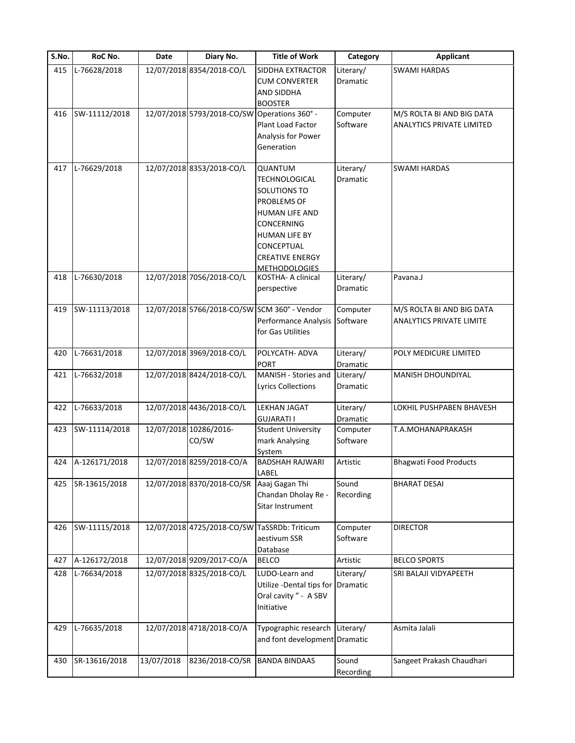| S.No. | RoC No. | Date | Diary No. | Title of Work | Category | Applicant |
|---|---|---|---|---|---|---|
| 415 | L-76628/2018 | 12/07/2018 | 8354/2018-CO/L | SIDDHA EXTRACTOR CUM CONVERTER AND SIDDHA BOOSTER | Literary/ Dramatic | SWAMI HARDAS |
| 416 | SW-11112/2018 | 12/07/2018 | 5793/2018-CO/SW | Operations 360° - Plant Load Factor Analysis for Power Generation | Computer Software | M/S ROLTA BI AND BIG DATA ANALYTICS PRIVATE LIMITED |
| 417 | L-76629/2018 | 12/07/2018 | 8353/2018-CO/L | QUANTUM TECHNOLOGICAL SOLUTIONS TO PROBLEMS OF HUMAN LIFE AND CONCERNING HUMAN LIFE BY CONCEPTUAL CREATIVE ENERGY METHODOLOGIES | Literary/ Dramatic | SWAMI HARDAS |
| 418 | L-76630/2018 | 12/07/2018 | 7056/2018-CO/L | KOSTHA- A clinical perspective | Literary/ Dramatic | Pavana.J |
| 419 | SW-11113/2018 | 12/07/2018 | 5766/2018-CO/SW | SCM 360° - Vendor Performance Analysis for Gas Utilities | Computer Software | M/S ROLTA BI AND BIG DATA ANALYTICS PRIVATE LIMITE |
| 420 | L-76631/2018 | 12/07/2018 | 3969/2018-CO/L | POLYCATH- ADVA PORT | Literary/ Dramatic | POLY MEDICURE LIMITED |
| 421 | L-76632/2018 | 12/07/2018 | 8424/2018-CO/L | MANISH - Stories and Lyrics Collections | Literary/ Dramatic | MANISH DHOUNDIYAL |
| 422 | L-76633/2018 | 12/07/2018 | 4436/2018-CO/L | LEKHAN JAGAT GUJARATI I | Literary/ Dramatic | LOKHIL PUSHPABEN BHAVESH |
| 423 | SW-11114/2018 | 12/07/2018 | 10286/2016-CO/SW | Student University mark Analysing System | Computer Software | T.A.MOHANAPRAKASH |
| 424 | A-126171/2018 | 12/07/2018 | 8259/2018-CO/A | BADSHAH RAJWARI LABEL | Artistic | Bhagwati Food Products |
| 425 | SR-13615/2018 | 12/07/2018 | 8370/2018-CO/SR | Aaaj Gagan Thi Chandan Dholay Re - Sitar Instrument | Sound Recording | BHARAT DESAI |
| 426 | SW-11115/2018 | 12/07/2018 | 4725/2018-CO/SW | TaSSRDb: Triticum aestivum SSR Database | Computer Software | DIRECTOR |
| 427 | A-126172/2018 | 12/07/2018 | 9209/2017-CO/A | BELCO | Artistic | BELCO SPORTS |
| 428 | L-76634/2018 | 12/07/2018 | 8325/2018-CO/L | LUDO-Learn and Utilize -Dental tips for Oral cavity " - A SBV Initiative | Literary/ Dramatic | SRI BALAJI VIDYAPEETH |
| 429 | L-76635/2018 | 12/07/2018 | 4718/2018-CO/A | Typographic research and font development | Literary/ Dramatic | Asmita Jalali |
| 430 | SR-13616/2018 | 13/07/2018 | 8236/2018-CO/SR | BANDA BINDAAS | Sound Recording | Sangeet Prakash Chaudhari |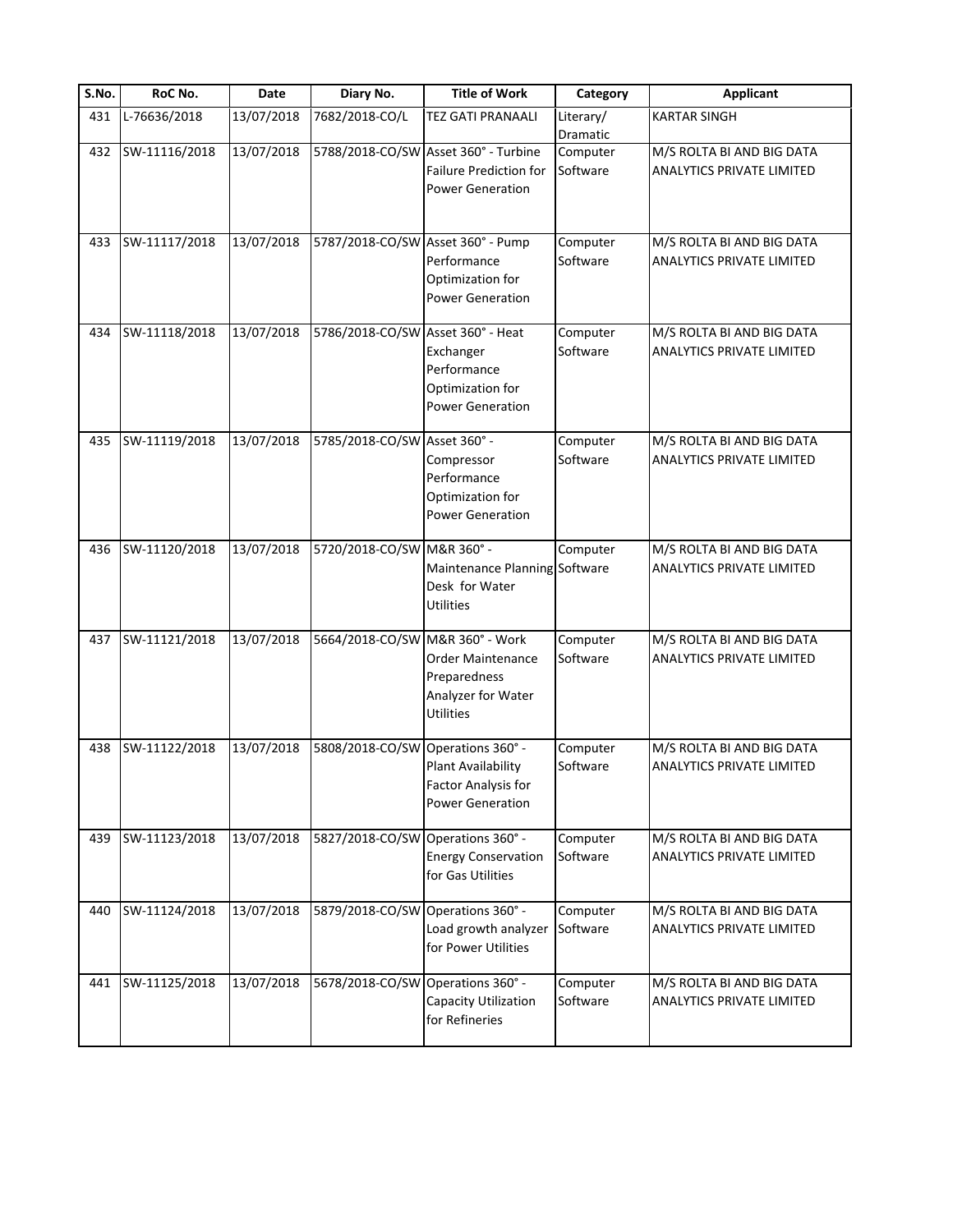| S.No. | RoC No. | Date | Diary No. | Title of Work | Category | Applicant |
|---|---|---|---|---|---|---|
| 431 | L-76636/2018 | 13/07/2018 | 7682/2018-CO/L | TEZ GATI PRANAALI | Literary/ Dramatic | KARTAR SINGH |
| 432 | SW-11116/2018 | 13/07/2018 | 5788/2018-CO/SW | Asset 360° - Turbine Failure Prediction for Power Generation | Computer Software | M/S ROLTA BI AND BIG DATA ANALYTICS PRIVATE LIMITED |
| 433 | SW-11117/2018 | 13/07/2018 | 5787/2018-CO/SW | Asset 360° - Pump Performance Optimization for Power Generation | Computer Software | M/S ROLTA BI AND BIG DATA ANALYTICS PRIVATE LIMITED |
| 434 | SW-11118/2018 | 13/07/2018 | 5786/2018-CO/SW | Asset 360° - Heat Exchanger Performance Optimization for Power Generation | Computer Software | M/S ROLTA BI AND BIG DATA ANALYTICS PRIVATE LIMITED |
| 435 | SW-11119/2018 | 13/07/2018 | 5785/2018-CO/SW | Asset 360° - Compressor Performance Optimization for Power Generation | Computer Software | M/S ROLTA BI AND BIG DATA ANALYTICS PRIVATE LIMITED |
| 436 | SW-11120/2018 | 13/07/2018 | 5720/2018-CO/SW | M&R 360° - Maintenance Planning Desk for Water Utilities | Computer Software | M/S ROLTA BI AND BIG DATA ANALYTICS PRIVATE LIMITED |
| 437 | SW-11121/2018 | 13/07/2018 | 5664/2018-CO/SW | M&R 360° - Work Order Maintenance Preparedness Analyzer for Water Utilities | Computer Software | M/S ROLTA BI AND BIG DATA ANALYTICS PRIVATE LIMITED |
| 438 | SW-11122/2018 | 13/07/2018 | 5808/2018-CO/SW | Operations 360° - Plant Availability Factor Analysis for Power Generation | Computer Software | M/S ROLTA BI AND BIG DATA ANALYTICS PRIVATE LIMITED |
| 439 | SW-11123/2018 | 13/07/2018 | 5827/2018-CO/SW | Operations 360° - Energy Conservation for Gas Utilities | Computer Software | M/S ROLTA BI AND BIG DATA ANALYTICS PRIVATE LIMITED |
| 440 | SW-11124/2018 | 13/07/2018 | 5879/2018-CO/SW | Operations 360° - Load growth analyzer for Power Utilities | Computer Software | M/S ROLTA BI AND BIG DATA ANALYTICS PRIVATE LIMITED |
| 441 | SW-11125/2018 | 13/07/2018 | 5678/2018-CO/SW | Operations 360° - Capacity Utilization for Refineries | Computer Software | M/S ROLTA BI AND BIG DATA ANALYTICS PRIVATE LIMITED |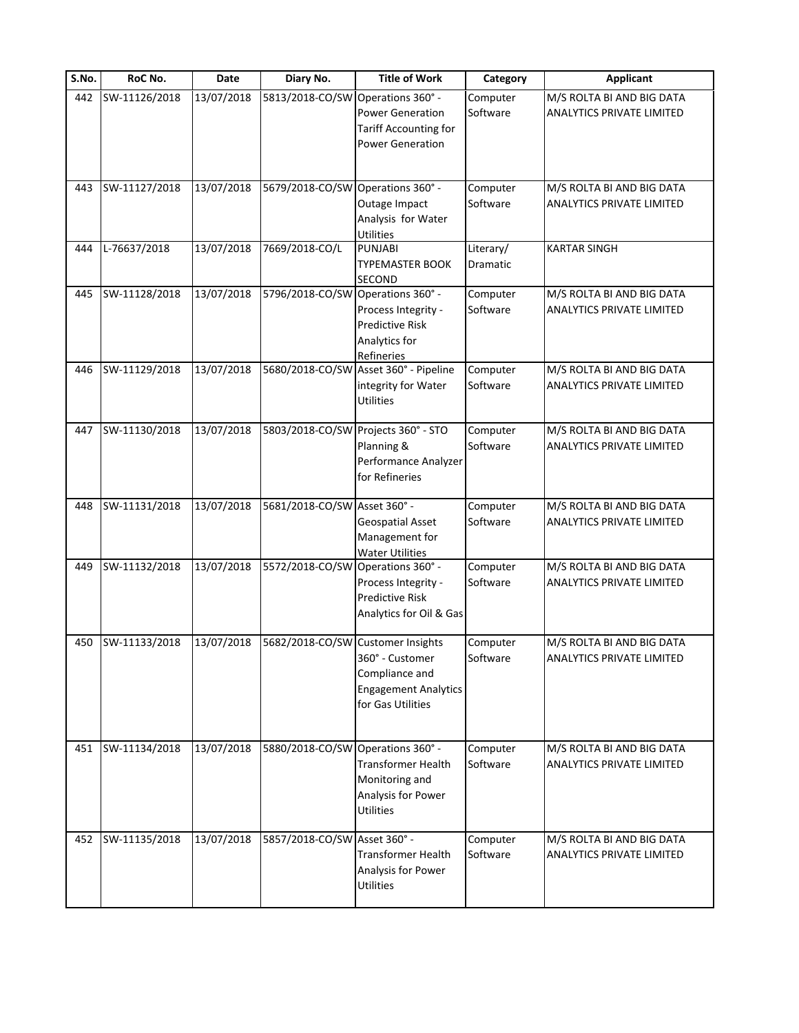| S.No. | RoC No. | Date | Diary No. | Title of Work | Category | Applicant |
|---|---|---|---|---|---|---|
| 442 | SW-11126/2018 | 13/07/2018 | 5813/2018-CO/SW | Operations 360° - Power Generation Tariff Accounting for Power Generation | Computer Software | M/S ROLTA BI AND BIG DATA ANALYTICS PRIVATE LIMITED |
| 443 | SW-11127/2018 | 13/07/2018 | 5679/2018-CO/SW | Operations 360° - Outage Impact Analysis for Water Utilities | Computer Software | M/S ROLTA BI AND BIG DATA ANALYTICS PRIVATE LIMITED |
| 444 | L-76637/2018 | 13/07/2018 | 7669/2018-CO/L | PUNJABI TYPEMASTER BOOK SECOND | Literary/ Dramatic | KARTAR SINGH |
| 445 | SW-11128/2018 | 13/07/2018 | 5796/2018-CO/SW | Operations 360° - Process Integrity - Predictive Risk Analytics for Refineries | Computer Software | M/S ROLTA BI AND BIG DATA ANALYTICS PRIVATE LIMITED |
| 446 | SW-11129/2018 | 13/07/2018 | 5680/2018-CO/SW | Asset 360° - Pipeline integrity for Water Utilities | Computer Software | M/S ROLTA BI AND BIG DATA ANALYTICS PRIVATE LIMITED |
| 447 | SW-11130/2018 | 13/07/2018 | 5803/2018-CO/SW | Projects 360° - STO Planning & Performance Analyzer for Refineries | Computer Software | M/S ROLTA BI AND BIG DATA ANALYTICS PRIVATE LIMITED |
| 448 | SW-11131/2018 | 13/07/2018 | 5681/2018-CO/SW | Asset 360° - Geospatial Asset Management for Water Utilities | Computer Software | M/S ROLTA BI AND BIG DATA ANALYTICS PRIVATE LIMITED |
| 449 | SW-11132/2018 | 13/07/2018 | 5572/2018-CO/SW | Operations 360° - Process Integrity - Predictive Risk Analytics for Oil & Gas | Computer Software | M/S ROLTA BI AND BIG DATA ANALYTICS PRIVATE LIMITED |
| 450 | SW-11133/2018 | 13/07/2018 | 5682/2018-CO/SW | Customer Insights 360° - Customer Compliance and Engagement Analytics for Gas Utilities | Computer Software | M/S ROLTA BI AND BIG DATA ANALYTICS PRIVATE LIMITED |
| 451 | SW-11134/2018 | 13/07/2018 | 5880/2018-CO/SW | Operations 360° - Transformer Health Monitoring and Analysis for Power Utilities | Computer Software | M/S ROLTA BI AND BIG DATA ANALYTICS PRIVATE LIMITED |
| 452 | SW-11135/2018 | 13/07/2018 | 5857/2018-CO/SW | Asset 360° - Transformer Health Analysis for Power Utilities | Computer Software | M/S ROLTA BI AND BIG DATA ANALYTICS PRIVATE LIMITED |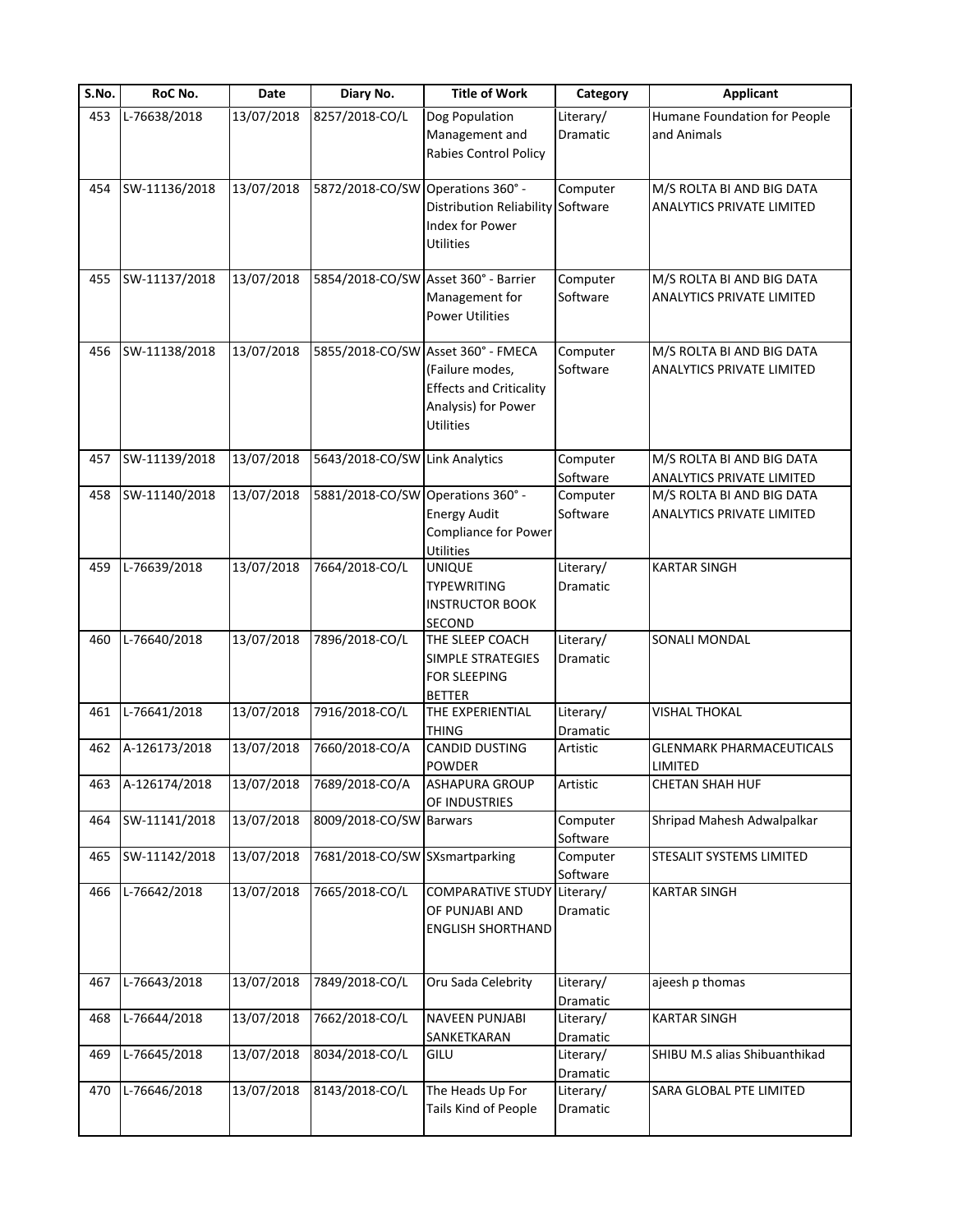| S.No. | RoC No. | Date | Diary No. | Title of Work | Category | Applicant |
|---|---|---|---|---|---|---|
| 453 | L-76638/2018 | 13/07/2018 | 8257/2018-CO/L | Dog Population Management and Rabies Control Policy | Literary/ Dramatic | Humane Foundation for People and Animals |
| 454 | SW-11136/2018 | 13/07/2018 | 5872/2018-CO/SW | Operations 360° - Distribution Reliability Index for Power Utilities | Computer Software | M/S ROLTA BI AND BIG DATA ANALYTICS PRIVATE LIMITED |
| 455 | SW-11137/2018 | 13/07/2018 | 5854/2018-CO/SW | Asset 360° - Barrier Management for Power Utilities | Computer Software | M/S ROLTA BI AND BIG DATA ANALYTICS PRIVATE LIMITED |
| 456 | SW-11138/2018 | 13/07/2018 | 5855/2018-CO/SW | Asset 360° - FMECA (Failure modes, Effects and Criticality Analysis) for Power Utilities | Computer Software | M/S ROLTA BI AND BIG DATA ANALYTICS PRIVATE LIMITED |
| 457 | SW-11139/2018 | 13/07/2018 | 5643/2018-CO/SW | Link Analytics | Computer Software | M/S ROLTA BI AND BIG DATA ANALYTICS PRIVATE LIMITED |
| 458 | SW-11140/2018 | 13/07/2018 | 5881/2018-CO/SW | Operations 360° - Energy Audit Compliance for Power Utilities | Computer Software | M/S ROLTA BI AND BIG DATA ANALYTICS PRIVATE LIMITED |
| 459 | L-76639/2018 | 13/07/2018 | 7664/2018-CO/L | UNIQUE TYPEWRITING INSTRUCTOR BOOK SECOND | Literary/ Dramatic | KARTAR SINGH |
| 460 | L-76640/2018 | 13/07/2018 | 7896/2018-CO/L | THE SLEEP COACH SIMPLE STRATEGIES FOR SLEEPING BETTER | Literary/ Dramatic | SONALI MONDAL |
| 461 | L-76641/2018 | 13/07/2018 | 7916/2018-CO/L | THE EXPERIENTIAL THING | Literary/ Dramatic | VISHAL THOKAL |
| 462 | A-126173/2018 | 13/07/2018 | 7660/2018-CO/A | CANDID DUSTING POWDER | Artistic | GLENMARK PHARMACEUTICALS LIMITED |
| 463 | A-126174/2018 | 13/07/2018 | 7689/2018-CO/A | ASHAPURA GROUP OF INDUSTRIES | Artistic | CHETAN SHAH HUF |
| 464 | SW-11141/2018 | 13/07/2018 | 8009/2018-CO/SW | Barwars | Computer Software | Shripad Mahesh Adwalpalkar |
| 465 | SW-11142/2018 | 13/07/2018 | 7681/2018-CO/SW | SXsmartparking | Computer Software | STESALIT SYSTEMS LIMITED |
| 466 | L-76642/2018 | 13/07/2018 | 7665/2018-CO/L | COMPARATIVE STUDY OF PUNJABI AND ENGLISH SHORTHAND | Literary/ Dramatic | KARTAR SINGH |
| 467 | L-76643/2018 | 13/07/2018 | 7849/2018-CO/L | Oru Sada Celebrity | Literary/ Dramatic | ajeesh p thomas |
| 468 | L-76644/2018 | 13/07/2018 | 7662/2018-CO/L | NAVEEN PUNJABI SANKETKARAN | Literary/ Dramatic | KARTAR SINGH |
| 469 | L-76645/2018 | 13/07/2018 | 8034/2018-CO/L | GILU | Literary/ Dramatic | SHIBU M.S alias Shibuanthikad |
| 470 | L-76646/2018 | 13/07/2018 | 8143/2018-CO/L | The Heads Up For Tails Kind of People | Literary/ Dramatic | SARA GLOBAL PTE LIMITED |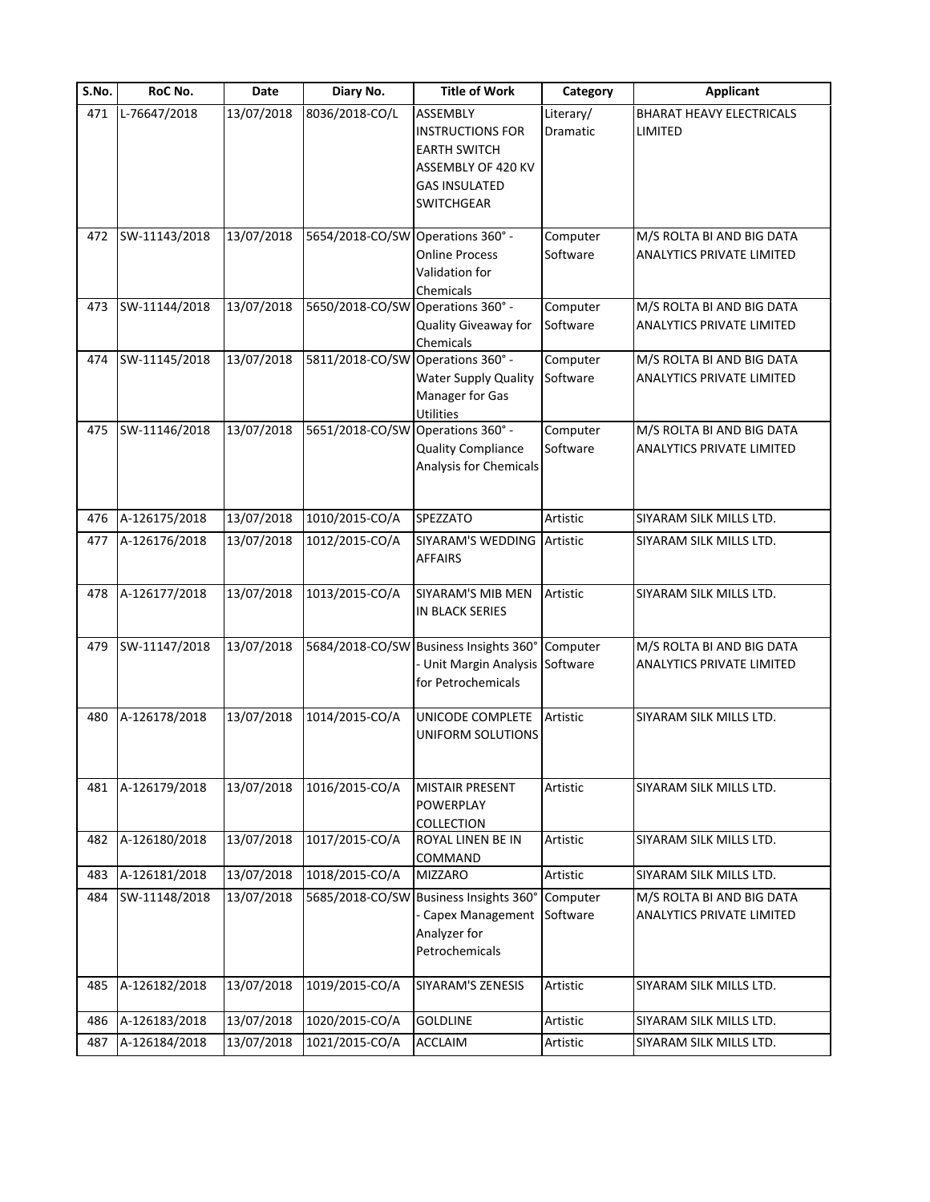| S.No. | RoC No. | Date | Diary No. | Title of Work | Category | Applicant |
|---|---|---|---|---|---|---|
| 471 | L-76647/2018 | 13/07/2018 | 8036/2018-CO/L | ASSEMBLY INSTRUCTIONS FOR EARTH SWITCH ASSEMBLY OF 420 KV GAS INSULATED SWITCHGEAR | Literary/ Dramatic | BHARAT HEAVY ELECTRICALS LIMITED |
| 472 | SW-11143/2018 | 13/07/2018 | 5654/2018-CO/SW | Operations 360° - Online Process Validation for Chemicals | Computer Software | M/S ROLTA BI AND BIG DATA ANALYTICS PRIVATE LIMITED |
| 473 | SW-11144/2018 | 13/07/2018 | 5650/2018-CO/SW | Operations 360° - Quality Giveaway for Chemicals | Computer Software | M/S ROLTA BI AND BIG DATA ANALYTICS PRIVATE LIMITED |
| 474 | SW-11145/2018 | 13/07/2018 | 5811/2018-CO/SW | Operations 360° - Water Supply Quality Manager for Gas Utilities | Computer Software | M/S ROLTA BI AND BIG DATA ANALYTICS PRIVATE LIMITED |
| 475 | SW-11146/2018 | 13/07/2018 | 5651/2018-CO/SW | Operations 360° - Quality Compliance Analysis for Chemicals | Computer Software | M/S ROLTA BI AND BIG DATA ANALYTICS PRIVATE LIMITED |
| 476 | A-126175/2018 | 13/07/2018 | 1010/2015-CO/A | SPEZZATO | Artistic | SIYARAM SILK MILLS LTD. |
| 477 | A-126176/2018 | 13/07/2018 | 1012/2015-CO/A | SIYARAM'S WEDDING AFFAIRS | Artistic | SIYARAM SILK MILLS LTD. |
| 478 | A-126177/2018 | 13/07/2018 | 1013/2015-CO/A | SIYARAM'S MIB MEN IN BLACK SERIES | Artistic | SIYARAM SILK MILLS LTD. |
| 479 | SW-11147/2018 | 13/07/2018 | 5684/2018-CO/SW | Business Insights 360° - Unit Margin Analysis for Petrochemicals | Computer Software | M/S ROLTA BI AND BIG DATA ANALYTICS PRIVATE LIMITED |
| 480 | A-126178/2018 | 13/07/2018 | 1014/2015-CO/A | UNICODE COMPLETE UNIFORM SOLUTIONS | Artistic | SIYARAM SILK MILLS LTD. |
| 481 | A-126179/2018 | 13/07/2018 | 1016/2015-CO/A | MISTAIR PRESENT POWERPLAY COLLECTION | Artistic | SIYARAM SILK MILLS LTD. |
| 482 | A-126180/2018 | 13/07/2018 | 1017/2015-CO/A | ROYAL LINEN BE IN COMMAND | Artistic | SIYARAM SILK MILLS LTD. |
| 483 | A-126181/2018 | 13/07/2018 | 1018/2015-CO/A | MIZZARO | Artistic | SIYARAM SILK MILLS LTD. |
| 484 | SW-11148/2018 | 13/07/2018 | 5685/2018-CO/SW | Business Insights 360° - Capex Management Analyzer for Petrochemicals | Computer Software | M/S ROLTA BI AND BIG DATA ANALYTICS PRIVATE LIMITED |
| 485 | A-126182/2018 | 13/07/2018 | 1019/2015-CO/A | SIYARAM'S ZENESIS | Artistic | SIYARAM SILK MILLS LTD. |
| 486 | A-126183/2018 | 13/07/2018 | 1020/2015-CO/A | GOLDLINE | Artistic | SIYARAM SILK MILLS LTD. |
| 487 | A-126184/2018 | 13/07/2018 | 1021/2015-CO/A | ACCLAIM | Artistic | SIYARAM SILK MILLS LTD. |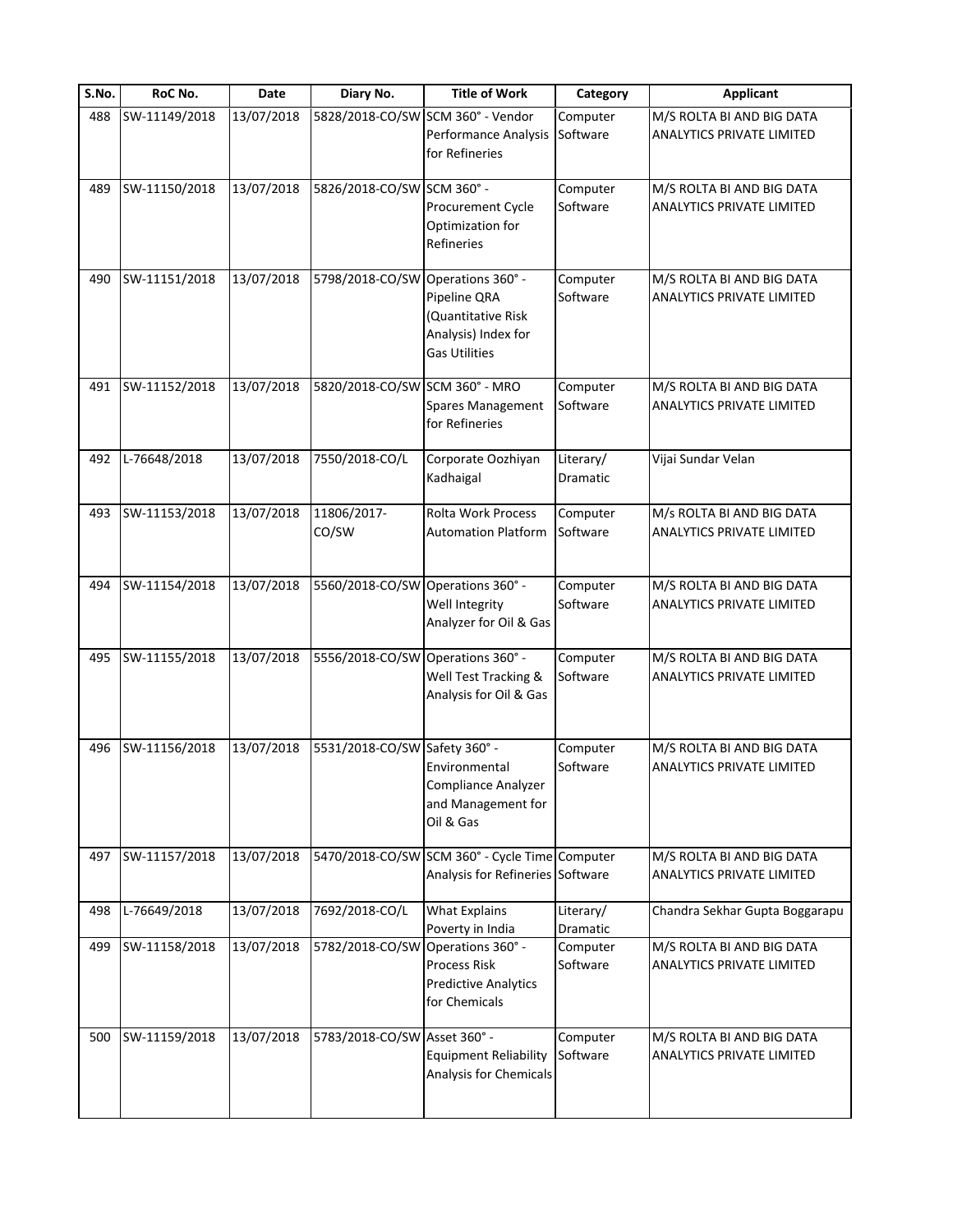| S.No. | RoC No. | Date | Diary No. | Title of Work | Category | Applicant |
|---|---|---|---|---|---|---|
| 488 | SW-11149/2018 | 13/07/2018 | 5828/2018-CO/SW | SCM 360° - Vendor Performance Analysis for Refineries | Computer Software | M/S ROLTA BI AND BIG DATA ANALYTICS PRIVATE LIMITED |
| 489 | SW-11150/2018 | 13/07/2018 | 5826/2018-CO/SW | SCM 360° - Procurement Cycle Optimization for Refineries | Computer Software | M/S ROLTA BI AND BIG DATA ANALYTICS PRIVATE LIMITED |
| 490 | SW-11151/2018 | 13/07/2018 | 5798/2018-CO/SW | Operations 360° - Pipeline QRA (Quantitative Risk Analysis) Index for Gas Utilities | Computer Software | M/S ROLTA BI AND BIG DATA ANALYTICS PRIVATE LIMITED |
| 491 | SW-11152/2018 | 13/07/2018 | 5820/2018-CO/SW | SCM 360° - MRO Spares Management for Refineries | Computer Software | M/S ROLTA BI AND BIG DATA ANALYTICS PRIVATE LIMITED |
| 492 | L-76648/2018 | 13/07/2018 | 7550/2018-CO/L | Corporate Oozhiyan Kadhaigal | Literary/ Dramatic | Vijai Sundar Velan |
| 493 | SW-11153/2018 | 13/07/2018 | 11806/2017-CO/SW | Rolta Work Process Automation Platform | Computer Software | M/s ROLTA BI AND BIG DATA ANALYTICS PRIVATE LIMITED |
| 494 | SW-11154/2018 | 13/07/2018 | 5560/2018-CO/SW | Operations 360° - Well Integrity Analyzer for Oil & Gas | Computer Software | M/S ROLTA BI AND BIG DATA ANALYTICS PRIVATE LIMITED |
| 495 | SW-11155/2018 | 13/07/2018 | 5556/2018-CO/SW | Operations 360° - Well Test Tracking & Analysis for Oil & Gas | Computer Software | M/S ROLTA BI AND BIG DATA ANALYTICS PRIVATE LIMITED |
| 496 | SW-11156/2018 | 13/07/2018 | 5531/2018-CO/SW | Safety 360° - Environmental Compliance Analyzer and Management for Oil & Gas | Computer Software | M/S ROLTA BI AND BIG DATA ANALYTICS PRIVATE LIMITED |
| 497 | SW-11157/2018 | 13/07/2018 | 5470/2018-CO/SW | SCM 360° - Cycle Time Analysis for Refineries | Computer Software | M/S ROLTA BI AND BIG DATA ANALYTICS PRIVATE LIMITED |
| 498 | L-76649/2018 | 13/07/2018 | 7692/2018-CO/L | What Explains Poverty in India | Literary/ Dramatic | Chandra Sekhar Gupta Boggarapu |
| 499 | SW-11158/2018 | 13/07/2018 | 5782/2018-CO/SW | Operations 360° - Process Risk Predictive Analytics for Chemicals | Computer Software | M/S ROLTA BI AND BIG DATA ANALYTICS PRIVATE LIMITED |
| 500 | SW-11159/2018 | 13/07/2018 | 5783/2018-CO/SW | Asset 360° - Equipment Reliability Analysis for Chemicals | Computer Software | M/S ROLTA BI AND BIG DATA ANALYTICS PRIVATE LIMITED |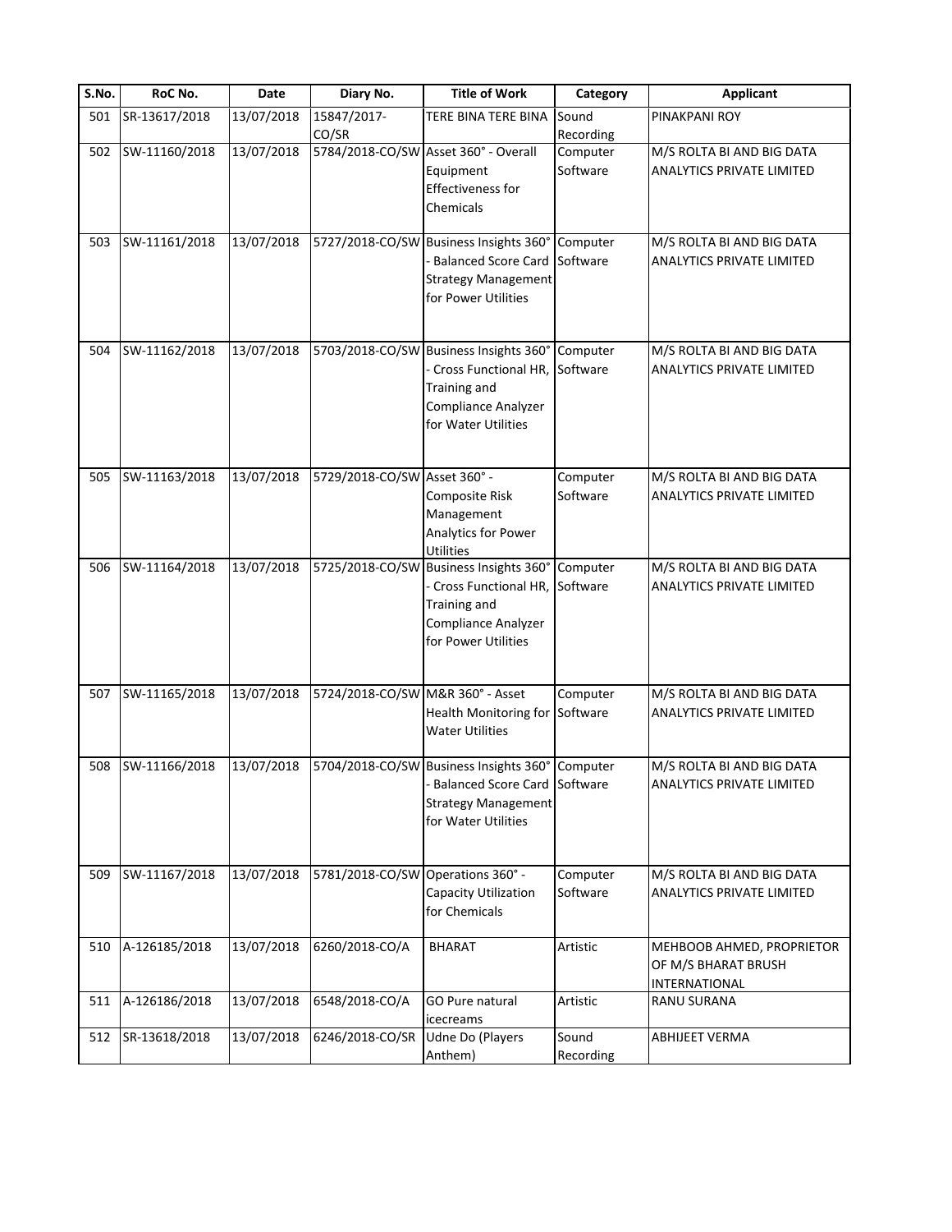| S.No. | RoC No. | Date | Diary No. | Title of Work | Category | Applicant |
| --- | --- | --- | --- | --- | --- | --- |
| 501 | SR-13617/2018 | 13/07/2018 | 15847/2017-CO/SR | TERE BINA TERE BINA | Sound Recording | PINAKPANI ROY |
| 502 | SW-11160/2018 | 13/07/2018 | 5784/2018-CO/SW | Asset 360° - Overall Equipment Effectiveness for Chemicals | Computer Software | M/S ROLTA BI AND BIG DATA ANALYTICS PRIVATE LIMITED |
| 503 | SW-11161/2018 | 13/07/2018 | 5727/2018-CO/SW | Business Insights 360° - Balanced Score Card Strategy Management for Power Utilities | Computer Software | M/S ROLTA BI AND BIG DATA ANALYTICS PRIVATE LIMITED |
| 504 | SW-11162/2018 | 13/07/2018 | 5703/2018-CO/SW | Business Insights 360° - Cross Functional HR, Training and Compliance Analyzer for Water Utilities | Computer Software | M/S ROLTA BI AND BIG DATA ANALYTICS PRIVATE LIMITED |
| 505 | SW-11163/2018 | 13/07/2018 | 5729/2018-CO/SW | Asset 360° - Composite Risk Management Analytics for Power Utilities | Computer Software | M/S ROLTA BI AND BIG DATA ANALYTICS PRIVATE LIMITED |
| 506 | SW-11164/2018 | 13/07/2018 | 5725/2018-CO/SW | Business Insights 360° - Cross Functional HR, Training and Compliance Analyzer for Power Utilities | Computer Software | M/S ROLTA BI AND BIG DATA ANALYTICS PRIVATE LIMITED |
| 507 | SW-11165/2018 | 13/07/2018 | 5724/2018-CO/SW | M&R 360° - Asset Health Monitoring for Water Utilities | Computer Software | M/S ROLTA BI AND BIG DATA ANALYTICS PRIVATE LIMITED |
| 508 | SW-11166/2018 | 13/07/2018 | 5704/2018-CO/SW | Business Insights 360° - Balanced Score Card Strategy Management for Water Utilities | Computer Software | M/S ROLTA BI AND BIG DATA ANALYTICS PRIVATE LIMITED |
| 509 | SW-11167/2018 | 13/07/2018 | 5781/2018-CO/SW | Operations 360° - Capacity Utilization for Chemicals | Computer Software | M/S ROLTA BI AND BIG DATA ANALYTICS PRIVATE LIMITED |
| 510 | A-126185/2018 | 13/07/2018 | 6260/2018-CO/A | BHARAT | Artistic | MEHBOOB AHMED, PROPRIETOR OF M/S BHARAT BRUSH INTERNATIONAL |
| 511 | A-126186/2018 | 13/07/2018 | 6548/2018-CO/A | GO Pure natural icecreams | Artistic | RANU SURANA |
| 512 | SR-13618/2018 | 13/07/2018 | 6246/2018-CO/SR | Udne Do (Players Anthem) | Sound Recording | ABHIJEET VERMA |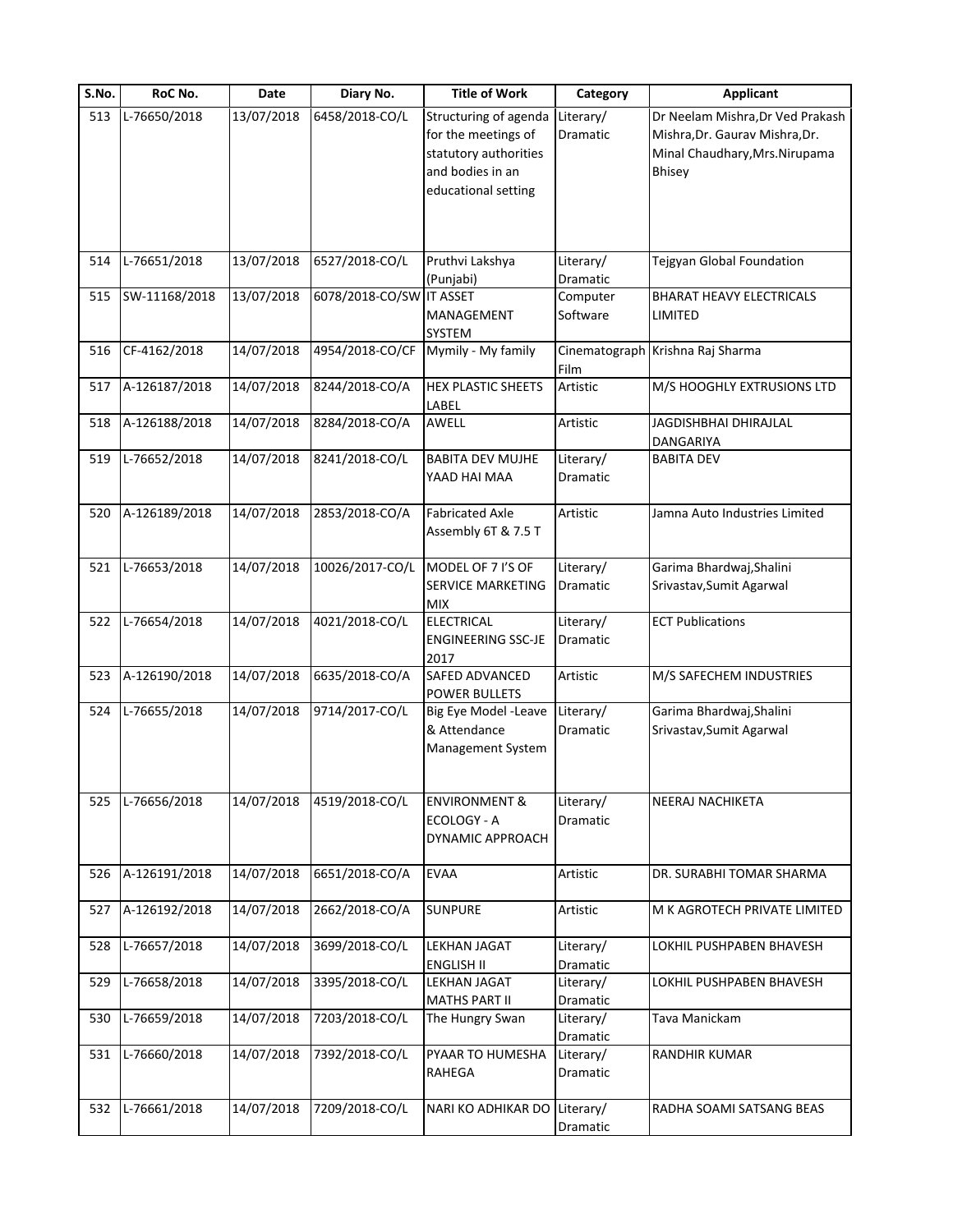| S.No. | RoC No. | Date | Diary No. | Title of Work | Category | Applicant |
|---|---|---|---|---|---|---|
| 513 | L-76650/2018 | 13/07/2018 | 6458/2018-CO/L | Structuring of agenda for the meetings of statutory authorities and bodies in an educational setting | Literary/ Dramatic | Dr Neelam Mishra,Dr Ved Prakash Mishra,Dr. Gaurav Mishra,Dr. Minal Chaudhary,Mrs.Nirupama Bhisey |
| 514 | L-76651/2018 | 13/07/2018 | 6527/2018-CO/L | Pruthvi Lakshya (Punjabi) | Literary/ Dramatic | Tejgyan Global Foundation |
| 515 | SW-11168/2018 | 13/07/2018 | 6078/2018-CO/SW | IT ASSET MANAGEMENT SYSTEM | Computer Software | BHARAT HEAVY ELECTRICALS LIMITED |
| 516 | CF-4162/2018 | 14/07/2018 | 4954/2018-CO/CF | Mymily - My family | Cinematograph Film | Krishna Raj Sharma |
| 517 | A-126187/2018 | 14/07/2018 | 8244/2018-CO/A | HEX PLASTIC SHEETS LABEL | Artistic | M/S HOOGHLY EXTRUSIONS LTD |
| 518 | A-126188/2018 | 14/07/2018 | 8284/2018-CO/A | AWELL | Artistic | JAGDISHBHAI DHIRAJLAL DANGARIYA |
| 519 | L-76652/2018 | 14/07/2018 | 8241/2018-CO/L | BABITA DEV MUJHE YAAD HAI MAA | Literary/ Dramatic | BABITA DEV |
| 520 | A-126189/2018 | 14/07/2018 | 2853/2018-CO/A | Fabricated Axle Assembly 6T & 7.5 T | Artistic | Jamna Auto Industries Limited |
| 521 | L-76653/2018 | 14/07/2018 | 10026/2017-CO/L | MODEL OF 7 I'S OF SERVICE MARKETING MIX | Literary/ Dramatic | Garima Bhardwaj,Shalini Srivastav,Sumit Agarwal |
| 522 | L-76654/2018 | 14/07/2018 | 4021/2018-CO/L | ELECTRICAL ENGINEERING SSC-JE 2017 | Literary/ Dramatic | ECT Publications |
| 523 | A-126190/2018 | 14/07/2018 | 6635/2018-CO/A | SAFED ADVANCED POWER BULLETS | Artistic | M/S SAFECHEM INDUSTRIES |
| 524 | L-76655/2018 | 14/07/2018 | 9714/2017-CO/L | Big Eye Model -Leave & Attendance Management System | Literary/ Dramatic | Garima Bhardwaj,Shalini Srivastav,Sumit Agarwal |
| 525 | L-76656/2018 | 14/07/2018 | 4519/2018-CO/L | ENVIRONMENT & ECOLOGY - A DYNAMIC APPROACH | Literary/ Dramatic | NEERAJ NACHIKETA |
| 526 | A-126191/2018 | 14/07/2018 | 6651/2018-CO/A | EVAA | Artistic | DR. SURABHI TOMAR SHARMA |
| 527 | A-126192/2018 | 14/07/2018 | 2662/2018-CO/A | SUNPURE | Artistic | M K AGROTECH PRIVATE LIMITED |
| 528 | L-76657/2018 | 14/07/2018 | 3699/2018-CO/L | LEKHAN JAGAT ENGLISH II | Literary/ Dramatic | LOKHIL PUSHPABEN BHAVESH |
| 529 | L-76658/2018 | 14/07/2018 | 3395/2018-CO/L | LEKHAN JAGAT MATHS PART II | Literary/ Dramatic | LOKHIL PUSHPABEN BHAVESH |
| 530 | L-76659/2018 | 14/07/2018 | 7203/2018-CO/L | The Hungry Swan | Literary/ Dramatic | Tava Manickam |
| 531 | L-76660/2018 | 14/07/2018 | 7392/2018-CO/L | PYAAR TO HUMESHA RAHEGA | Literary/ Dramatic | RANDHIR KUMAR |
| 532 | L-76661/2018 | 14/07/2018 | 7209/2018-CO/L | NARI KO ADHIKAR DO | Literary/ Dramatic | RADHA SOAMI SATSANG BEAS |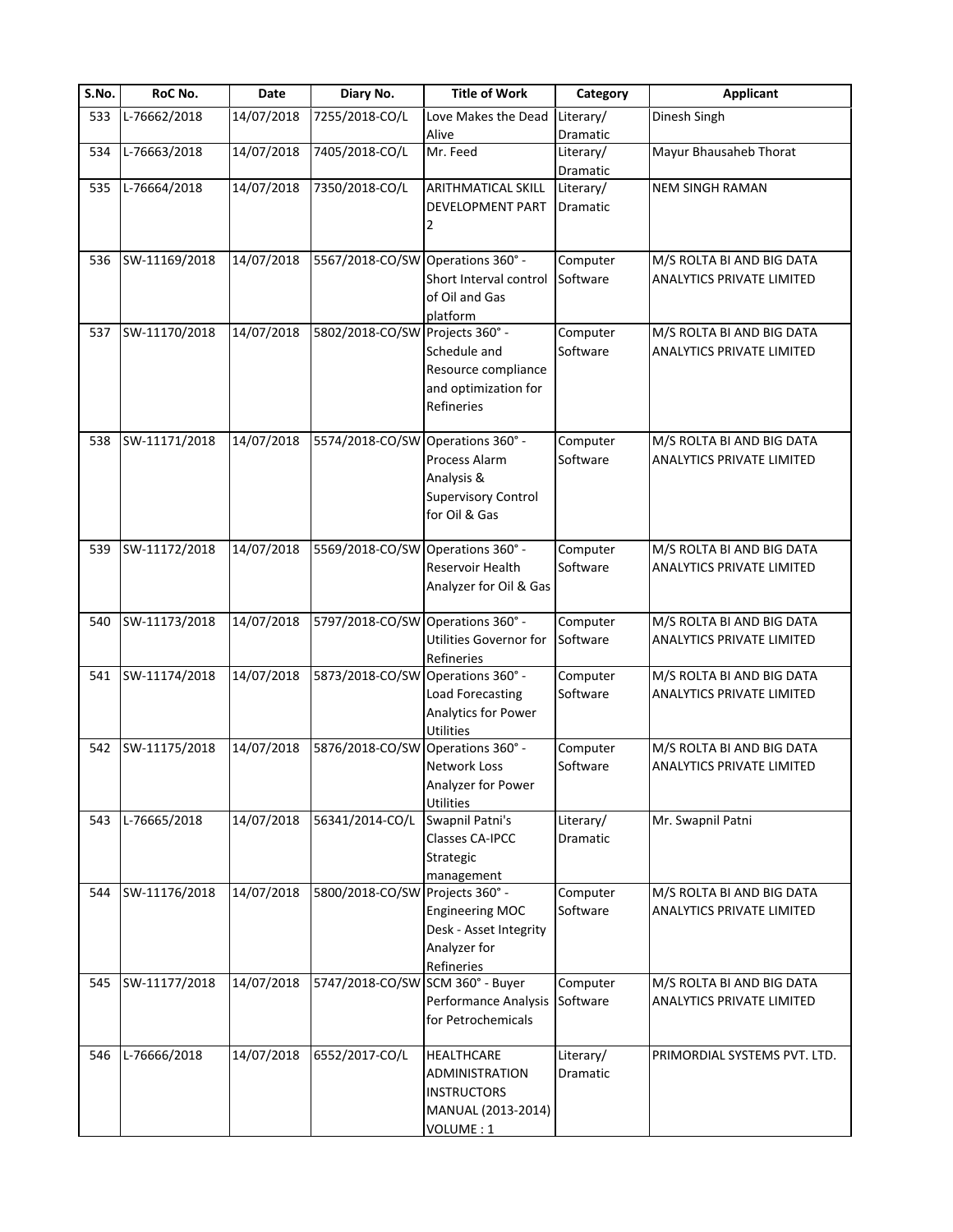| S.No. | RoC No. | Date | Diary No. | Title of Work | Category | Applicant |
|---|---|---|---|---|---|---|
| 533 | L-76662/2018 | 14/07/2018 | 7255/2018-CO/L | Love Makes the Dead Alive | Literary/ Dramatic | Dinesh Singh |
| 534 | L-76663/2018 | 14/07/2018 | 7405/2018-CO/L | Mr. Feed | Literary/ Dramatic | Mayur Bhausaheb Thorat |
| 535 | L-76664/2018 | 14/07/2018 | 7350/2018-CO/L | ARITHMATICAL SKILL DEVELOPMENT PART 2 | Literary/ Dramatic | NEM SINGH RAMAN |
| 536 | SW-11169/2018 | 14/07/2018 | 5567/2018-CO/SW | Operations 360° - Short Interval control of Oil and Gas platform | Computer Software | M/S ROLTA BI AND BIG DATA ANALYTICS PRIVATE LIMITED |
| 537 | SW-11170/2018 | 14/07/2018 | 5802/2018-CO/SW | Projects 360° - Schedule and Resource compliance and optimization for Refineries | Computer Software | M/S ROLTA BI AND BIG DATA ANALYTICS PRIVATE LIMITED |
| 538 | SW-11171/2018 | 14/07/2018 | 5574/2018-CO/SW | Operations 360° - Process Alarm Analysis & Supervisory Control for Oil & Gas | Computer Software | M/S ROLTA BI AND BIG DATA ANALYTICS PRIVATE LIMITED |
| 539 | SW-11172/2018 | 14/07/2018 | 5569/2018-CO/SW | Operations 360° - Reservoir Health Analyzer for Oil & Gas | Computer Software | M/S ROLTA BI AND BIG DATA ANALYTICS PRIVATE LIMITED |
| 540 | SW-11173/2018 | 14/07/2018 | 5797/2018-CO/SW | Operations 360° - Utilities Governor for Refineries | Computer Software | M/S ROLTA BI AND BIG DATA ANALYTICS PRIVATE LIMITED |
| 541 | SW-11174/2018 | 14/07/2018 | 5873/2018-CO/SW | Operations 360° - Load Forecasting Analytics for Power Utilities | Computer Software | M/S ROLTA BI AND BIG DATA ANALYTICS PRIVATE LIMITED |
| 542 | SW-11175/2018 | 14/07/2018 | 5876/2018-CO/SW | Operations 360° - Network Loss Analyzer for Power Utilities | Computer Software | M/S ROLTA BI AND BIG DATA ANALYTICS PRIVATE LIMITED |
| 543 | L-76665/2018 | 14/07/2018 | 56341/2014-CO/L | Swapnil Patni's Classes CA-IPCC Strategic management | Literary/ Dramatic | Mr. Swapnil Patni |
| 544 | SW-11176/2018 | 14/07/2018 | 5800/2018-CO/SW | Projects 360° - Engineering MOC Desk - Asset Integrity Analyzer for Refineries | Computer Software | M/S ROLTA BI AND BIG DATA ANALYTICS PRIVATE LIMITED |
| 545 | SW-11177/2018 | 14/07/2018 | 5747/2018-CO/SW | SCM 360° - Buyer Performance Analysis for Petrochemicals | Computer Software | M/S ROLTA BI AND BIG DATA ANALYTICS PRIVATE LIMITED |
| 546 | L-76666/2018 | 14/07/2018 | 6552/2017-CO/L | HEALTHCARE ADMINISTRATION INSTRUCTORS MANUAL (2013-2014) VOLUME : 1 | Literary/ Dramatic | PRIMORDIAL SYSTEMS PVT. LTD. |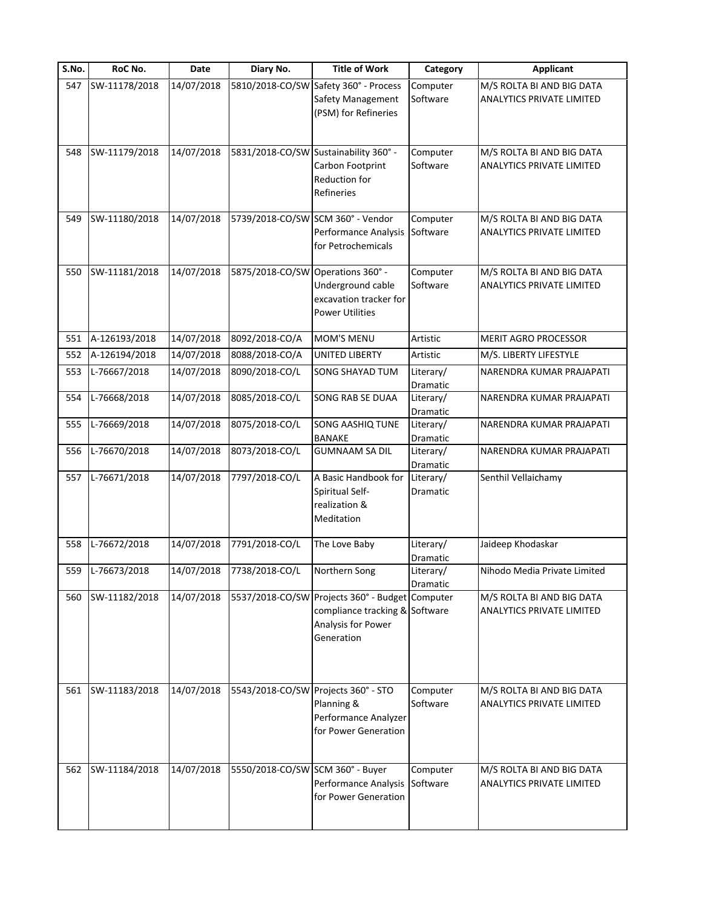| S.No. | RoC No. | Date | Diary No. | Title of Work | Category | Applicant |
|---|---|---|---|---|---|---|
| 547 | SW-11178/2018 | 14/07/2018 | 5810/2018-CO/SW | Safety 360° - Process Safety Management (PSM) for Refineries | Computer Software | M/S ROLTA BI AND BIG DATA ANALYTICS PRIVATE LIMITED |
| 548 | SW-11179/2018 | 14/07/2018 | 5831/2018-CO/SW | Sustainability 360° - Carbon Footprint Reduction for Refineries | Computer Software | M/S ROLTA BI AND BIG DATA ANALYTICS PRIVATE LIMITED |
| 549 | SW-11180/2018 | 14/07/2018 | 5739/2018-CO/SW | SCM 360° - Vendor Performance Analysis for Petrochemicals | Computer Software | M/S ROLTA BI AND BIG DATA ANALYTICS PRIVATE LIMITED |
| 550 | SW-11181/2018 | 14/07/2018 | 5875/2018-CO/SW | Operations 360° - Underground cable excavation tracker for Power Utilities | Computer Software | M/S ROLTA BI AND BIG DATA ANALYTICS PRIVATE LIMITED |
| 551 | A-126193/2018 | 14/07/2018 | 8092/2018-CO/A | MOM'S MENU | Artistic | MERIT AGRO PROCESSOR |
| 552 | A-126194/2018 | 14/07/2018 | 8088/2018-CO/A | UNITED LIBERTY | Artistic | M/S. LIBERTY LIFESTYLE |
| 553 | L-76667/2018 | 14/07/2018 | 8090/2018-CO/L | SONG SHAYAD TUM | Literary/ Dramatic | NARENDRA KUMAR PRAJAPATI |
| 554 | L-76668/2018 | 14/07/2018 | 8085/2018-CO/L | SONG RAB SE DUAA | Literary/ Dramatic | NARENDRA KUMAR PRAJAPATI |
| 555 | L-76669/2018 | 14/07/2018 | 8075/2018-CO/L | SONG AASHIQ TUNE BANAKE | Literary/ Dramatic | NARENDRA KUMAR PRAJAPATI |
| 556 | L-76670/2018 | 14/07/2018 | 8073/2018-CO/L | GUMNAAM SA DIL | Literary/ Dramatic | NARENDRA KUMAR PRAJAPATI |
| 557 | L-76671/2018 | 14/07/2018 | 7797/2018-CO/L | A Basic Handbook for Spiritual Self-realization & Meditation | Literary/ Dramatic | Senthil Vellaichamy |
| 558 | L-76672/2018 | 14/07/2018 | 7791/2018-CO/L | The Love Baby | Literary/ Dramatic | Jaideep Khodaskar |
| 559 | L-76673/2018 | 14/07/2018 | 7738/2018-CO/L | Northern Song | Literary/ Dramatic | Nihodo Media Private Limited |
| 560 | SW-11182/2018 | 14/07/2018 | 5537/2018-CO/SW | Projects 360° - Budget compliance tracking & Analysis for Power Generation | Computer Software | M/S ROLTA BI AND BIG DATA ANALYTICS PRIVATE LIMITED |
| 561 | SW-11183/2018 | 14/07/2018 | 5543/2018-CO/SW | Projects 360° - STO Planning & Performance Analyzer for Power Generation | Computer Software | M/S ROLTA BI AND BIG DATA ANALYTICS PRIVATE LIMITED |
| 562 | SW-11184/2018 | 14/07/2018 | 5550/2018-CO/SW | SCM 360° - Buyer Performance Analysis for Power Generation | Computer Software | M/S ROLTA BI AND BIG DATA ANALYTICS PRIVATE LIMITED |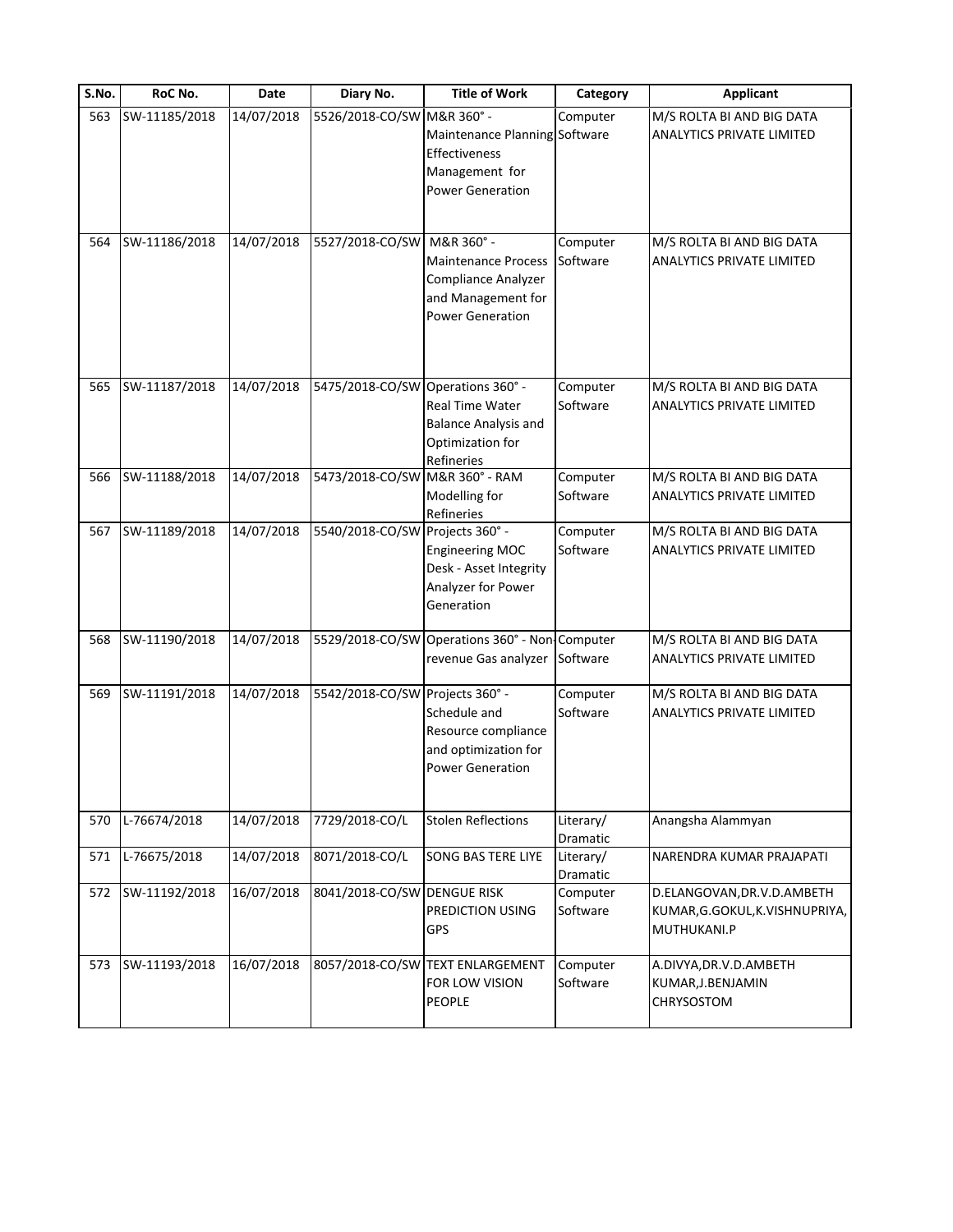| S.No. | RoC No. | Date | Diary No. | Title of Work | Category | Applicant |
|---|---|---|---|---|---|---|
| 563 | SW-11185/2018 | 14/07/2018 | 5526/2018-CO/SW | M&R 360° - Maintenance Planning Effectiveness Management for Power Generation | Computer Software | M/S ROLTA BI AND BIG DATA ANALYTICS PRIVATE LIMITED |
| 564 | SW-11186/2018 | 14/07/2018 | 5527/2018-CO/SW | M&R 360° - Maintenance Process Compliance Analyzer and Management for Power Generation | Computer Software | M/S ROLTA BI AND BIG DATA ANALYTICS PRIVATE LIMITED |
| 565 | SW-11187/2018 | 14/07/2018 | 5475/2018-CO/SW | Operations 360° - Real Time Water Balance Analysis and Optimization for Refineries | Computer Software | M/S ROLTA BI AND BIG DATA ANALYTICS PRIVATE LIMITED |
| 566 | SW-11188/2018 | 14/07/2018 | 5473/2018-CO/SW | M&R 360° - RAM Modelling for Refineries | Computer Software | M/S ROLTA BI AND BIG DATA ANALYTICS PRIVATE LIMITED |
| 567 | SW-11189/2018 | 14/07/2018 | 5540/2018-CO/SW | Projects 360° - Engineering MOC Desk - Asset Integrity Analyzer for Power Generation | Computer Software | M/S ROLTA BI AND BIG DATA ANALYTICS PRIVATE LIMITED |
| 568 | SW-11190/2018 | 14/07/2018 | 5529/2018-CO/SW | Operations 360° - Non-revenue Gas analyzer | Computer Software | M/S ROLTA BI AND BIG DATA ANALYTICS PRIVATE LIMITED |
| 569 | SW-11191/2018 | 14/07/2018 | 5542/2018-CO/SW | Projects 360° - Schedule and Resource compliance and optimization for Power Generation | Computer Software | M/S ROLTA BI AND BIG DATA ANALYTICS PRIVATE LIMITED |
| 570 | L-76674/2018 | 14/07/2018 | 7729/2018-CO/L | Stolen Reflections | Literary/ Dramatic | Anangsha Alammyan |
| 571 | L-76675/2018 | 14/07/2018 | 8071/2018-CO/L | SONG BAS TERE LIYE | Literary/ Dramatic | NARENDRA KUMAR PRAJAPATI |
| 572 | SW-11192/2018 | 16/07/2018 | 8041/2018-CO/SW | DENGUE RISK PREDICTION USING GPS | Computer Software | D.ELANGOVAN,DR.V.D.AMBETH KUMAR,G.GOKUL,K.VISHNUPRIYA, MUTHUKANI.P |
| 573 | SW-11193/2018 | 16/07/2018 | 8057/2018-CO/SW | TEXT ENLARGEMENT FOR LOW VISION PEOPLE | Computer Software | A.DIVYA,DR.V.D.AMBETH KUMAR,J.BENJAMIN CHRYSOSTOM |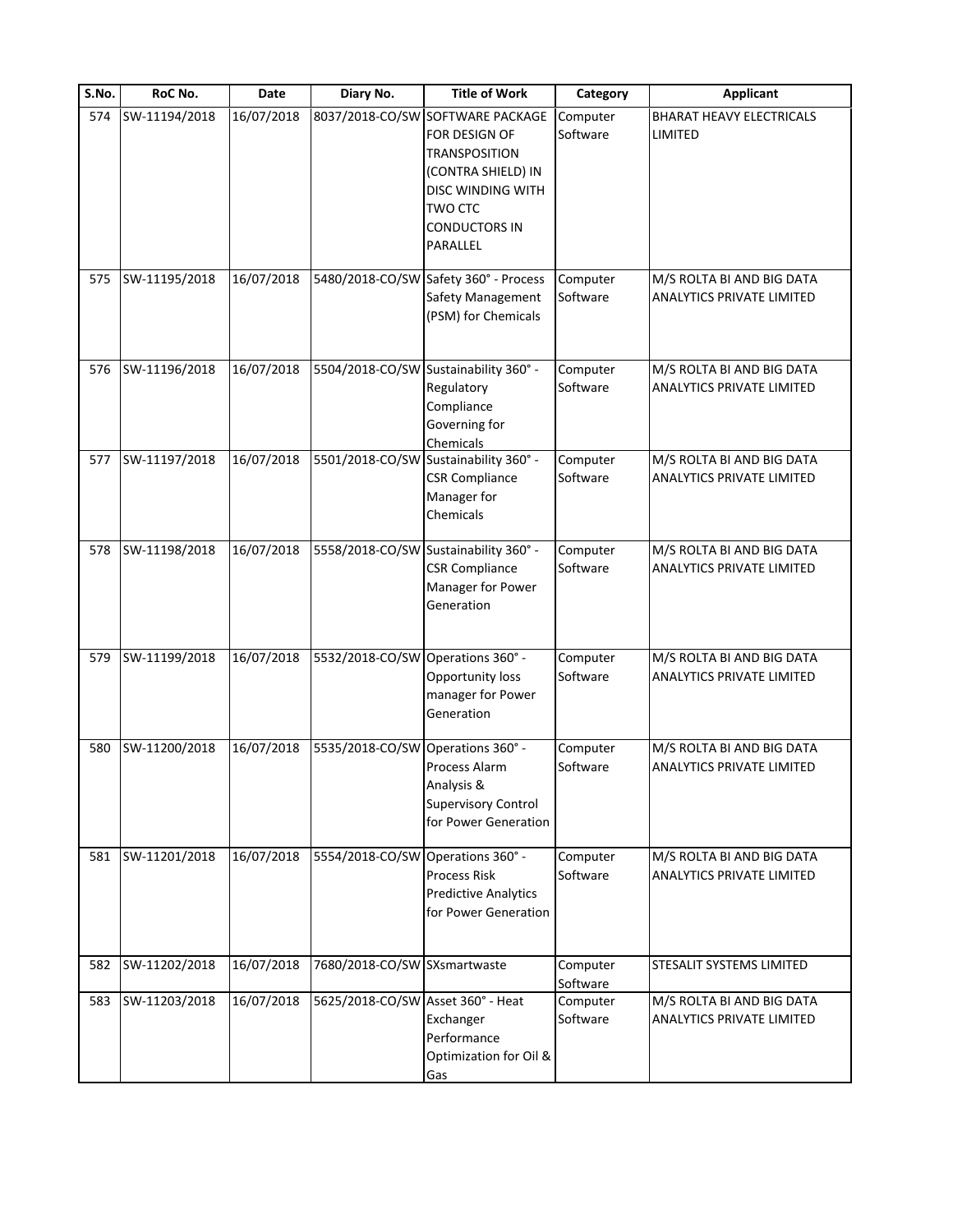| S.No. | RoC No. | Date | Diary No. | Title of Work | Category | Applicant |
| --- | --- | --- | --- | --- | --- | --- |
| 574 | SW-11194/2018 | 16/07/2018 | 8037/2018-CO/SW | SOFTWARE PACKAGE FOR DESIGN OF TRANSPOSITION (CONTRA SHIELD) IN DISC WINDING WITH TWO CTC CONDUCTORS IN PARALLEL | Computer Software | BHARAT HEAVY ELECTRICALS LIMITED |
| 575 | SW-11195/2018 | 16/07/2018 | 5480/2018-CO/SW | Safety 360° - Process Safety Management (PSM) for Chemicals | Computer Software | M/S ROLTA BI AND BIG DATA ANALYTICS PRIVATE LIMITED |
| 576 | SW-11196/2018 | 16/07/2018 | 5504/2018-CO/SW | Sustainability 360° - Regulatory Compliance Governing for Chemicals | Computer Software | M/S ROLTA BI AND BIG DATA ANALYTICS PRIVATE LIMITED |
| 577 | SW-11197/2018 | 16/07/2018 | 5501/2018-CO/SW | Sustainability 360° - CSR Compliance Manager for Chemicals | Computer Software | M/S ROLTA BI AND BIG DATA ANALYTICS PRIVATE LIMITED |
| 578 | SW-11198/2018 | 16/07/2018 | 5558/2018-CO/SW | Sustainability 360° - CSR Compliance Manager for Power Generation | Computer Software | M/S ROLTA BI AND BIG DATA ANALYTICS PRIVATE LIMITED |
| 579 | SW-11199/2018 | 16/07/2018 | 5532/2018-CO/SW | Operations 360° - Opportunity loss manager for Power Generation | Computer Software | M/S ROLTA BI AND BIG DATA ANALYTICS PRIVATE LIMITED |
| 580 | SW-11200/2018 | 16/07/2018 | 5535/2018-CO/SW | Operations 360° - Process Alarm Analysis & Supervisory Control for Power Generation | Computer Software | M/S ROLTA BI AND BIG DATA ANALYTICS PRIVATE LIMITED |
| 581 | SW-11201/2018 | 16/07/2018 | 5554/2018-CO/SW | Operations 360° - Process Risk Predictive Analytics for Power Generation | Computer Software | M/S ROLTA BI AND BIG DATA ANALYTICS PRIVATE LIMITED |
| 582 | SW-11202/2018 | 16/07/2018 | 7680/2018-CO/SW | SXsmartwaste | Computer Software | STESALIT SYSTEMS LIMITED |
| 583 | SW-11203/2018 | 16/07/2018 | 5625/2018-CO/SW | Asset 360° - Heat Exchanger Performance Optimization for Oil & Gas | Computer Software | M/S ROLTA BI AND BIG DATA ANALYTICS PRIVATE LIMITED |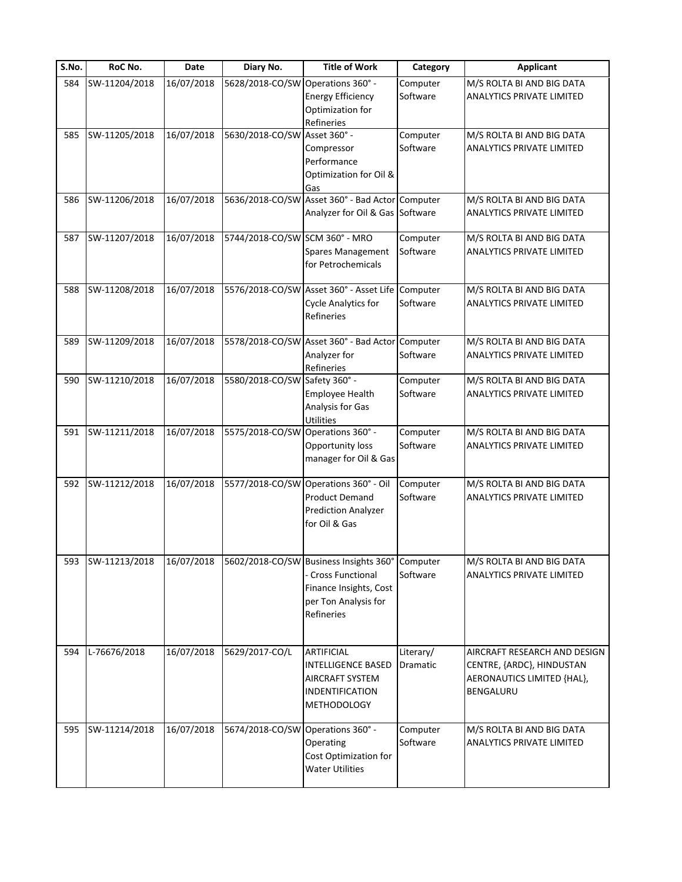| S.No. | RoC No. | Date | Diary No. | Title of Work | Category | Applicant |
|---|---|---|---|---|---|---|
| 584 | SW-11204/2018 | 16/07/2018 | 5628/2018-CO/SW | Operations 360° - Energy Efficiency Optimization for Refineries | Computer Software | M/S ROLTA BI AND BIG DATA ANALYTICS PRIVATE LIMITED |
| 585 | SW-11205/2018 | 16/07/2018 | 5630/2018-CO/SW | Asset 360° - Compressor Performance Optimization for Oil & Gas | Computer Software | M/S ROLTA BI AND BIG DATA ANALYTICS PRIVATE LIMITED |
| 586 | SW-11206/2018 | 16/07/2018 | 5636/2018-CO/SW | Asset 360° - Bad Actor Analyzer for Oil & Gas | Computer Software | M/S ROLTA BI AND BIG DATA ANALYTICS PRIVATE LIMITED |
| 587 | SW-11207/2018 | 16/07/2018 | 5744/2018-CO/SW | SCM 360° - MRO Spares Management for Petrochemicals | Computer Software | M/S ROLTA BI AND BIG DATA ANALYTICS PRIVATE LIMITED |
| 588 | SW-11208/2018 | 16/07/2018 | 5576/2018-CO/SW | Asset 360° - Asset Life Cycle Analytics for Refineries | Computer Software | M/S ROLTA BI AND BIG DATA ANALYTICS PRIVATE LIMITED |
| 589 | SW-11209/2018 | 16/07/2018 | 5578/2018-CO/SW | Asset 360° - Bad Actor Analyzer for Refineries | Computer Software | M/S ROLTA BI AND BIG DATA ANALYTICS PRIVATE LIMITED |
| 590 | SW-11210/2018 | 16/07/2018 | 5580/2018-CO/SW | Safety 360° - Employee Health Analysis for Gas Utilities | Computer Software | M/S ROLTA BI AND BIG DATA ANALYTICS PRIVATE LIMITED |
| 591 | SW-11211/2018 | 16/07/2018 | 5575/2018-CO/SW | Operations 360° - Opportunity loss manager for Oil & Gas | Computer Software | M/S ROLTA BI AND BIG DATA ANALYTICS PRIVATE LIMITED |
| 592 | SW-11212/2018 | 16/07/2018 | 5577/2018-CO/SW | Operations 360° - Oil Product Demand Prediction Analyzer for Oil & Gas | Computer Software | M/S ROLTA BI AND BIG DATA ANALYTICS PRIVATE LIMITED |
| 593 | SW-11213/2018 | 16/07/2018 | 5602/2018-CO/SW | Business Insights 360° - Cross Functional Finance Insights, Cost per Ton Analysis for Refineries | Computer Software | M/S ROLTA BI AND BIG DATA ANALYTICS PRIVATE LIMITED |
| 594 | L-76676/2018 | 16/07/2018 | 5629/2017-CO/L | ARTIFICIAL INTELLIGENCE BASED AIRCRAFT SYSTEM INDENTIFICATION METHODOLOGY | Literary/ Dramatic | AIRCRAFT RESEARCH AND DESIGN CENTRE, {ARDC}, HINDUSTAN AERONAUTICS LIMITED {HAL}, BENGALURU |
| 595 | SW-11214/2018 | 16/07/2018 | 5674/2018-CO/SW | Operations 360° - Operating Cost Optimization for Water Utilities | Computer Software | M/S ROLTA BI AND BIG DATA ANALYTICS PRIVATE LIMITED |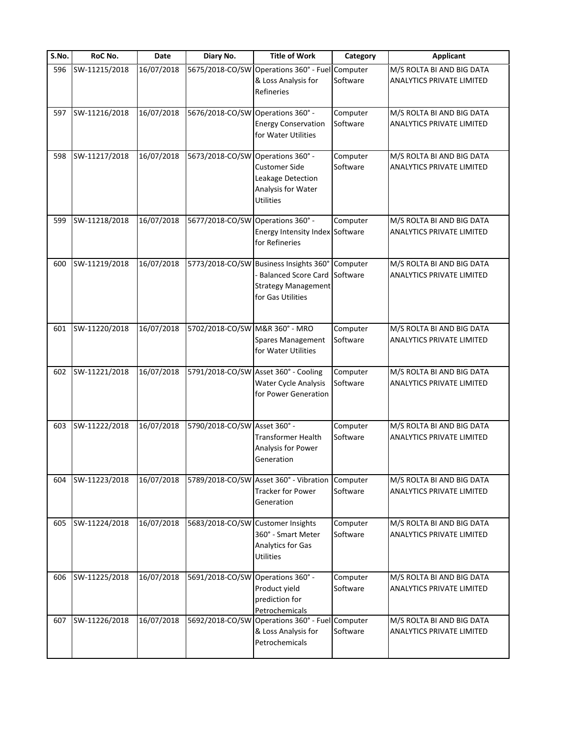| S.No. | RoC No. | Date | Diary No. | Title of Work | Category | Applicant |
|---|---|---|---|---|---|---|
| 596 | SW-11215/2018 | 16/07/2018 | 5675/2018-CO/SW | Operations 360° - Fuel & Loss Analysis for Refineries | Computer Software | M/S ROLTA BI AND BIG DATA ANALYTICS PRIVATE LIMITED |
| 597 | SW-11216/2018 | 16/07/2018 | 5676/2018-CO/SW | Operations 360° - Energy Conservation for Water Utilities | Computer Software | M/S ROLTA BI AND BIG DATA ANALYTICS PRIVATE LIMITED |
| 598 | SW-11217/2018 | 16/07/2018 | 5673/2018-CO/SW | Operations 360° - Customer Side Leakage Detection Analysis for Water Utilities | Computer Software | M/S ROLTA BI AND BIG DATA ANALYTICS PRIVATE LIMITED |
| 599 | SW-11218/2018 | 16/07/2018 | 5677/2018-CO/SW | Operations 360° - Energy Intensity Index for Refineries | Computer Software | M/S ROLTA BI AND BIG DATA ANALYTICS PRIVATE LIMITED |
| 600 | SW-11219/2018 | 16/07/2018 | 5773/2018-CO/SW | Business Insights 360° - Balanced Score Card Strategy Management for Gas Utilities | Computer Software | M/S ROLTA BI AND BIG DATA ANALYTICS PRIVATE LIMITED |
| 601 | SW-11220/2018 | 16/07/2018 | 5702/2018-CO/SW | M&R 360° - MRO Spares Management for Water Utilities | Computer Software | M/S ROLTA BI AND BIG DATA ANALYTICS PRIVATE LIMITED |
| 602 | SW-11221/2018 | 16/07/2018 | 5791/2018-CO/SW | Asset 360° - Cooling Water Cycle Analysis for Power Generation | Computer Software | M/S ROLTA BI AND BIG DATA ANALYTICS PRIVATE LIMITED |
| 603 | SW-11222/2018 | 16/07/2018 | 5790/2018-CO/SW | Asset 360° - Transformer Health Analysis for Power Generation | Computer Software | M/S ROLTA BI AND BIG DATA ANALYTICS PRIVATE LIMITED |
| 604 | SW-11223/2018 | 16/07/2018 | 5789/2018-CO/SW | Asset 360° - Vibration Tracker for Power Generation | Computer Software | M/S ROLTA BI AND BIG DATA ANALYTICS PRIVATE LIMITED |
| 605 | SW-11224/2018 | 16/07/2018 | 5683/2018-CO/SW | Customer Insights 360° - Smart Meter Analytics for Gas Utilities | Computer Software | M/S ROLTA BI AND BIG DATA ANALYTICS PRIVATE LIMITED |
| 606 | SW-11225/2018 | 16/07/2018 | 5691/2018-CO/SW | Operations 360° - Product yield prediction for Petrochemicals | Computer Software | M/S ROLTA BI AND BIG DATA ANALYTICS PRIVATE LIMITED |
| 607 | SW-11226/2018 | 16/07/2018 | 5692/2018-CO/SW | Operations 360° - Fuel & Loss Analysis for Petrochemicals | Computer Software | M/S ROLTA BI AND BIG DATA ANALYTICS PRIVATE LIMITED |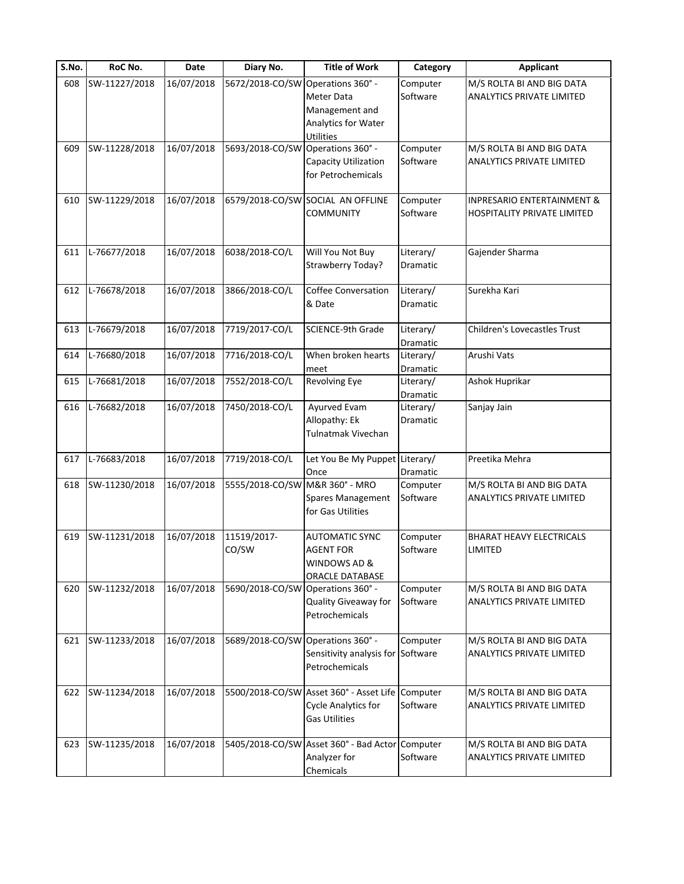| S.No. | RoC No. | Date | Diary No. | Title of Work | Category | Applicant |
|---|---|---|---|---|---|---|
| 608 | SW-11227/2018 | 16/07/2018 | 5672/2018-CO/SW | Operations 360° - Meter Data Management and Analytics for Water Utilities | Computer Software | M/S ROLTA BI AND BIG DATA ANALYTICS PRIVATE LIMITED |
| 609 | SW-11228/2018 | 16/07/2018 | 5693/2018-CO/SW | Operations 360° - Capacity Utilization for Petrochemicals | Computer Software | M/S ROLTA BI AND BIG DATA ANALYTICS PRIVATE LIMITED |
| 610 | SW-11229/2018 | 16/07/2018 | 6579/2018-CO/SW | SOCIAL AN OFFLINE COMMUNITY | Computer Software | INPRESARIO ENTERTAINMENT & HOSPITALITY PRIVATE LIMITED |
| 611 | L-76677/2018 | 16/07/2018 | 6038/2018-CO/L | Will You Not Buy Strawberry Today? | Literary/ Dramatic | Gajender Sharma |
| 612 | L-76678/2018 | 16/07/2018 | 3866/2018-CO/L | Coffee Conversation & Date | Literary/ Dramatic | Surekha Kari |
| 613 | L-76679/2018 | 16/07/2018 | 7719/2017-CO/L | SCIENCE-9th Grade | Literary/ Dramatic | Children's Lovecastles Trust |
| 614 | L-76680/2018 | 16/07/2018 | 7716/2018-CO/L | When broken hearts meet | Literary/ Dramatic | Arushi Vats |
| 615 | L-76681/2018 | 16/07/2018 | 7552/2018-CO/L | Revolving Eye | Literary/ Dramatic | Ashok Huprikar |
| 616 | L-76682/2018 | 16/07/2018 | 7450/2018-CO/L | Ayurved Evam Allopathy: Ek Tulnatmak Vivechan | Literary/ Dramatic | Sanjay Jain |
| 617 | L-76683/2018 | 16/07/2018 | 7719/2018-CO/L | Let You Be My Puppet Once | Literary/ Dramatic | Preetika Mehra |
| 618 | SW-11230/2018 | 16/07/2018 | 5555/2018-CO/SW | M&R 360° - MRO Spares Management for Gas Utilities | Computer Software | M/S ROLTA BI AND BIG DATA ANALYTICS PRIVATE LIMITED |
| 619 | SW-11231/2018 | 16/07/2018 | 11519/2017-CO/SW | AUTOMATIC SYNC AGENT FOR WINDOWS AD & ORACLE DATABASE | Computer Software | BHARAT HEAVY ELECTRICALS LIMITED |
| 620 | SW-11232/2018 | 16/07/2018 | 5690/2018-CO/SW | Operations 360° - Quality Giveaway for Petrochemicals | Computer Software | M/S ROLTA BI AND BIG DATA ANALYTICS PRIVATE LIMITED |
| 621 | SW-11233/2018 | 16/07/2018 | 5689/2018-CO/SW | Operations 360° - Sensitivity analysis for Petrochemicals | Computer Software | M/S ROLTA BI AND BIG DATA ANALYTICS PRIVATE LIMITED |
| 622 | SW-11234/2018 | 16/07/2018 | 5500/2018-CO/SW | Asset 360° - Asset Life Cycle Analytics for Gas Utilities | Computer Software | M/S ROLTA BI AND BIG DATA ANALYTICS PRIVATE LIMITED |
| 623 | SW-11235/2018 | 16/07/2018 | 5405/2018-CO/SW | Asset 360° - Bad Actor Analyzer for Chemicals | Computer Software | M/S ROLTA BI AND BIG DATA ANALYTICS PRIVATE LIMITED |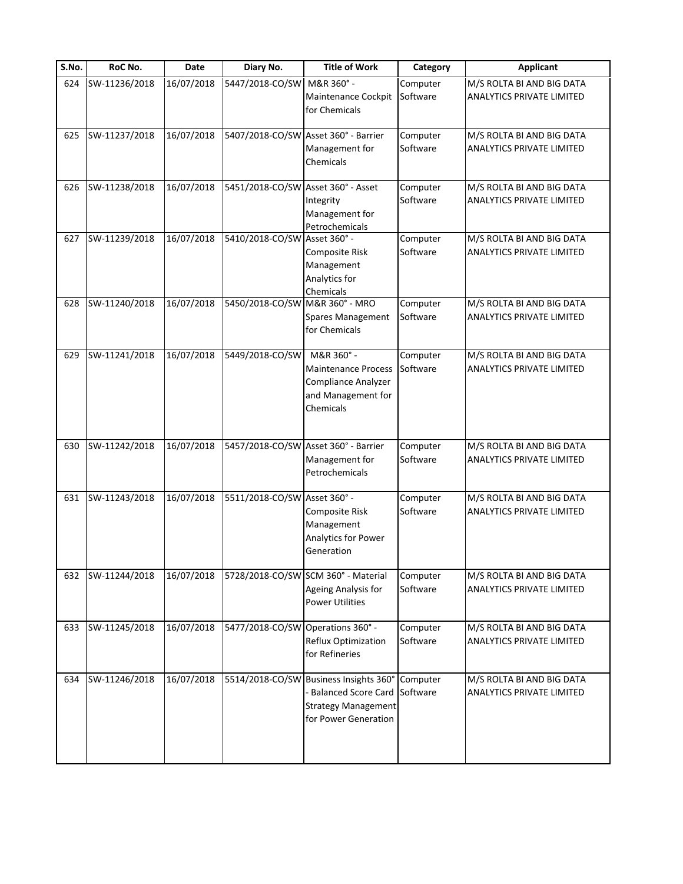| S.No. | RoC No. | Date | Diary No. | Title of Work | Category | Applicant |
|---|---|---|---|---|---|---|
| 624 | SW-11236/2018 | 16/07/2018 | 5447/2018-CO/SW | M&R 360° - Maintenance Cockpit for Chemicals | Computer Software | M/S ROLTA BI AND BIG DATA ANALYTICS PRIVATE LIMITED |
| 625 | SW-11237/2018 | 16/07/2018 | 5407/2018-CO/SW | Asset 360° - Barrier Management for Chemicals | Computer Software | M/S ROLTA BI AND BIG DATA ANALYTICS PRIVATE LIMITED |
| 626 | SW-11238/2018 | 16/07/2018 | 5451/2018-CO/SW | Asset 360° - Asset Integrity Management for Petrochemicals | Computer Software | M/S ROLTA BI AND BIG DATA ANALYTICS PRIVATE LIMITED |
| 627 | SW-11239/2018 | 16/07/2018 | 5410/2018-CO/SW | Asset 360° - Composite Risk Management Analytics for Chemicals | Computer Software | M/S ROLTA BI AND BIG DATA ANALYTICS PRIVATE LIMITED |
| 628 | SW-11240/2018 | 16/07/2018 | 5450/2018-CO/SW | M&R 360° - MRO Spares Management for Chemicals | Computer Software | M/S ROLTA BI AND BIG DATA ANALYTICS PRIVATE LIMITED |
| 629 | SW-11241/2018 | 16/07/2018 | 5449/2018-CO/SW | M&R 360° - Maintenance Process Compliance Analyzer and Management for Chemicals | Computer Software | M/S ROLTA BI AND BIG DATA ANALYTICS PRIVATE LIMITED |
| 630 | SW-11242/2018 | 16/07/2018 | 5457/2018-CO/SW | Asset 360° - Barrier Management for Petrochemicals | Computer Software | M/S ROLTA BI AND BIG DATA ANALYTICS PRIVATE LIMITED |
| 631 | SW-11243/2018 | 16/07/2018 | 5511/2018-CO/SW | Asset 360° - Composite Risk Management Analytics for Power Generation | Computer Software | M/S ROLTA BI AND BIG DATA ANALYTICS PRIVATE LIMITED |
| 632 | SW-11244/2018 | 16/07/2018 | 5728/2018-CO/SW | SCM 360° - Material Ageing Analysis for Power Utilities | Computer Software | M/S ROLTA BI AND BIG DATA ANALYTICS PRIVATE LIMITED |
| 633 | SW-11245/2018 | 16/07/2018 | 5477/2018-CO/SW | Operations 360° - Reflux Optimization for Refineries | Computer Software | M/S ROLTA BI AND BIG DATA ANALYTICS PRIVATE LIMITED |
| 634 | SW-11246/2018 | 16/07/2018 | 5514/2018-CO/SW | Business Insights 360° - Balanced Score Card Strategy Management for Power Generation | Computer Software | M/S ROLTA BI AND BIG DATA ANALYTICS PRIVATE LIMITED |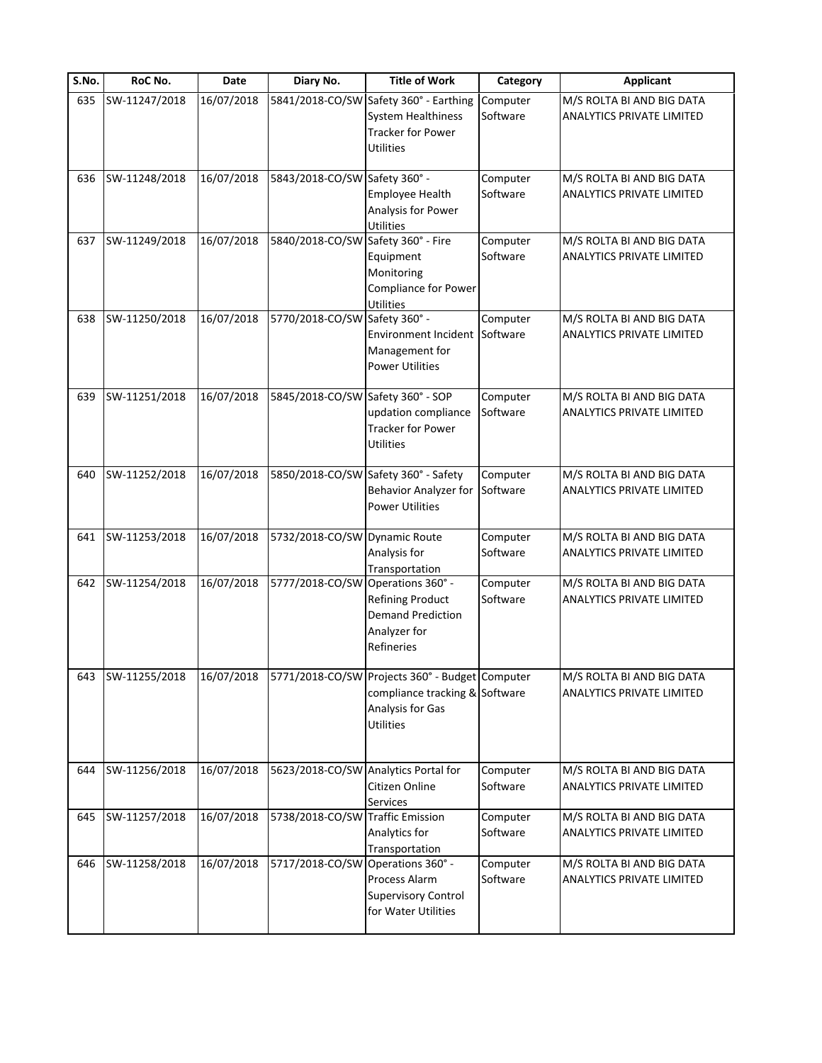| S.No. | RoC No. | Date | Diary No. | Title of Work | Category | Applicant |
|---|---|---|---|---|---|---|
| 635 | SW-11247/2018 | 16/07/2018 | 5841/2018-CO/SW | Safety 360° - Earthing System Healthiness Tracker for Power Utilities | Computer Software | M/S ROLTA BI AND BIG DATA ANALYTICS PRIVATE LIMITED |
| 636 | SW-11248/2018 | 16/07/2018 | 5843/2018-CO/SW | Safety 360° - Employee Health Analysis for Power Utilities | Computer Software | M/S ROLTA BI AND BIG DATA ANALYTICS PRIVATE LIMITED |
| 637 | SW-11249/2018 | 16/07/2018 | 5840/2018-CO/SW | Safety 360° - Fire Equipment Monitoring Compliance for Power Utilities | Computer Software | M/S ROLTA BI AND BIG DATA ANALYTICS PRIVATE LIMITED |
| 638 | SW-11250/2018 | 16/07/2018 | 5770/2018-CO/SW | Safety 360° - Environment Incident Management for Power Utilities | Computer Software | M/S ROLTA BI AND BIG DATA ANALYTICS PRIVATE LIMITED |
| 639 | SW-11251/2018 | 16/07/2018 | 5845/2018-CO/SW | Safety 360° - SOP updation compliance Tracker for Power Utilities | Computer Software | M/S ROLTA BI AND BIG DATA ANALYTICS PRIVATE LIMITED |
| 640 | SW-11252/2018 | 16/07/2018 | 5850/2018-CO/SW | Safety 360° - Safety Behavior Analyzer for Power Utilities | Computer Software | M/S ROLTA BI AND BIG DATA ANALYTICS PRIVATE LIMITED |
| 641 | SW-11253/2018 | 16/07/2018 | 5732/2018-CO/SW | Dynamic Route Analysis for Transportation | Computer Software | M/S ROLTA BI AND BIG DATA ANALYTICS PRIVATE LIMITED |
| 642 | SW-11254/2018 | 16/07/2018 | 5777/2018-CO/SW | Operations 360° - Refining Product Demand Prediction Analyzer for Refineries | Computer Software | M/S ROLTA BI AND BIG DATA ANALYTICS PRIVATE LIMITED |
| 643 | SW-11255/2018 | 16/07/2018 | 5771/2018-CO/SW | Projects 360° - Budget compliance tracking & Analysis for Gas Utilities | Computer Software | M/S ROLTA BI AND BIG DATA ANALYTICS PRIVATE LIMITED |
| 644 | SW-11256/2018 | 16/07/2018 | 5623/2018-CO/SW | Analytics Portal for Citizen Online Services | Computer Software | M/S ROLTA BI AND BIG DATA ANALYTICS PRIVATE LIMITED |
| 645 | SW-11257/2018 | 16/07/2018 | 5738/2018-CO/SW | Traffic Emission Analytics for Transportation | Computer Software | M/S ROLTA BI AND BIG DATA ANALYTICS PRIVATE LIMITED |
| 646 | SW-11258/2018 | 16/07/2018 | 5717/2018-CO/SW | Operations 360° - Process Alarm Supervisory Control for Water Utilities | Computer Software | M/S ROLTA BI AND BIG DATA ANALYTICS PRIVATE LIMITED |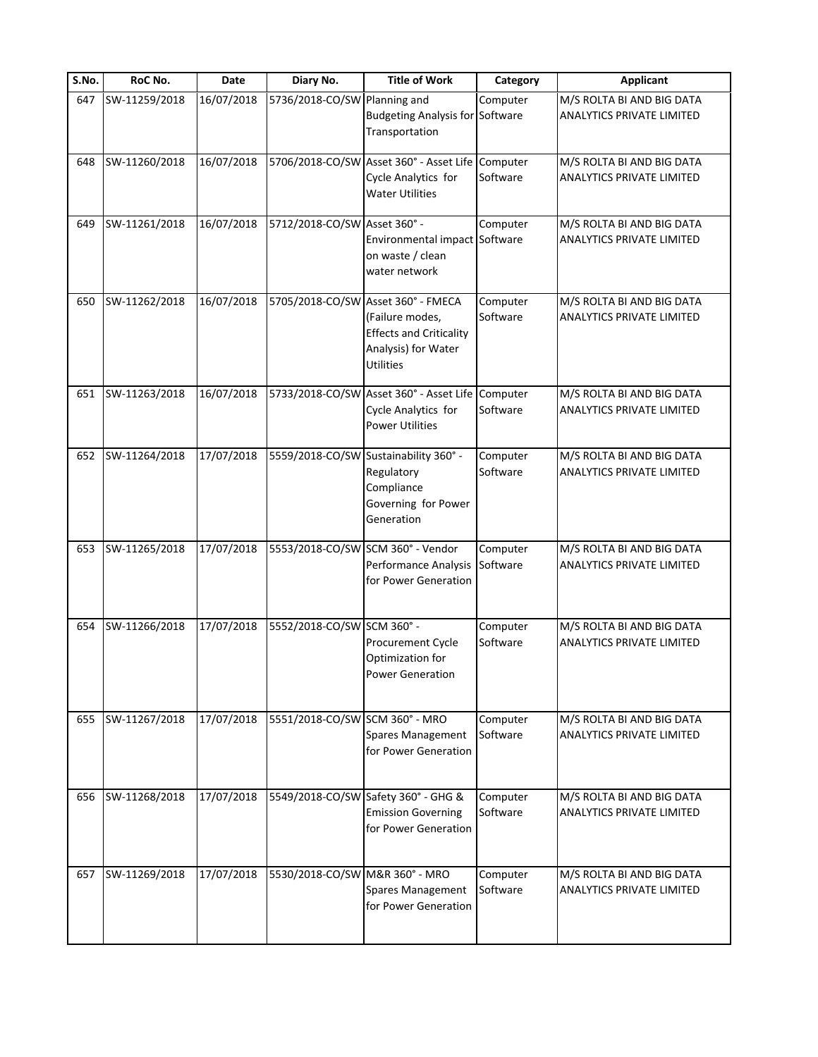| S.No. | RoC No. | Date | Diary No. | Title of Work | Category | Applicant |
|---|---|---|---|---|---|---|
| 647 | SW-11259/2018 | 16/07/2018 | 5736/2018-CO/SW | Planning and Budgeting Analysis for Transportation | Computer Software | M/S ROLTA BI AND BIG DATA ANALYTICS PRIVATE LIMITED |
| 648 | SW-11260/2018 | 16/07/2018 | 5706/2018-CO/SW | Asset 360° - Asset Life Cycle Analytics for Water Utilities | Computer Software | M/S ROLTA BI AND BIG DATA ANALYTICS PRIVATE LIMITED |
| 649 | SW-11261/2018 | 16/07/2018 | 5712/2018-CO/SW | Asset 360° - Environmental impact on waste / clean water network | Computer Software | M/S ROLTA BI AND BIG DATA ANALYTICS PRIVATE LIMITED |
| 650 | SW-11262/2018 | 16/07/2018 | 5705/2018-CO/SW | Asset 360° - FMECA (Failure modes, Effects and Criticality Analysis) for Water Utilities | Computer Software | M/S ROLTA BI AND BIG DATA ANALYTICS PRIVATE LIMITED |
| 651 | SW-11263/2018 | 16/07/2018 | 5733/2018-CO/SW | Asset 360° - Asset Life Cycle Analytics for Power Utilities | Computer Software | M/S ROLTA BI AND BIG DATA ANALYTICS PRIVATE LIMITED |
| 652 | SW-11264/2018 | 17/07/2018 | 5559/2018-CO/SW | Sustainability 360° - Regulatory Compliance Governing for Power Generation | Computer Software | M/S ROLTA BI AND BIG DATA ANALYTICS PRIVATE LIMITED |
| 653 | SW-11265/2018 | 17/07/2018 | 5553/2018-CO/SW | SCM 360° - Vendor Performance Analysis for Power Generation | Computer Software | M/S ROLTA BI AND BIG DATA ANALYTICS PRIVATE LIMITED |
| 654 | SW-11266/2018 | 17/07/2018 | 5552/2018-CO/SW | SCM 360° - Procurement Cycle Optimization for Power Generation | Computer Software | M/S ROLTA BI AND BIG DATA ANALYTICS PRIVATE LIMITED |
| 655 | SW-11267/2018 | 17/07/2018 | 5551/2018-CO/SW | SCM 360° - MRO Spares Management for Power Generation | Computer Software | M/S ROLTA BI AND BIG DATA ANALYTICS PRIVATE LIMITED |
| 656 | SW-11268/2018 | 17/07/2018 | 5549/2018-CO/SW | Safety 360° - GHG & Emission Governing for Power Generation | Computer Software | M/S ROLTA BI AND BIG DATA ANALYTICS PRIVATE LIMITED |
| 657 | SW-11269/2018 | 17/07/2018 | 5530/2018-CO/SW | M&R 360° - MRO Spares Management for Power Generation | Computer Software | M/S ROLTA BI AND BIG DATA ANALYTICS PRIVATE LIMITED |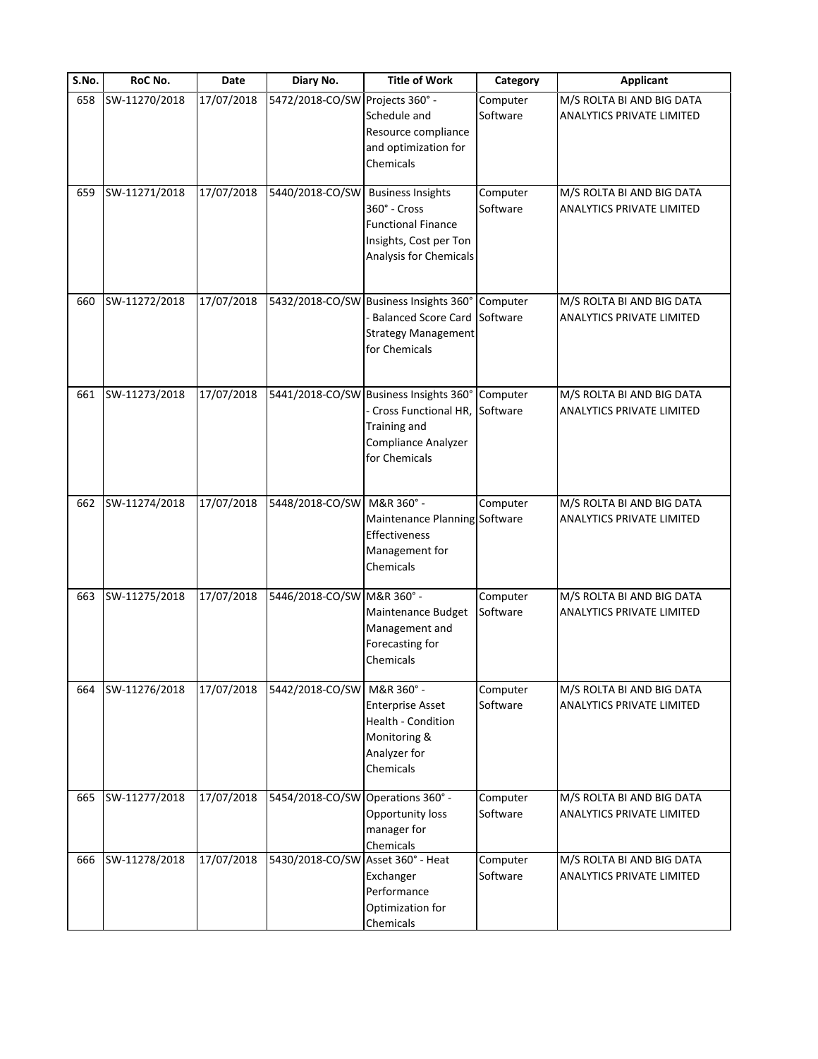| S.No. | RoC No. | Date | Diary No. | Title of Work | Category | Applicant |
|---|---|---|---|---|---|---|
| 658 | SW-11270/2018 | 17/07/2018 | 5472/2018-CO/SW | Projects 360° - Schedule and Resource compliance and optimization for Chemicals | Computer Software | M/S ROLTA BI AND BIG DATA ANALYTICS PRIVATE LIMITED |
| 659 | SW-11271/2018 | 17/07/2018 | 5440/2018-CO/SW | Business Insights 360° - Cross Functional Finance Insights, Cost per Ton Analysis for Chemicals | Computer Software | M/S ROLTA BI AND BIG DATA ANALYTICS PRIVATE LIMITED |
| 660 | SW-11272/2018 | 17/07/2018 | 5432/2018-CO/SW | Business Insights 360° - Balanced Score Card Strategy Management for Chemicals | Computer Software | M/S ROLTA BI AND BIG DATA ANALYTICS PRIVATE LIMITED |
| 661 | SW-11273/2018 | 17/07/2018 | 5441/2018-CO/SW | Business Insights 360° - Cross Functional HR, Training and Compliance Analyzer for Chemicals | Computer Software | M/S ROLTA BI AND BIG DATA ANALYTICS PRIVATE LIMITED |
| 662 | SW-11274/2018 | 17/07/2018 | 5448/2018-CO/SW | M&R 360° - Maintenance Planning Effectiveness Management for Chemicals | Computer Software | M/S ROLTA BI AND BIG DATA ANALYTICS PRIVATE LIMITED |
| 663 | SW-11275/2018 | 17/07/2018 | 5446/2018-CO/SW | M&R 360° - Maintenance Budget Management and Forecasting for Chemicals | Computer Software | M/S ROLTA BI AND BIG DATA ANALYTICS PRIVATE LIMITED |
| 664 | SW-11276/2018 | 17/07/2018 | 5442/2018-CO/SW | M&R 360° - Enterprise Asset Health - Condition Monitoring & Analyzer for Chemicals | Computer Software | M/S ROLTA BI AND BIG DATA ANALYTICS PRIVATE LIMITED |
| 665 | SW-11277/2018 | 17/07/2018 | 5454/2018-CO/SW | Operations 360° - Opportunity loss manager for Chemicals | Computer Software | M/S ROLTA BI AND BIG DATA ANALYTICS PRIVATE LIMITED |
| 666 | SW-11278/2018 | 17/07/2018 | 5430/2018-CO/SW | Asset 360° - Heat Exchanger Performance Optimization for Chemicals | Computer Software | M/S ROLTA BI AND BIG DATA ANALYTICS PRIVATE LIMITED |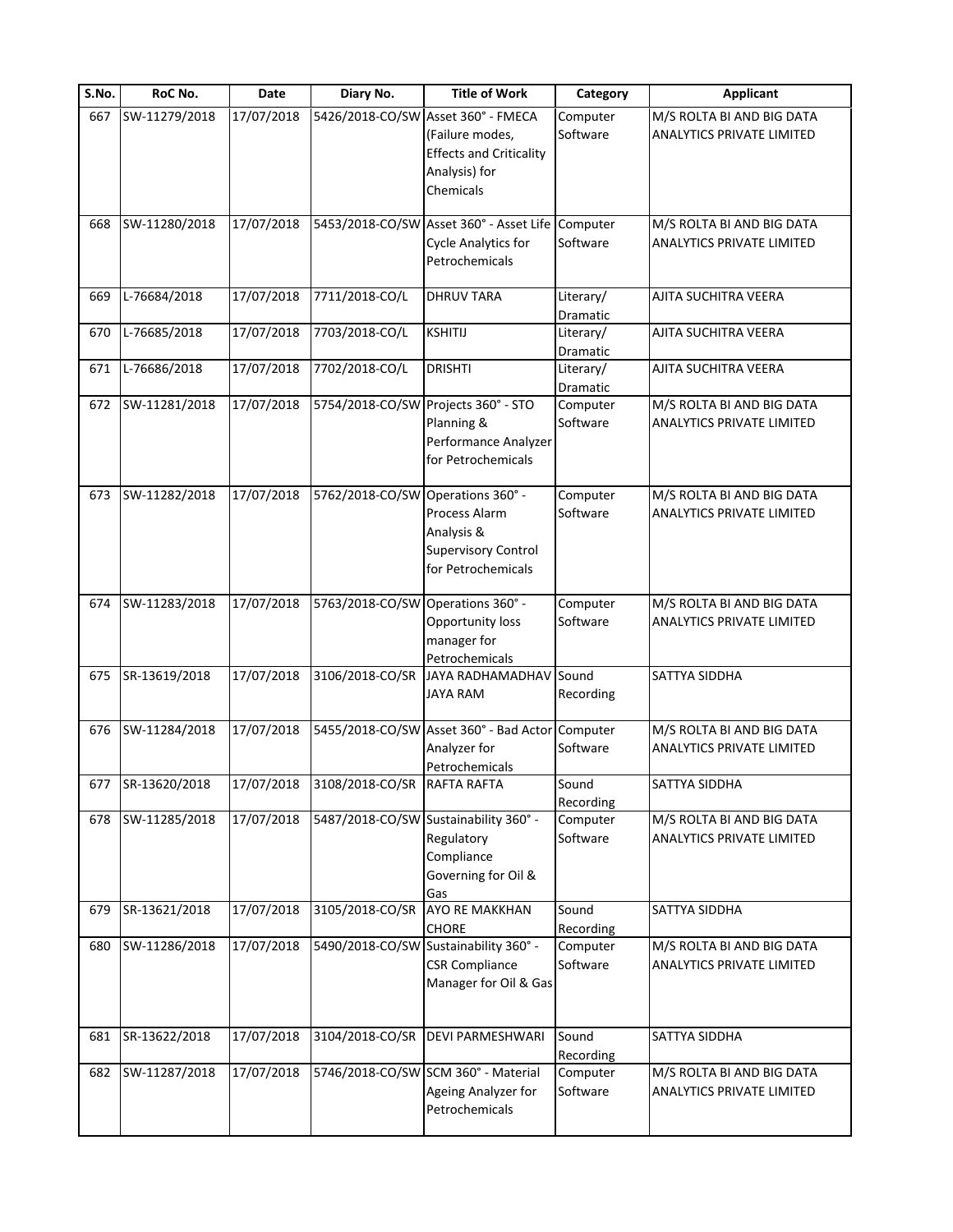| S.No. | RoC No. | Date | Diary No. | Title of Work | Category | Applicant |
|---|---|---|---|---|---|---|
| 667 | SW-11279/2018 | 17/07/2018 | 5426/2018-CO/SW | Asset 360° - FMECA (Failure modes, Effects and Criticality Analysis) for Chemicals | Computer Software | M/S ROLTA BI AND BIG DATA ANALYTICS PRIVATE LIMITED |
| 668 | SW-11280/2018 | 17/07/2018 | 5453/2018-CO/SW | Asset 360° - Asset Life Cycle Analytics for Petrochemicals | Computer Software | M/S ROLTA BI AND BIG DATA ANALYTICS PRIVATE LIMITED |
| 669 | L-76684/2018 | 17/07/2018 | 7711/2018-CO/L | DHRUV TARA | Literary/ Dramatic | AJITA SUCHITRA VEERA |
| 670 | L-76685/2018 | 17/07/2018 | 7703/2018-CO/L | KSHITIJ | Literary/ Dramatic | AJITA SUCHITRA VEERA |
| 671 | L-76686/2018 | 17/07/2018 | 7702/2018-CO/L | DRISHTI | Literary/ Dramatic | AJITA SUCHITRA VEERA |
| 672 | SW-11281/2018 | 17/07/2018 | 5754/2018-CO/SW | Projects 360° - STO Planning & Performance Analyzer for Petrochemicals | Computer Software | M/S ROLTA BI AND BIG DATA ANALYTICS PRIVATE LIMITED |
| 673 | SW-11282/2018 | 17/07/2018 | 5762/2018-CO/SW | Operations 360° - Process Alarm Analysis & Supervisory Control for Petrochemicals | Computer Software | M/S ROLTA BI AND BIG DATA ANALYTICS PRIVATE LIMITED |
| 674 | SW-11283/2018 | 17/07/2018 | 5763/2018-CO/SW | Operations 360° - Opportunity loss manager for Petrochemicals | Computer Software | M/S ROLTA BI AND BIG DATA ANALYTICS PRIVATE LIMITED |
| 675 | SR-13619/2018 | 17/07/2018 | 3106/2018-CO/SR | JAYA RADHAMADHAV JAYA RAM | Sound Recording | SATTYA SIDDHA |
| 676 | SW-11284/2018 | 17/07/2018 | 5455/2018-CO/SW | Asset 360° - Bad Actor Analyzer for Petrochemicals | Computer Software | M/S ROLTA BI AND BIG DATA ANALYTICS PRIVATE LIMITED |
| 677 | SR-13620/2018 | 17/07/2018 | 3108/2018-CO/SR | RAFTA RAFTA | Sound Recording | SATTYA SIDDHA |
| 678 | SW-11285/2018 | 17/07/2018 | 5487/2018-CO/SW | Sustainability 360° - Regulatory Compliance Governing for Oil & Gas | Computer Software | M/S ROLTA BI AND BIG DATA ANALYTICS PRIVATE LIMITED |
| 679 | SR-13621/2018 | 17/07/2018 | 3105/2018-CO/SR | AYO RE MAKKHAN CHORE | Sound Recording | SATTYA SIDDHA |
| 680 | SW-11286/2018 | 17/07/2018 | 5490/2018-CO/SW | Sustainability 360° - CSR Compliance Manager for Oil & Gas | Computer Software | M/S ROLTA BI AND BIG DATA ANALYTICS PRIVATE LIMITED |
| 681 | SR-13622/2018 | 17/07/2018 | 3104/2018-CO/SR | DEVI PARMESHWARI | Sound Recording | SATTYA SIDDHA |
| 682 | SW-11287/2018 | 17/07/2018 | 5746/2018-CO/SW | SCM 360° - Material Ageing Analyzer for Petrochemicals | Computer Software | M/S ROLTA BI AND BIG DATA ANALYTICS PRIVATE LIMITED |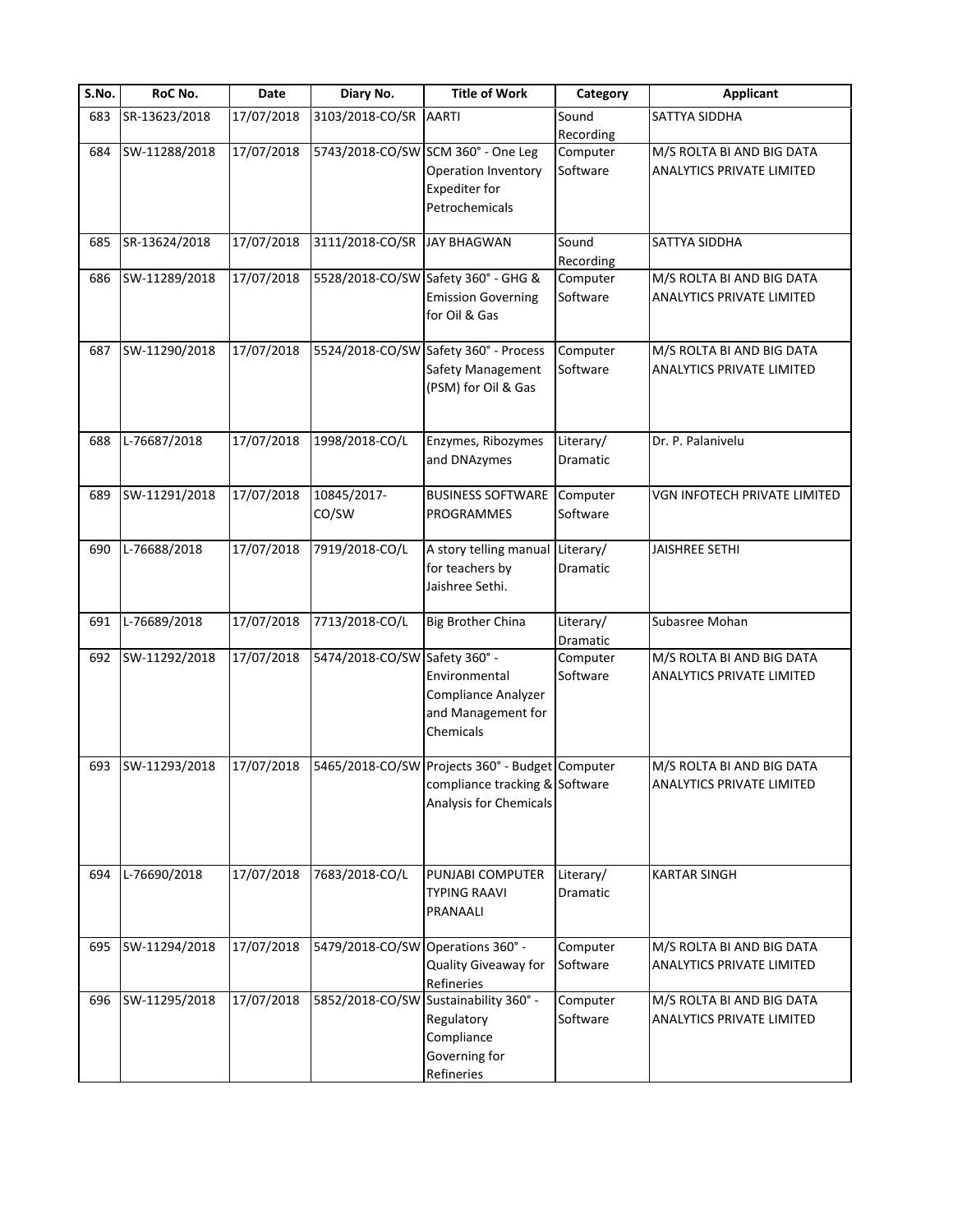| S.No. | RoC No. | Date | Diary No. | Title of Work | Category | Applicant |
|---|---|---|---|---|---|---|
| 683 | SR-13623/2018 | 17/07/2018 | 3103/2018-CO/SR | AARTI | Sound Recording | SATTYA SIDDHA |
| 684 | SW-11288/2018 | 17/07/2018 | 5743/2018-CO/SW | SCM 360° - One Leg Operation Inventory Expediter for Petrochemicals | Computer Software | M/S ROLTA BI AND BIG DATA ANALYTICS PRIVATE LIMITED |
| 685 | SR-13624/2018 | 17/07/2018 | 3111/2018-CO/SR | JAY BHAGWAN | Sound Recording | SATTYA SIDDHA |
| 686 | SW-11289/2018 | 17/07/2018 | 5528/2018-CO/SW | Safety 360° - GHG & Emission Governing for Oil & Gas | Computer Software | M/S ROLTA BI AND BIG DATA ANALYTICS PRIVATE LIMITED |
| 687 | SW-11290/2018 | 17/07/2018 | 5524/2018-CO/SW | Safety 360° - Process Safety Management (PSM) for Oil & Gas | Computer Software | M/S ROLTA BI AND BIG DATA ANALYTICS PRIVATE LIMITED |
| 688 | L-76687/2018 | 17/07/2018 | 1998/2018-CO/L | Enzymes, Ribozymes and DNAzymes | Literary/ Dramatic | Dr. P. Palanivelu |
| 689 | SW-11291/2018 | 17/07/2018 | 10845/2017-CO/SW | BUSINESS SOFTWARE PROGRAMMES | Computer Software | VGN INFOTECH PRIVATE LIMITED |
| 690 | L-76688/2018 | 17/07/2018 | 7919/2018-CO/L | A story telling manual for teachers by Jaishree Sethi. | Literary/ Dramatic | JAISHREE SETHI |
| 691 | L-76689/2018 | 17/07/2018 | 7713/2018-CO/L | Big Brother China | Literary/ Dramatic | Subasree Mohan |
| 692 | SW-11292/2018 | 17/07/2018 | 5474/2018-CO/SW | Safety 360° - Environmental Compliance Analyzer and Management for Chemicals | Computer Software | M/S ROLTA BI AND BIG DATA ANALYTICS PRIVATE LIMITED |
| 693 | SW-11293/2018 | 17/07/2018 | 5465/2018-CO/SW | Projects 360° - Budget compliance tracking & Analysis for Chemicals | Computer Software | M/S ROLTA BI AND BIG DATA ANALYTICS PRIVATE LIMITED |
| 694 | L-76690/2018 | 17/07/2018 | 7683/2018-CO/L | PUNJABI COMPUTER TYPING RAAVI PRANAALI | Literary/ Dramatic | KARTAR SINGH |
| 695 | SW-11294/2018 | 17/07/2018 | 5479/2018-CO/SW | Operations 360° - Quality Giveaway for Refineries | Computer Software | M/S ROLTA BI AND BIG DATA ANALYTICS PRIVATE LIMITED |
| 696 | SW-11295/2018 | 17/07/2018 | 5852/2018-CO/SW | Sustainability 360° - Regulatory Compliance Governing for Refineries | Computer Software | M/S ROLTA BI AND BIG DATA ANALYTICS PRIVATE LIMITED |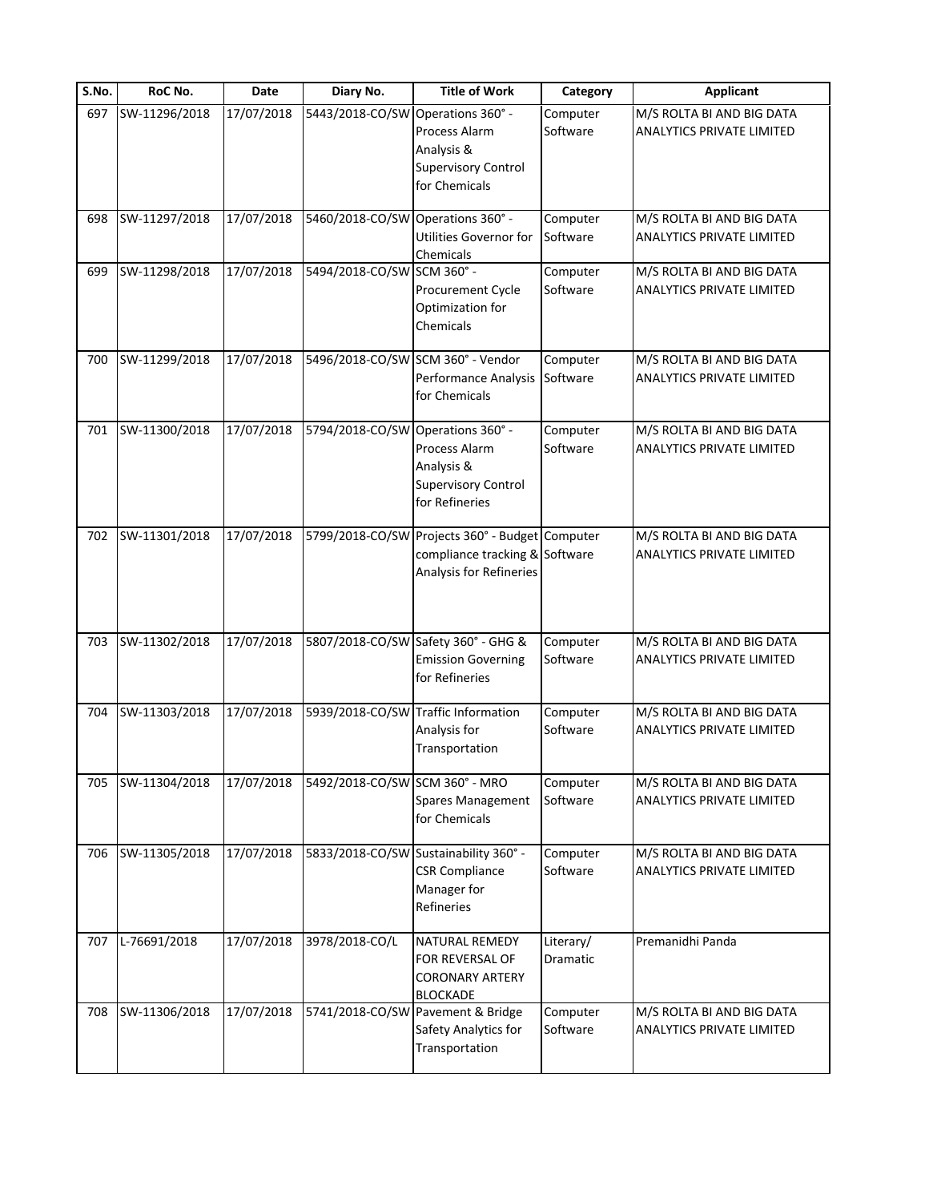| S.No. | RoC No. | Date | Diary No. | Title of Work | Category | Applicant |
|---|---|---|---|---|---|---|
| 697 | SW-11296/2018 | 17/07/2018 | 5443/2018-CO/SW | Operations 360° - Process Alarm Analysis & Supervisory Control for Chemicals | Computer Software | M/S ROLTA BI AND BIG DATA ANALYTICS PRIVATE LIMITED |
| 698 | SW-11297/2018 | 17/07/2018 | 5460/2018-CO/SW | Operations 360° - Utilities Governor for Chemicals | Computer Software | M/S ROLTA BI AND BIG DATA ANALYTICS PRIVATE LIMITED |
| 699 | SW-11298/2018 | 17/07/2018 | 5494/2018-CO/SW | SCM 360° - Procurement Cycle Optimization for Chemicals | Computer Software | M/S ROLTA BI AND BIG DATA ANALYTICS PRIVATE LIMITED |
| 700 | SW-11299/2018 | 17/07/2018 | 5496/2018-CO/SW | SCM 360° - Vendor Performance Analysis for Chemicals | Computer Software | M/S ROLTA BI AND BIG DATA ANALYTICS PRIVATE LIMITED |
| 701 | SW-11300/2018 | 17/07/2018 | 5794/2018-CO/SW | Operations 360° - Process Alarm Analysis & Supervisory Control for Refineries | Computer Software | M/S ROLTA BI AND BIG DATA ANALYTICS PRIVATE LIMITED |
| 702 | SW-11301/2018 | 17/07/2018 | 5799/2018-CO/SW | Projects 360° - Budget compliance tracking & Analysis for Refineries | Computer Software | M/S ROLTA BI AND BIG DATA ANALYTICS PRIVATE LIMITED |
| 703 | SW-11302/2018 | 17/07/2018 | 5807/2018-CO/SW | Safety 360° - GHG & Emission Governing for Refineries | Computer Software | M/S ROLTA BI AND BIG DATA ANALYTICS PRIVATE LIMITED |
| 704 | SW-11303/2018 | 17/07/2018 | 5939/2018-CO/SW | Traffic Information Analysis for Transportation | Computer Software | M/S ROLTA BI AND BIG DATA ANALYTICS PRIVATE LIMITED |
| 705 | SW-11304/2018 | 17/07/2018 | 5492/2018-CO/SW | SCM 360° - MRO Spares Management for Chemicals | Computer Software | M/S ROLTA BI AND BIG DATA ANALYTICS PRIVATE LIMITED |
| 706 | SW-11305/2018 | 17/07/2018 | 5833/2018-CO/SW | Sustainability 360° - CSR Compliance Manager for Refineries | Computer Software | M/S ROLTA BI AND BIG DATA ANALYTICS PRIVATE LIMITED |
| 707 | L-76691/2018 | 17/07/2018 | 3978/2018-CO/L | NATURAL REMEDY FOR REVERSAL OF CORONARY ARTERY BLOCKADE | Literary/ Dramatic | Premanidhi Panda |
| 708 | SW-11306/2018 | 17/07/2018 | 5741/2018-CO/SW | Pavement & Bridge Safety Analytics for Transportation | Computer Software | M/S ROLTA BI AND BIG DATA ANALYTICS PRIVATE LIMITED |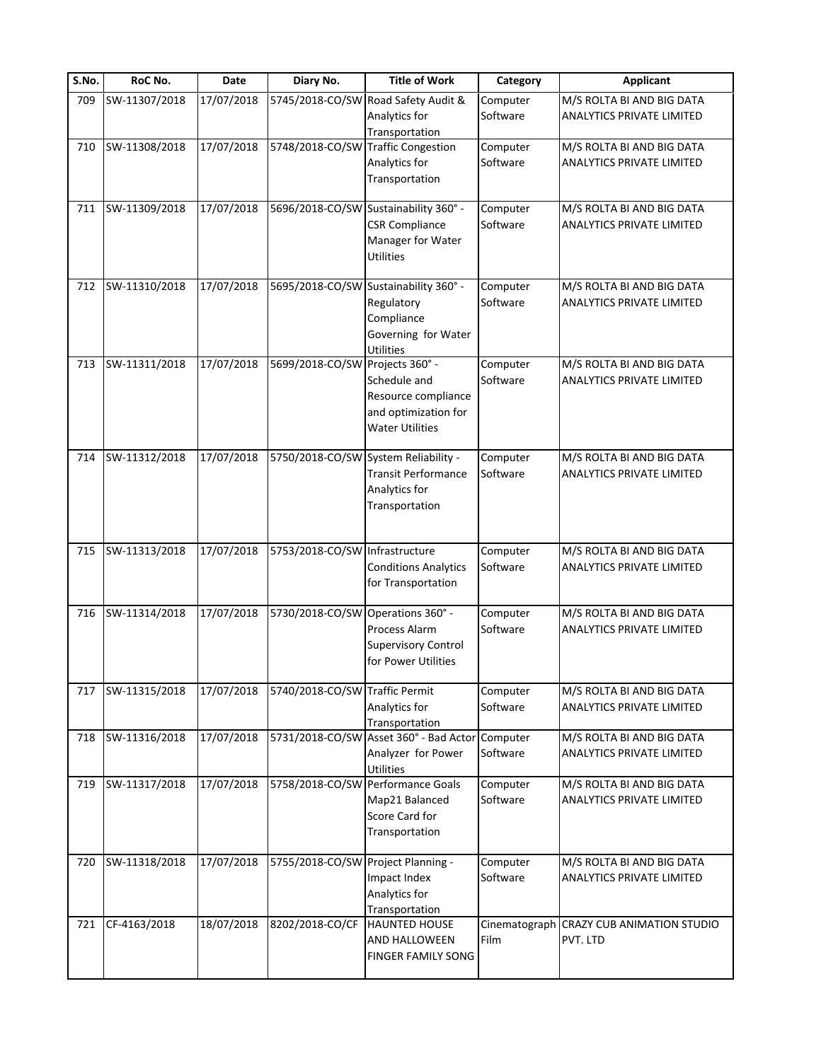| S.No. | RoC No. | Date | Diary No. | Title of Work | Category | Applicant |
|---|---|---|---|---|---|---|
| 709 | SW-11307/2018 | 17/07/2018 | 5745/2018-CO/SW | Road Safety Audit & Analytics for Transportation | Computer Software | M/S ROLTA BI AND BIG DATA ANALYTICS PRIVATE LIMITED |
| 710 | SW-11308/2018 | 17/07/2018 | 5748/2018-CO/SW | Traffic Congestion Analytics for Transportation | Computer Software | M/S ROLTA BI AND BIG DATA ANALYTICS PRIVATE LIMITED |
| 711 | SW-11309/2018 | 17/07/2018 | 5696/2018-CO/SW | Sustainability 360° - CSR Compliance Manager for Water Utilities | Computer Software | M/S ROLTA BI AND BIG DATA ANALYTICS PRIVATE LIMITED |
| 712 | SW-11310/2018 | 17/07/2018 | 5695/2018-CO/SW | Sustainability 360° - Regulatory Compliance Governing for Water Utilities | Computer Software | M/S ROLTA BI AND BIG DATA ANALYTICS PRIVATE LIMITED |
| 713 | SW-11311/2018 | 17/07/2018 | 5699/2018-CO/SW | Projects 360° - Schedule and Resource compliance and optimization for Water Utilities | Computer Software | M/S ROLTA BI AND BIG DATA ANALYTICS PRIVATE LIMITED |
| 714 | SW-11312/2018 | 17/07/2018 | 5750/2018-CO/SW | System Reliability - Transit Performance Analytics for Transportation | Computer Software | M/S ROLTA BI AND BIG DATA ANALYTICS PRIVATE LIMITED |
| 715 | SW-11313/2018 | 17/07/2018 | 5753/2018-CO/SW | Infrastructure Conditions Analytics for Transportation | Computer Software | M/S ROLTA BI AND BIG DATA ANALYTICS PRIVATE LIMITED |
| 716 | SW-11314/2018 | 17/07/2018 | 5730/2018-CO/SW | Operations 360° - Process Alarm Supervisory Control for Power Utilities | Computer Software | M/S ROLTA BI AND BIG DATA ANALYTICS PRIVATE LIMITED |
| 717 | SW-11315/2018 | 17/07/2018 | 5740/2018-CO/SW | Traffic Permit Analytics for Transportation | Computer Software | M/S ROLTA BI AND BIG DATA ANALYTICS PRIVATE LIMITED |
| 718 | SW-11316/2018 | 17/07/2018 | 5731/2018-CO/SW | Asset 360° - Bad Actor Analyzer for Power Utilities | Computer Software | M/S ROLTA BI AND BIG DATA ANALYTICS PRIVATE LIMITED |
| 719 | SW-11317/2018 | 17/07/2018 | 5758/2018-CO/SW | Performance Goals Map21 Balanced Score Card for Transportation | Computer Software | M/S ROLTA BI AND BIG DATA ANALYTICS PRIVATE LIMITED |
| 720 | SW-11318/2018 | 17/07/2018 | 5755/2018-CO/SW | Project Planning - Impact Index Analytics for Transportation | Computer Software | M/S ROLTA BI AND BIG DATA ANALYTICS PRIVATE LIMITED |
| 721 | CF-4163/2018 | 18/07/2018 | 8202/2018-CO/CF | HAUNTED HOUSE AND HALLOWEEN FINGER FAMILY SONG | Cinematograph Film | CRAZY CUB ANIMATION STUDIO PVT. LTD |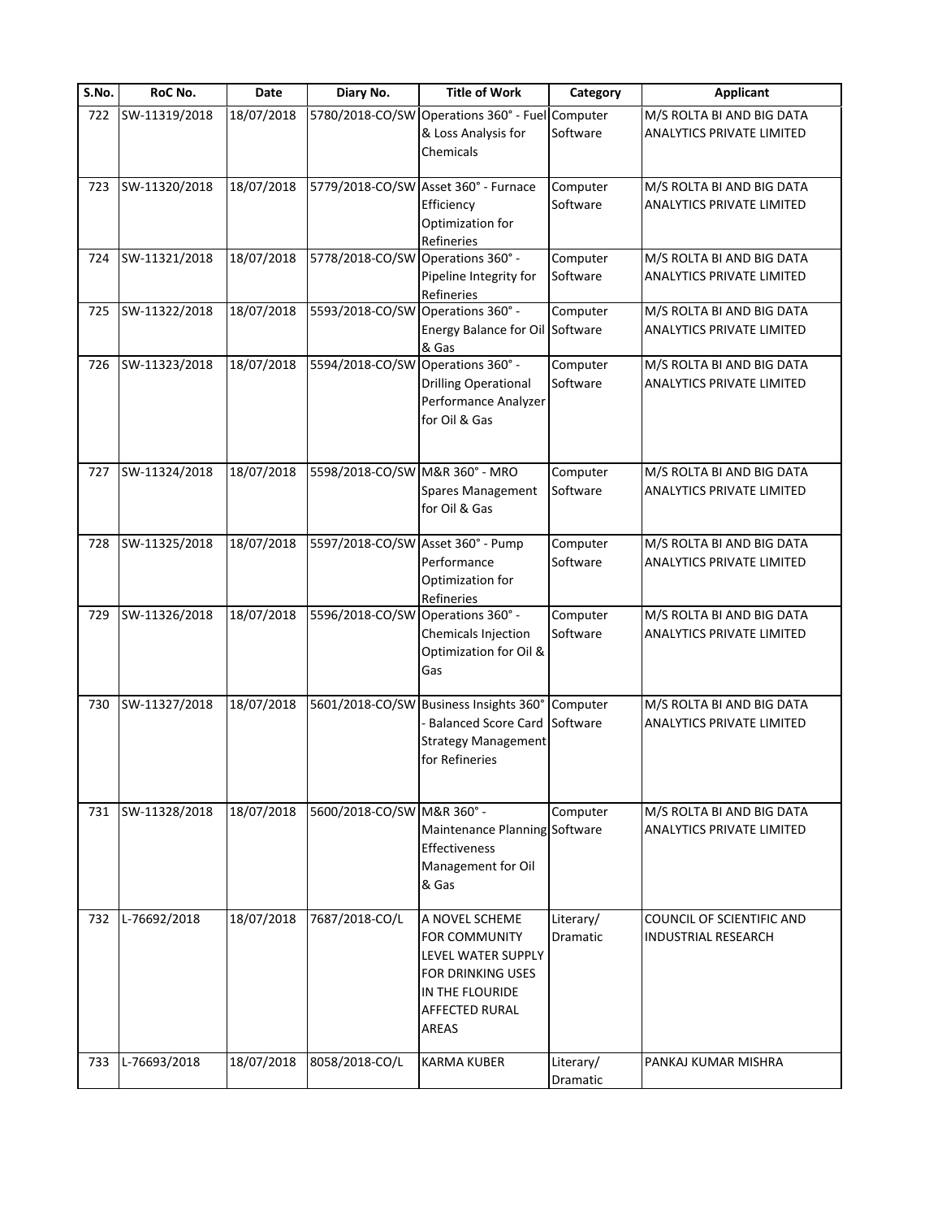| S.No. | RoC No. | Date | Diary No. | Title of Work | Category | Applicant |
|---|---|---|---|---|---|---|
| 722 | SW-11319/2018 | 18/07/2018 | 5780/2018-CO/SW | Operations 360° - Fuel & Loss Analysis for Chemicals | Computer Software | M/S ROLTA BI AND BIG DATA ANALYTICS PRIVATE LIMITED |
| 723 | SW-11320/2018 | 18/07/2018 | 5779/2018-CO/SW | Asset 360° - Furnace Efficiency Optimization for Refineries | Computer Software | M/S ROLTA BI AND BIG DATA ANALYTICS PRIVATE LIMITED |
| 724 | SW-11321/2018 | 18/07/2018 | 5778/2018-CO/SW | Operations 360° - Pipeline Integrity for Refineries | Computer Software | M/S ROLTA BI AND BIG DATA ANALYTICS PRIVATE LIMITED |
| 725 | SW-11322/2018 | 18/07/2018 | 5593/2018-CO/SW | Operations 360° - Energy Balance for Oil & Gas | Computer Software | M/S ROLTA BI AND BIG DATA ANALYTICS PRIVATE LIMITED |
| 726 | SW-11323/2018 | 18/07/2018 | 5594/2018-CO/SW | Operations 360° - Drilling Operational Performance Analyzer for Oil & Gas | Computer Software | M/S ROLTA BI AND BIG DATA ANALYTICS PRIVATE LIMITED |
| 727 | SW-11324/2018 | 18/07/2018 | 5598/2018-CO/SW | M&R 360° - MRO Spares Management for Oil & Gas | Computer Software | M/S ROLTA BI AND BIG DATA ANALYTICS PRIVATE LIMITED |
| 728 | SW-11325/2018 | 18/07/2018 | 5597/2018-CO/SW | Asset 360° - Pump Performance Optimization for Refineries | Computer Software | M/S ROLTA BI AND BIG DATA ANALYTICS PRIVATE LIMITED |
| 729 | SW-11326/2018 | 18/07/2018 | 5596/2018-CO/SW | Operations 360° - Chemicals Injection Optimization for Oil & Gas | Computer Software | M/S ROLTA BI AND BIG DATA ANALYTICS PRIVATE LIMITED |
| 730 | SW-11327/2018 | 18/07/2018 | 5601/2018-CO/SW | Business Insights 360° - Balanced Score Card Strategy Management for Refineries | Computer Software | M/S ROLTA BI AND BIG DATA ANALYTICS PRIVATE LIMITED |
| 731 | SW-11328/2018 | 18/07/2018 | 5600/2018-CO/SW | M&R 360° - Maintenance Planning Effectiveness Management for Oil & Gas | Computer Software | M/S ROLTA BI AND BIG DATA ANALYTICS PRIVATE LIMITED |
| 732 | L-76692/2018 | 18/07/2018 | 7687/2018-CO/L | A NOVEL SCHEME FOR COMMUNITY LEVEL WATER SUPPLY FOR DRINKING USES IN THE FLOURIDE AFFECTED RURAL AREAS | Literary/ Dramatic | COUNCIL OF SCIENTIFIC AND INDUSTRIAL RESEARCH |
| 733 | L-76693/2018 | 18/07/2018 | 8058/2018-CO/L | KARMA KUBER | Literary/ Dramatic | PANKAJ KUMAR MISHRA |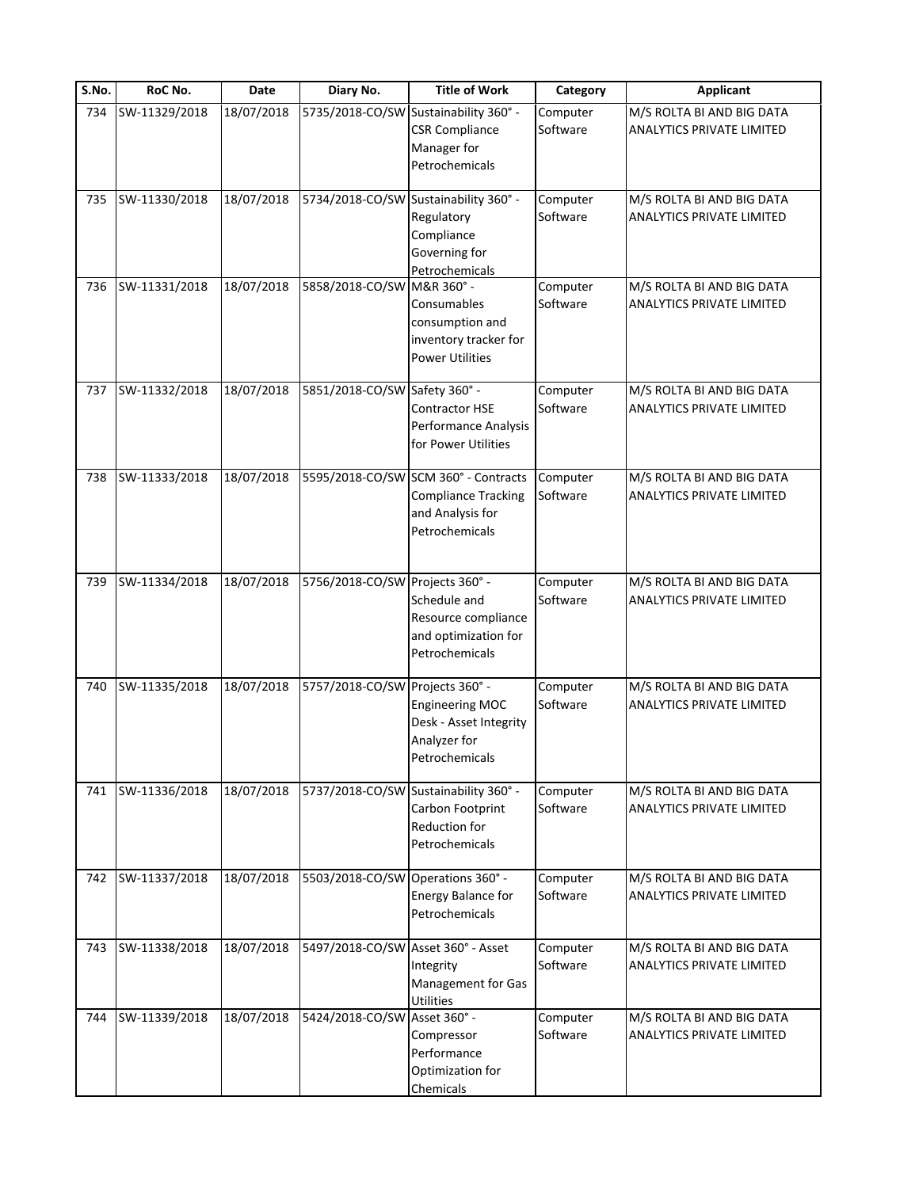| S.No. | RoC No. | Date | Diary No. | Title of Work | Category | Applicant |
|---|---|---|---|---|---|---|
| 734 | SW-11329/2018 | 18/07/2018 | 5735/2018-CO/SW | Sustainability 360° - CSR Compliance Manager for Petrochemicals | Computer Software | M/S ROLTA BI AND BIG DATA ANALYTICS PRIVATE LIMITED |
| 735 | SW-11330/2018 | 18/07/2018 | 5734/2018-CO/SW | Sustainability 360° - Regulatory Compliance Governing for Petrochemicals | Computer Software | M/S ROLTA BI AND BIG DATA ANALYTICS PRIVATE LIMITED |
| 736 | SW-11331/2018 | 18/07/2018 | 5858/2018-CO/SW | M&R 360° - Consumables consumption and inventory tracker for Power Utilities | Computer Software | M/S ROLTA BI AND BIG DATA ANALYTICS PRIVATE LIMITED |
| 737 | SW-11332/2018 | 18/07/2018 | 5851/2018-CO/SW | Safety 360° - Contractor HSE Performance Analysis for Power Utilities | Computer Software | M/S ROLTA BI AND BIG DATA ANALYTICS PRIVATE LIMITED |
| 738 | SW-11333/2018 | 18/07/2018 | 5595/2018-CO/SW | SCM 360° - Contracts Compliance Tracking and Analysis for Petrochemicals | Computer Software | M/S ROLTA BI AND BIG DATA ANALYTICS PRIVATE LIMITED |
| 739 | SW-11334/2018 | 18/07/2018 | 5756/2018-CO/SW | Projects 360° - Schedule and Resource compliance and optimization for Petrochemicals | Computer Software | M/S ROLTA BI AND BIG DATA ANALYTICS PRIVATE LIMITED |
| 740 | SW-11335/2018 | 18/07/2018 | 5757/2018-CO/SW | Projects 360° - Engineering MOC Desk - Asset Integrity Analyzer for Petrochemicals | Computer Software | M/S ROLTA BI AND BIG DATA ANALYTICS PRIVATE LIMITED |
| 741 | SW-11336/2018 | 18/07/2018 | 5737/2018-CO/SW | Sustainability 360° - Carbon Footprint Reduction for Petrochemicals | Computer Software | M/S ROLTA BI AND BIG DATA ANALYTICS PRIVATE LIMITED |
| 742 | SW-11337/2018 | 18/07/2018 | 5503/2018-CO/SW | Operations 360° - Energy Balance for Petrochemicals | Computer Software | M/S ROLTA BI AND BIG DATA ANALYTICS PRIVATE LIMITED |
| 743 | SW-11338/2018 | 18/07/2018 | 5497/2018-CO/SW | Asset 360° - Asset Integrity Management for Gas Utilities | Computer Software | M/S ROLTA BI AND BIG DATA ANALYTICS PRIVATE LIMITED |
| 744 | SW-11339/2018 | 18/07/2018 | 5424/2018-CO/SW | Asset 360° - Compressor Performance Optimization for Chemicals | Computer Software | M/S ROLTA BI AND BIG DATA ANALYTICS PRIVATE LIMITED |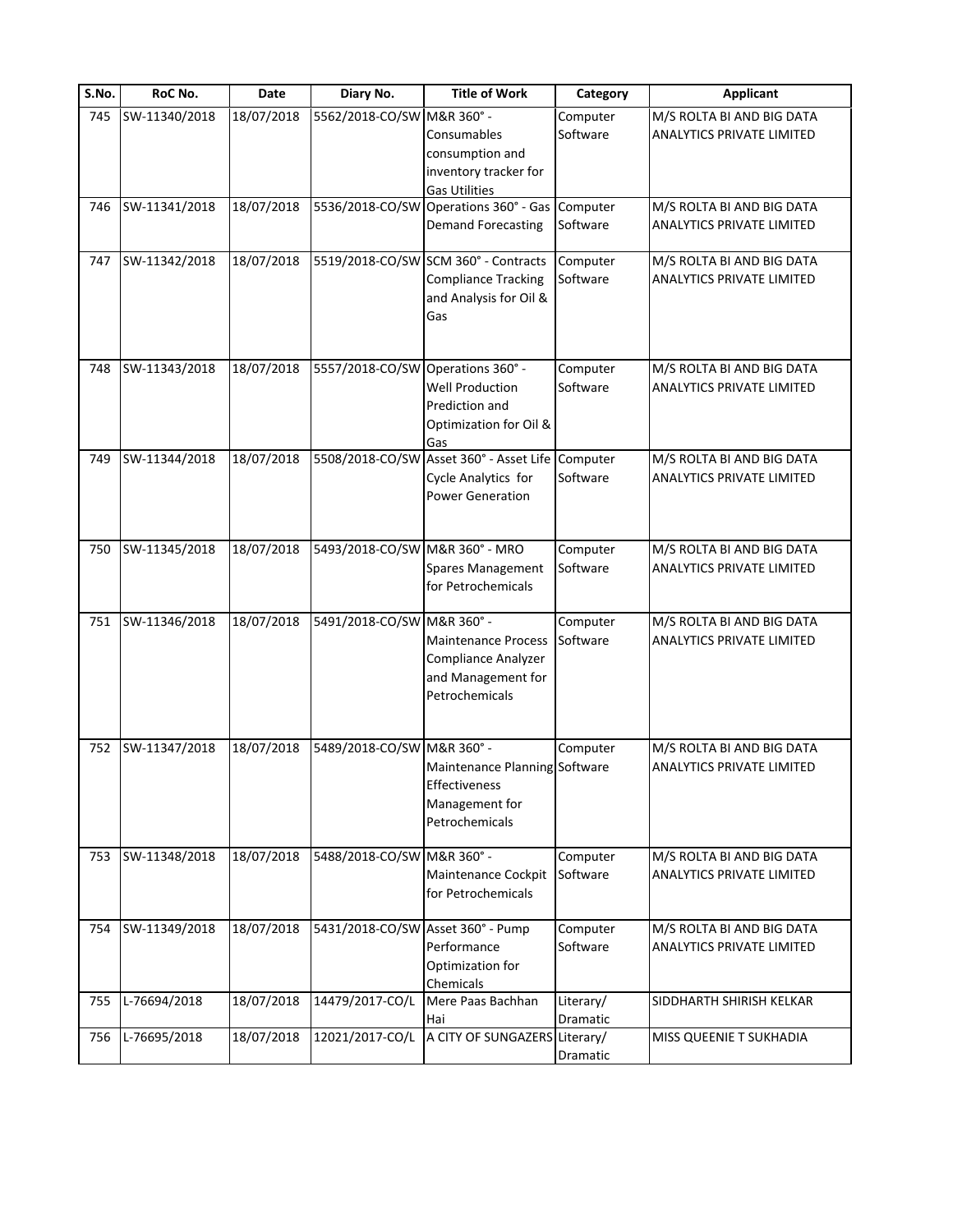| S.No. | RoC No. | Date | Diary No. | Title of Work | Category | Applicant |
|---|---|---|---|---|---|---|
| 745 | SW-11340/2018 | 18/07/2018 | 5562/2018-CO/SW | M&R 360° - Consumables consumption and inventory tracker for Gas Utilities | Computer Software | M/S ROLTA BI AND BIG DATA ANALYTICS PRIVATE LIMITED |
| 746 | SW-11341/2018 | 18/07/2018 | 5536/2018-CO/SW | Operations 360° - Gas Demand Forecasting | Computer Software | M/S ROLTA BI AND BIG DATA ANALYTICS PRIVATE LIMITED |
| 747 | SW-11342/2018 | 18/07/2018 | 5519/2018-CO/SW | SCM 360° - Contracts Compliance Tracking and Analysis for Oil & Gas | Computer Software | M/S ROLTA BI AND BIG DATA ANALYTICS PRIVATE LIMITED |
| 748 | SW-11343/2018 | 18/07/2018 | 5557/2018-CO/SW | Operations 360° - Well Production Prediction and Optimization for Oil & Gas | Computer Software | M/S ROLTA BI AND BIG DATA ANALYTICS PRIVATE LIMITED |
| 749 | SW-11344/2018 | 18/07/2018 | 5508/2018-CO/SW | Asset 360° - Asset Life Cycle Analytics for Power Generation | Computer Software | M/S ROLTA BI AND BIG DATA ANALYTICS PRIVATE LIMITED |
| 750 | SW-11345/2018 | 18/07/2018 | 5493/2018-CO/SW | M&R 360° - MRO Spares Management for Petrochemicals | Computer Software | M/S ROLTA BI AND BIG DATA ANALYTICS PRIVATE LIMITED |
| 751 | SW-11346/2018 | 18/07/2018 | 5491/2018-CO/SW | M&R 360° - Maintenance Process Compliance Analyzer and Management for Petrochemicals | Computer Software | M/S ROLTA BI AND BIG DATA ANALYTICS PRIVATE LIMITED |
| 752 | SW-11347/2018 | 18/07/2018 | 5489/2018-CO/SW | M&R 360° - Maintenance Planning Effectiveness Management for Petrochemicals | Computer Software | M/S ROLTA BI AND BIG DATA ANALYTICS PRIVATE LIMITED |
| 753 | SW-11348/2018 | 18/07/2018 | 5488/2018-CO/SW | M&R 360° - Maintenance Cockpit for Petrochemicals | Computer Software | M/S ROLTA BI AND BIG DATA ANALYTICS PRIVATE LIMITED |
| 754 | SW-11349/2018 | 18/07/2018 | 5431/2018-CO/SW | Asset 360° - Pump Performance Optimization for Chemicals | Computer Software | M/S ROLTA BI AND BIG DATA ANALYTICS PRIVATE LIMITED |
| 755 | L-76694/2018 | 18/07/2018 | 14479/2017-CO/L | Mere Paas Bachhan Hai | Literary/ Dramatic | SIDDHARTH SHIRISH KELKAR |
| 756 | L-76695/2018 | 18/07/2018 | 12021/2017-CO/L | A CITY OF SUNGAZERS | Literary/ Dramatic | MISS QUEENIE T SUKHADIA |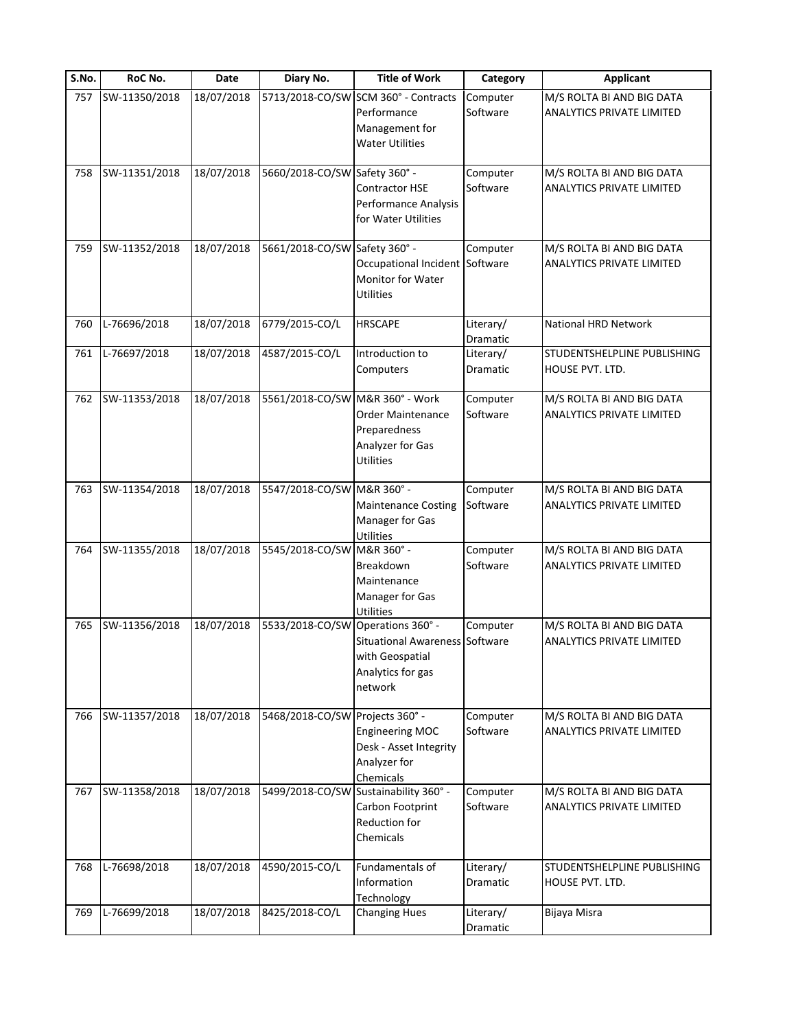| S.No. | RoC No. | Date | Diary No. | Title of Work | Category | Applicant |
|---|---|---|---|---|---|---|
| 757 | SW-11350/2018 | 18/07/2018 | 5713/2018-CO/SW | SCM 360° - Contracts Performance Management for Water Utilities | Computer Software | M/S ROLTA BI AND BIG DATA ANALYTICS PRIVATE LIMITED |
| 758 | SW-11351/2018 | 18/07/2018 | 5660/2018-CO/SW | Safety 360° - Contractor HSE Performance Analysis for Water Utilities | Computer Software | M/S ROLTA BI AND BIG DATA ANALYTICS PRIVATE LIMITED |
| 759 | SW-11352/2018 | 18/07/2018 | 5661/2018-CO/SW | Safety 360° - Occupational Incident Monitor for Water Utilities | Computer Software | M/S ROLTA BI AND BIG DATA ANALYTICS PRIVATE LIMITED |
| 760 | L-76696/2018 | 18/07/2018 | 6779/2015-CO/L | HRSCAPE | Literary/ Dramatic | National HRD Network |
| 761 | L-76697/2018 | 18/07/2018 | 4587/2015-CO/L | Introduction to Computers | Literary/ Dramatic | STUDENTSHELPLINE PUBLISHING HOUSE PVT. LTD. |
| 762 | SW-11353/2018 | 18/07/2018 | 5561/2018-CO/SW | M&R 360° - Work Order Maintenance Preparedness Analyzer for Gas Utilities | Computer Software | M/S ROLTA BI AND BIG DATA ANALYTICS PRIVATE LIMITED |
| 763 | SW-11354/2018 | 18/07/2018 | 5547/2018-CO/SW | M&R 360° - Maintenance Costing Manager for Gas Utilities | Computer Software | M/S ROLTA BI AND BIG DATA ANALYTICS PRIVATE LIMITED |
| 764 | SW-11355/2018 | 18/07/2018 | 5545/2018-CO/SW | M&R 360° - Breakdown Maintenance Manager for Gas Utilities | Computer Software | M/S ROLTA BI AND BIG DATA ANALYTICS PRIVATE LIMITED |
| 765 | SW-11356/2018 | 18/07/2018 | 5533/2018-CO/SW | Operations 360° - Situational Awareness with Geospatial Analytics for gas network | Computer Software | M/S ROLTA BI AND BIG DATA ANALYTICS PRIVATE LIMITED |
| 766 | SW-11357/2018 | 18/07/2018 | 5468/2018-CO/SW | Projects 360° - Engineering MOC Desk - Asset Integrity Analyzer for Chemicals | Computer Software | M/S ROLTA BI AND BIG DATA ANALYTICS PRIVATE LIMITED |
| 767 | SW-11358/2018 | 18/07/2018 | 5499/2018-CO/SW | Sustainability 360° - Carbon Footprint Reduction for Chemicals | Computer Software | M/S ROLTA BI AND BIG DATA ANALYTICS PRIVATE LIMITED |
| 768 | L-76698/2018 | 18/07/2018 | 4590/2015-CO/L | Fundamentals of Information Technology | Literary/ Dramatic | STUDENTSHELPLINE PUBLISHING HOUSE PVT. LTD. |
| 769 | L-76699/2018 | 18/07/2018 | 8425/2018-CO/L | Changing Hues | Literary/ Dramatic | Bijaya Misra |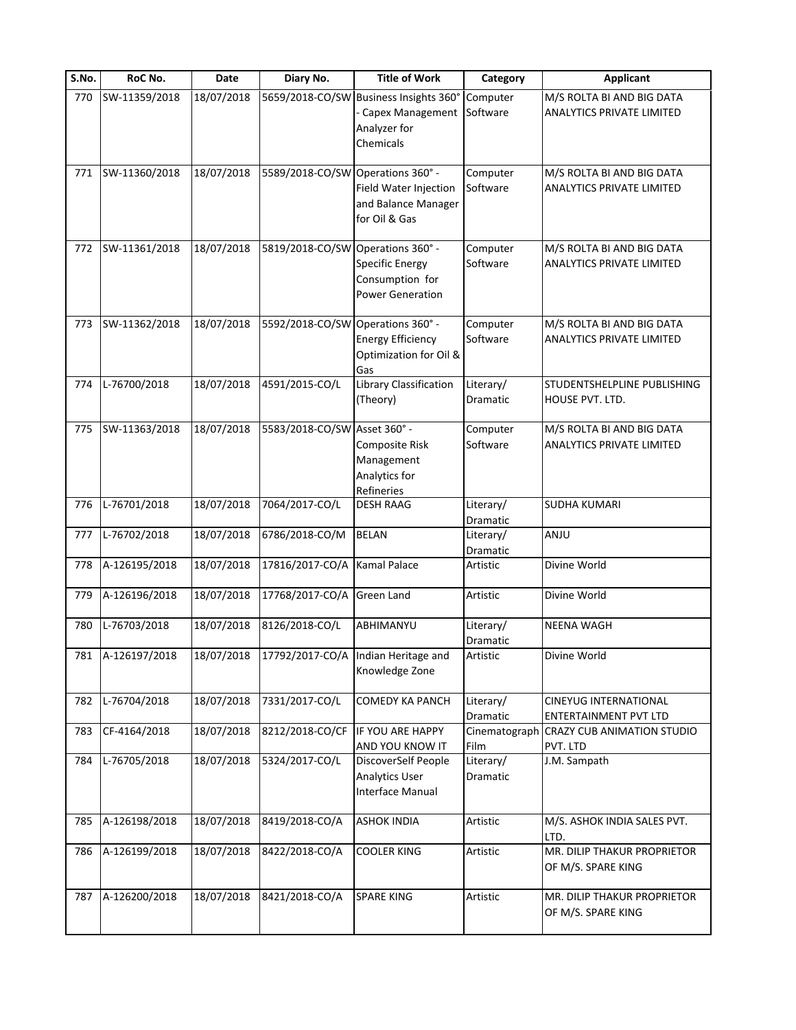| S.No. | RoC No. | Date | Diary No. | Title of Work | Category | Applicant |
|---|---|---|---|---|---|---|
| 770 | SW-11359/2018 | 18/07/2018 | 5659/2018-CO/SW | Business Insights 360° - Capex Management Analyzer for Chemicals | Computer Software | M/S ROLTA BI AND BIG DATA ANALYTICS PRIVATE LIMITED |
| 771 | SW-11360/2018 | 18/07/2018 | 5589/2018-CO/SW | Operations 360° - Field Water Injection and Balance Manager for Oil & Gas | Computer Software | M/S ROLTA BI AND BIG DATA ANALYTICS PRIVATE LIMITED |
| 772 | SW-11361/2018 | 18/07/2018 | 5819/2018-CO/SW | Operations 360° - Specific Energy Consumption for Power Generation | Computer Software | M/S ROLTA BI AND BIG DATA ANALYTICS PRIVATE LIMITED |
| 773 | SW-11362/2018 | 18/07/2018 | 5592/2018-CO/SW | Operations 360° - Energy Efficiency Optimization for Oil & Gas | Computer Software | M/S ROLTA BI AND BIG DATA ANALYTICS PRIVATE LIMITED |
| 774 | L-76700/2018 | 18/07/2018 | 4591/2015-CO/L | Library Classification (Theory) | Literary/ Dramatic | STUDENTSHELPLINE PUBLISHING HOUSE PVT. LTD. |
| 775 | SW-11363/2018 | 18/07/2018 | 5583/2018-CO/SW | Asset 360° - Composite Risk Management Analytics for Refineries | Computer Software | M/S ROLTA BI AND BIG DATA ANALYTICS PRIVATE LIMITED |
| 776 | L-76701/2018 | 18/07/2018 | 7064/2017-CO/L | DESH RAAG | Literary/ Dramatic | SUDHA KUMARI |
| 777 | L-76702/2018 | 18/07/2018 | 6786/2018-CO/M | BELAN | Literary/ Dramatic | ANJU |
| 778 | A-126195/2018 | 18/07/2018 | 17816/2017-CO/A | Kamal Palace | Artistic | Divine World |
| 779 | A-126196/2018 | 18/07/2018 | 17768/2017-CO/A | Green Land | Artistic | Divine World |
| 780 | L-76703/2018 | 18/07/2018 | 8126/2018-CO/L | ABHIMANYU | Literary/ Dramatic | NEENA WAGH |
| 781 | A-126197/2018 | 18/07/2018 | 17792/2017-CO/A | Indian Heritage and Knowledge Zone | Artistic | Divine World |
| 782 | L-76704/2018 | 18/07/2018 | 7331/2017-CO/L | COMEDY KA PANCH | Literary/ Dramatic | CINEYUG INTERNATIONAL ENTERTAINMENT PVT LTD |
| 783 | CF-4164/2018 | 18/07/2018 | 8212/2018-CO/CF | IF YOU ARE HAPPY AND YOU KNOW IT | Cinematograph Film | CRAZY CUB ANIMATION STUDIO PVT. LTD |
| 784 | L-76705/2018 | 18/07/2018 | 5324/2017-CO/L | DiscoverSelf People Analytics User Interface Manual | Literary/ Dramatic | J.M. Sampath |
| 785 | A-126198/2018 | 18/07/2018 | 8419/2018-CO/A | ASHOK INDIA | Artistic | M/S. ASHOK INDIA SALES PVT. LTD. |
| 786 | A-126199/2018 | 18/07/2018 | 8422/2018-CO/A | COOLER KING | Artistic | MR. DILIP THAKUR PROPRIETOR OF M/S. SPARE KING |
| 787 | A-126200/2018 | 18/07/2018 | 8421/2018-CO/A | SPARE KING | Artistic | MR. DILIP THAKUR PROPRIETOR OF M/S. SPARE KING |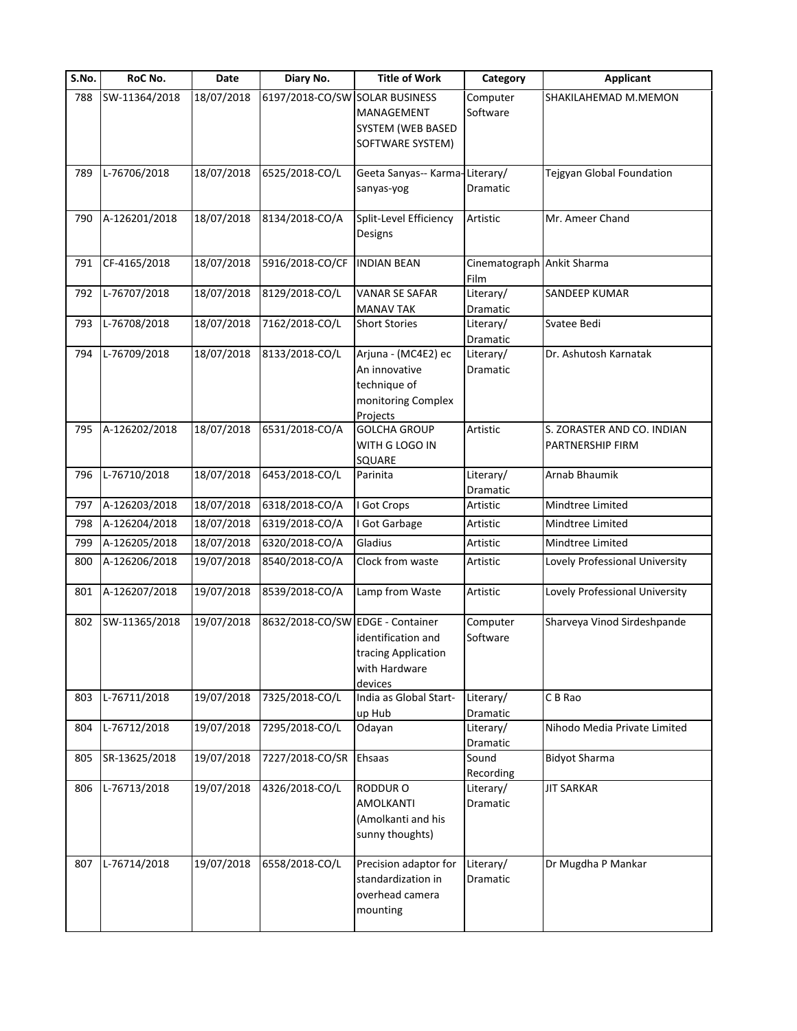| S.No. | RoC No. | Date | Diary No. | Title of Work | Category | Applicant |
|---|---|---|---|---|---|---|
| 788 | SW-11364/2018 | 18/07/2018 | 6197/2018-CO/SW | SOLAR BUSINESS MANAGEMENT SYSTEM (WEB BASED SOFTWARE SYSTEM) | Computer Software | SHAKILAHEMAD M.MEMON |
| 789 | L-76706/2018 | 18/07/2018 | 6525/2018-CO/L | Geeta Sanyas-- Karma-sanyas-yog | Literary/ Dramatic | Tejgyan Global Foundation |
| 790 | A-126201/2018 | 18/07/2018 | 8134/2018-CO/A | Split-Level Efficiency Designs | Artistic | Mr. Ameer Chand |
| 791 | CF-4165/2018 | 18/07/2018 | 5916/2018-CO/CF | INDIAN BEAN | Cinematograph Film | Ankit Sharma |
| 792 | L-76707/2018 | 18/07/2018 | 8129/2018-CO/L | VANAR SE SAFAR MANAV TAK | Literary/ Dramatic | SANDEEP KUMAR |
| 793 | L-76708/2018 | 18/07/2018 | 7162/2018-CO/L | Short Stories | Literary/ Dramatic | Svatee Bedi |
| 794 | L-76709/2018 | 18/07/2018 | 8133/2018-CO/L | Arjuna - (MC4E2) ec An innovative technique of monitoring Complex Projects | Literary/ Dramatic | Dr. Ashutosh Karnatak |
| 795 | A-126202/2018 | 18/07/2018 | 6531/2018-CO/A | GOLCHA GROUP WITH G LOGO IN SQUARE | Artistic | S. ZORASTER AND CO. INDIAN PARTNERSHIP FIRM |
| 796 | L-76710/2018 | 18/07/2018 | 6453/2018-CO/L | Parinita | Literary/ Dramatic | Arnab Bhaumik |
| 797 | A-126203/2018 | 18/07/2018 | 6318/2018-CO/A | I Got Crops | Artistic | Mindtree Limited |
| 798 | A-126204/2018 | 18/07/2018 | 6319/2018-CO/A | I Got Garbage | Artistic | Mindtree Limited |
| 799 | A-126205/2018 | 18/07/2018 | 6320/2018-CO/A | Gladius | Artistic | Mindtree Limited |
| 800 | A-126206/2018 | 19/07/2018 | 8540/2018-CO/A | Clock from waste | Artistic | Lovely Professional University |
| 801 | A-126207/2018 | 19/07/2018 | 8539/2018-CO/A | Lamp from Waste | Artistic | Lovely Professional University |
| 802 | SW-11365/2018 | 19/07/2018 | 8632/2018-CO/SW | EDGE - Container identification and tracing Application with Hardware devices | Computer Software | Sharveya Vinod Sirdeshpande |
| 803 | L-76711/2018 | 19/07/2018 | 7325/2018-CO/L | India as Global Start-up Hub | Literary/ Dramatic | C B Rao |
| 804 | L-76712/2018 | 19/07/2018 | 7295/2018-CO/L | Odayan | Literary/ Dramatic | Nihodo Media Private Limited |
| 805 | SR-13625/2018 | 19/07/2018 | 7227/2018-CO/SR | Ehsaas | Sound Recording | Bidyot Sharma |
| 806 | L-76713/2018 | 19/07/2018 | 4326/2018-CO/L | RODDUR O AMOLKANTI (Amolkanti and his sunny thoughts) | Literary/ Dramatic | JIT SARKAR |
| 807 | L-76714/2018 | 19/07/2018 | 6558/2018-CO/L | Precision adaptor for standardization in overhead camera mounting | Literary/ Dramatic | Dr Mugdha P Mankar |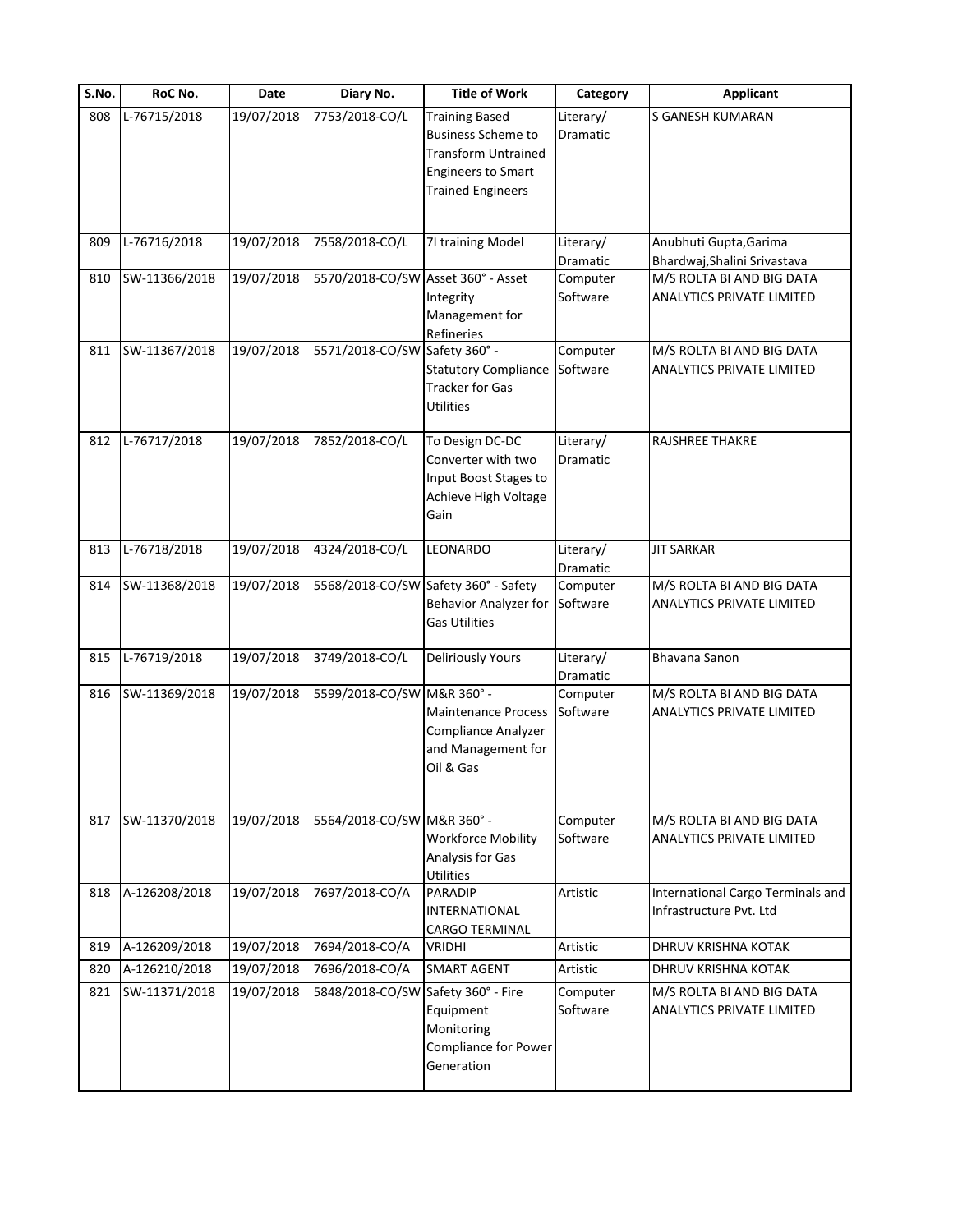| S.No. | RoC No. | Date | Diary No. | Title of Work | Category | Applicant |
|---|---|---|---|---|---|---|
| 808 | L-76715/2018 | 19/07/2018 | 7753/2018-CO/L | Training Based Business Scheme to Transform Untrained Engineers to Smart Trained Engineers | Literary/ Dramatic | S GANESH KUMARAN |
| 809 | L-76716/2018 | 19/07/2018 | 7558/2018-CO/L | 7I training Model | Literary/ Dramatic | Anubhuti Gupta,Garima Bhardwaj,Shalini Srivastava |
| 810 | SW-11366/2018 | 19/07/2018 | 5570/2018-CO/SW | Asset 360° - Asset Integrity Management for Refineries | Computer Software | M/S ROLTA BI AND BIG DATA ANALYTICS PRIVATE LIMITED |
| 811 | SW-11367/2018 | 19/07/2018 | 5571/2018-CO/SW | Safety 360° - Statutory Compliance Tracker for Gas Utilities | Computer Software | M/S ROLTA BI AND BIG DATA ANALYTICS PRIVATE LIMITED |
| 812 | L-76717/2018 | 19/07/2018 | 7852/2018-CO/L | To Design DC-DC Converter with two Input Boost Stages to Achieve High Voltage Gain | Literary/ Dramatic | RAJSHREE THAKRE |
| 813 | L-76718/2018 | 19/07/2018 | 4324/2018-CO/L | LEONARDO | Literary/ Dramatic | JIT SARKAR |
| 814 | SW-11368/2018 | 19/07/2018 | 5568/2018-CO/SW | Safety 360° - Safety Behavior Analyzer for Gas Utilities | Computer Software | M/S ROLTA BI AND BIG DATA ANALYTICS PRIVATE LIMITED |
| 815 | L-76719/2018 | 19/07/2018 | 3749/2018-CO/L | Deliriously Yours | Literary/ Dramatic | Bhavana Sanon |
| 816 | SW-11369/2018 | 19/07/2018 | 5599/2018-CO/SW | M&R 360° - Maintenance Process Compliance Analyzer and Management for Oil & Gas | Computer Software | M/S ROLTA BI AND BIG DATA ANALYTICS PRIVATE LIMITED |
| 817 | SW-11370/2018 | 19/07/2018 | 5564/2018-CO/SW | M&R 360° - Workforce Mobility Analysis for Gas Utilities | Computer Software | M/S ROLTA BI AND BIG DATA ANALYTICS PRIVATE LIMITED |
| 818 | A-126208/2018 | 19/07/2018 | 7697/2018-CO/A | PARADIP INTERNATIONAL CARGO TERMINAL | Artistic | International Cargo Terminals and Infrastructure Pvt. Ltd |
| 819 | A-126209/2018 | 19/07/2018 | 7694/2018-CO/A | VRIDHI | Artistic | DHRUV KRISHNA KOTAK |
| 820 | A-126210/2018 | 19/07/2018 | 7696/2018-CO/A | SMART AGENT | Artistic | DHRUV KRISHNA KOTAK |
| 821 | SW-11371/2018 | 19/07/2018 | 5848/2018-CO/SW | Safety 360° - Fire Equipment Monitoring Compliance for Power Generation | Computer Software | M/S ROLTA BI AND BIG DATA ANALYTICS PRIVATE LIMITED |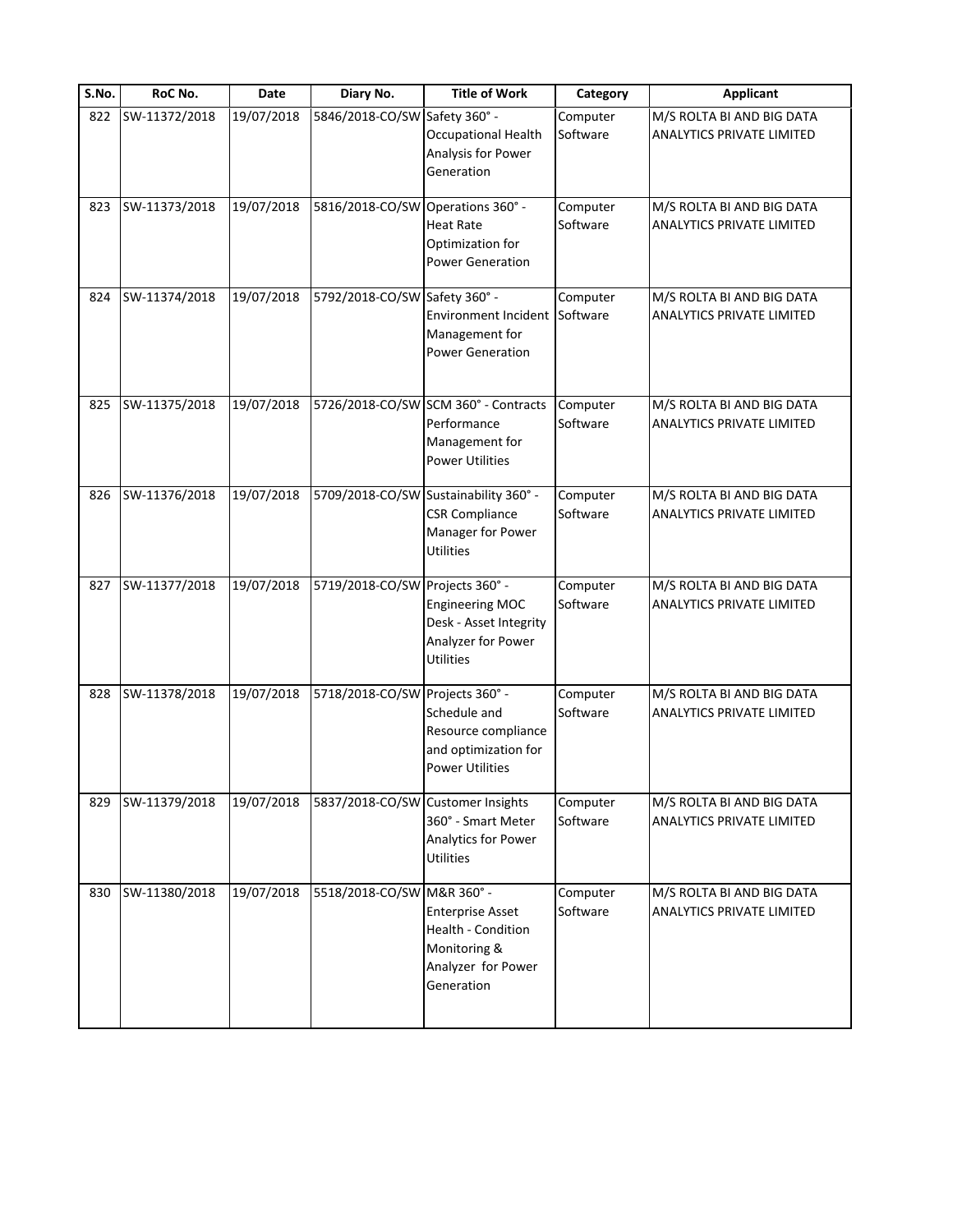| S.No. | RoC No. | Date | Diary No. | Title of Work | Category | Applicant |
|---|---|---|---|---|---|---|
| 822 | SW-11372/2018 | 19/07/2018 | 5846/2018-CO/SW | Safety 360° - Occupational Health Analysis for Power Generation | Computer Software | M/S ROLTA BI AND BIG DATA ANALYTICS PRIVATE LIMITED |
| 823 | SW-11373/2018 | 19/07/2018 | 5816/2018-CO/SW | Operations 360° - Heat Rate Optimization for Power Generation | Computer Software | M/S ROLTA BI AND BIG DATA ANALYTICS PRIVATE LIMITED |
| 824 | SW-11374/2018 | 19/07/2018 | 5792/2018-CO/SW | Safety 360° - Environment Incident Management for Power Generation | Computer Software | M/S ROLTA BI AND BIG DATA ANALYTICS PRIVATE LIMITED |
| 825 | SW-11375/2018 | 19/07/2018 | 5726/2018-CO/SW | SCM 360° - Contracts Performance Management for Power Utilities | Computer Software | M/S ROLTA BI AND BIG DATA ANALYTICS PRIVATE LIMITED |
| 826 | SW-11376/2018 | 19/07/2018 | 5709/2018-CO/SW | Sustainability 360° - CSR Compliance Manager for Power Utilities | Computer Software | M/S ROLTA BI AND BIG DATA ANALYTICS PRIVATE LIMITED |
| 827 | SW-11377/2018 | 19/07/2018 | 5719/2018-CO/SW | Projects 360° - Engineering MOC Desk - Asset Integrity Analyzer for Power Utilities | Computer Software | M/S ROLTA BI AND BIG DATA ANALYTICS PRIVATE LIMITED |
| 828 | SW-11378/2018 | 19/07/2018 | 5718/2018-CO/SW | Projects 360° - Schedule and Resource compliance and optimization for Power Utilities | Computer Software | M/S ROLTA BI AND BIG DATA ANALYTICS PRIVATE LIMITED |
| 829 | SW-11379/2018 | 19/07/2018 | 5837/2018-CO/SW | Customer Insights 360° - Smart Meter Analytics for Power Utilities | Computer Software | M/S ROLTA BI AND BIG DATA ANALYTICS PRIVATE LIMITED |
| 830 | SW-11380/2018 | 19/07/2018 | 5518/2018-CO/SW | M&R 360° - Enterprise Asset Health - Condition Monitoring & Analyzer for Power Generation | Computer Software | M/S ROLTA BI AND BIG DATA ANALYTICS PRIVATE LIMITED |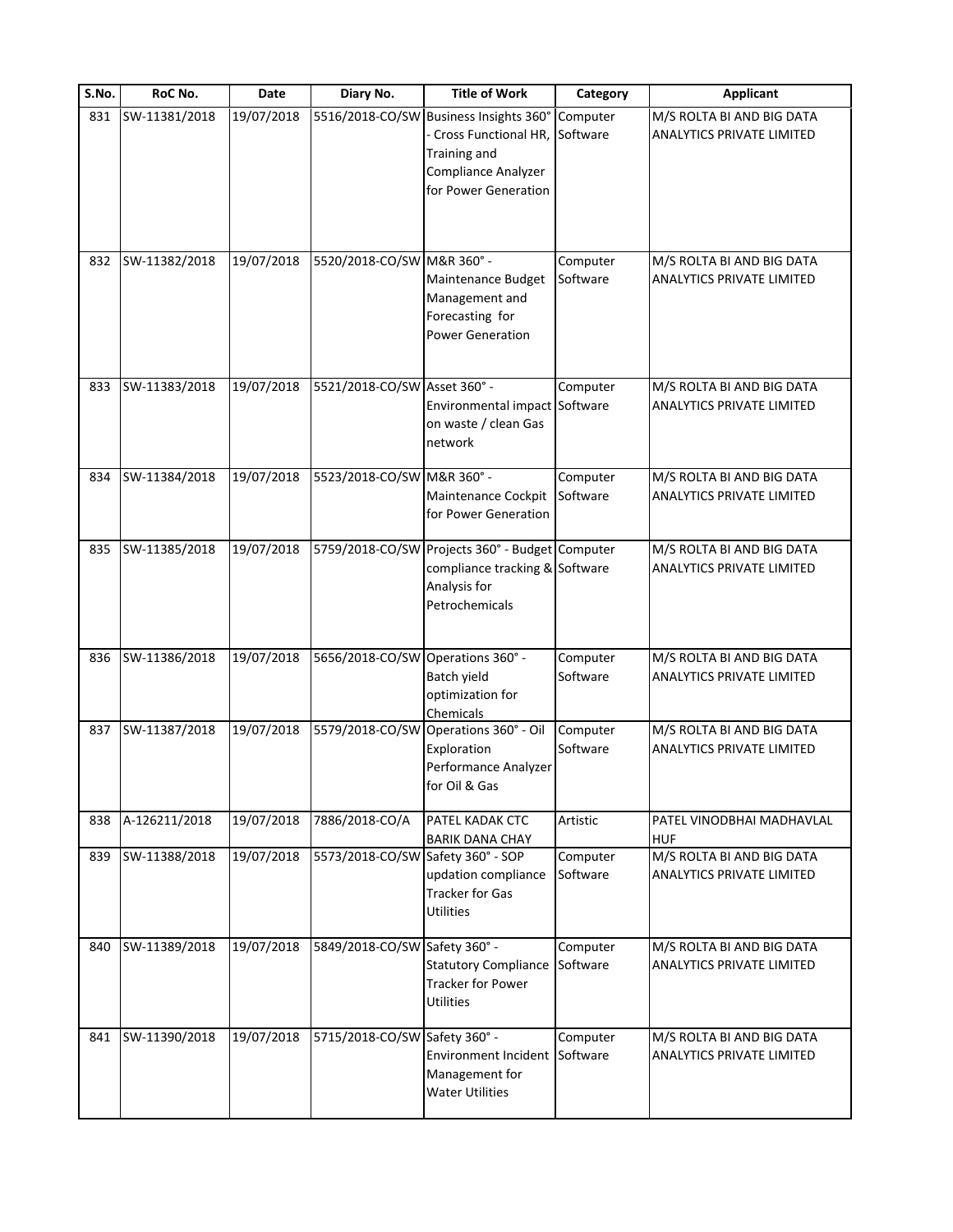| S.No. | RoC No. | Date | Diary No. | Title of Work | Category | Applicant |
|---|---|---|---|---|---|---|
| 831 | SW-11381/2018 | 19/07/2018 | 5516/2018-CO/SW | Business Insights 360° - Cross Functional HR, Training and Compliance Analyzer for Power Generation | Computer Software | M/S ROLTA BI AND BIG DATA ANALYTICS PRIVATE LIMITED |
| 832 | SW-11382/2018 | 19/07/2018 | 5520/2018-CO/SW | M&R 360° - Maintenance Budget Management and Forecasting for Power Generation | Computer Software | M/S ROLTA BI AND BIG DATA ANALYTICS PRIVATE LIMITED |
| 833 | SW-11383/2018 | 19/07/2018 | 5521/2018-CO/SW | Asset 360° - Environmental impact on waste / clean Gas network | Computer Software | M/S ROLTA BI AND BIG DATA ANALYTICS PRIVATE LIMITED |
| 834 | SW-11384/2018 | 19/07/2018 | 5523/2018-CO/SW | M&R 360° - Maintenance Cockpit for Power Generation | Computer Software | M/S ROLTA BI AND BIG DATA ANALYTICS PRIVATE LIMITED |
| 835 | SW-11385/2018 | 19/07/2018 | 5759/2018-CO/SW | Projects 360° - Budget compliance tracking & Analysis for Petrochemicals | Computer Software | M/S ROLTA BI AND BIG DATA ANALYTICS PRIVATE LIMITED |
| 836 | SW-11386/2018 | 19/07/2018 | 5656/2018-CO/SW | Operations 360° - Batch yield optimization for Chemicals | Computer Software | M/S ROLTA BI AND BIG DATA ANALYTICS PRIVATE LIMITED |
| 837 | SW-11387/2018 | 19/07/2018 | 5579/2018-CO/SW | Operations 360° - Oil Exploration Performance Analyzer for Oil & Gas | Computer Software | M/S ROLTA BI AND BIG DATA ANALYTICS PRIVATE LIMITED |
| 838 | A-126211/2018 | 19/07/2018 | 7886/2018-CO/A | PATEL KADAK CTC BARIK DANA CHAY | Artistic | PATEL VINODBHAI MADHAVLAL HUF |
| 839 | SW-11388/2018 | 19/07/2018 | 5573/2018-CO/SW | Safety 360° - SOP updation compliance Tracker for Gas Utilities | Computer Software | M/S ROLTA BI AND BIG DATA ANALYTICS PRIVATE LIMITED |
| 840 | SW-11389/2018 | 19/07/2018 | 5849/2018-CO/SW | Safety 360° - Statutory Compliance Tracker for Power Utilities | Computer Software | M/S ROLTA BI AND BIG DATA ANALYTICS PRIVATE LIMITED |
| 841 | SW-11390/2018 | 19/07/2018 | 5715/2018-CO/SW | Safety 360° - Environment Incident Management for Water Utilities | Computer Software | M/S ROLTA BI AND BIG DATA ANALYTICS PRIVATE LIMITED |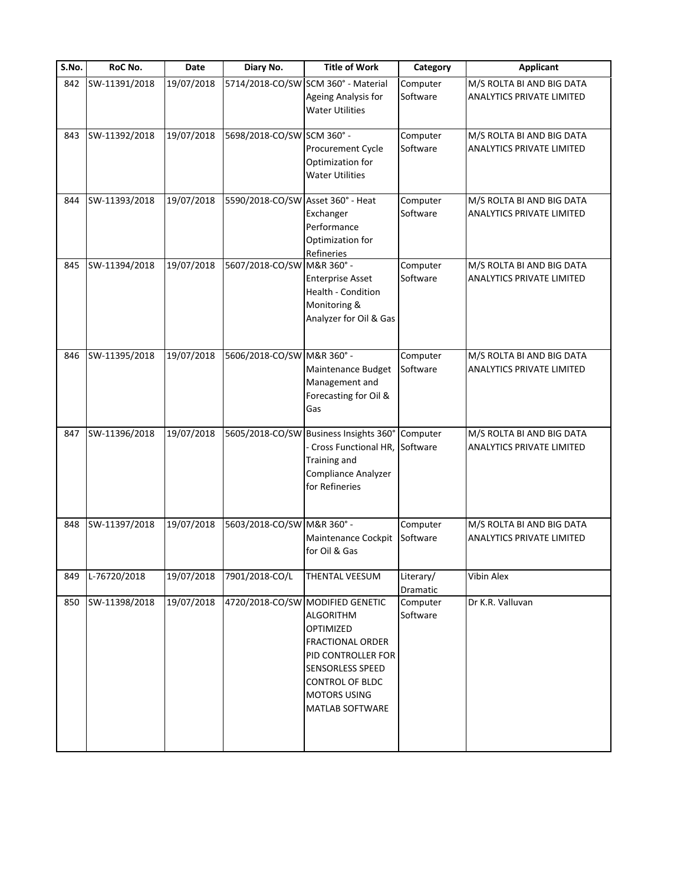| S.No. | RoC No. | Date | Diary No. | Title of Work | Category | Applicant |
|---|---|---|---|---|---|---|
| 842 | SW-11391/2018 | 19/07/2018 | 5714/2018-CO/SW | SCM 360° - Material Ageing Analysis for Water Utilities | Computer Software | M/S ROLTA BI AND BIG DATA ANALYTICS PRIVATE LIMITED |
| 843 | SW-11392/2018 | 19/07/2018 | 5698/2018-CO/SW | SCM 360° - Procurement Cycle Optimization for Water Utilities | Computer Software | M/S ROLTA BI AND BIG DATA ANALYTICS PRIVATE LIMITED |
| 844 | SW-11393/2018 | 19/07/2018 | 5590/2018-CO/SW | Asset 360° - Heat Exchanger Performance Optimization for Refineries | Computer Software | M/S ROLTA BI AND BIG DATA ANALYTICS PRIVATE LIMITED |
| 845 | SW-11394/2018 | 19/07/2018 | 5607/2018-CO/SW | M&R 360° - Enterprise Asset Health - Condition Monitoring & Analyzer for Oil & Gas | Computer Software | M/S ROLTA BI AND BIG DATA ANALYTICS PRIVATE LIMITED |
| 846 | SW-11395/2018 | 19/07/2018 | 5606/2018-CO/SW | M&R 360° - Maintenance Budget Management and Forecasting for Oil & Gas | Computer Software | M/S ROLTA BI AND BIG DATA ANALYTICS PRIVATE LIMITED |
| 847 | SW-11396/2018 | 19/07/2018 | 5605/2018-CO/SW | Business Insights 360° - Cross Functional HR, Training and Compliance Analyzer for Refineries | Computer Software | M/S ROLTA BI AND BIG DATA ANALYTICS PRIVATE LIMITED |
| 848 | SW-11397/2018 | 19/07/2018 | 5603/2018-CO/SW | M&R 360° - Maintenance Cockpit for Oil & Gas | Computer Software | M/S ROLTA BI AND BIG DATA ANALYTICS PRIVATE LIMITED |
| 849 | L-76720/2018 | 19/07/2018 | 7901/2018-CO/L | THENTAL VEESUM | Literary/ Dramatic | Vibin Alex |
| 850 | SW-11398/2018 | 19/07/2018 | 4720/2018-CO/SW | MODIFIED GENETIC ALGORITHM OPTIMIZED FRACTIONAL ORDER PID CONTROLLER FOR SENSORLESS SPEED CONTROL OF BLDC MOTORS USING MATLAB SOFTWARE | Computer Software | Dr K.R. Valluvan |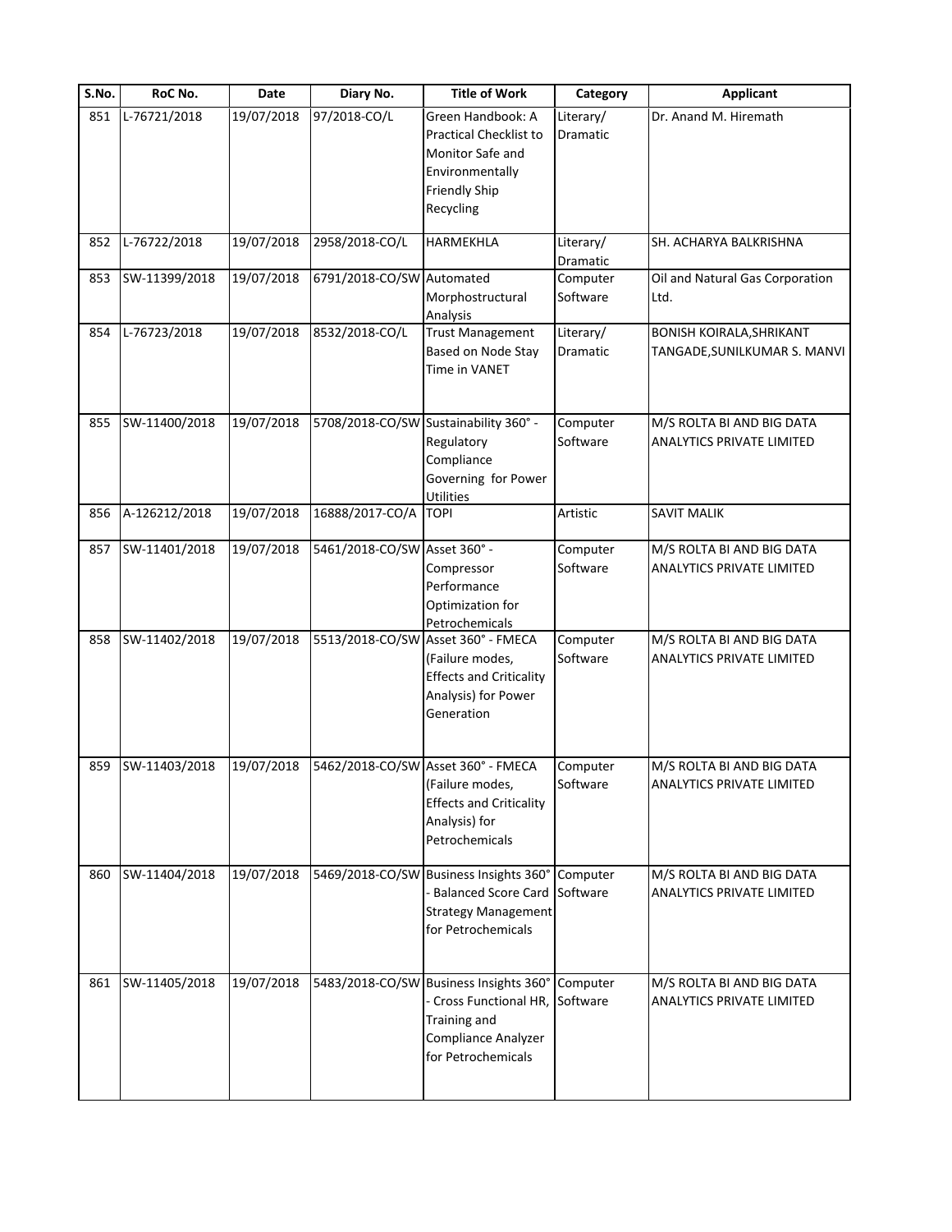| S.No. | RoC No. | Date | Diary No. | Title of Work | Category | Applicant |
|---|---|---|---|---|---|---|
| 851 | L-76721/2018 | 19/07/2018 | 97/2018-CO/L | Green Handbook: A Practical Checklist to Monitor Safe and Environmentally Friendly Ship Recycling | Literary/ Dramatic | Dr. Anand M. Hiremath |
| 852 | L-76722/2018 | 19/07/2018 | 2958/2018-CO/L | HARMEKHLA | Literary/ Dramatic | SH. ACHARYA BALKRISHNA |
| 853 | SW-11399/2018 | 19/07/2018 | 6791/2018-CO/SW | Automated Morphostructural Analysis | Computer Software | Oil and Natural Gas Corporation Ltd. |
| 854 | L-76723/2018 | 19/07/2018 | 8532/2018-CO/L | Trust Management Based on Node Stay Time in VANET | Literary/ Dramatic | BONISH KOIRALA,SHRIKANT TANGADE,SUNILKUMAR S. MANVI |
| 855 | SW-11400/2018 | 19/07/2018 | 5708/2018-CO/SW | Sustainability 360° - Regulatory Compliance Governing for Power Utilities | Computer Software | M/S ROLTA BI AND BIG DATA ANALYTICS PRIVATE LIMITED |
| 856 | A-126212/2018 | 19/07/2018 | 16888/2017-CO/A | TOPI | Artistic | SAVIT MALIK |
| 857 | SW-11401/2018 | 19/07/2018 | 5461/2018-CO/SW | Asset 360° - Compressor Performance Optimization for Petrochemicals | Computer Software | M/S ROLTA BI AND BIG DATA ANALYTICS PRIVATE LIMITED |
| 858 | SW-11402/2018 | 19/07/2018 | 5513/2018-CO/SW | Asset 360° - FMECA (Failure modes, Effects and Criticality Analysis) for Power Generation | Computer Software | M/S ROLTA BI AND BIG DATA ANALYTICS PRIVATE LIMITED |
| 859 | SW-11403/2018 | 19/07/2018 | 5462/2018-CO/SW | Asset 360° - FMECA (Failure modes, Effects and Criticality Analysis) for Petrochemicals | Computer Software | M/S ROLTA BI AND BIG DATA ANALYTICS PRIVATE LIMITED |
| 860 | SW-11404/2018 | 19/07/2018 | 5469/2018-CO/SW | Business Insights 360° - Balanced Score Card Strategy Management for Petrochemicals | Computer Software | M/S ROLTA BI AND BIG DATA ANALYTICS PRIVATE LIMITED |
| 861 | SW-11405/2018 | 19/07/2018 | 5483/2018-CO/SW | Business Insights 360° - Cross Functional HR, Training and Compliance Analyzer for Petrochemicals | Computer Software | M/S ROLTA BI AND BIG DATA ANALYTICS PRIVATE LIMITED |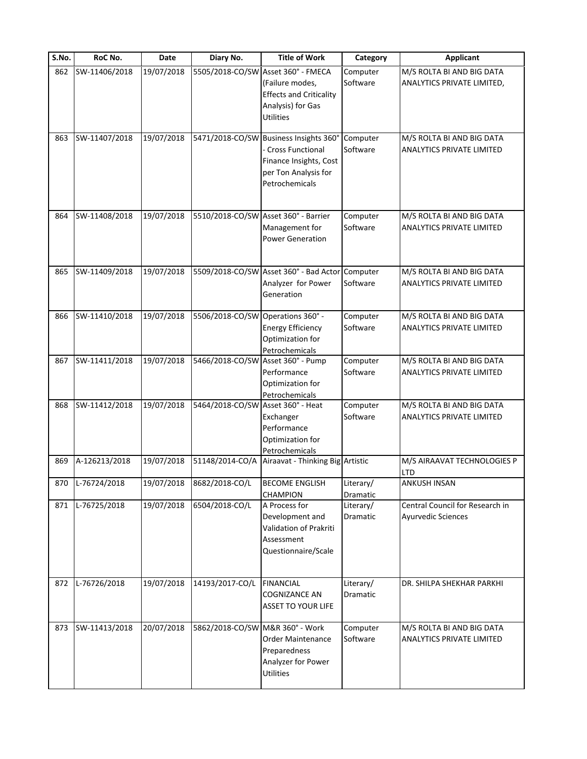| S.No. | RoC No. | Date | Diary No. | Title of Work | Category | Applicant |
|---|---|---|---|---|---|---|
| 862 | SW-11406/2018 | 19/07/2018 | 5505/2018-CO/SW | Asset 360° - FMECA (Failure modes, Effects and Criticality Analysis) for Gas Utilities | Computer Software | M/S ROLTA BI AND BIG DATA ANALYTICS PRIVATE LIMITED, |
| 863 | SW-11407/2018 | 19/07/2018 | 5471/2018-CO/SW | Business Insights 360° - Cross Functional Finance Insights, Cost per Ton Analysis for Petrochemicals | Computer Software | M/S ROLTA BI AND BIG DATA ANALYTICS PRIVATE LIMITED |
| 864 | SW-11408/2018 | 19/07/2018 | 5510/2018-CO/SW | Asset 360° - Barrier Management for Power Generation | Computer Software | M/S ROLTA BI AND BIG DATA ANALYTICS PRIVATE LIMITED |
| 865 | SW-11409/2018 | 19/07/2018 | 5509/2018-CO/SW | Asset 360° - Bad Actor Analyzer for Power Generation | Computer Software | M/S ROLTA BI AND BIG DATA ANALYTICS PRIVATE LIMITED |
| 866 | SW-11410/2018 | 19/07/2018 | 5506/2018-CO/SW | Operations 360° - Energy Efficiency Optimization for Petrochemicals | Computer Software | M/S ROLTA BI AND BIG DATA ANALYTICS PRIVATE LIMITED |
| 867 | SW-11411/2018 | 19/07/2018 | 5466/2018-CO/SW | Asset 360° - Pump Performance Optimization for Petrochemicals | Computer Software | M/S ROLTA BI AND BIG DATA ANALYTICS PRIVATE LIMITED |
| 868 | SW-11412/2018 | 19/07/2018 | 5464/2018-CO/SW | Asset 360° - Heat Exchanger Performance Optimization for Petrochemicals | Computer Software | M/S ROLTA BI AND BIG DATA ANALYTICS PRIVATE LIMITED |
| 869 | A-126213/2018 | 19/07/2018 | 51148/2014-CO/A | Airaavat - Thinking Big | Artistic | M/S AIRAAVAT TECHNOLOGIES P LTD |
| 870 | L-76724/2018 | 19/07/2018 | 8682/2018-CO/L | BECOME ENGLISH CHAMPION | Literary/ Dramatic | ANKUSH INSAN |
| 871 | L-76725/2018 | 19/07/2018 | 6504/2018-CO/L | A Process for Development and Validation of Prakriti Assessment Questionnaire/Scale | Literary/ Dramatic | Central Council for Research in Ayurvedic Sciences |
| 872 | L-76726/2018 | 19/07/2018 | 14193/2017-CO/L | FINANCIAL COGNIZANCE AN ASSET TO YOUR LIFE | Literary/ Dramatic | DR. SHILPA SHEKHAR PARKHI |
| 873 | SW-11413/2018 | 20/07/2018 | 5862/2018-CO/SW | M&R 360° - Work Order Maintenance Preparedness Analyzer for Power Utilities | Computer Software | M/S ROLTA BI AND BIG DATA ANALYTICS PRIVATE LIMITED |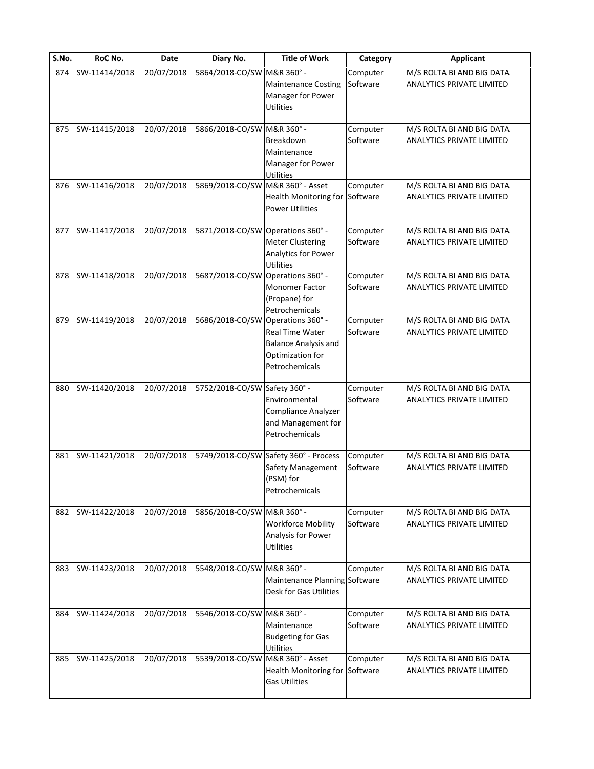| S.No. | RoC No. | Date | Diary No. | Title of Work | Category | Applicant |
|---|---|---|---|---|---|---|
| 874 | SW-11414/2018 | 20/07/2018 | 5864/2018-CO/SW | M&R 360° - Maintenance Costing Manager for Power Utilities | Computer Software | M/S ROLTA BI AND BIG DATA ANALYTICS PRIVATE LIMITED |
| 875 | SW-11415/2018 | 20/07/2018 | 5866/2018-CO/SW | M&R 360° - Breakdown Maintenance Manager for Power Utilities | Computer Software | M/S ROLTA BI AND BIG DATA ANALYTICS PRIVATE LIMITED |
| 876 | SW-11416/2018 | 20/07/2018 | 5869/2018-CO/SW | M&R 360° - Asset Health Monitoring for Power Utilities | Computer Software | M/S ROLTA BI AND BIG DATA ANALYTICS PRIVATE LIMITED |
| 877 | SW-11417/2018 | 20/07/2018 | 5871/2018-CO/SW | Operations 360° - Meter Clustering Analytics for Power Utilities | Computer Software | M/S ROLTA BI AND BIG DATA ANALYTICS PRIVATE LIMITED |
| 878 | SW-11418/2018 | 20/07/2018 | 5687/2018-CO/SW | Operations 360° - Monomer Factor (Propane) for Petrochemicals | Computer Software | M/S ROLTA BI AND BIG DATA ANALYTICS PRIVATE LIMITED |
| 879 | SW-11419/2018 | 20/07/2018 | 5686/2018-CO/SW | Operations 360° - Real Time Water Balance Analysis and Optimization for Petrochemicals | Computer Software | M/S ROLTA BI AND BIG DATA ANALYTICS PRIVATE LIMITED |
| 880 | SW-11420/2018 | 20/07/2018 | 5752/2018-CO/SW | Safety 360° - Environmental Compliance Analyzer and Management for Petrochemicals | Computer Software | M/S ROLTA BI AND BIG DATA ANALYTICS PRIVATE LIMITED |
| 881 | SW-11421/2018 | 20/07/2018 | 5749/2018-CO/SW | Safety 360° - Process Safety Management (PSM) for Petrochemicals | Computer Software | M/S ROLTA BI AND BIG DATA ANALYTICS PRIVATE LIMITED |
| 882 | SW-11422/2018 | 20/07/2018 | 5856/2018-CO/SW | M&R 360° - Workforce Mobility Analysis for Power Utilities | Computer Software | M/S ROLTA BI AND BIG DATA ANALYTICS PRIVATE LIMITED |
| 883 | SW-11423/2018 | 20/07/2018 | 5548/2018-CO/SW | M&R 360° - Maintenance Planning Desk for Gas Utilities | Computer Software | M/S ROLTA BI AND BIG DATA ANALYTICS PRIVATE LIMITED |
| 884 | SW-11424/2018 | 20/07/2018 | 5546/2018-CO/SW | M&R 360° - Maintenance Budgeting for Gas Utilities | Computer Software | M/S ROLTA BI AND BIG DATA ANALYTICS PRIVATE LIMITED |
| 885 | SW-11425/2018 | 20/07/2018 | 5539/2018-CO/SW | M&R 360° - Asset Health Monitoring for Gas Utilities | Computer Software | M/S ROLTA BI AND BIG DATA ANALYTICS PRIVATE LIMITED |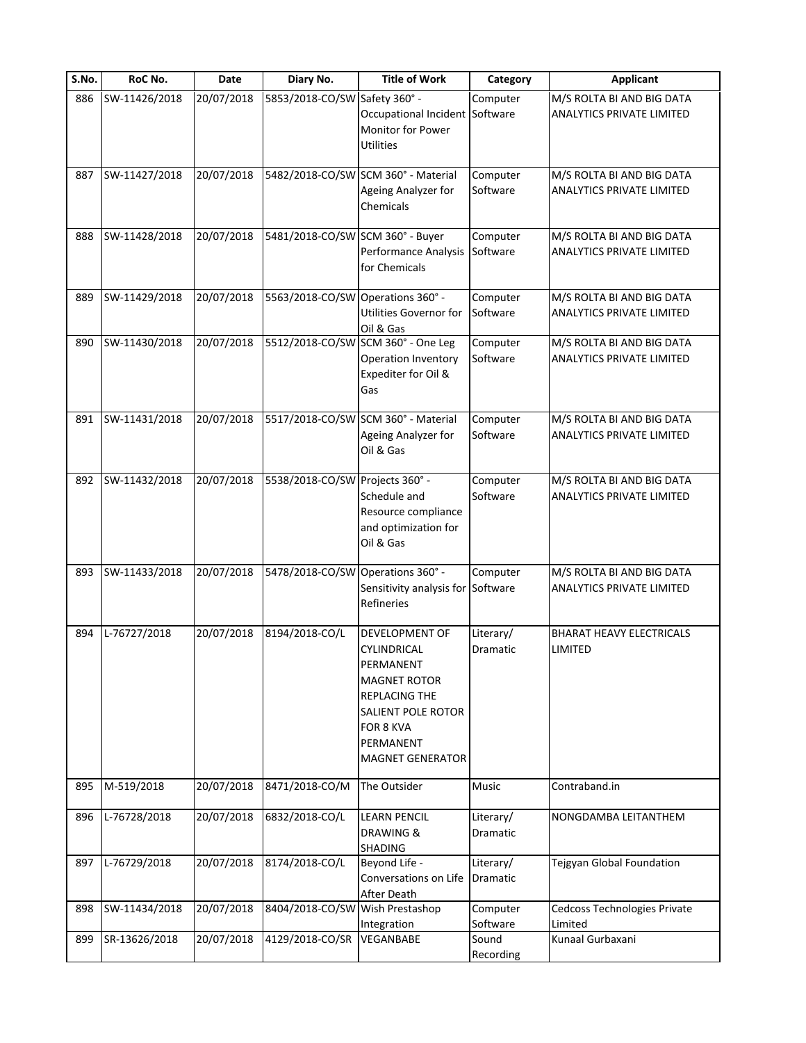| S.No. | RoC No. | Date | Diary No. | Title of Work | Category | Applicant |
|---|---|---|---|---|---|---|
| 886 | SW-11426/2018 | 20/07/2018 | 5853/2018-CO/SW | Safety 360° - Occupational Incident Monitor for Power Utilities | Computer Software | M/S ROLTA BI AND BIG DATA ANALYTICS PRIVATE LIMITED |
| 887 | SW-11427/2018 | 20/07/2018 | 5482/2018-CO/SW | SCM 360° - Material Ageing Analyzer for Chemicals | Computer Software | M/S ROLTA BI AND BIG DATA ANALYTICS PRIVATE LIMITED |
| 888 | SW-11428/2018 | 20/07/2018 | 5481/2018-CO/SW | SCM 360° - Buyer Performance Analysis for Chemicals | Computer Software | M/S ROLTA BI AND BIG DATA ANALYTICS PRIVATE LIMITED |
| 889 | SW-11429/2018 | 20/07/2018 | 5563/2018-CO/SW | Operations 360° - Utilities Governor for Oil & Gas | Computer Software | M/S ROLTA BI AND BIG DATA ANALYTICS PRIVATE LIMITED |
| 890 | SW-11430/2018 | 20/07/2018 | 5512/2018-CO/SW | SCM 360° - One Leg Operation Inventory Expediter for Oil & Gas | Computer Software | M/S ROLTA BI AND BIG DATA ANALYTICS PRIVATE LIMITED |
| 891 | SW-11431/2018 | 20/07/2018 | 5517/2018-CO/SW | SCM 360° - Material Ageing Analyzer for Oil & Gas | Computer Software | M/S ROLTA BI AND BIG DATA ANALYTICS PRIVATE LIMITED |
| 892 | SW-11432/2018 | 20/07/2018 | 5538/2018-CO/SW | Projects 360° - Schedule and Resource compliance and optimization for Oil & Gas | Computer Software | M/S ROLTA BI AND BIG DATA ANALYTICS PRIVATE LIMITED |
| 893 | SW-11433/2018 | 20/07/2018 | 5478/2018-CO/SW | Operations 360° - Sensitivity analysis for Refineries | Computer Software | M/S ROLTA BI AND BIG DATA ANALYTICS PRIVATE LIMITED |
| 894 | L-76727/2018 | 20/07/2018 | 8194/2018-CO/L | DEVELOPMENT OF CYLINDRICAL PERMANENT MAGNET ROTOR REPLACING THE SALIENT POLE ROTOR FOR 8 KVA PERMANENT MAGNET GENERATOR | Literary/ Dramatic | BHARAT HEAVY ELECTRICALS LIMITED |
| 895 | M-519/2018 | 20/07/2018 | 8471/2018-CO/M | The Outsider | Music | Contraband.in |
| 896 | L-76728/2018 | 20/07/2018 | 6832/2018-CO/L | LEARN PENCIL DRAWING & SHADING | Literary/ Dramatic | NONGDAMBA LEITANTHEM |
| 897 | L-76729/2018 | 20/07/2018 | 8174/2018-CO/L | Beyond Life - Conversations on Life After Death | Literary/ Dramatic | Tejgyan Global Foundation |
| 898 | SW-11434/2018 | 20/07/2018 | 8404/2018-CO/SW | Wish Prestashop Integration | Computer Software | Cedcoss Technologies Private Limited |
| 899 | SR-13626/2018 | 20/07/2018 | 4129/2018-CO/SR | VEGANBABE | Sound Recording | Kunaal Gurbaxani |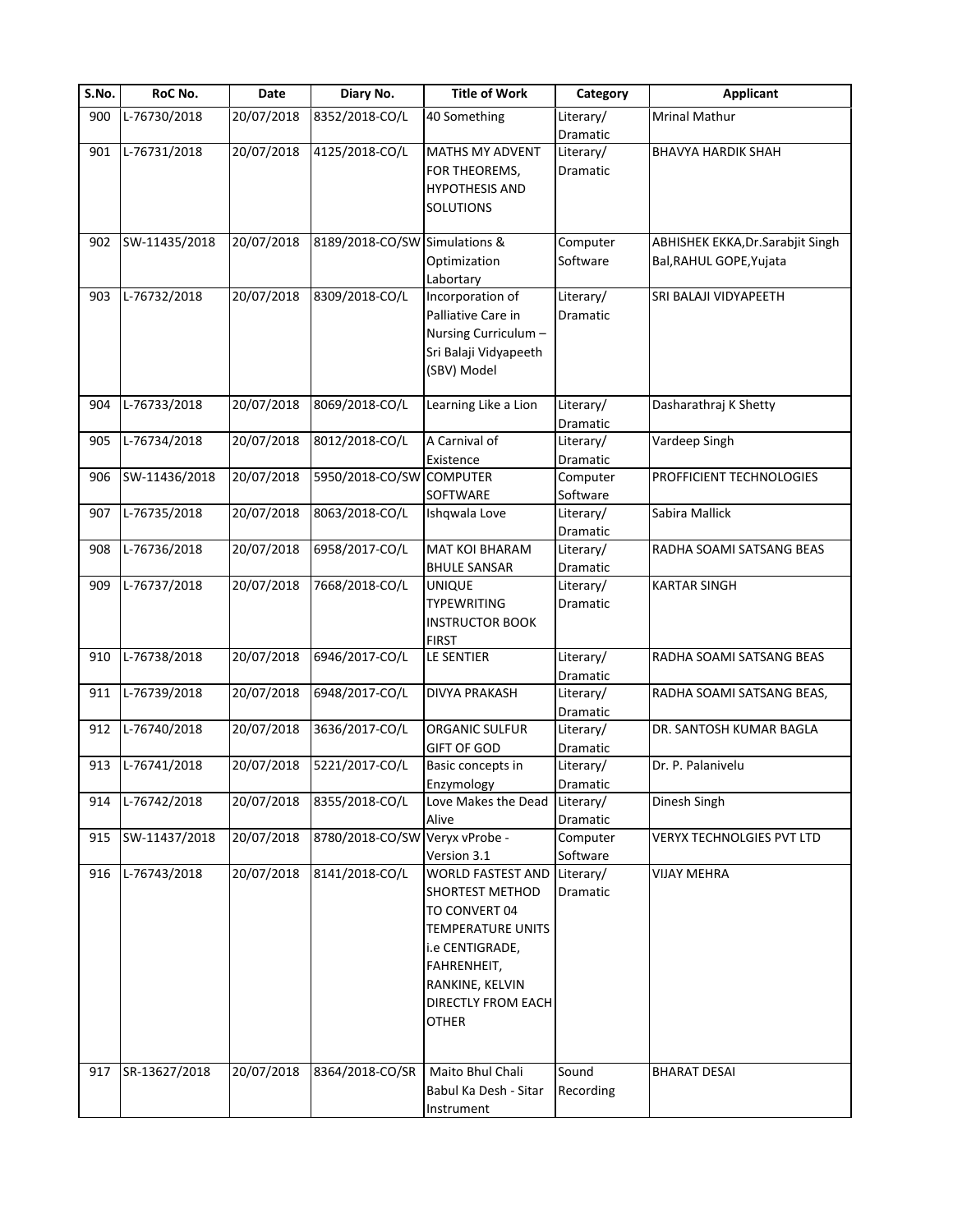| S.No. | RoC No. | Date | Diary No. | Title of Work | Category | Applicant |
|---|---|---|---|---|---|---|
| 900 | L-76730/2018 | 20/07/2018 | 8352/2018-CO/L | 40 Something | Literary/ Dramatic | Mrinal Mathur |
| 901 | L-76731/2018 | 20/07/2018 | 4125/2018-CO/L | MATHS MY ADVENT FOR THEOREMS, HYPOTHESIS AND SOLUTIONS | Literary/ Dramatic | BHAVYA HARDIK SHAH |
| 902 | SW-11435/2018 | 20/07/2018 | 8189/2018-CO/SW | Simulations & Optimization Labortary | Computer Software | ABHISHEK EKKA,Dr.Sarabjit Singh Bal,RAHUL GOPE,Yujata |
| 903 | L-76732/2018 | 20/07/2018 | 8309/2018-CO/L | Incorporation of Palliative Care in Nursing Curriculum – Sri Balaji Vidyapeeth (SBV) Model | Literary/ Dramatic | SRI BALAJI VIDYAPEETH |
| 904 | L-76733/2018 | 20/07/2018 | 8069/2018-CO/L | Learning Like a Lion | Literary/ Dramatic | Dasharathraj K Shetty |
| 905 | L-76734/2018 | 20/07/2018 | 8012/2018-CO/L | A Carnival of Existence | Literary/ Dramatic | Vardeep Singh |
| 906 | SW-11436/2018 | 20/07/2018 | 5950/2018-CO/SW | COMPUTER SOFTWARE | Computer Software | PROFFICIENT TECHNOLOGIES |
| 907 | L-76735/2018 | 20/07/2018 | 8063/2018-CO/L | Ishqwala Love | Literary/ Dramatic | Sabira Mallick |
| 908 | L-76736/2018 | 20/07/2018 | 6958/2017-CO/L | MAT KOI BHARAM BHULE SANSAR | Literary/ Dramatic | RADHA SOAMI SATSANG BEAS |
| 909 | L-76737/2018 | 20/07/2018 | 7668/2018-CO/L | UNIQUE TYPEWRITING INSTRUCTOR BOOK FIRST | Literary/ Dramatic | KARTAR SINGH |
| 910 | L-76738/2018 | 20/07/2018 | 6946/2017-CO/L | LE SENTIER | Literary/ Dramatic | RADHA SOAMI SATSANG BEAS |
| 911 | L-76739/2018 | 20/07/2018 | 6948/2017-CO/L | DIVYA PRAKASH | Literary/ Dramatic | RADHA SOAMI SATSANG BEAS, |
| 912 | L-76740/2018 | 20/07/2018 | 3636/2017-CO/L | ORGANIC SULFUR GIFT OF GOD | Literary/ Dramatic | DR. SANTOSH KUMAR BAGLA |
| 913 | L-76741/2018 | 20/07/2018 | 5221/2017-CO/L | Basic concepts in Enzymology | Literary/ Dramatic | Dr. P. Palanivelu |
| 914 | L-76742/2018 | 20/07/2018 | 8355/2018-CO/L | Love Makes the Dead Alive | Literary/ Dramatic | Dinesh Singh |
| 915 | SW-11437/2018 | 20/07/2018 | 8780/2018-CO/SW | Veryx vProbe - Version 3.1 | Computer Software | VERYX TECHNOLGIES PVT LTD |
| 916 | L-76743/2018 | 20/07/2018 | 8141/2018-CO/L | WORLD FASTEST AND SHORTEST METHOD TO CONVERT 04 TEMPERATURE UNITS i.e CENTIGRADE, FAHRENHEIT, RANKINE, KELVIN DIRECTLY FROM EACH OTHER | Literary/ Dramatic | VIJAY MEHRA |
| 917 | SR-13627/2018 | 20/07/2018 | 8364/2018-CO/SR | Maito Bhul Chali Babul Ka Desh - Sitar Instrument | Sound Recording | BHARAT DESAI |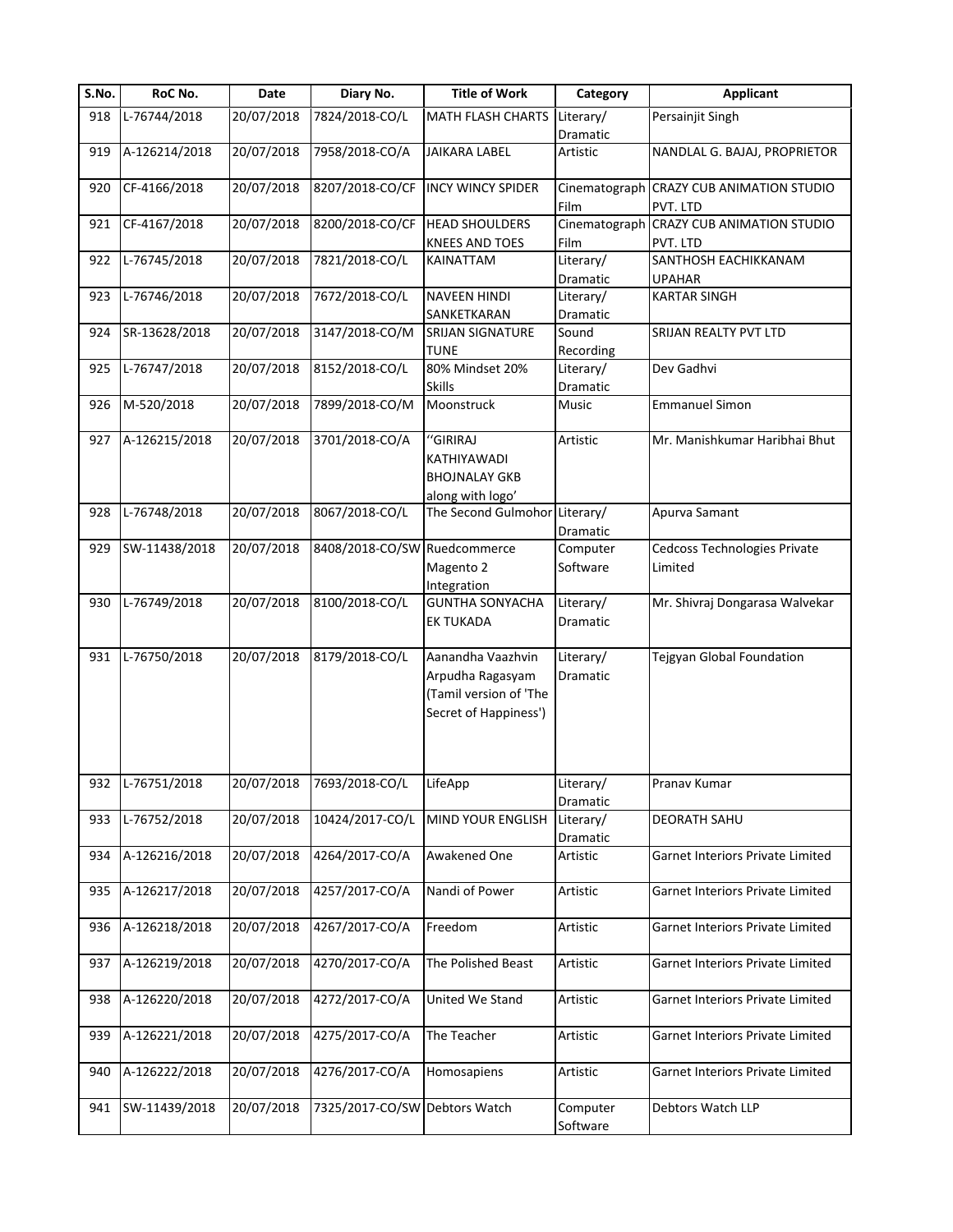| S.No. | RoC No. | Date | Diary No. | Title of Work | Category | Applicant |
|---|---|---|---|---|---|---|
| 918 | L-76744/2018 | 20/07/2018 | 7824/2018-CO/L | MATH FLASH CHARTS | Literary/ Dramatic | Persainjit Singh |
| 919 | A-126214/2018 | 20/07/2018 | 7958/2018-CO/A | JAIKARA LABEL | Artistic | NANDLAL G. BAJAJ, PROPRIETOR |
| 920 | CF-4166/2018 | 20/07/2018 | 8207/2018-CO/CF | INCY WINCY SPIDER | Cinematograph Film | CRAZY CUB ANIMATION STUDIO PVT. LTD |
| 921 | CF-4167/2018 | 20/07/2018 | 8200/2018-CO/CF | HEAD SHOULDERS KNEES AND TOES | Cinematograph Film | CRAZY CUB ANIMATION STUDIO PVT. LTD |
| 922 | L-76745/2018 | 20/07/2018 | 7821/2018-CO/L | KAINATTAM | Literary/ Dramatic | SANTHOSH EACHIKKANAM UPAHAR |
| 923 | L-76746/2018 | 20/07/2018 | 7672/2018-CO/L | NAVEEN HINDI SANKETKARAN | Literary/ Dramatic | KARTAR SINGH |
| 924 | SR-13628/2018 | 20/07/2018 | 3147/2018-CO/M | SRIJAN SIGNATURE TUNE | Sound Recording | SRIJAN REALTY PVT LTD |
| 925 | L-76747/2018 | 20/07/2018 | 8152/2018-CO/L | 80% Mindset 20% Skills | Literary/ Dramatic | Dev Gadhvi |
| 926 | M-520/2018 | 20/07/2018 | 7899/2018-CO/M | Moonstruck | Music | Emmanuel Simon |
| 927 | A-126215/2018 | 20/07/2018 | 3701/2018-CO/A | ‘‘GIRIRAJ KATHIYAWADI BHOJNALAY GKB along with logo’ | Artistic | Mr. Manishkumar Haribhai Bhut |
| 928 | L-76748/2018 | 20/07/2018 | 8067/2018-CO/L | The Second Gulmohor | Literary/ Dramatic | Apurva Samant |
| 929 | SW-11438/2018 | 20/07/2018 | 8408/2018-CO/SW | Ruedcommerce Magento 2 Integration | Computer Software | Cedcoss Technologies Private Limited |
| 930 | L-76749/2018 | 20/07/2018 | 8100/2018-CO/L | GUNTHA SONYACHA EK TUKADA | Literary/ Dramatic | Mr. Shivraj Dongarasa Walvekar |
| 931 | L-76750/2018 | 20/07/2018 | 8179/2018-CO/L | Aanandha Vaazhvin Arpudha Ragasyam (Tamil version of 'The Secret of Happiness') | Literary/ Dramatic | Tejgyan Global Foundation |
| 932 | L-76751/2018 | 20/07/2018 | 7693/2018-CO/L | LifeApp | Literary/ Dramatic | Pranav Kumar |
| 933 | L-76752/2018 | 20/07/2018 | 10424/2017-CO/L | MIND YOUR ENGLISH | Literary/ Dramatic | DEORATH SAHU |
| 934 | A-126216/2018 | 20/07/2018 | 4264/2017-CO/A | Awakened One | Artistic | Garnet Interiors Private Limited |
| 935 | A-126217/2018 | 20/07/2018 | 4257/2017-CO/A | Nandi of Power | Artistic | Garnet Interiors Private Limited |
| 936 | A-126218/2018 | 20/07/2018 | 4267/2017-CO/A | Freedom | Artistic | Garnet Interiors Private Limited |
| 937 | A-126219/2018 | 20/07/2018 | 4270/2017-CO/A | The Polished Beast | Artistic | Garnet Interiors Private Limited |
| 938 | A-126220/2018 | 20/07/2018 | 4272/2017-CO/A | United We Stand | Artistic | Garnet Interiors Private Limited |
| 939 | A-126221/2018 | 20/07/2018 | 4275/2017-CO/A | The Teacher | Artistic | Garnet Interiors Private Limited |
| 940 | A-126222/2018 | 20/07/2018 | 4276/2017-CO/A | Homosapiens | Artistic | Garnet Interiors Private Limited |
| 941 | SW-11439/2018 | 20/07/2018 | 7325/2017-CO/SW | Debtors Watch | Computer Software | Debtors Watch LLP |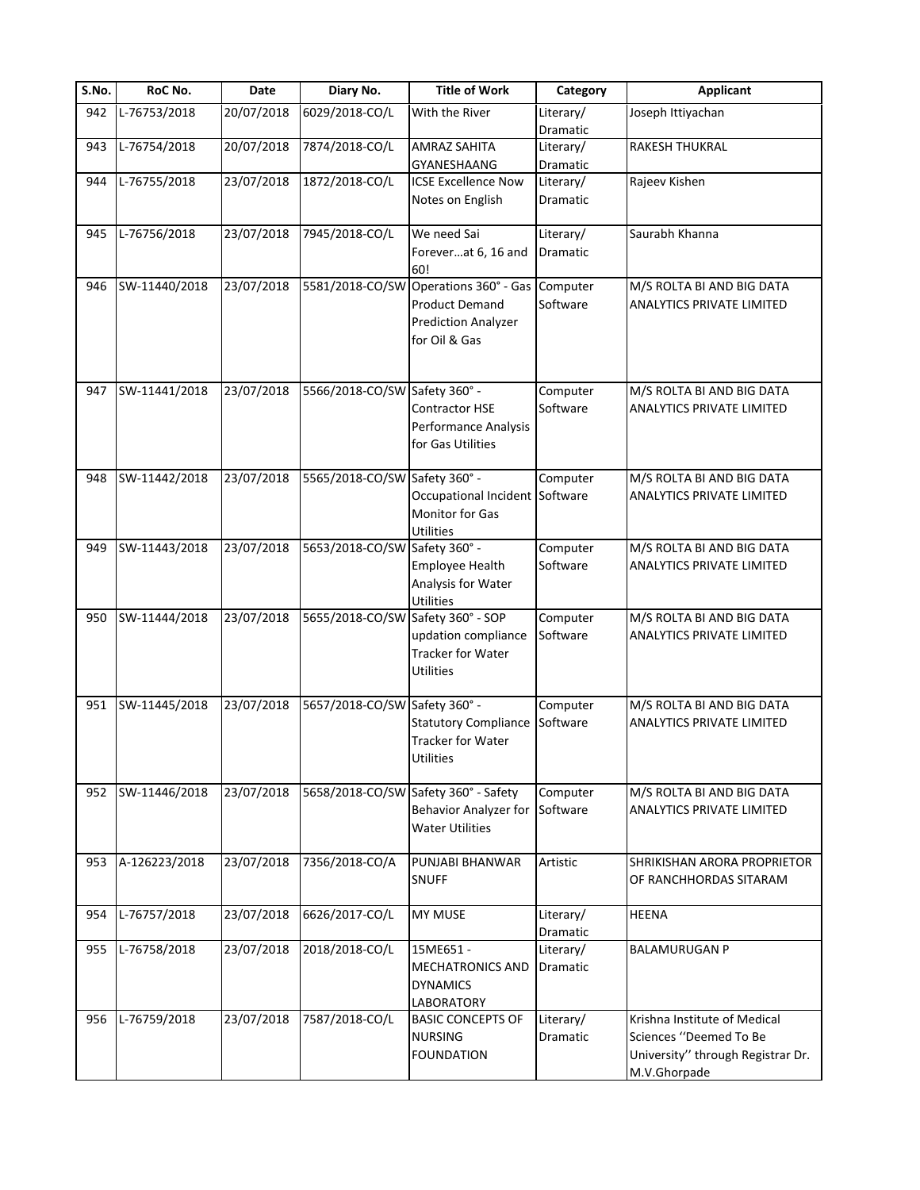| S.No. | RoC No. | Date | Diary No. | Title of Work | Category | Applicant |
|---|---|---|---|---|---|---|
| 942 | L-76753/2018 | 20/07/2018 | 6029/2018-CO/L | With the River | Literary/ Dramatic | Joseph Ittiyachan |
| 943 | L-76754/2018 | 20/07/2018 | 7874/2018-CO/L | AMRAZ SAHITA GYANESHAANG | Literary/ Dramatic | RAKESH THUKRAL |
| 944 | L-76755/2018 | 23/07/2018 | 1872/2018-CO/L | ICSE Excellence Now Notes on English | Literary/ Dramatic | Rajeev Kishen |
| 945 | L-76756/2018 | 23/07/2018 | 7945/2018-CO/L | We need Sai Forever…at 6, 16 and 60! | Literary/ Dramatic | Saurabh Khanna |
| 946 | SW-11440/2018 | 23/07/2018 | 5581/2018-CO/SW | Operations 360° - Gas Product Demand Prediction Analyzer for Oil & Gas | Computer Software | M/S ROLTA BI AND BIG DATA ANALYTICS PRIVATE LIMITED |
| 947 | SW-11441/2018 | 23/07/2018 | 5566/2018-CO/SW | Safety 360° - Contractor HSE Performance Analysis for Gas Utilities | Computer Software | M/S ROLTA BI AND BIG DATA ANALYTICS PRIVATE LIMITED |
| 948 | SW-11442/2018 | 23/07/2018 | 5565/2018-CO/SW | Safety 360° - Occupational Incident Monitor for Gas Utilities | Computer Software | M/S ROLTA BI AND BIG DATA ANALYTICS PRIVATE LIMITED |
| 949 | SW-11443/2018 | 23/07/2018 | 5653/2018-CO/SW | Safety 360° - Employee Health Analysis for Water Utilities | Computer Software | M/S ROLTA BI AND BIG DATA ANALYTICS PRIVATE LIMITED |
| 950 | SW-11444/2018 | 23/07/2018 | 5655/2018-CO/SW | Safety 360° - SOP updation compliance Tracker for Water Utilities | Computer Software | M/S ROLTA BI AND BIG DATA ANALYTICS PRIVATE LIMITED |
| 951 | SW-11445/2018 | 23/07/2018 | 5657/2018-CO/SW | Safety 360° - Statutory Compliance Tracker for Water Utilities | Computer Software | M/S ROLTA BI AND BIG DATA ANALYTICS PRIVATE LIMITED |
| 952 | SW-11446/2018 | 23/07/2018 | 5658/2018-CO/SW | Safety 360° - Safety Behavior Analyzer for Water Utilities | Computer Software | M/S ROLTA BI AND BIG DATA ANALYTICS PRIVATE LIMITED |
| 953 | A-126223/2018 | 23/07/2018 | 7356/2018-CO/A | PUNJABI BHANWAR SNUFF | Artistic | SHRIKISHAN ARORA PROPRIETOR OF RANCHHORDAS SITARAM |
| 954 | L-76757/2018 | 23/07/2018 | 6626/2017-CO/L | MY MUSE | Literary/ Dramatic | HEENA |
| 955 | L-76758/2018 | 23/07/2018 | 2018/2018-CO/L | 15ME651 - MECHATRONICS AND DYNAMICS LABORATORY | Literary/ Dramatic | BALAMURUGAN P |
| 956 | L-76759/2018 | 23/07/2018 | 7587/2018-CO/L | BASIC CONCEPTS OF NURSING FOUNDATION | Literary/ Dramatic | Krishna Institute of Medical Sciences ''Deemed To Be University'' through Registrar Dr. M.V.Ghorpade |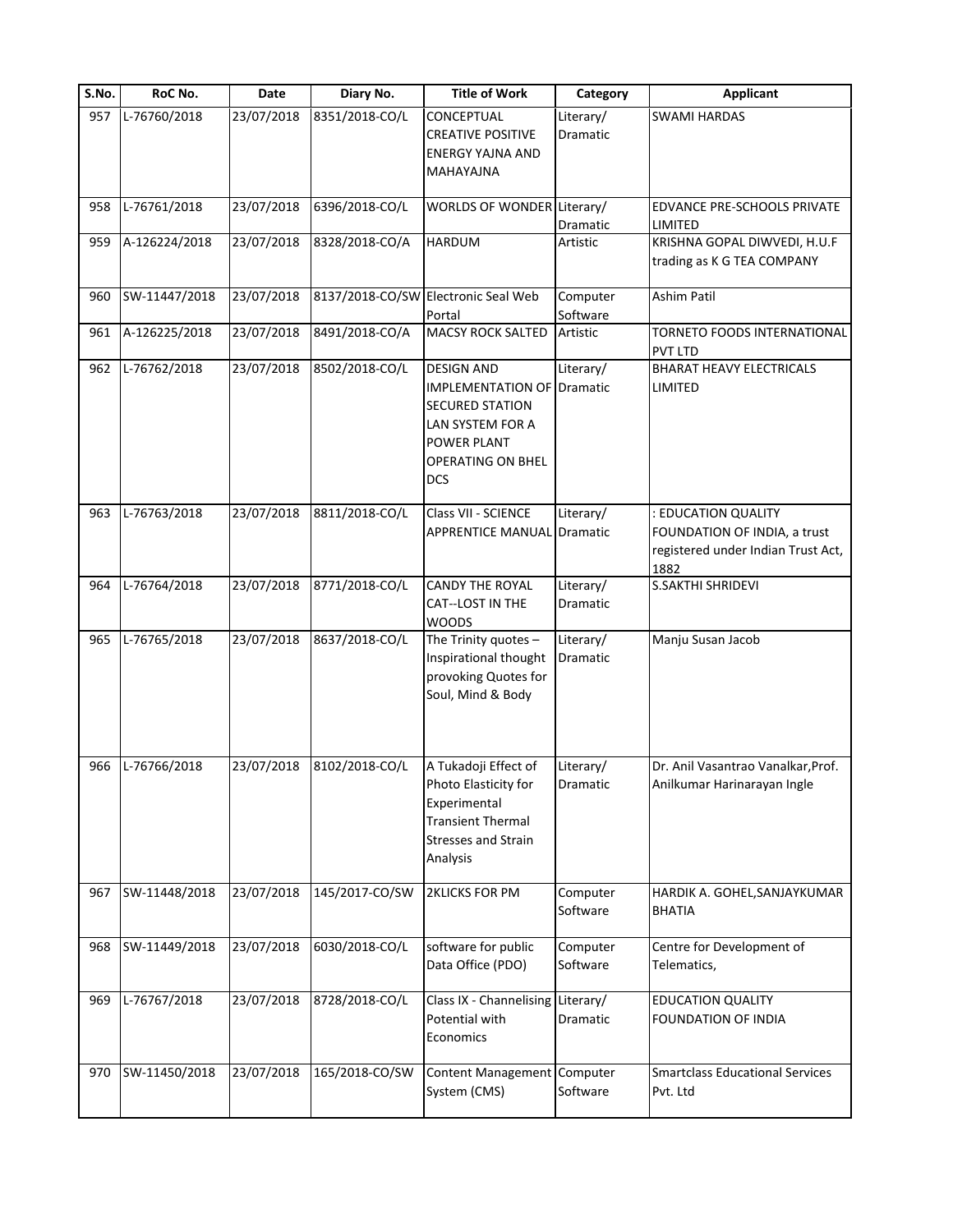| S.No. | RoC No. | Date | Diary No. | Title of Work | Category | Applicant |
|---|---|---|---|---|---|---|
| 957 | L-76760/2018 | 23/07/2018 | 8351/2018-CO/L | CONCEPTUAL CREATIVE POSITIVE ENERGY YAJNA AND MAHAYAJNA | Literary/ Dramatic | SWAMI HARDAS |
| 958 | L-76761/2018 | 23/07/2018 | 6396/2018-CO/L | WORLDS OF WONDER | Literary/ Dramatic | EDVANCE PRE-SCHOOLS PRIVATE LIMITED |
| 959 | A-126224/2018 | 23/07/2018 | 8328/2018-CO/A | HARDUM | Artistic | KRISHNA GOPAL DIWVEDI, H.U.F trading as K G TEA COMPANY |
| 960 | SW-11447/2018 | 23/07/2018 | 8137/2018-CO/SW | Electronic Seal Web Portal | Computer Software | Ashim Patil |
| 961 | A-126225/2018 | 23/07/2018 | 8491/2018-CO/A | MACSY ROCK SALTED | Artistic | TORNETO FOODS INTERNATIONAL PVT LTD |
| 962 | L-76762/2018 | 23/07/2018 | 8502/2018-CO/L | DESIGN AND IMPLEMENTATION OF SECURED STATION LAN SYSTEM FOR A POWER PLANT OPERATING ON BHEL DCS | Literary/ Dramatic | BHARAT HEAVY ELECTRICALS LIMITED |
| 963 | L-76763/2018 | 23/07/2018 | 8811/2018-CO/L | Class VII - SCIENCE APPRENTICE MANUAL | Literary/ Dramatic | : EDUCATION QUALITY FOUNDATION OF INDIA, a trust registered under Indian Trust Act, 1882 |
| 964 | L-76764/2018 | 23/07/2018 | 8771/2018-CO/L | CANDY THE ROYAL CAT--LOST IN THE WOODS | Literary/ Dramatic | S.SAKTHI SHRIDEVI |
| 965 | L-76765/2018 | 23/07/2018 | 8637/2018-CO/L | The Trinity quotes – Inspirational thought provoking Quotes for Soul, Mind & Body | Literary/ Dramatic | Manju Susan Jacob |
| 966 | L-76766/2018 | 23/07/2018 | 8102/2018-CO/L | A Tukadoji Effect of Photo Elasticity for Experimental Transient Thermal Stresses and Strain Analysis | Literary/ Dramatic | Dr. Anil Vasantrao Vanalkar,Prof. Anilkumar Harinarayan Ingle |
| 967 | SW-11448/2018 | 23/07/2018 | 145/2017-CO/SW | 2KLICKS FOR PM | Computer Software | HARDIK A. GOHEL,SANJAYKUMAR BHATIA |
| 968 | SW-11449/2018 | 23/07/2018 | 6030/2018-CO/L | software for public Data Office (PDO) | Computer Software | Centre for Development of Telematics, |
| 969 | L-76767/2018 | 23/07/2018 | 8728/2018-CO/L | Class IX - Channelising Potential with Economics | Literary/ Dramatic | EDUCATION QUALITY FOUNDATION OF INDIA |
| 970 | SW-11450/2018 | 23/07/2018 | 165/2018-CO/SW | Content Management System (CMS) | Computer Software | Smartclass Educational Services Pvt. Ltd |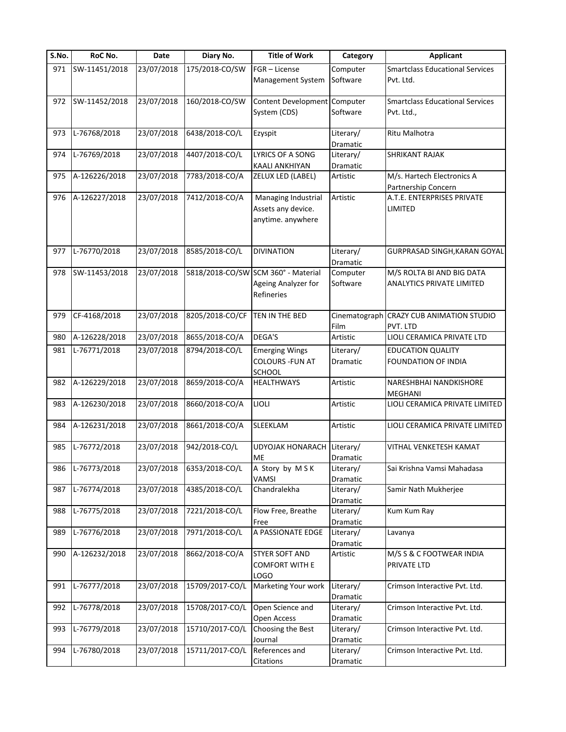| S.No. | RoC No. | Date | Diary No. | Title of Work | Category | Applicant |
|---|---|---|---|---|---|---|
| 971 | SW-11451/2018 | 23/07/2018 | 175/2018-CO/SW | FGR – License Management System | Computer Software | Smartclass Educational Services Pvt. Ltd. |
| 972 | SW-11452/2018 | 23/07/2018 | 160/2018-CO/SW | Content Development System (CDS) | Computer Software | Smartclass Educational Services Pvt. Ltd., |
| 973 | L-76768/2018 | 23/07/2018 | 6438/2018-CO/L | Ezyspit | Literary/ Dramatic | Ritu Malhotra |
| 974 | L-76769/2018 | 23/07/2018 | 4407/2018-CO/L | LYRICS OF A SONG KAALI ANKHIYAN | Literary/ Dramatic | SHRIKANT RAJAK |
| 975 | A-126226/2018 | 23/07/2018 | 7783/2018-CO/A | ZELUX LED (LABEL) | Artistic | M/s. Hartech Electronics A Partnership Concern |
| 976 | A-126227/2018 | 23/07/2018 | 7412/2018-CO/A | Managing Industrial Assets any device. anytime. anywhere | Artistic | A.T.E. ENTERPRISES PRIVATE LIMITED |
| 977 | L-76770/2018 | 23/07/2018 | 8585/2018-CO/L | DIVINATION | Literary/ Dramatic | GURPRASAD SINGH,KARAN GOYAL |
| 978 | SW-11453/2018 | 23/07/2018 | 5818/2018-CO/SW | SCM 360° - Material Ageing Analyzer for Refineries | Computer Software | M/S ROLTA BI AND BIG DATA ANALYTICS PRIVATE LIMITED |
| 979 | CF-4168/2018 | 23/07/2018 | 8205/2018-CO/CF | TEN IN THE BED | Cinematograph Film | CRAZY CUB ANIMATION STUDIO PVT. LTD |
| 980 | A-126228/2018 | 23/07/2018 | 8655/2018-CO/A | DEGA'S | Artistic | LIOLI CERAMICA PRIVATE LTD |
| 981 | L-76771/2018 | 23/07/2018 | 8794/2018-CO/L | Emerging Wings COLOURS -FUN AT SCHOOL | Literary/ Dramatic | EDUCATION QUALITY FOUNDATION OF INDIA |
| 982 | A-126229/2018 | 23/07/2018 | 8659/2018-CO/A | HEALTHWAYS | Artistic | NARESHBHAI NANDKISHORE MEGHANI |
| 983 | A-126230/2018 | 23/07/2018 | 8660/2018-CO/A | LIOLI | Artistic | LIOLI CERAMICA PRIVATE LIMITED |
| 984 | A-126231/2018 | 23/07/2018 | 8661/2018-CO/A | SLEEKLAM | Artistic | LIOLI CERAMICA PRIVATE LIMITED |
| 985 | L-76772/2018 | 23/07/2018 | 942/2018-CO/L | UDYOJAK HONARACH ME | Literary/ Dramatic | VITHAL VENKETESH KAMAT |
| 986 | L-76773/2018 | 23/07/2018 | 6353/2018-CO/L | A Story by M S K VAMSI | Literary/ Dramatic | Sai Krishna Vamsi Mahadasa |
| 987 | L-76774/2018 | 23/07/2018 | 4385/2018-CO/L | Chandralekha | Literary/ Dramatic | Samir Nath Mukherjee |
| 988 | L-76775/2018 | 23/07/2018 | 7221/2018-CO/L | Flow Free, Breathe Free | Literary/ Dramatic | Kum Kum Ray |
| 989 | L-76776/2018 | 23/07/2018 | 7971/2018-CO/L | A PASSIONATE EDGE | Literary/ Dramatic | Lavanya |
| 990 | A-126232/2018 | 23/07/2018 | 8662/2018-CO/A | STYER SOFT AND COMFORT WITH E LOGO | Artistic | M/S S & C FOOTWEAR INDIA PRIVATE LTD |
| 991 | L-76777/2018 | 23/07/2018 | 15709/2017-CO/L | Marketing Your work | Literary/ Dramatic | Crimson Interactive Pvt. Ltd. |
| 992 | L-76778/2018 | 23/07/2018 | 15708/2017-CO/L | Open Science and Open Access | Literary/ Dramatic | Crimson Interactive Pvt. Ltd. |
| 993 | L-76779/2018 | 23/07/2018 | 15710/2017-CO/L | Choosing the Best Journal | Literary/ Dramatic | Crimson Interactive Pvt. Ltd. |
| 994 | L-76780/2018 | 23/07/2018 | 15711/2017-CO/L | References and Citations | Literary/ Dramatic | Crimson Interactive Pvt. Ltd. |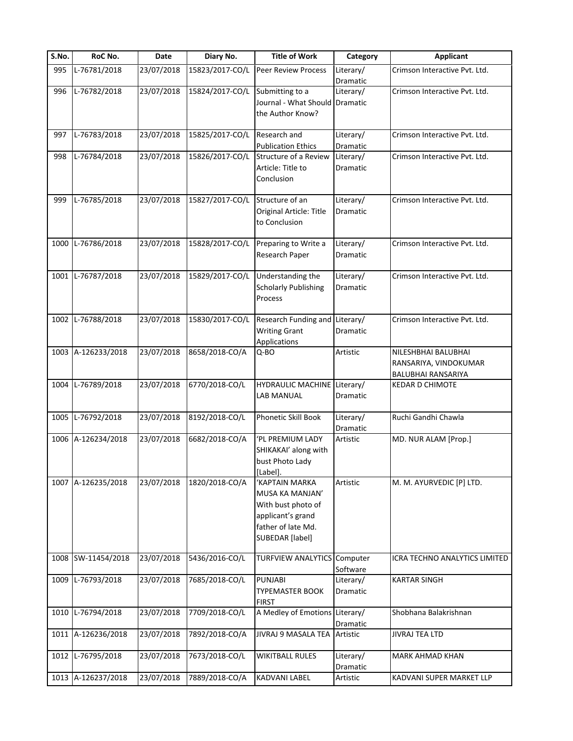| S.No. | RoC No. | Date | Diary No. | Title of Work | Category | Applicant |
|---|---|---|---|---|---|---|
| 995 | L-76781/2018 | 23/07/2018 | 15823/2017-CO/L | Peer Review Process | Literary/ Dramatic | Crimson Interactive Pvt. Ltd. |
| 996 | L-76782/2018 | 23/07/2018 | 15824/2017-CO/L | Submitting to a Journal - What Should the Author Know? | Literary/ Dramatic | Crimson Interactive Pvt. Ltd. |
| 997 | L-76783/2018 | 23/07/2018 | 15825/2017-CO/L | Research and Publication Ethics | Literary/ Dramatic | Crimson Interactive Pvt. Ltd. |
| 998 | L-76784/2018 | 23/07/2018 | 15826/2017-CO/L | Structure of a Review Article: Title to Conclusion | Literary/ Dramatic | Crimson Interactive Pvt. Ltd. |
| 999 | L-76785/2018 | 23/07/2018 | 15827/2017-CO/L | Structure of an Original Article: Title to Conclusion | Literary/ Dramatic | Crimson Interactive Pvt. Ltd. |
| 1000 | L-76786/2018 | 23/07/2018 | 15828/2017-CO/L | Preparing to Write a Research Paper | Literary/ Dramatic | Crimson Interactive Pvt. Ltd. |
| 1001 | L-76787/2018 | 23/07/2018 | 15829/2017-CO/L | Understanding the Scholarly Publishing Process | Literary/ Dramatic | Crimson Interactive Pvt. Ltd. |
| 1002 | L-76788/2018 | 23/07/2018 | 15830/2017-CO/L | Research Funding and Writing Grant Applications | Literary/ Dramatic | Crimson Interactive Pvt. Ltd. |
| 1003 | A-126233/2018 | 23/07/2018 | 8658/2018-CO/A | Q-BO | Artistic | NILESHBHAI BALUBHAI RANSARIYA, VINDOKUMAR BALUBHAI RANSARIYA |
| 1004 | L-76789/2018 | 23/07/2018 | 6770/2018-CO/L | HYDRAULIC MACHINE LAB MANUAL | Literary/ Dramatic | KEDAR D CHIMOTE |
| 1005 | L-76792/2018 | 23/07/2018 | 8192/2018-CO/L | Phonetic Skill Book | Literary/ Dramatic | Ruchi Gandhi Chawla |
| 1006 | A-126234/2018 | 23/07/2018 | 6682/2018-CO/A | 'PL PREMIUM LADY SHIKAKAI' along with bust Photo Lady [Label]. | Artistic | MD. NUR ALAM [Prop.] |
| 1007 | A-126235/2018 | 23/07/2018 | 1820/2018-CO/A | 'KAPTAIN MARKA MUSA KA MANJAN' With bust photo of applicant's grand father of late Md. SUBEDAR [label] | Artistic | M. M. AYURVEDIC [P] LTD. |
| 1008 | SW-11454/2018 | 23/07/2018 | 5436/2016-CO/L | TURFVIEW ANALYTICS | Computer Software | ICRA TECHNO ANALYTICS LIMITED |
| 1009 | L-76793/2018 | 23/07/2018 | 7685/2018-CO/L | PUNJABI TYPEMASTER BOOK FIRST | Literary/ Dramatic | KARTAR SINGH |
| 1010 | L-76794/2018 | 23/07/2018 | 7709/2018-CO/L | A Medley of Emotions | Literary/ Dramatic | Shobhana Balakrishnan |
| 1011 | A-126236/2018 | 23/07/2018 | 7892/2018-CO/A | JIVRAJ 9 MASALA TEA | Artistic | JIVRAJ TEA LTD |
| 1012 | L-76795/2018 | 23/07/2018 | 7673/2018-CO/L | WIKITBALL RULES | Literary/ Dramatic | MARK AHMAD KHAN |
| 1013 | A-126237/2018 | 23/07/2018 | 7889/2018-CO/A | KADVANI LABEL | Artistic | KADVANI SUPER MARKET LLP |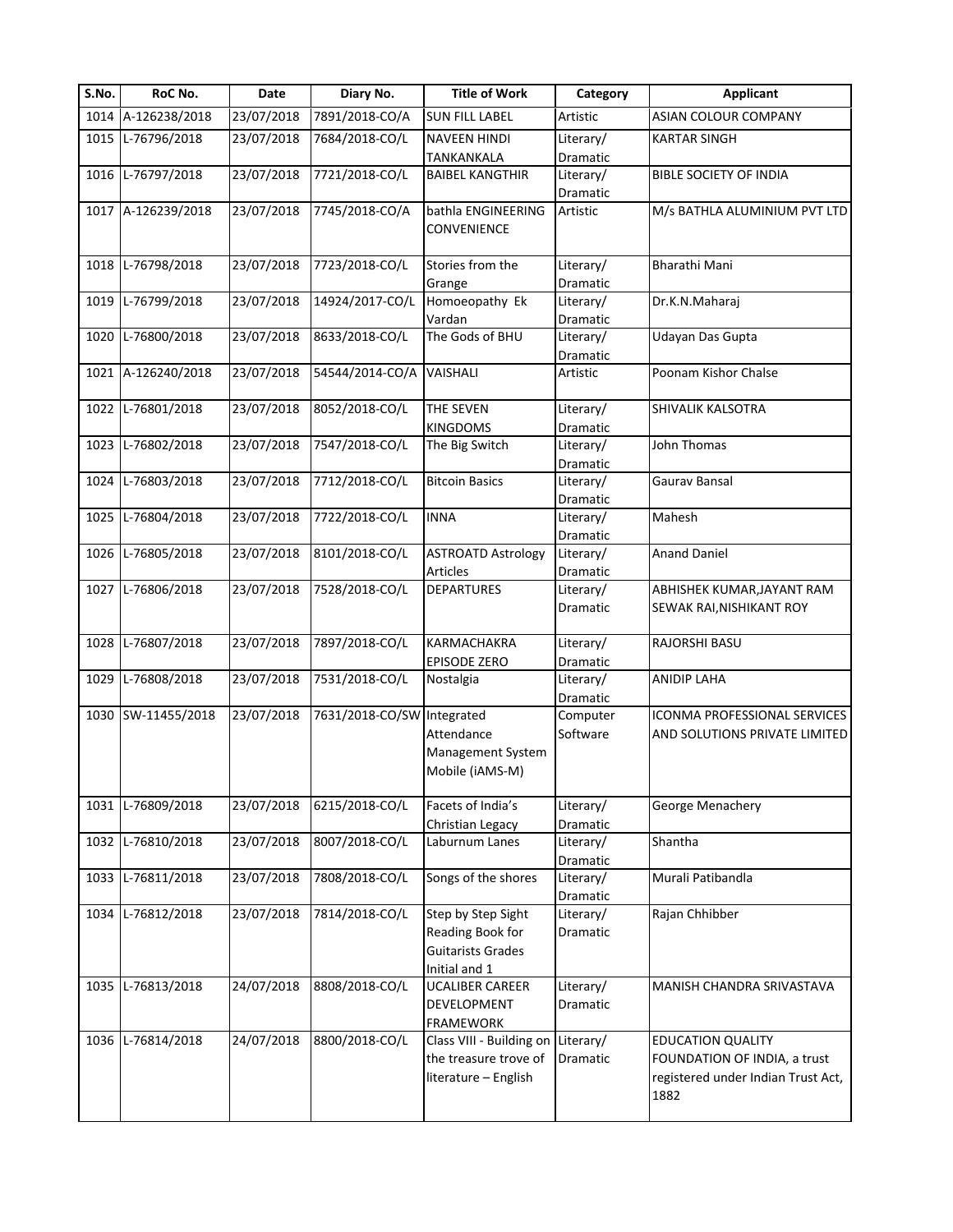| S.No. | RoC No. | Date | Diary No. | Title of Work | Category | Applicant |
|---|---|---|---|---|---|---|
| 1014 | A-126238/2018 | 23/07/2018 | 7891/2018-CO/A | SUN FILL LABEL | Artistic | ASIAN COLOUR COMPANY |
| 1015 | L-76796/2018 | 23/07/2018 | 7684/2018-CO/L | NAVEEN HINDI TANKANKALA | Literary/ Dramatic | KARTAR SINGH |
| 1016 | L-76797/2018 | 23/07/2018 | 7721/2018-CO/L | BAIBEL KANGTHIR | Literary/ Dramatic | BIBLE SOCIETY OF INDIA |
| 1017 | A-126239/2018 | 23/07/2018 | 7745/2018-CO/A | bathla ENGINEERING CONVENIENCE | Artistic | M/s BATHLA ALUMINIUM PVT LTD |
| 1018 | L-76798/2018 | 23/07/2018 | 7723/2018-CO/L | Stories from the Grange | Literary/ Dramatic | Bharathi Mani |
| 1019 | L-76799/2018 | 23/07/2018 | 14924/2017-CO/L | Homoeopathy Ek Vardan | Literary/ Dramatic | Dr.K.N.Maharaj |
| 1020 | L-76800/2018 | 23/07/2018 | 8633/2018-CO/L | The Gods of BHU | Literary/ Dramatic | Udayan Das Gupta |
| 1021 | A-126240/2018 | 23/07/2018 | 54544/2014-CO/A | VAISHALI | Artistic | Poonam Kishor Chalse |
| 1022 | L-76801/2018 | 23/07/2018 | 8052/2018-CO/L | THE SEVEN KINGDOMS | Literary/ Dramatic | SHIVALIK KALSOTRA |
| 1023 | L-76802/2018 | 23/07/2018 | 7547/2018-CO/L | The Big Switch | Literary/ Dramatic | John Thomas |
| 1024 | L-76803/2018 | 23/07/2018 | 7712/2018-CO/L | Bitcoin Basics | Literary/ Dramatic | Gaurav Bansal |
| 1025 | L-76804/2018 | 23/07/2018 | 7722/2018-CO/L | INNA | Literary/ Dramatic | Mahesh |
| 1026 | L-76805/2018 | 23/07/2018 | 8101/2018-CO/L | ASTROATD Astrology Articles | Literary/ Dramatic | Anand Daniel |
| 1027 | L-76806/2018 | 23/07/2018 | 7528/2018-CO/L | DEPARTURES | Literary/ Dramatic | ABHISHEK KUMAR,JAYANT RAM SEWAK RAI,NISHIKANT ROY |
| 1028 | L-76807/2018 | 23/07/2018 | 7897/2018-CO/L | KARMACHAKRA EPISODE ZERO | Literary/ Dramatic | RAJORSHI BASU |
| 1029 | L-76808/2018 | 23/07/2018 | 7531/2018-CO/L | Nostalgia | Literary/ Dramatic | ANIDIP LAHA |
| 1030 | SW-11455/2018 | 23/07/2018 | 7631/2018-CO/SW | Integrated Attendance Management System Mobile (iAMS-M) | Computer Software | ICONMA PROFESSIONAL SERVICES AND SOLUTIONS PRIVATE LIMITED |
| 1031 | L-76809/2018 | 23/07/2018 | 6215/2018-CO/L | Facets of India's Christian Legacy | Literary/ Dramatic | George Menachery |
| 1032 | L-76810/2018 | 23/07/2018 | 8007/2018-CO/L | Laburnum Lanes | Literary/ Dramatic | Shantha |
| 1033 | L-76811/2018 | 23/07/2018 | 7808/2018-CO/L | Songs of the shores | Literary/ Dramatic | Murali Patibandla |
| 1034 | L-76812/2018 | 23/07/2018 | 7814/2018-CO/L | Step by Step Sight Reading Book for Guitarists Grades Initial and 1 | Literary/ Dramatic | Rajan Chhibber |
| 1035 | L-76813/2018 | 24/07/2018 | 8808/2018-CO/L | UCALIBER CAREER DEVELOPMENT FRAMEWORK | Literary/ Dramatic | MANISH CHANDRA SRIVASTAVA |
| 1036 | L-76814/2018 | 24/07/2018 | 8800/2018-CO/L | Class VIII - Building on the treasure trove of literature – English | Literary/ Dramatic | EDUCATION QUALITY FOUNDATION OF INDIA, a trust registered under Indian Trust Act, 1882 |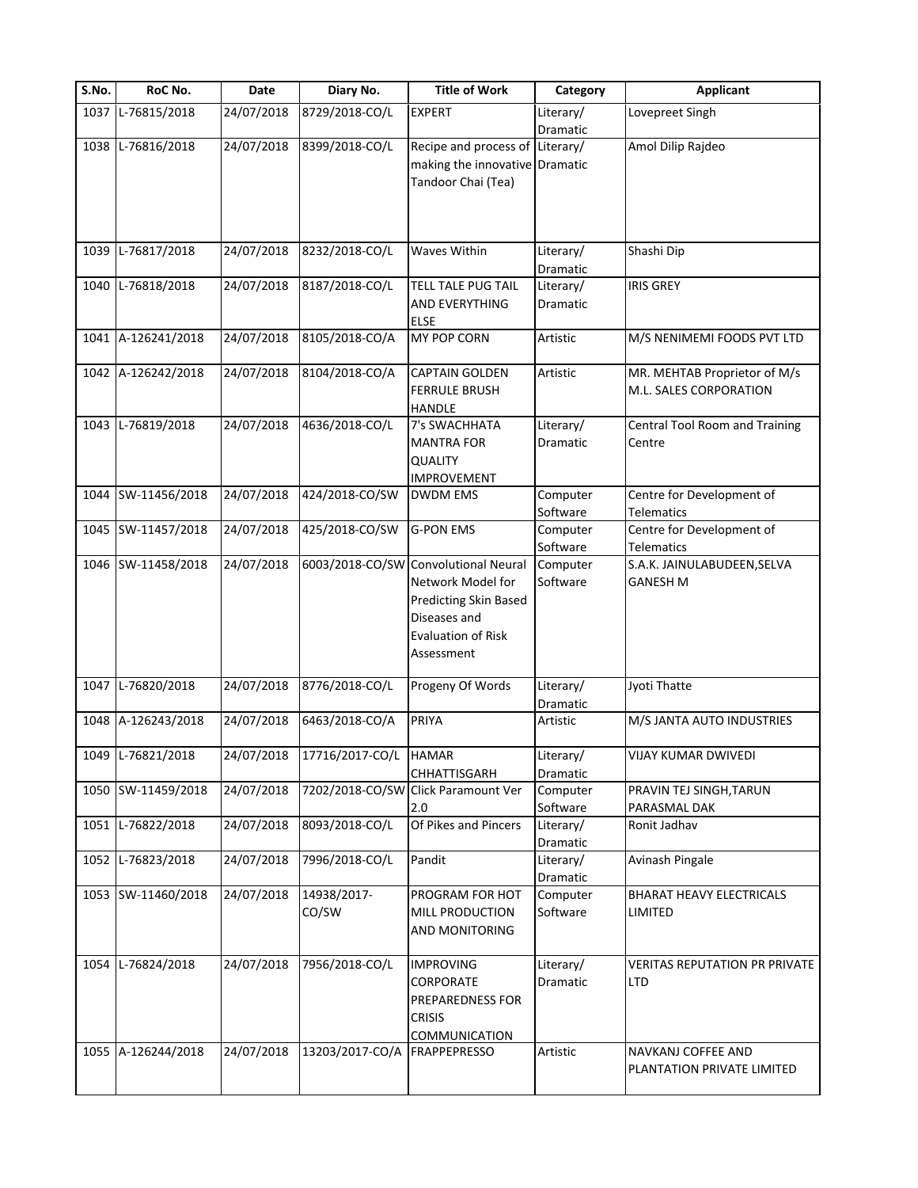| S.No. | RoC No. | Date | Diary No. | Title of Work | Category | Applicant |
|---|---|---|---|---|---|---|
| 1037 | L-76815/2018 | 24/07/2018 | 8729/2018-CO/L | EXPERT | Literary/ Dramatic | Lovepreet Singh |
| 1038 | L-76816/2018 | 24/07/2018 | 8399/2018-CO/L | Recipe and process of making the innovative Tandoor Chai (Tea) | Literary/ Dramatic | Amol Dilip Rajdeo |
| 1039 | L-76817/2018 | 24/07/2018 | 8232/2018-CO/L | Waves Within | Literary/ Dramatic | Shashi Dip |
| 1040 | L-76818/2018 | 24/07/2018 | 8187/2018-CO/L | TELL TALE PUG TAIL AND EVERYTHING ELSE | Literary/ Dramatic | IRIS GREY |
| 1041 | A-126241/2018 | 24/07/2018 | 8105/2018-CO/A | MY POP CORN | Artistic | M/S NENIMEMI FOODS PVT LTD |
| 1042 | A-126242/2018 | 24/07/2018 | 8104/2018-CO/A | CAPTAIN GOLDEN FERRULE BRUSH HANDLE | Artistic | MR. MEHTAB Proprietor of M/s M.L. SALES CORPORATION |
| 1043 | L-76819/2018 | 24/07/2018 | 4636/2018-CO/L | 7's SWACHHATA MANTRA FOR QUALITY IMPROVEMENT | Literary/ Dramatic | Central Tool Room and Training Centre |
| 1044 | SW-11456/2018 | 24/07/2018 | 424/2018-CO/SW | DWDM EMS | Computer Software | Centre for Development of Telematics |
| 1045 | SW-11457/2018 | 24/07/2018 | 425/2018-CO/SW | G-PON EMS | Computer Software | Centre for Development of Telematics |
| 1046 | SW-11458/2018 | 24/07/2018 | 6003/2018-CO/SW | Convolutional Neural Network Model for Predicting Skin Based Diseases and Evaluation of Risk Assessment | Computer Software | S.A.K. JAINULABUDEEN,SELVA GANESH M |
| 1047 | L-76820/2018 | 24/07/2018 | 8776/2018-CO/L | Progeny Of Words | Literary/ Dramatic | Jyoti Thatte |
| 1048 | A-126243/2018 | 24/07/2018 | 6463/2018-CO/A | PRIYA | Artistic | M/S JANTA AUTO INDUSTRIES |
| 1049 | L-76821/2018 | 24/07/2018 | 17716/2017-CO/L | HAMAR CHHATTISGARH | Literary/ Dramatic | VIJAY KUMAR DWIVEDI |
| 1050 | SW-11459/2018 | 24/07/2018 | 7202/2018-CO/SW | Click Paramount Ver 2.0 | Computer Software | PRAVIN TEJ SINGH,TARUN PARASMAL DAK |
| 1051 | L-76822/2018 | 24/07/2018 | 8093/2018-CO/L | Of Pikes and Pincers | Literary/ Dramatic | Ronit Jadhav |
| 1052 | L-76823/2018 | 24/07/2018 | 7996/2018-CO/L | Pandit | Literary/ Dramatic | Avinash Pingale |
| 1053 | SW-11460/2018 | 24/07/2018 | 14938/2017-CO/SW | PROGRAM FOR HOT MILL PRODUCTION AND MONITORING | Computer Software | BHARAT HEAVY ELECTRICALS LIMITED |
| 1054 | L-76824/2018 | 24/07/2018 | 7956/2018-CO/L | IMPROVING CORPORATE PREPAREDNESS FOR CRISIS COMMUNICATION | Literary/ Dramatic | VERITAS REPUTATION PR PRIVATE LTD |
| 1055 | A-126244/2018 | 24/07/2018 | 13203/2017-CO/A | FRAPPEPRESSO | Artistic | NAVKANJ COFFEE AND PLANTATION PRIVATE LIMITED |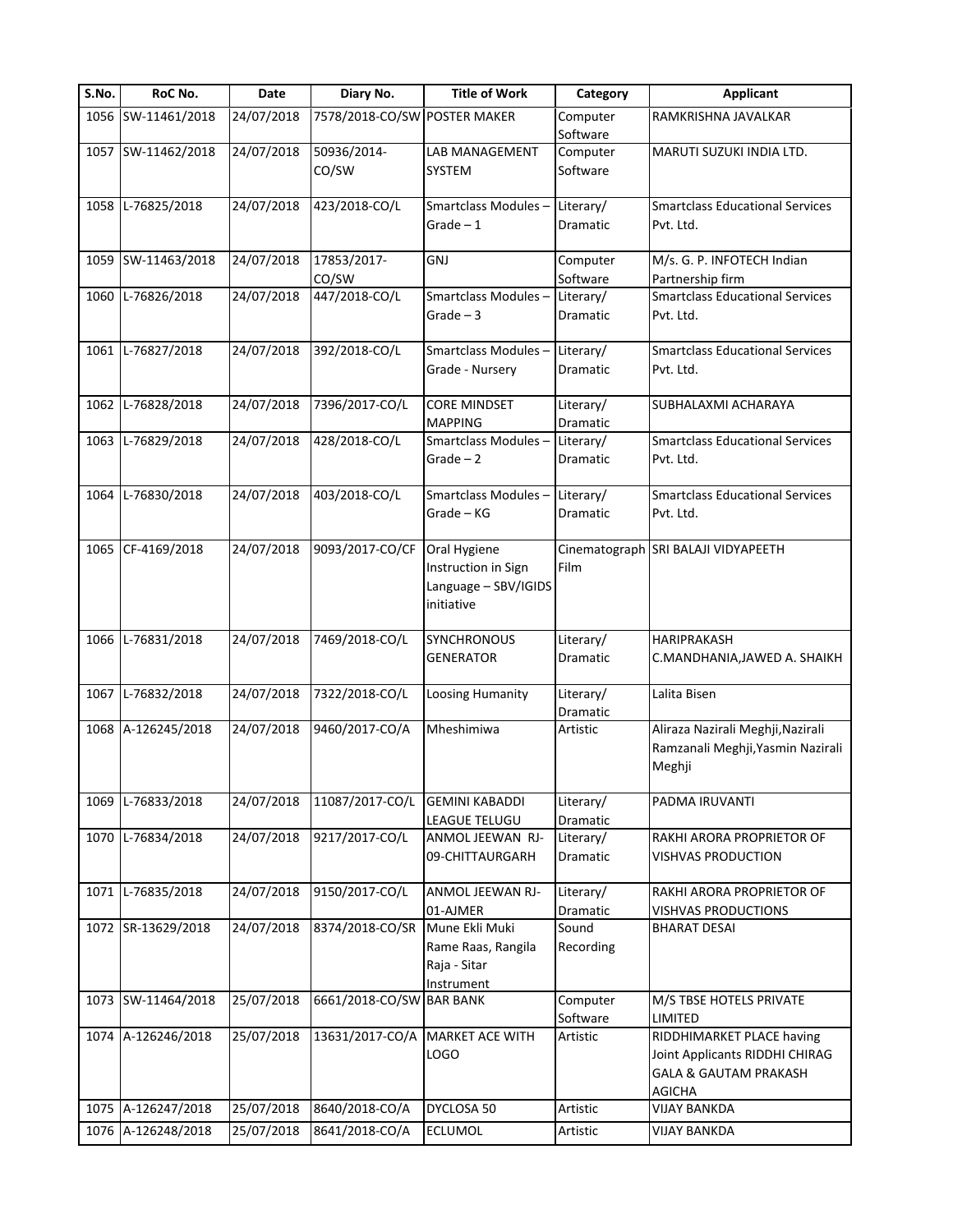| S.No. | RoC No. | Date | Diary No. | Title of Work | Category | Applicant |
|---|---|---|---|---|---|---|
| 1056 | SW-11461/2018 | 24/07/2018 | 7578/2018-CO/SW | POSTER MAKER | Computer Software | RAMKRISHNA JAVALKAR |
| 1057 | SW-11462/2018 | 24/07/2018 | 50936/2014-CO/SW | LAB MANAGEMENT SYSTEM | Computer Software | MARUTI SUZUKI INDIA LTD. |
| 1058 | L-76825/2018 | 24/07/2018 | 423/2018-CO/L | Smartclass Modules – Grade – 1 | Literary/ Dramatic | Smartclass Educational Services Pvt. Ltd. |
| 1059 | SW-11463/2018 | 24/07/2018 | 17853/2017-CO/SW | GNJ | Computer Software | M/s. G. P. INFOTECH Indian Partnership firm |
| 1060 | L-76826/2018 | 24/07/2018 | 447/2018-CO/L | Smartclass Modules – Grade – 3 | Literary/ Dramatic | Smartclass Educational Services Pvt. Ltd. |
| 1061 | L-76827/2018 | 24/07/2018 | 392/2018-CO/L | Smartclass Modules – Grade - Nursery | Literary/ Dramatic | Smartclass Educational Services Pvt. Ltd. |
| 1062 | L-76828/2018 | 24/07/2018 | 7396/2017-CO/L | CORE MINDSET MAPPING | Literary/ Dramatic | SUBHALAXMI ACHARAYA |
| 1063 | L-76829/2018 | 24/07/2018 | 428/2018-CO/L | Smartclass Modules – Grade – 2 | Literary/ Dramatic | Smartclass Educational Services Pvt. Ltd. |
| 1064 | L-76830/2018 | 24/07/2018 | 403/2018-CO/L | Smartclass Modules – Grade – KG | Literary/ Dramatic | Smartclass Educational Services Pvt. Ltd. |
| 1065 | CF-4169/2018 | 24/07/2018 | 9093/2017-CO/CF | Oral Hygiene Instruction in Sign Language – SBV/IGIDS initiative | Cinematograph Film | SRI BALAJI VIDYAPEETH |
| 1066 | L-76831/2018 | 24/07/2018 | 7469/2018-CO/L | SYNCHRONOUS GENERATOR | Literary/ Dramatic | HARIPRAKASH C.MANDHANIA,JAWED A. SHAIKH |
| 1067 | L-76832/2018 | 24/07/2018 | 7322/2018-CO/L | Loosing Humanity | Literary/ Dramatic | Lalita Bisen |
| 1068 | A-126245/2018 | 24/07/2018 | 9460/2017-CO/A | Mheshimiwa | Artistic | Aliraza Nazirali Meghji,Nazirali Ramzanali Meghji,Yasmin Nazirali Meghji |
| 1069 | L-76833/2018 | 24/07/2018 | 11087/2017-CO/L | GEMINI KABADDI LEAGUE TELUGU | Literary/ Dramatic | PADMA IRUVANTI |
| 1070 | L-76834/2018 | 24/07/2018 | 9217/2017-CO/L | ANMOL JEEWAN RJ-09-CHITTAURGARH | Literary/ Dramatic | RAKHI ARORA PROPRIETOR OF VISHVAS PRODUCTION |
| 1071 | L-76835/2018 | 24/07/2018 | 9150/2017-CO/L | ANMOL JEEWAN RJ-01-AJMER | Literary/ Dramatic | RAKHI ARORA PROPRIETOR OF VISHVAS PRODUCTIONS |
| 1072 | SR-13629/2018 | 24/07/2018 | 8374/2018-CO/SR | Mune Ekli Muki Rame Raas, Rangila Raja - Sitar Instrument | Sound Recording | BHARAT DESAI |
| 1073 | SW-11464/2018 | 25/07/2018 | 6661/2018-CO/SW | BAR BANK | Computer Software | M/S TBSE HOTELS PRIVATE LIMITED |
| 1074 | A-126246/2018 | 25/07/2018 | 13631/2017-CO/A | MARKET ACE WITH LOGO | Artistic | RIDDHIMARKET PLACE having Joint Applicants RIDDHI CHIRAG GALA & GAUTAM PRAKASH AGICHA |
| 1075 | A-126247/2018 | 25/07/2018 | 8640/2018-CO/A | DYCLOSA 50 | Artistic | VIJAY BANKDA |
| 1076 | A-126248/2018 | 25/07/2018 | 8641/2018-CO/A | ECLUMOL | Artistic | VIJAY BANKDA |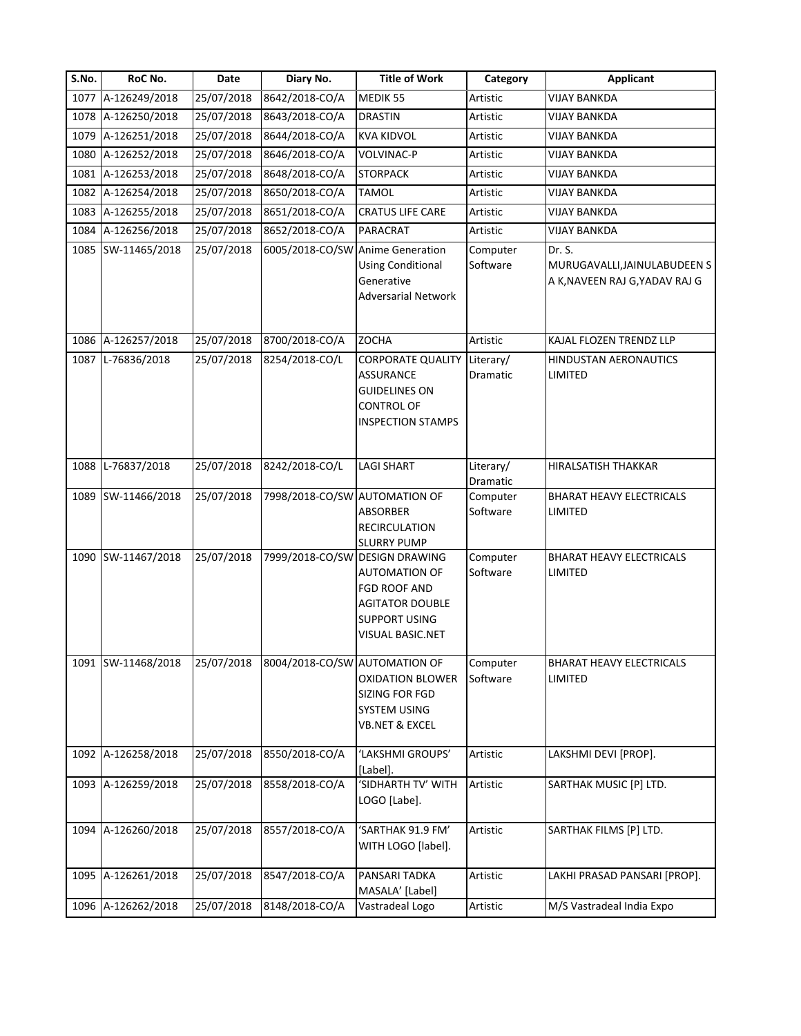| S.No. | RoC No. | Date | Diary No. | Title of Work | Category | Applicant |
|---|---|---|---|---|---|---|
| 1077 | A-126249/2018 | 25/07/2018 | 8642/2018-CO/A | MEDIK 55 | Artistic | VIJAY BANKDA |
| 1078 | A-126250/2018 | 25/07/2018 | 8643/2018-CO/A | DRASTIN | Artistic | VIJAY BANKDA |
| 1079 | A-126251/2018 | 25/07/2018 | 8644/2018-CO/A | KVA KIDVOL | Artistic | VIJAY BANKDA |
| 1080 | A-126252/2018 | 25/07/2018 | 8646/2018-CO/A | VOLVINAC-P | Artistic | VIJAY BANKDA |
| 1081 | A-126253/2018 | 25/07/2018 | 8648/2018-CO/A | STORPACK | Artistic | VIJAY BANKDA |
| 1082 | A-126254/2018 | 25/07/2018 | 8650/2018-CO/A | TAMOL | Artistic | VIJAY BANKDA |
| 1083 | A-126255/2018 | 25/07/2018 | 8651/2018-CO/A | CRATUS LIFE CARE | Artistic | VIJAY BANKDA |
| 1084 | A-126256/2018 | 25/07/2018 | 8652/2018-CO/A | PARACRAT | Artistic | VIJAY BANKDA |
| 1085 | SW-11465/2018 | 25/07/2018 | 6005/2018-CO/SW | Anime Generation Using Conditional Generative Adversarial Network | Computer Software | Dr. S. MURUGAVALLI,JAINULABUDEEN S A K,NAVEEN RAJ G,YADAV RAJ G |
| 1086 | A-126257/2018 | 25/07/2018 | 8700/2018-CO/A | ZOCHA | Artistic | KAJAL FLOZEN TRENDZ LLP |
| 1087 | L-76836/2018 | 25/07/2018 | 8254/2018-CO/L | CORPORATE QUALITY ASSURANCE GUIDELINES ON CONTROL OF INSPECTION STAMPS | Literary/ Dramatic | HINDUSTAN AERONAUTICS LIMITED |
| 1088 | L-76837/2018 | 25/07/2018 | 8242/2018-CO/L | LAGI SHART | Literary/ Dramatic | HIRALSATISH THAKKAR |
| 1089 | SW-11466/2018 | 25/07/2018 | 7998/2018-CO/SW | AUTOMATION OF ABSORBER RECIRCULATION SLURRY PUMP | Computer Software | BHARAT HEAVY ELECTRICALS LIMITED |
| 1090 | SW-11467/2018 | 25/07/2018 | 7999/2018-CO/SW | DESIGN DRAWING AUTOMATION OF FGD ROOF AND AGITATOR DOUBLE SUPPORT USING VISUAL BASIC.NET | Computer Software | BHARAT HEAVY ELECTRICALS LIMITED |
| 1091 | SW-11468/2018 | 25/07/2018 | 8004/2018-CO/SW | AUTOMATION OF OXIDATION BLOWER SIZING FOR FGD SYSTEM USING VB.NET & EXCEL | Computer Software | BHARAT HEAVY ELECTRICALS LIMITED |
| 1092 | A-126258/2018 | 25/07/2018 | 8550/2018-CO/A | 'LAKSHMI GROUPS' [Label]. | Artistic | LAKSHMI DEVI [PROP]. |
| 1093 | A-126259/2018 | 25/07/2018 | 8558/2018-CO/A | 'SIDHARTH TV' WITH LOGO [Labe]. | Artistic | SARTHAK MUSIC [P] LTD. |
| 1094 | A-126260/2018 | 25/07/2018 | 8557/2018-CO/A | 'SARTHAK 91.9 FM' WITH LOGO [label]. | Artistic | SARTHAK FILMS [P] LTD. |
| 1095 | A-126261/2018 | 25/07/2018 | 8547/2018-CO/A | PANSARI TADKA MASALA' [Label] | Artistic | LAKHI PRASAD PANSARI [PROP]. |
| 1096 | A-126262/2018 | 25/07/2018 | 8148/2018-CO/A | Vastradeal Logo | Artistic | M/S Vastradeal India Expo |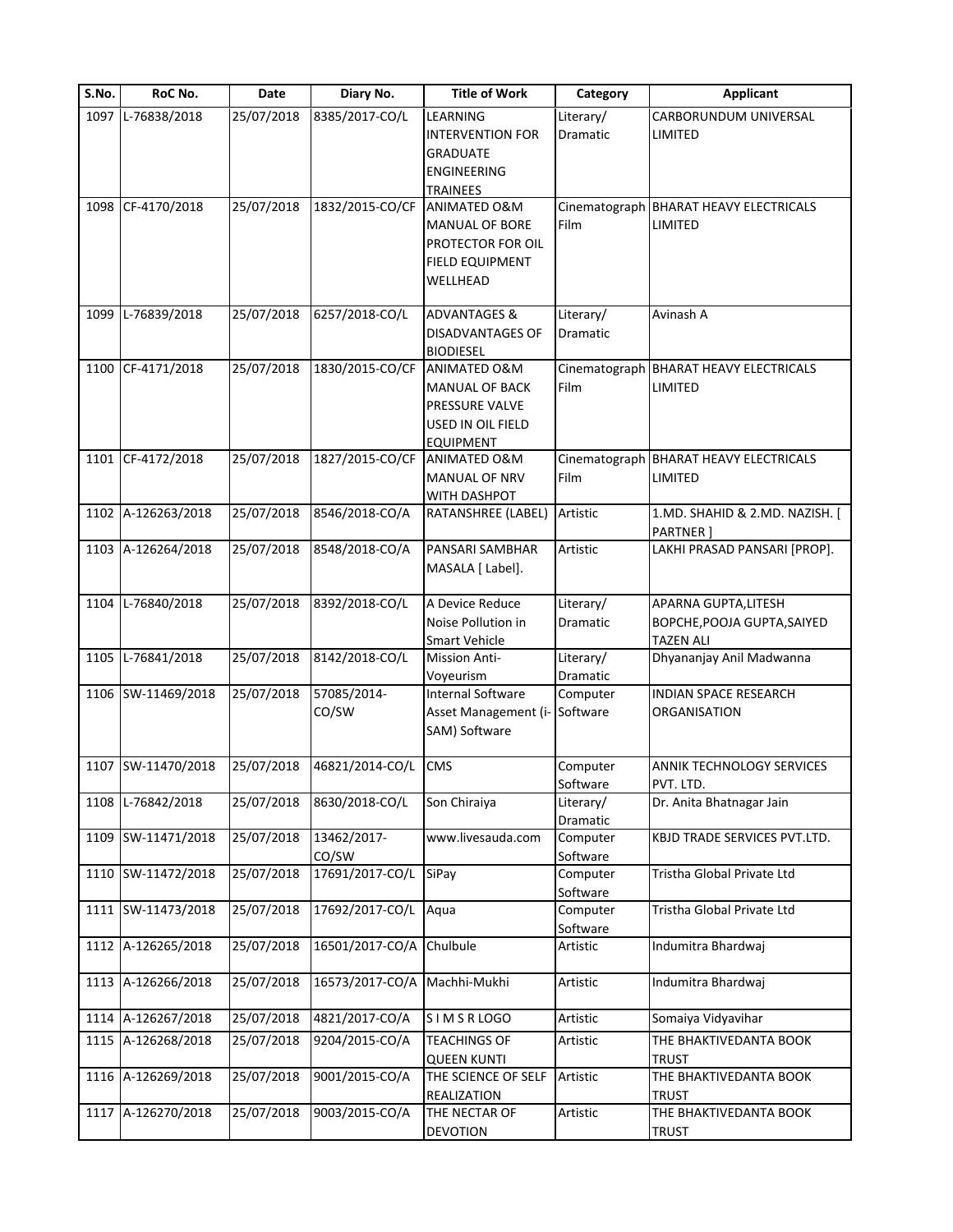| S.No. | RoC No. | Date | Diary No. | Title of Work | Category | Applicant |
|---|---|---|---|---|---|---|
| 1097 | L-76838/2018 | 25/07/2018 | 8385/2017-CO/L | LEARNING INTERVENTION FOR GRADUATE ENGINEERING TRAINEES | Literary/ Dramatic | CARBORUNDUM UNIVERSAL LIMITED |
| 1098 | CF-4170/2018 | 25/07/2018 | 1832/2015-CO/CF | ANIMATED O&M MANUAL OF BORE PROTECTOR FOR OIL FIELD EQUIPMENT WELLHEAD | Cinematograph Film | BHARAT HEAVY ELECTRICALS LIMITED |
| 1099 | L-76839/2018 | 25/07/2018 | 6257/2018-CO/L | ADVANTAGES & DISADVANTAGES OF BIODIESEL | Literary/ Dramatic | Avinash A |
| 1100 | CF-4171/2018 | 25/07/2018 | 1830/2015-CO/CF | ANIMATED O&M MANUAL OF BACK PRESSURE VALVE USED IN OIL FIELD EQUIPMENT | Cinematograph Film | BHARAT HEAVY ELECTRICALS LIMITED |
| 1101 | CF-4172/2018 | 25/07/2018 | 1827/2015-CO/CF | ANIMATED O&M MANUAL OF NRV WITH DASHPOT | Cinematograph Film | BHARAT HEAVY ELECTRICALS LIMITED |
| 1102 | A-126263/2018 | 25/07/2018 | 8546/2018-CO/A | RATANSHREE (LABEL) | Artistic | 1.MD. SHAHID & 2.MD. NAZISH. [ PARTNER ] |
| 1103 | A-126264/2018 | 25/07/2018 | 8548/2018-CO/A | PANSARI SAMBHAR MASALA [ Label]. | Artistic | LAKHI PRASAD PANSARI [PROP]. |
| 1104 | L-76840/2018 | 25/07/2018 | 8392/2018-CO/L | A Device Reduce Noise Pollution in Smart Vehicle | Literary/ Dramatic | APARNA GUPTA,LITESH BOPCHE,POOJA GUPTA,SAIYED TAZEN ALI |
| 1105 | L-76841/2018 | 25/07/2018 | 8142/2018-CO/L | Mission Anti-Voyeurism | Literary/ Dramatic | Dhyananjay Anil Madwanna |
| 1106 | SW-11469/2018 | 25/07/2018 | 57085/2014-CO/SW | Internal Software Asset Management (i-SAM) Software | Computer Software | INDIAN SPACE RESEARCH ORGANISATION |
| 1107 | SW-11470/2018 | 25/07/2018 | 46821/2014-CO/L | CMS | Computer Software | ANNIK TECHNOLOGY SERVICES PVT. LTD. |
| 1108 | L-76842/2018 | 25/07/2018 | 8630/2018-CO/L | Son Chiraiya | Literary/ Dramatic | Dr. Anita Bhatnagar Jain |
| 1109 | SW-11471/2018 | 25/07/2018 | 13462/2017-CO/SW | www.livesauda.com | Computer Software | KBJD TRADE SERVICES PVT.LTD. |
| 1110 | SW-11472/2018 | 25/07/2018 | 17691/2017-CO/L | SiPay | Computer Software | Tristha Global Private Ltd |
| 1111 | SW-11473/2018 | 25/07/2018 | 17692/2017-CO/L | Aqua | Computer Software | Tristha Global Private Ltd |
| 1112 | A-126265/2018 | 25/07/2018 | 16501/2017-CO/A | Chulbule | Artistic | Indumitra Bhardwaj |
| 1113 | A-126266/2018 | 25/07/2018 | 16573/2017-CO/A | Machhi-Mukhi | Artistic | Indumitra Bhardwaj |
| 1114 | A-126267/2018 | 25/07/2018 | 4821/2017-CO/A | S I M S R LOGO | Artistic | Somaiya Vidyavihar |
| 1115 | A-126268/2018 | 25/07/2018 | 9204/2015-CO/A | TEACHINGS OF QUEEN KUNTI | Artistic | THE BHAKTIVEDANTA BOOK TRUST |
| 1116 | A-126269/2018 | 25/07/2018 | 9001/2015-CO/A | THE SCIENCE OF SELF REALIZATION | Artistic | THE BHAKTIVEDANTA BOOK TRUST |
| 1117 | A-126270/2018 | 25/07/2018 | 9003/2015-CO/A | THE NECTAR OF DEVOTION | Artistic | THE BHAKTIVEDANTA BOOK TRUST |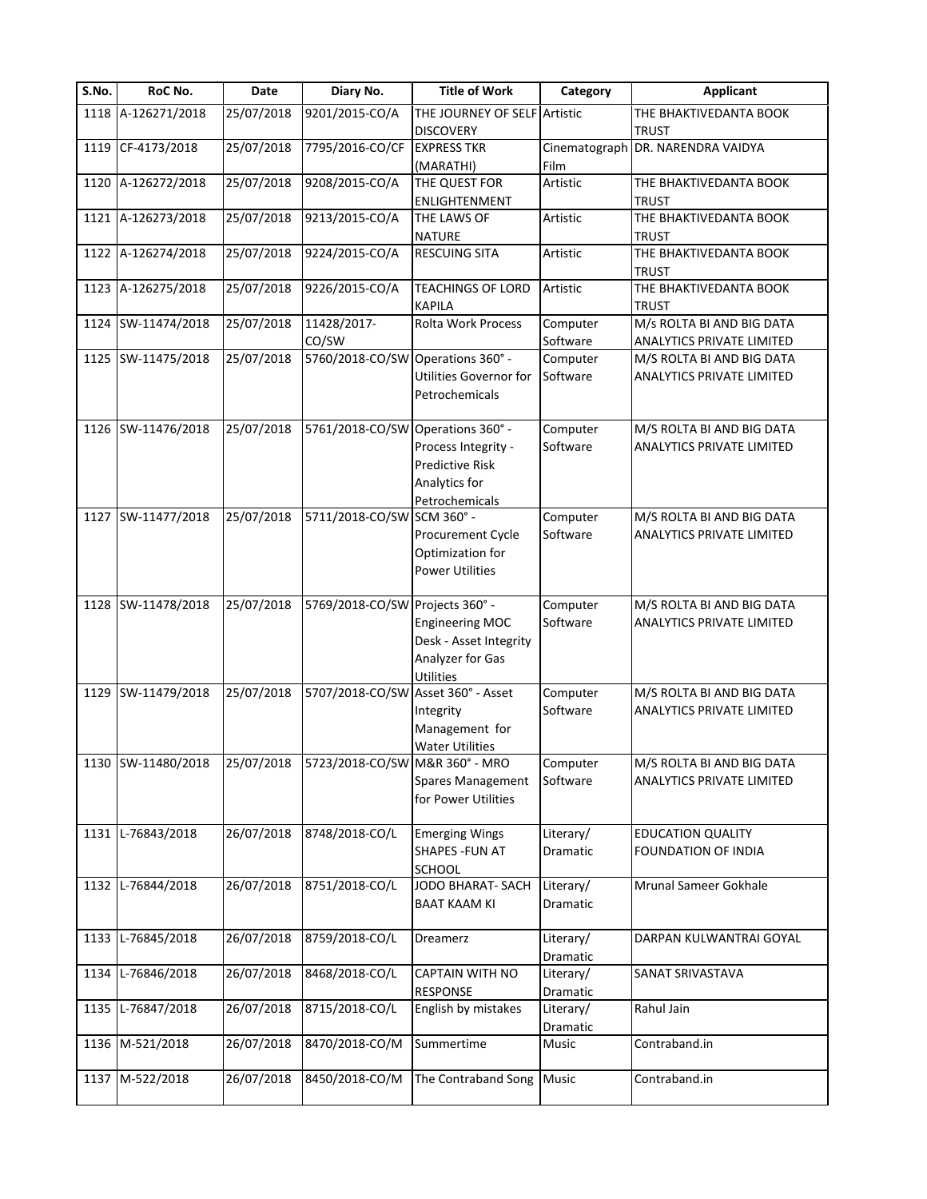| S.No. | RoC No. | Date | Diary No. | Title of Work | Category | Applicant |
|---|---|---|---|---|---|---|
| 1118 | A-126271/2018 | 25/07/2018 | 9201/2015-CO/A | THE JOURNEY OF SELF DISCOVERY | Artistic | THE BHAKTIVEDANTA BOOK TRUST |
| 1119 | CF-4173/2018 | 25/07/2018 | 7795/2016-CO/CF | EXPRESS TKR (MARATHI) | Cinematograph Film | DR. NARENDRA VAIDYA |
| 1120 | A-126272/2018 | 25/07/2018 | 9208/2015-CO/A | THE QUEST FOR ENLIGHTENMENT | Artistic | THE BHAKTIVEDANTA BOOK TRUST |
| 1121 | A-126273/2018 | 25/07/2018 | 9213/2015-CO/A | THE LAWS OF NATURE | Artistic | THE BHAKTIVEDANTA BOOK TRUST |
| 1122 | A-126274/2018 | 25/07/2018 | 9224/2015-CO/A | RESCUING SITA | Artistic | THE BHAKTIVEDANTA BOOK TRUST |
| 1123 | A-126275/2018 | 25/07/2018 | 9226/2015-CO/A | TEACHINGS OF LORD KAPILA | Artistic | THE BHAKTIVEDANTA BOOK TRUST |
| 1124 | SW-11474/2018 | 25/07/2018 | 11428/2017-CO/SW | Rolta Work Process | Computer Software | M/s ROLTA BI AND BIG DATA ANALYTICS PRIVATE LIMITED |
| 1125 | SW-11475/2018 | 25/07/2018 | 5760/2018-CO/SW | Operations 360° - Utilities Governor for Petrochemicals | Computer Software | M/S ROLTA BI AND BIG DATA ANALYTICS PRIVATE LIMITED |
| 1126 | SW-11476/2018 | 25/07/2018 | 5761/2018-CO/SW | Operations 360° - Process Integrity - Predictive Risk Analytics for Petrochemicals | Computer Software | M/S ROLTA BI AND BIG DATA ANALYTICS PRIVATE LIMITED |
| 1127 | SW-11477/2018 | 25/07/2018 | 5711/2018-CO/SW | SCM 360° - Procurement Cycle Optimization for Power Utilities | Computer Software | M/S ROLTA BI AND BIG DATA ANALYTICS PRIVATE LIMITED |
| 1128 | SW-11478/2018 | 25/07/2018 | 5769/2018-CO/SW | Projects 360° - Engineering MOC Desk - Asset Integrity Analyzer for Gas Utilities | Computer Software | M/S ROLTA BI AND BIG DATA ANALYTICS PRIVATE LIMITED |
| 1129 | SW-11479/2018 | 25/07/2018 | 5707/2018-CO/SW | Asset 360° - Asset Integrity Management for Water Utilities | Computer Software | M/S ROLTA BI AND BIG DATA ANALYTICS PRIVATE LIMITED |
| 1130 | SW-11480/2018 | 25/07/2018 | 5723/2018-CO/SW | M&R 360° - MRO Spares Management for Power Utilities | Computer Software | M/S ROLTA BI AND BIG DATA ANALYTICS PRIVATE LIMITED |
| 1131 | L-76843/2018 | 26/07/2018 | 8748/2018-CO/L | Emerging Wings SHAPES -FUN AT SCHOOL | Literary/ Dramatic | EDUCATION QUALITY FOUNDATION OF INDIA |
| 1132 | L-76844/2018 | 26/07/2018 | 8751/2018-CO/L | JODO BHARAT- SACH BAAT KAAM KI | Literary/ Dramatic | Mrunal Sameer Gokhale |
| 1133 | L-76845/2018 | 26/07/2018 | 8759/2018-CO/L | Dreamerz | Literary/ Dramatic | DARPAN KULWANTRAI GOYAL |
| 1134 | L-76846/2018 | 26/07/2018 | 8468/2018-CO/L | CAPTAIN WITH NO RESPONSE | Literary/ Dramatic | SANAT SRIVASTAVA |
| 1135 | L-76847/2018 | 26/07/2018 | 8715/2018-CO/L | English by mistakes | Literary/ Dramatic | Rahul Jain |
| 1136 | M-521/2018 | 26/07/2018 | 8470/2018-CO/M | Summertime | Music | Contraband.in |
| 1137 | M-522/2018 | 26/07/2018 | 8450/2018-CO/M | The Contraband Song | Music | Contraband.in |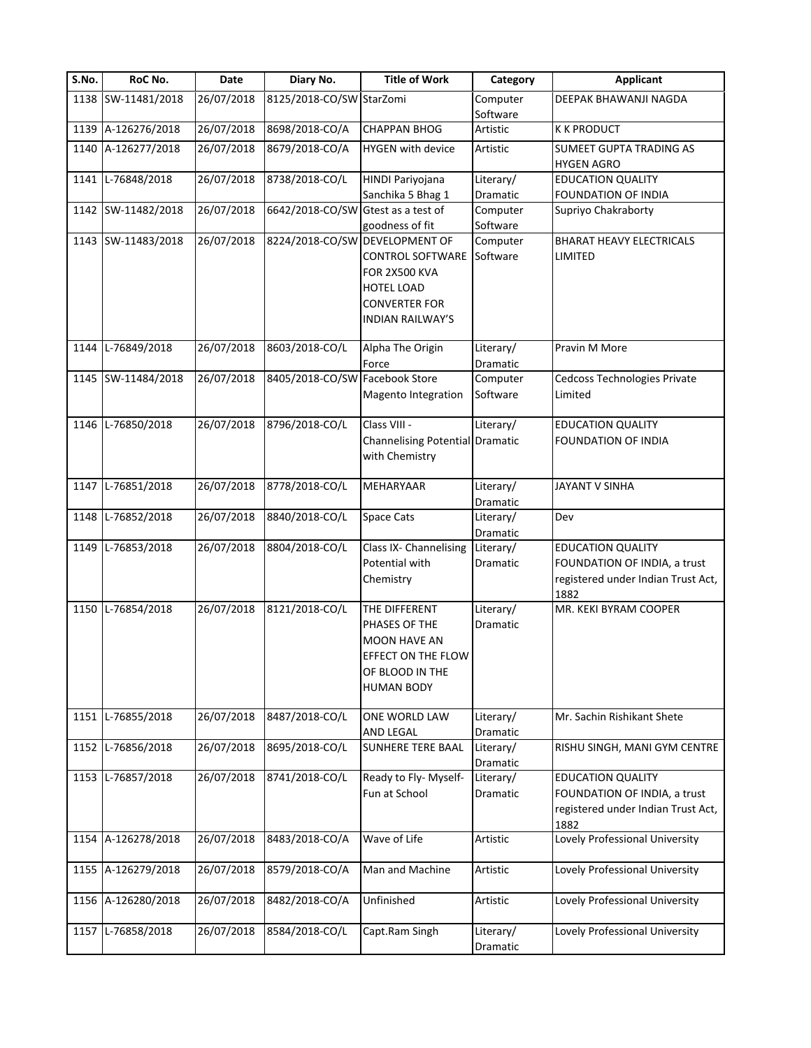| S.No. | RoC No. | Date | Diary No. | Title of Work | Category | Applicant |
|---|---|---|---|---|---|---|
| 1138 | SW-11481/2018 | 26/07/2018 | 8125/2018-CO/SW | StarZomi | Computer Software | DEEPAK BHAWANJI NAGDA |
| 1139 | A-126276/2018 | 26/07/2018 | 8698/2018-CO/A | CHAPPAN BHOG | Artistic | K K PRODUCT |
| 1140 | A-126277/2018 | 26/07/2018 | 8679/2018-CO/A | HYGEN with device | Artistic | SUMEET GUPTA TRADING AS HYGEN AGRO |
| 1141 | L-76848/2018 | 26/07/2018 | 8738/2018-CO/L | HINDI Pariyojana Sanchika 5 Bhag 1 | Literary/ Dramatic | EDUCATION QUALITY FOUNDATION OF INDIA |
| 1142 | SW-11482/2018 | 26/07/2018 | 6642/2018-CO/SW | Gtest as a test of goodness of fit | Computer Software | Supriyo Chakraborty |
| 1143 | SW-11483/2018 | 26/07/2018 | 8224/2018-CO/SW | DEVELOPMENT OF CONTROL SOFTWARE FOR 2X500 KVA HOTEL LOAD CONVERTER FOR INDIAN RAILWAY'S | Computer Software | BHARAT HEAVY ELECTRICALS LIMITED |
| 1144 | L-76849/2018 | 26/07/2018 | 8603/2018-CO/L | Alpha The Origin Force | Literary/ Dramatic | Pravin M More |
| 1145 | SW-11484/2018 | 26/07/2018 | 8405/2018-CO/SW | Facebook Store Magento Integration | Computer Software | Cedcoss Technologies Private Limited |
| 1146 | L-76850/2018 | 26/07/2018 | 8796/2018-CO/L | Class VIII - Channelising Potential with Chemistry | Literary/ Dramatic | EDUCATION QUALITY FOUNDATION OF INDIA |
| 1147 | L-76851/2018 | 26/07/2018 | 8778/2018-CO/L | MEHARYAAR | Literary/ Dramatic | JAYANT V SINHA |
| 1148 | L-76852/2018 | 26/07/2018 | 8840/2018-CO/L | Space Cats | Literary/ Dramatic | Dev |
| 1149 | L-76853/2018 | 26/07/2018 | 8804/2018-CO/L | Class IX- Channelising Potential with Chemistry | Literary/ Dramatic | EDUCATION QUALITY FOUNDATION OF INDIA, a trust registered under Indian Trust Act, 1882 |
| 1150 | L-76854/2018 | 26/07/2018 | 8121/2018-CO/L | THE DIFFERENT PHASES OF THE MOON HAVE AN EFFECT ON THE FLOW OF BLOOD IN THE HUMAN BODY | Literary/ Dramatic | MR. KEKI BYRAM COOPER |
| 1151 | L-76855/2018 | 26/07/2018 | 8487/2018-CO/L | ONE WORLD LAW AND LEGAL | Literary/ Dramatic | Mr. Sachin Rishikant Shete |
| 1152 | L-76856/2018 | 26/07/2018 | 8695/2018-CO/L | SUNHERE TERE BAAL | Literary/ Dramatic | RISHU SINGH, MANI GYM CENTRE |
| 1153 | L-76857/2018 | 26/07/2018 | 8741/2018-CO/L | Ready to Fly- Myself- Fun at School | Literary/ Dramatic | EDUCATION QUALITY FOUNDATION OF INDIA, a trust registered under Indian Trust Act, 1882 |
| 1154 | A-126278/2018 | 26/07/2018 | 8483/2018-CO/A | Wave of Life | Artistic | Lovely Professional University |
| 1155 | A-126279/2018 | 26/07/2018 | 8579/2018-CO/A | Man and Machine | Artistic | Lovely Professional University |
| 1156 | A-126280/2018 | 26/07/2018 | 8482/2018-CO/A | Unfinished | Artistic | Lovely Professional University |
| 1157 | L-76858/2018 | 26/07/2018 | 8584/2018-CO/L | Capt.Ram Singh | Literary/ Dramatic | Lovely Professional University |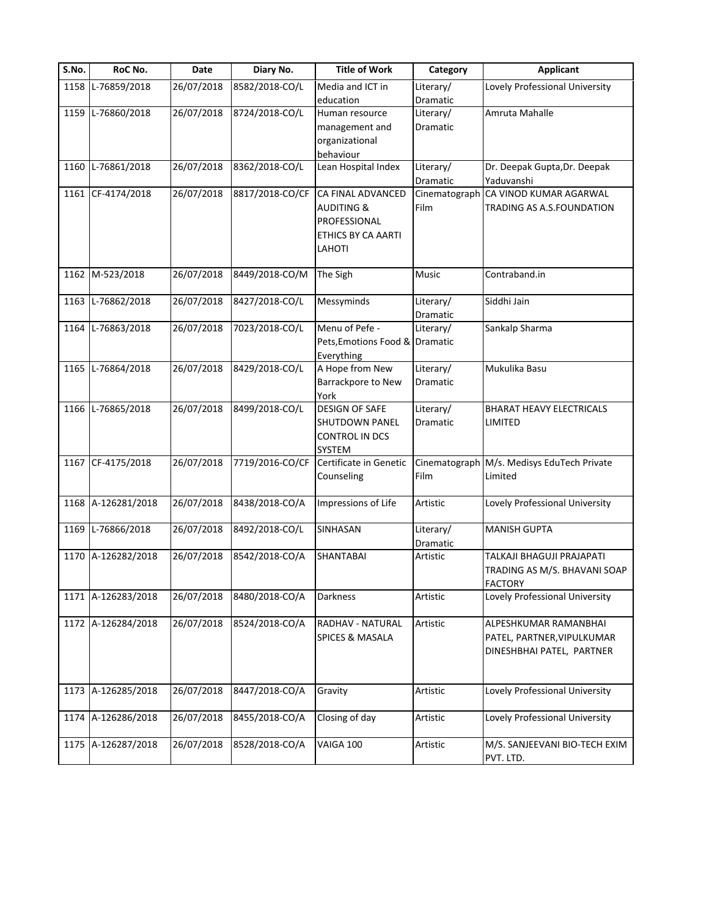| S.No. | RoC No. | Date | Diary No. | Title of Work | Category | Applicant |
|---|---|---|---|---|---|---|
| 1158 | L-76859/2018 | 26/07/2018 | 8582/2018-CO/L | Media and ICT in education | Literary/ Dramatic | Lovely Professional University |
| 1159 | L-76860/2018 | 26/07/2018 | 8724/2018-CO/L | Human resource management and organizational behaviour | Literary/ Dramatic | Amruta Mahalle |
| 1160 | L-76861/2018 | 26/07/2018 | 8362/2018-CO/L | Lean Hospital Index | Literary/ Dramatic | Dr. Deepak Gupta,Dr. Deepak Yaduvanshi |
| 1161 | CF-4174/2018 | 26/07/2018 | 8817/2018-CO/CF | CA FINAL ADVANCED AUDITING & PROFESSIONAL ETHICS BY CA AARTI LAHOTI | Cinematograph Film | CA VINOD KUMAR AGARWAL TRADING AS A.S.FOUNDATION |
| 1162 | M-523/2018 | 26/07/2018 | 8449/2018-CO/M | The Sigh | Music | Contraband.in |
| 1163 | L-76862/2018 | 26/07/2018 | 8427/2018-CO/L | Messyminds | Literary/ Dramatic | Siddhi Jain |
| 1164 | L-76863/2018 | 26/07/2018 | 7023/2018-CO/L | Menu of Pefe - Pets,Emotions Food & Everything | Literary/ Dramatic | Sankalp Sharma |
| 1165 | L-76864/2018 | 26/07/2018 | 8429/2018-CO/L | A Hope from New Barrackpore to New York | Literary/ Dramatic | Mukulika Basu |
| 1166 | L-76865/2018 | 26/07/2018 | 8499/2018-CO/L | DESIGN OF SAFE SHUTDOWN PANEL CONTROL IN DCS SYSTEM | Literary/ Dramatic | BHARAT HEAVY ELECTRICALS LIMITED |
| 1167 | CF-4175/2018 | 26/07/2018 | 7719/2016-CO/CF | Certificate in Genetic Counseling | Cinematograph Film | M/s. Medisys EduTech Private Limited |
| 1168 | A-126281/2018 | 26/07/2018 | 8438/2018-CO/A | Impressions of Life | Artistic | Lovely Professional University |
| 1169 | L-76866/2018 | 26/07/2018 | 8492/2018-CO/L | SINHASAN | Literary/ Dramatic | MANISH GUPTA |
| 1170 | A-126282/2018 | 26/07/2018 | 8542/2018-CO/A | SHANTABAI | Artistic | TALKAJI BHAGUJI PRAJAPATI TRADING AS M/S. BHAVANI SOAP FACTORY |
| 1171 | A-126283/2018 | 26/07/2018 | 8480/2018-CO/A | Darkness | Artistic | Lovely Professional University |
| 1172 | A-126284/2018 | 26/07/2018 | 8524/2018-CO/A | RADHAV - NATURAL SPICES & MASALA | Artistic | ALPESHKUMAR RAMANBHAI PATEL, PARTNER,VIPULKUMAR DINESHBHAI PATEL, PARTNER |
| 1173 | A-126285/2018 | 26/07/2018 | 8447/2018-CO/A | Gravity | Artistic | Lovely Professional University |
| 1174 | A-126286/2018 | 26/07/2018 | 8455/2018-CO/A | Closing of day | Artistic | Lovely Professional University |
| 1175 | A-126287/2018 | 26/07/2018 | 8528/2018-CO/A | VAIGA 100 | Artistic | M/S. SANJEEVANI BIO-TECH EXIM PVT. LTD. |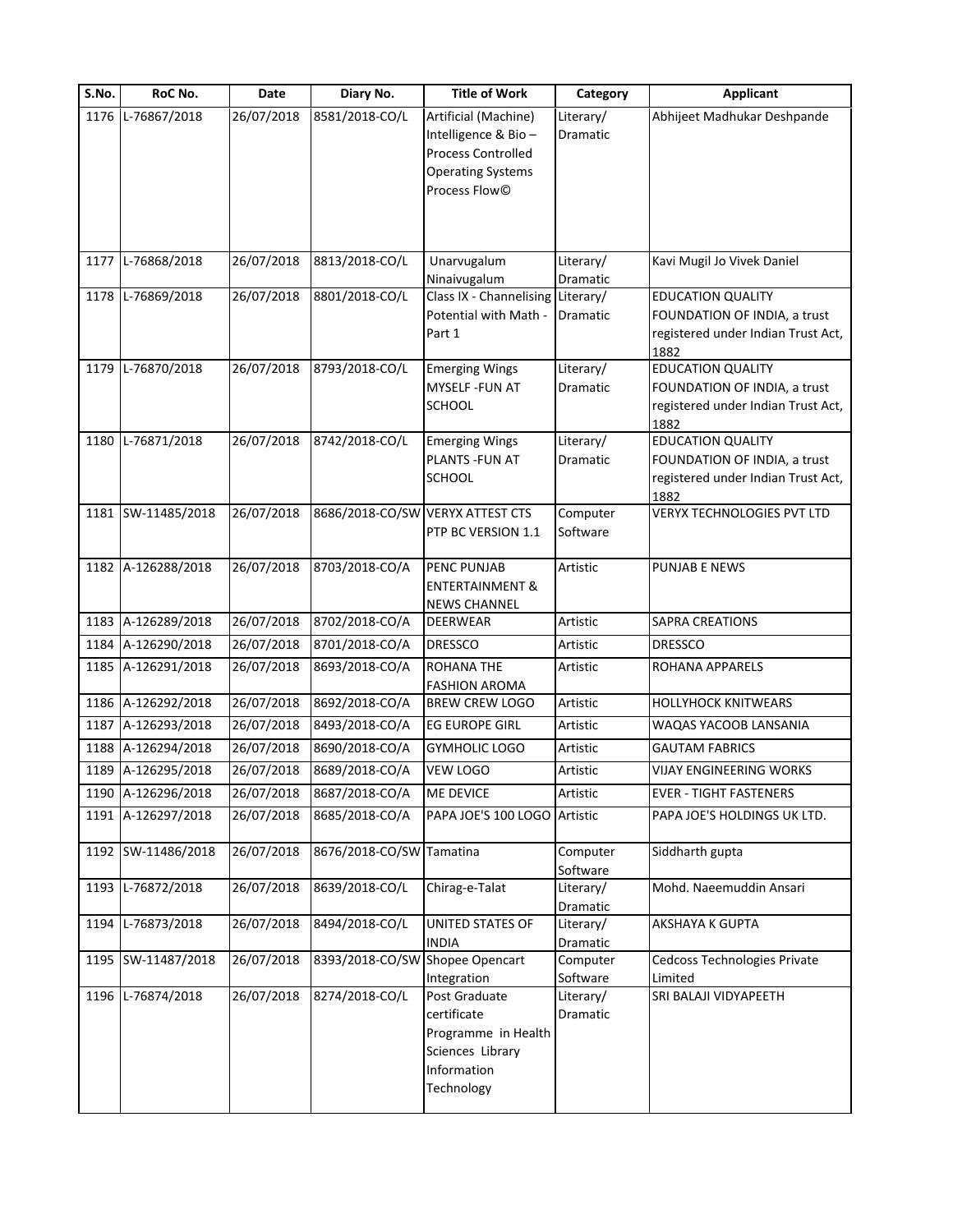| S.No. | RoC No. | Date | Diary No. | Title of Work | Category | Applicant |
|---|---|---|---|---|---|---|
| 1176 | L-76867/2018 | 26/07/2018 | 8581/2018-CO/L | Artificial (Machine) Intelligence & Bio – Process Controlled Operating Systems Process Flow© | Literary/ Dramatic | Abhijeet Madhukar Deshpande |
| 1177 | L-76868/2018 | 26/07/2018 | 8813/2018-CO/L | Unarvugalum Ninaivugalum | Literary/ Dramatic | Kavi Mugil Jo Vivek Daniel |
| 1178 | L-76869/2018 | 26/07/2018 | 8801/2018-CO/L | Class IX - Channelising Potential with Math - Part 1 | Literary/ Dramatic | EDUCATION QUALITY FOUNDATION OF INDIA, a trust registered under Indian Trust Act, 1882 |
| 1179 | L-76870/2018 | 26/07/2018 | 8793/2018-CO/L | Emerging Wings MYSELF -FUN AT SCHOOL | Literary/ Dramatic | EDUCATION QUALITY FOUNDATION OF INDIA, a trust registered under Indian Trust Act, 1882 |
| 1180 | L-76871/2018 | 26/07/2018 | 8742/2018-CO/L | Emerging Wings PLANTS -FUN AT SCHOOL | Literary/ Dramatic | EDUCATION QUALITY FOUNDATION OF INDIA, a trust registered under Indian Trust Act, 1882 |
| 1181 | SW-11485/2018 | 26/07/2018 | 8686/2018-CO/SW | VERYX ATTEST CTS PTP BC VERSION 1.1 | Computer Software | VERYX TECHNOLOGIES PVT LTD |
| 1182 | A-126288/2018 | 26/07/2018 | 8703/2018-CO/A | PENC PUNJAB ENTERTAINMENT & NEWS CHANNEL | Artistic | PUNJAB E NEWS |
| 1183 | A-126289/2018 | 26/07/2018 | 8702/2018-CO/A | DEERWEAR | Artistic | SAPRA CREATIONS |
| 1184 | A-126290/2018 | 26/07/2018 | 8701/2018-CO/A | DRESSCO | Artistic | DRESSCO |
| 1185 | A-126291/2018 | 26/07/2018 | 8693/2018-CO/A | ROHANA THE FASHION AROMA | Artistic | ROHANA APPARELS |
| 1186 | A-126292/2018 | 26/07/2018 | 8692/2018-CO/A | BREW CREW LOGO | Artistic | HOLLYHOCK KNITWEARS |
| 1187 | A-126293/2018 | 26/07/2018 | 8493/2018-CO/A | EG EUROPE GIRL | Artistic | WAQAS YACOOB LANSANIA |
| 1188 | A-126294/2018 | 26/07/2018 | 8690/2018-CO/A | GYMHOLIC LOGO | Artistic | GAUTAM FABRICS |
| 1189 | A-126295/2018 | 26/07/2018 | 8689/2018-CO/A | VEW LOGO | Artistic | VIJAY ENGINEERING WORKS |
| 1190 | A-126296/2018 | 26/07/2018 | 8687/2018-CO/A | ME DEVICE | Artistic | EVER - TIGHT FASTENERS |
| 1191 | A-126297/2018 | 26/07/2018 | 8685/2018-CO/A | PAPA JOE'S 100 LOGO | Artistic | PAPA JOE'S HOLDINGS UK LTD. |
| 1192 | SW-11486/2018 | 26/07/2018 | 8676/2018-CO/SW | Tamatina | Computer Software | Siddharth gupta |
| 1193 | L-76872/2018 | 26/07/2018 | 8639/2018-CO/L | Chirag-e-Talat | Literary/ Dramatic | Mohd. Naeemuddin Ansari |
| 1194 | L-76873/2018 | 26/07/2018 | 8494/2018-CO/L | UNITED STATES OF INDIA | Literary/ Dramatic | AKSHAYA K GUPTA |
| 1195 | SW-11487/2018 | 26/07/2018 | 8393/2018-CO/SW | Shopee Opencart Integration | Computer Software | Cedcoss Technologies Private Limited |
| 1196 | L-76874/2018 | 26/07/2018 | 8274/2018-CO/L | Post Graduate certificate Programme in Health Sciences Library Information Technology | Literary/ Dramatic | SRI BALAJI VIDYAPEETH |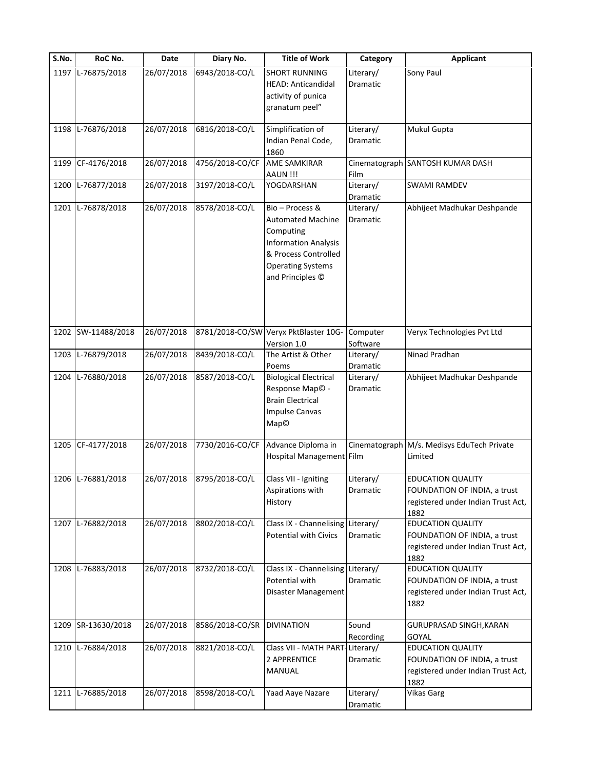| S.No. | RoC No. | Date | Diary No. | Title of Work | Category | Applicant |
|---|---|---|---|---|---|---|
| 1197 | L-76875/2018 | 26/07/2018 | 6943/2018-CO/L | SHORT RUNNING HEAD: Anticandidal activity of punica granatum peel" | Literary/ Dramatic | Sony Paul |
| 1198 | L-76876/2018 | 26/07/2018 | 6816/2018-CO/L | Simplification of Indian Penal Code, 1860 | Literary/ Dramatic | Mukul Gupta |
| 1199 | CF-4176/2018 | 26/07/2018 | 4756/2018-CO/CF | AME SAMKIRAR AAUN !!! | Cinematograph Film | SANTOSH KUMAR DASH |
| 1200 | L-76877/2018 | 26/07/2018 | 3197/2018-CO/L | YOGDARSHAN | Literary/ Dramatic | SWAMI RAMDEV |
| 1201 | L-76878/2018 | 26/07/2018 | 8578/2018-CO/L | Bio – Process & Automated Machine Computing Information Analysis & Process Controlled Operating Systems and Principles © | Literary/ Dramatic | Abhijeet Madhukar Deshpande |
| 1202 | SW-11488/2018 | 26/07/2018 | 8781/2018-CO/SW | Veryx PktBlaster 10G-Version 1.0 | Computer Software | Veryx Technologies Pvt Ltd |
| 1203 | L-76879/2018 | 26/07/2018 | 8439/2018-CO/L | The Artist & Other Poems | Literary/ Dramatic | Ninad Pradhan |
| 1204 | L-76880/2018 | 26/07/2018 | 8587/2018-CO/L | Biological Electrical Response Map© - Brain Electrical Impulse Canvas Map© | Literary/ Dramatic | Abhijeet Madhukar Deshpande |
| 1205 | CF-4177/2018 | 26/07/2018 | 7730/2016-CO/CF | Advance Diploma in Hospital Management | Cinematograph Film | M/s. Medisys EduTech Private Limited |
| 1206 | L-76881/2018 | 26/07/2018 | 8795/2018-CO/L | Class VII - Igniting Aspirations with History | Literary/ Dramatic | EDUCATION QUALITY FOUNDATION OF INDIA, a trust registered under Indian Trust Act, 1882 |
| 1207 | L-76882/2018 | 26/07/2018 | 8802/2018-CO/L | Class IX - Channelising Potential with Civics | Literary/ Dramatic | EDUCATION QUALITY FOUNDATION OF INDIA, a trust registered under Indian Trust Act, 1882 |
| 1208 | L-76883/2018 | 26/07/2018 | 8732/2018-CO/L | Class IX - Channelising Potential with Disaster Management | Literary/ Dramatic | EDUCATION QUALITY FOUNDATION OF INDIA, a trust registered under Indian Trust Act, 1882 |
| 1209 | SR-13630/2018 | 26/07/2018 | 8586/2018-CO/SR | DIVINATION | Sound Recording | GURUPRASAD SINGH,KARAN GOYAL |
| 1210 | L-76884/2018 | 26/07/2018 | 8821/2018-CO/L | Class VII - MATH PART-2 APPRENTICE MANUAL | Literary/ Dramatic | EDUCATION QUALITY FOUNDATION OF INDIA, a trust registered under Indian Trust Act, 1882 |
| 1211 | L-76885/2018 | 26/07/2018 | 8598/2018-CO/L | Yaad Aaye Nazare | Literary/ Dramatic | Vikas Garg |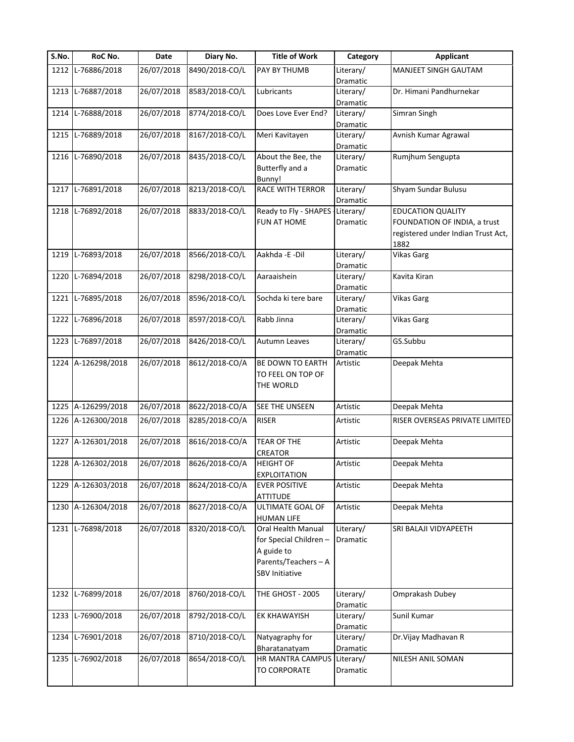| S.No. | RoC No. | Date | Diary No. | Title of Work | Category | Applicant |
|---|---|---|---|---|---|---|
| 1212 | L-76886/2018 | 26/07/2018 | 8490/2018-CO/L | PAY BY THUMB | Literary/ Dramatic | MANJEET SINGH GAUTAM |
| 1213 | L-76887/2018 | 26/07/2018 | 8583/2018-CO/L | Lubricants | Literary/ Dramatic | Dr. Himani Pandhurnekar |
| 1214 | L-76888/2018 | 26/07/2018 | 8774/2018-CO/L | Does Love Ever End? | Literary/ Dramatic | Simran Singh |
| 1215 | L-76889/2018 | 26/07/2018 | 8167/2018-CO/L | Meri Kavitayen | Literary/ Dramatic | Avnish Kumar Agrawal |
| 1216 | L-76890/2018 | 26/07/2018 | 8435/2018-CO/L | About the Bee, the Butterfly and a Bunny! | Literary/ Dramatic | Rumjhum Sengupta |
| 1217 | L-76891/2018 | 26/07/2018 | 8213/2018-CO/L | RACE WITH TERROR | Literary/ Dramatic | Shyam Sundar Bulusu |
| 1218 | L-76892/2018 | 26/07/2018 | 8833/2018-CO/L | Ready to Fly - SHAPES FUN AT HOME | Literary/ Dramatic | EDUCATION QUALITY FOUNDATION OF INDIA, a trust registered under Indian Trust Act, 1882 |
| 1219 | L-76893/2018 | 26/07/2018 | 8566/2018-CO/L | Aakhda -E -Dil | Literary/ Dramatic | Vikas Garg |
| 1220 | L-76894/2018 | 26/07/2018 | 8298/2018-CO/L | Aaraaishein | Literary/ Dramatic | Kavita Kiran |
| 1221 | L-76895/2018 | 26/07/2018 | 8596/2018-CO/L | Sochda ki tere bare | Literary/ Dramatic | Vikas Garg |
| 1222 | L-76896/2018 | 26/07/2018 | 8597/2018-CO/L | Rabb Jinna | Literary/ Dramatic | Vikas Garg |
| 1223 | L-76897/2018 | 26/07/2018 | 8426/2018-CO/L | Autumn Leaves | Literary/ Dramatic | GS.Subbu |
| 1224 | A-126298/2018 | 26/07/2018 | 8612/2018-CO/A | BE DOWN TO EARTH TO FEEL ON TOP OF THE WORLD | Artistic | Deepak Mehta |
| 1225 | A-126299/2018 | 26/07/2018 | 8622/2018-CO/A | SEE THE UNSEEN | Artistic | Deepak Mehta |
| 1226 | A-126300/2018 | 26/07/2018 | 8285/2018-CO/A | RISER | Artistic | RISER OVERSEAS PRIVATE LIMITED |
| 1227 | A-126301/2018 | 26/07/2018 | 8616/2018-CO/A | TEAR OF THE CREATOR | Artistic | Deepak Mehta |
| 1228 | A-126302/2018 | 26/07/2018 | 8626/2018-CO/A | HEIGHT OF EXPLOITATION | Artistic | Deepak Mehta |
| 1229 | A-126303/2018 | 26/07/2018 | 8624/2018-CO/A | EVER POSITIVE ATTITUDE | Artistic | Deepak Mehta |
| 1230 | A-126304/2018 | 26/07/2018 | 8627/2018-CO/A | ULTIMATE GOAL OF HUMAN LIFE | Artistic | Deepak Mehta |
| 1231 | L-76898/2018 | 26/07/2018 | 8320/2018-CO/L | Oral Health Manual for Special Children – A guide to Parents/Teachers – A SBV Initiative | Literary/ Dramatic | SRI BALAJI VIDYAPEETH |
| 1232 | L-76899/2018 | 26/07/2018 | 8760/2018-CO/L | THE GHOST - 2005 | Literary/ Dramatic | Omprakash Dubey |
| 1233 | L-76900/2018 | 26/07/2018 | 8792/2018-CO/L | EK KHAWAYISH | Literary/ Dramatic | Sunil Kumar |
| 1234 | L-76901/2018 | 26/07/2018 | 8710/2018-CO/L | Natyagraphy for Bharatanatyam | Literary/ Dramatic | Dr.Vijay Madhavan R |
| 1235 | L-76902/2018 | 26/07/2018 | 8654/2018-CO/L | HR MANTRA CAMPUS TO CORPORATE | Literary/ Dramatic | NILESH ANIL SOMAN |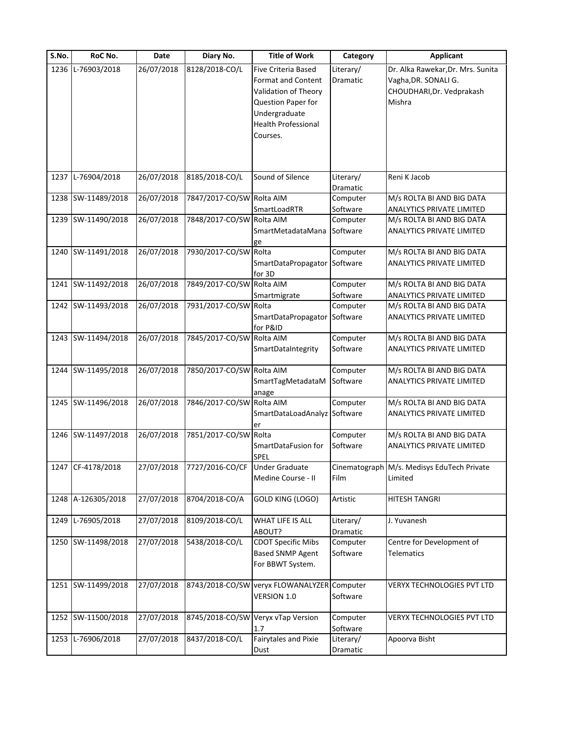| S.No. | RoC No. | Date | Diary No. | Title of Work | Category | Applicant |
|---|---|---|---|---|---|---|
| 1236 | L-76903/2018 | 26/07/2018 | 8128/2018-CO/L | Five Criteria Based Format and Content Validation of Theory Question Paper for Undergraduate Health Professional Courses. | Literary/ Dramatic | Dr. Alka Rawekar,Dr. Mrs. Sunita Vagha,DR. SONALI G. CHOUDHARI,Dr. Vedprakash Mishra |
| 1237 | L-76904/2018 | 26/07/2018 | 8185/2018-CO/L | Sound of Silence | Literary/ Dramatic | Reni K Jacob |
| 1238 | SW-11489/2018 | 26/07/2018 | 7847/2017-CO/SW | Rolta AIM SmartLoadRTR | Computer Software | M/s ROLTA BI AND BIG DATA ANALYTICS PRIVATE LIMITED |
| 1239 | SW-11490/2018 | 26/07/2018 | 7848/2017-CO/SW | Rolta AIM SmartMetadataManage | Computer Software | M/s ROLTA BI AND BIG DATA ANALYTICS PRIVATE LIMITED |
| 1240 | SW-11491/2018 | 26/07/2018 | 7930/2017-CO/SW | Rolta SmartDataPropagator for 3D | Computer Software | M/s ROLTA BI AND BIG DATA ANALYTICS PRIVATE LIMITED |
| 1241 | SW-11492/2018 | 26/07/2018 | 7849/2017-CO/SW | Rolta AIM Smartmigrate | Computer Software | M/s ROLTA BI AND BIG DATA ANALYTICS PRIVATE LIMITED |
| 1242 | SW-11493/2018 | 26/07/2018 | 7931/2017-CO/SW | Rolta SmartDataPropagator for P&ID | Computer Software | M/s ROLTA BI AND BIG DATA ANALYTICS PRIVATE LIMITED |
| 1243 | SW-11494/2018 | 26/07/2018 | 7845/2017-CO/SW | Rolta AIM SmartDataIntegrity | Computer Software | M/s ROLTA BI AND BIG DATA ANALYTICS PRIVATE LIMITED |
| 1244 | SW-11495/2018 | 26/07/2018 | 7850/2017-CO/SW | Rolta AIM SmartTagMetadataManage | Computer Software | M/s ROLTA BI AND BIG DATA ANALYTICS PRIVATE LIMITED |
| 1245 | SW-11496/2018 | 26/07/2018 | 7846/2017-CO/SW | Rolta AIM SmartDataLoadAnalyzer | Computer Software | M/s ROLTA BI AND BIG DATA ANALYTICS PRIVATE LIMITED |
| 1246 | SW-11497/2018 | 26/07/2018 | 7851/2017-CO/SW | Rolta SmartDataFusion for SPEL | Computer Software | M/s ROLTA BI AND BIG DATA ANALYTICS PRIVATE LIMITED |
| 1247 | CF-4178/2018 | 27/07/2018 | 7727/2016-CO/CF | Under Graduate Medine Course - II | Cinematograph Film | M/s. Medisys EduTech Private Limited |
| 1248 | A-126305/2018 | 27/07/2018 | 8704/2018-CO/A | GOLD KING (LOGO) | Artistic | HITESH TANGRI |
| 1249 | L-76905/2018 | 27/07/2018 | 8109/2018-CO/L | WHAT LIFE IS ALL ABOUT? | Literary/ Dramatic | J. Yuvanesh |
| 1250 | SW-11498/2018 | 27/07/2018 | 5438/2018-CO/L | CDOT Specific Mibs Based SNMP Agent For BBWT System. | Computer Software | Centre for Development of Telematics |
| 1251 | SW-11499/2018 | 27/07/2018 | 8743/2018-CO/SW | veryx FLOWANALYZER VERSION 1.0 | Computer Software | VERYX TECHNOLOGIES PVT LTD |
| 1252 | SW-11500/2018 | 27/07/2018 | 8745/2018-CO/SW | Veryx vTap Version 1.7 | Computer Software | VERYX TECHNOLOGIES PVT LTD |
| 1253 | L-76906/2018 | 27/07/2018 | 8437/2018-CO/L | Fairytales and Pixie Dust | Literary/ Dramatic | Apoorva Bisht |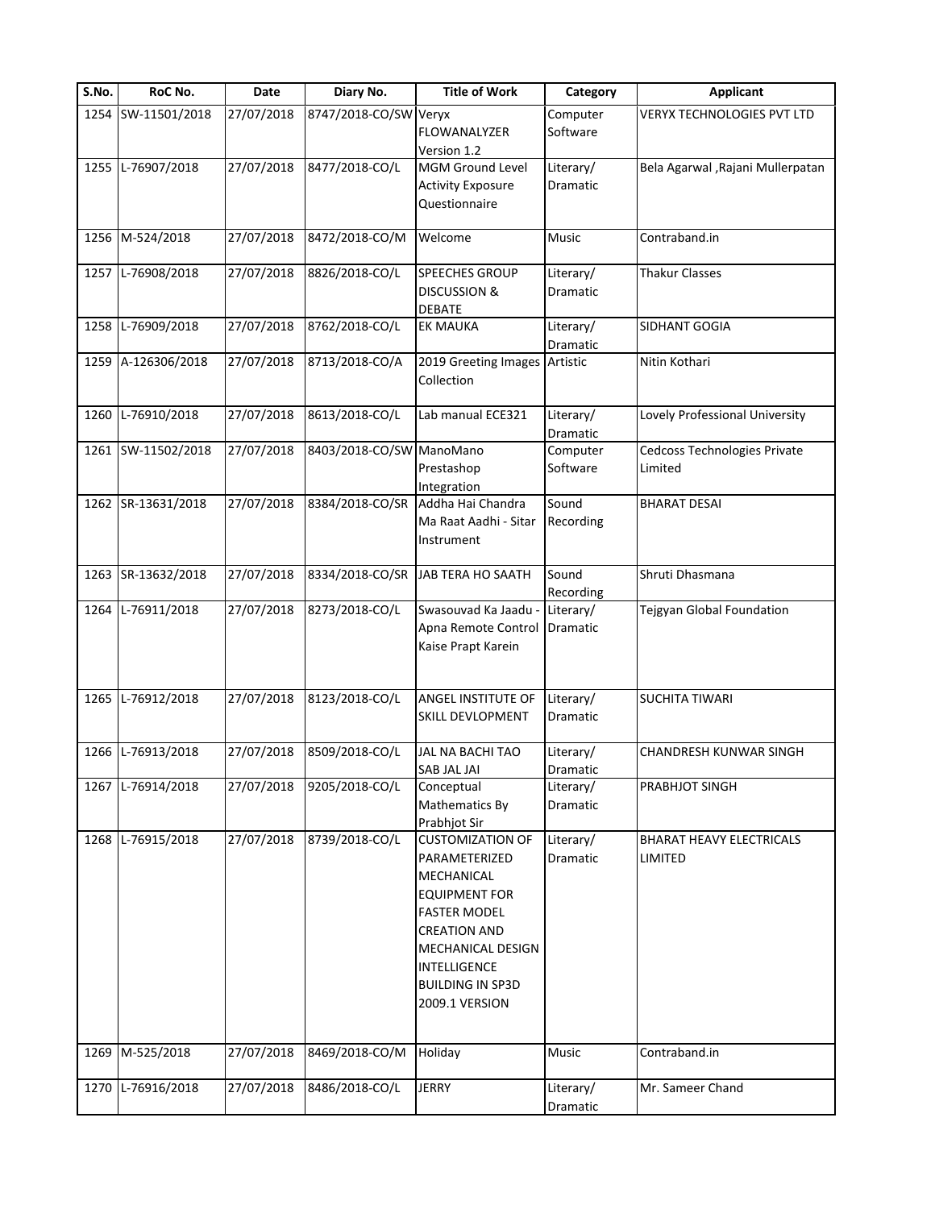| S.No. | RoC No. | Date | Diary No. | Title of Work | Category | Applicant |
|---|---|---|---|---|---|---|
| 1254 | SW-11501/2018 | 27/07/2018 | 8747/2018-CO/SW | Veryx FLOWANALYZER Version 1.2 | Computer Software | VERYX TECHNOLOGIES PVT LTD |
| 1255 | L-76907/2018 | 27/07/2018 | 8477/2018-CO/L | MGM Ground Level Activity Exposure Questionnaire | Literary/ Dramatic | Bela Agarwal ,Rajani Mullerpatan |
| 1256 | M-524/2018 | 27/07/2018 | 8472/2018-CO/M | Welcome | Music | Contraband.in |
| 1257 | L-76908/2018 | 27/07/2018 | 8826/2018-CO/L | SPEECHES GROUP DISCUSSION & DEBATE | Literary/ Dramatic | Thakur Classes |
| 1258 | L-76909/2018 | 27/07/2018 | 8762/2018-CO/L | EK MAUKA | Literary/ Dramatic | SIDHANT GOGIA |
| 1259 | A-126306/2018 | 27/07/2018 | 8713/2018-CO/A | 2019 Greeting Images Collection | Artistic | Nitin Kothari |
| 1260 | L-76910/2018 | 27/07/2018 | 8613/2018-CO/L | Lab manual ECE321 | Literary/ Dramatic | Lovely Professional University |
| 1261 | SW-11502/2018 | 27/07/2018 | 8403/2018-CO/SW | ManoMano Prestashop Integration | Computer Software | Cedcoss Technologies Private Limited |
| 1262 | SR-13631/2018 | 27/07/2018 | 8384/2018-CO/SR | Addha Hai Chandra Ma Raat Aadhi - Sitar Instrument | Sound Recording | BHARAT DESAI |
| 1263 | SR-13632/2018 | 27/07/2018 | 8334/2018-CO/SR | JAB TERA HO SAATH | Sound Recording | Shruti Dhasmana |
| 1264 | L-76911/2018 | 27/07/2018 | 8273/2018-CO/L | Swasouvad Ka Jaadu - Apna Remote Control Kaise Prapt Karein | Literary/ Dramatic | Tejgyan Global Foundation |
| 1265 | L-76912/2018 | 27/07/2018 | 8123/2018-CO/L | ANGEL INSTITUTE OF SKILL DEVLOPMENT | Literary/ Dramatic | SUCHITA TIWARI |
| 1266 | L-76913/2018 | 27/07/2018 | 8509/2018-CO/L | JAL NA BACHI TAO SAB JAL JAI | Literary/ Dramatic | CHANDRESH KUNWAR SINGH |
| 1267 | L-76914/2018 | 27/07/2018 | 9205/2018-CO/L | Conceptual Mathematics By Prabhjot Sir | Literary/ Dramatic | PRABHJOT SINGH |
| 1268 | L-76915/2018 | 27/07/2018 | 8739/2018-CO/L | CUSTOMIZATION OF PARAMETERIZED MECHANICAL EQUIPMENT FOR FASTER MODEL CREATION AND MECHANICAL DESIGN INTELLIGENCE BUILDING IN SP3D 2009.1 VERSION | Literary/ Dramatic | BHARAT HEAVY ELECTRICALS LIMITED |
| 1269 | M-525/2018 | 27/07/2018 | 8469/2018-CO/M | Holiday | Music | Contraband.in |
| 1270 | L-76916/2018 | 27/07/2018 | 8486/2018-CO/L | JERRY | Literary/ Dramatic | Mr. Sameer Chand |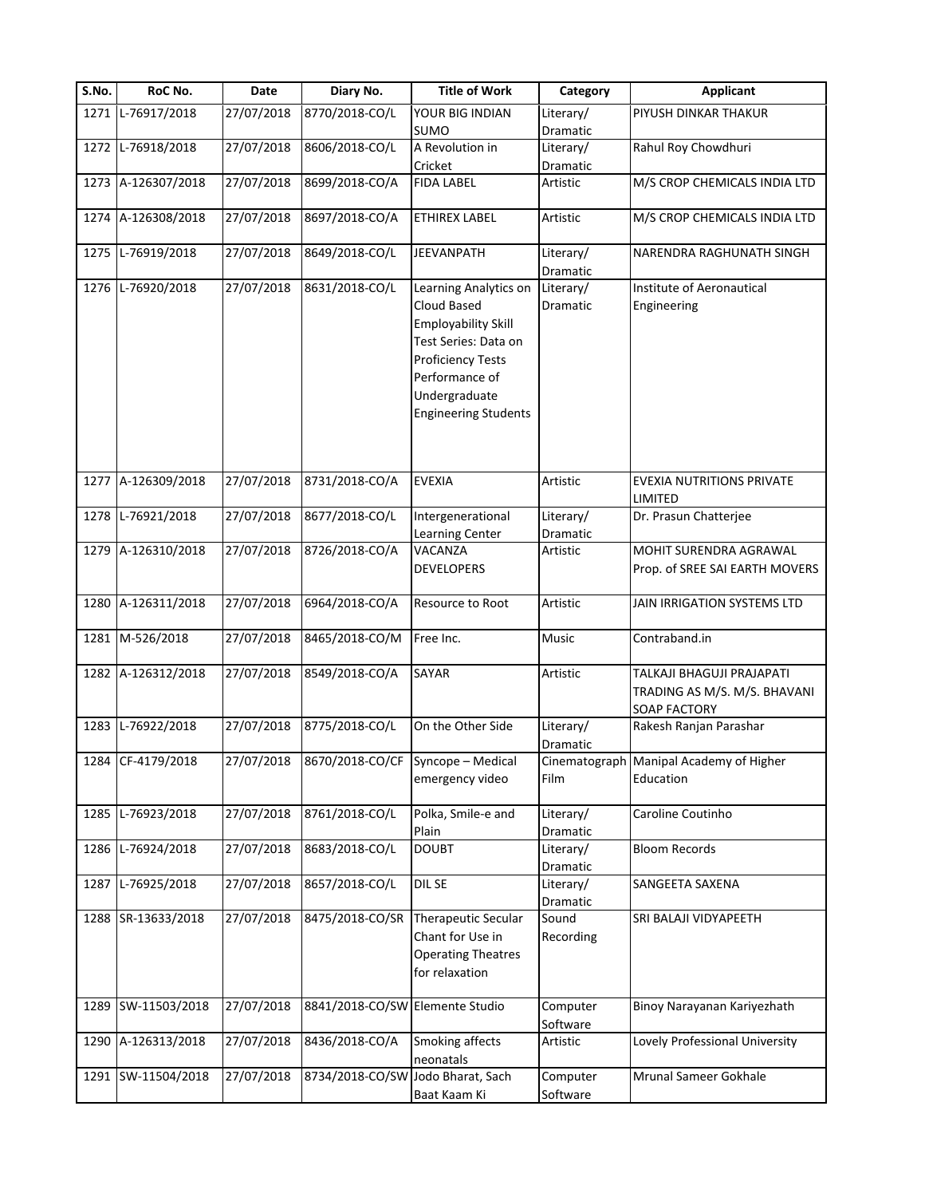| S.No. | RoC No. | Date | Diary No. | Title of Work | Category | Applicant |
|---|---|---|---|---|---|---|
| 1271 | L-76917/2018 | 27/07/2018 | 8770/2018-CO/L | YOUR BIG INDIAN SUMO | Literary/ Dramatic | PIYUSH DINKAR THAKUR |
| 1272 | L-76918/2018 | 27/07/2018 | 8606/2018-CO/L | A Revolution in Cricket | Literary/ Dramatic | Rahul Roy Chowdhuri |
| 1273 | A-126307/2018 | 27/07/2018 | 8699/2018-CO/A | FIDA LABEL | Artistic | M/S CROP CHEMICALS INDIA LTD |
| 1274 | A-126308/2018 | 27/07/2018 | 8697/2018-CO/A | ETHIREX LABEL | Artistic | M/S CROP CHEMICALS INDIA LTD |
| 1275 | L-76919/2018 | 27/07/2018 | 8649/2018-CO/L | JEEVANPATH | Literary/ Dramatic | NARENDRA RAGHUNATH SINGH |
| 1276 | L-76920/2018 | 27/07/2018 | 8631/2018-CO/L | Learning Analytics on Cloud Based Employability Skill Test Series: Data on Proficiency Tests Performance of Undergraduate Engineering Students | Literary/ Dramatic | Institute of Aeronautical Engineering |
| 1277 | A-126309/2018 | 27/07/2018 | 8731/2018-CO/A | EVEXIA | Artistic | EVEXIA NUTRITIONS PRIVATE LIMITED |
| 1278 | L-76921/2018 | 27/07/2018 | 8677/2018-CO/L | Intergenerational Learning Center | Literary/ Dramatic | Dr. Prasun Chatterjee |
| 1279 | A-126310/2018 | 27/07/2018 | 8726/2018-CO/A | VACANZA DEVELOPERS | Artistic | MOHIT SURENDRA AGRAWAL Prop. of SREE SAI EARTH MOVERS |
| 1280 | A-126311/2018 | 27/07/2018 | 6964/2018-CO/A | Resource to Root | Artistic | JAIN IRRIGATION SYSTEMS LTD |
| 1281 | M-526/2018 | 27/07/2018 | 8465/2018-CO/M | Free Inc. | Music | Contraband.in |
| 1282 | A-126312/2018 | 27/07/2018 | 8549/2018-CO/A | SAYAR | Artistic | TALKAJI BHAGUJI PRAJAPATI TRADING AS M/S. M/S. BHAVANI SOAP FACTORY |
| 1283 | L-76922/2018 | 27/07/2018 | 8775/2018-CO/L | On the Other Side | Literary/ Dramatic | Rakesh Ranjan Parashar |
| 1284 | CF-4179/2018 | 27/07/2018 | 8670/2018-CO/CF | Syncope – Medical emergency video | Cinematograph Film | Manipal Academy of Higher Education |
| 1285 | L-76923/2018 | 27/07/2018 | 8761/2018-CO/L | Polka, Smile-e and Plain | Literary/ Dramatic | Caroline Coutinho |
| 1286 | L-76924/2018 | 27/07/2018 | 8683/2018-CO/L | DOUBT | Literary/ Dramatic | Bloom Records |
| 1287 | L-76925/2018 | 27/07/2018 | 8657/2018-CO/L | DIL SE | Literary/ Dramatic | SANGEETA SAXENA |
| 1288 | SR-13633/2018 | 27/07/2018 | 8475/2018-CO/SR | Therapeutic Secular Chant for Use in Operating Theatres for relaxation | Sound Recording | SRI BALAJI VIDYAPEETH |
| 1289 | SW-11503/2018 | 27/07/2018 | 8841/2018-CO/SW | Elemente Studio | Computer Software | Binoy Narayanan Kariyezhath |
| 1290 | A-126313/2018 | 27/07/2018 | 8436/2018-CO/A | Smoking affects neonatals | Artistic | Lovely Professional University |
| 1291 | SW-11504/2018 | 27/07/2018 | 8734/2018-CO/SW | Jodo Bharat, Sach Baat Kaam Ki | Computer Software | Mrunal Sameer Gokhale |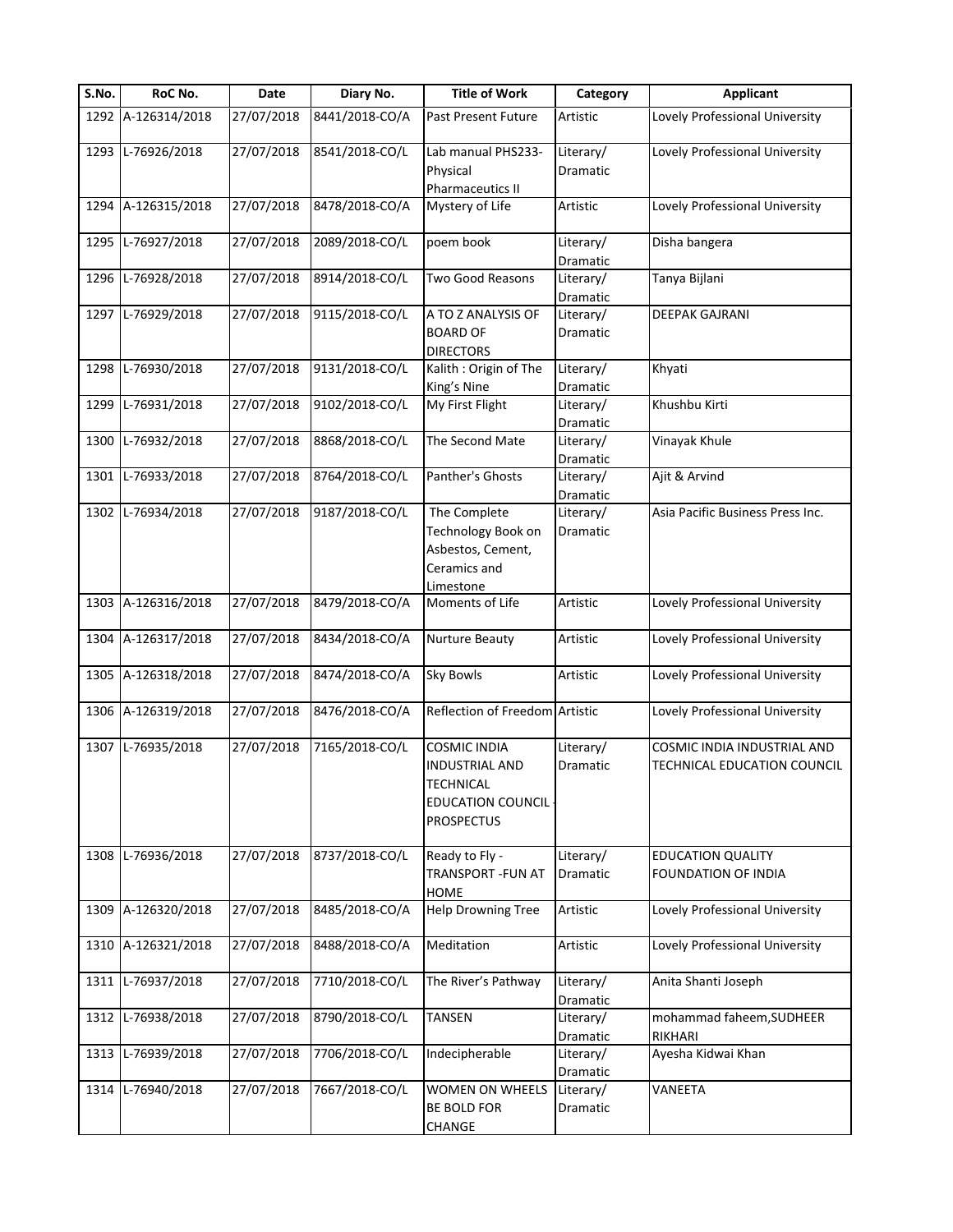| S.No. | RoC No. | Date | Diary No. | Title of Work | Category | Applicant |
|---|---|---|---|---|---|---|
| 1292 | A-126314/2018 | 27/07/2018 | 8441/2018-CO/A | Past Present Future | Artistic | Lovely Professional University |
| 1293 | L-76926/2018 | 27/07/2018 | 8541/2018-CO/L | Lab manual PHS233-Physical Pharmaceutics II | Literary/ Dramatic | Lovely Professional University |
| 1294 | A-126315/2018 | 27/07/2018 | 8478/2018-CO/A | Mystery of Life | Artistic | Lovely Professional University |
| 1295 | L-76927/2018 | 27/07/2018 | 2089/2018-CO/L | poem book | Literary/ Dramatic | Disha bangera |
| 1296 | L-76928/2018 | 27/07/2018 | 8914/2018-CO/L | Two Good Reasons | Literary/ Dramatic | Tanya Bijlani |
| 1297 | L-76929/2018 | 27/07/2018 | 9115/2018-CO/L | A TO Z ANALYSIS OF BOARD OF DIRECTORS | Literary/ Dramatic | DEEPAK GAJRANI |
| 1298 | L-76930/2018 | 27/07/2018 | 9131/2018-CO/L | Kalith : Origin of The King's Nine | Literary/ Dramatic | Khyati |
| 1299 | L-76931/2018 | 27/07/2018 | 9102/2018-CO/L | My First Flight | Literary/ Dramatic | Khushbu Kirti |
| 1300 | L-76932/2018 | 27/07/2018 | 8868/2018-CO/L | The Second Mate | Literary/ Dramatic | Vinayak Khule |
| 1301 | L-76933/2018 | 27/07/2018 | 8764/2018-CO/L | Panther's Ghosts | Literary/ Dramatic | Ajit & Arvind |
| 1302 | L-76934/2018 | 27/07/2018 | 9187/2018-CO/L | The Complete Technology Book on Asbestos, Cement, Ceramics and Limestone | Literary/ Dramatic | Asia Pacific Business Press Inc. |
| 1303 | A-126316/2018 | 27/07/2018 | 8479/2018-CO/A | Moments of Life | Artistic | Lovely Professional University |
| 1304 | A-126317/2018 | 27/07/2018 | 8434/2018-CO/A | Nurture Beauty | Artistic | Lovely Professional University |
| 1305 | A-126318/2018 | 27/07/2018 | 8474/2018-CO/A | Sky Bowls | Artistic | Lovely Professional University |
| 1306 | A-126319/2018 | 27/07/2018 | 8476/2018-CO/A | Reflection of Freedom | Artistic | Lovely Professional University |
| 1307 | L-76935/2018 | 27/07/2018 | 7165/2018-CO/L | COSMIC INDIA INDUSTRIAL AND TECHNICAL EDUCATION COUNCIL - PROSPECTUS | Literary/ Dramatic | COSMIC INDIA INDUSTRIAL AND TECHNICAL EDUCATION COUNCIL |
| 1308 | L-76936/2018 | 27/07/2018 | 8737/2018-CO/L | Ready to Fly - TRANSPORT -FUN AT HOME | Literary/ Dramatic | EDUCATION QUALITY FOUNDATION OF INDIA |
| 1309 | A-126320/2018 | 27/07/2018 | 8485/2018-CO/A | Help Drowning Tree | Artistic | Lovely Professional University |
| 1310 | A-126321/2018 | 27/07/2018 | 8488/2018-CO/A | Meditation | Artistic | Lovely Professional University |
| 1311 | L-76937/2018 | 27/07/2018 | 7710/2018-CO/L | The River's Pathway | Literary/ Dramatic | Anita Shanti Joseph |
| 1312 | L-76938/2018 | 27/07/2018 | 8790/2018-CO/L | TANSEN | Literary/ Dramatic | mohammad faheem,SUDHEER RIKHARI |
| 1313 | L-76939/2018 | 27/07/2018 | 7706/2018-CO/L | Indecipherable | Literary/ Dramatic | Ayesha Kidwai Khan |
| 1314 | L-76940/2018 | 27/07/2018 | 7667/2018-CO/L | WOMEN ON WHEELS BE BOLD FOR CHANGE | Literary/ Dramatic | VANEETA |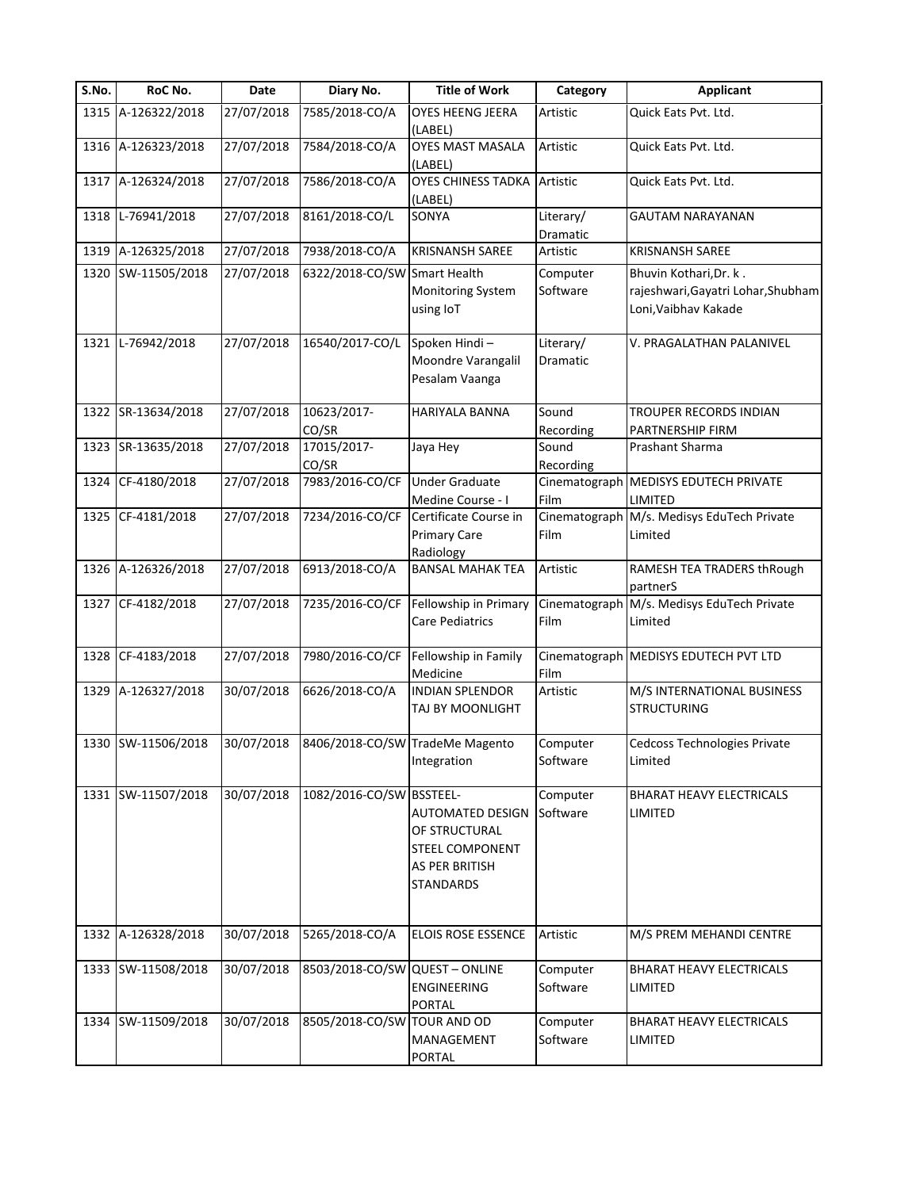| S.No. | RoC No. | Date | Diary No. | Title of Work | Category | Applicant |
|---|---|---|---|---|---|---|
| 1315 | A-126322/2018 | 27/07/2018 | 7585/2018-CO/A | OYES HEENG JEERA (LABEL) | Artistic | Quick Eats Pvt. Ltd. |
| 1316 | A-126323/2018 | 27/07/2018 | 7584/2018-CO/A | OYES MAST MASALA (LABEL) | Artistic | Quick Eats Pvt. Ltd. |
| 1317 | A-126324/2018 | 27/07/2018 | 7586/2018-CO/A | OYES CHINESS TADKA (LABEL) | Artistic | Quick Eats Pvt. Ltd. |
| 1318 | L-76941/2018 | 27/07/2018 | 8161/2018-CO/L | SONYA | Literary/ Dramatic | GAUTAM NARAYANAN |
| 1319 | A-126325/2018 | 27/07/2018 | 7938/2018-CO/A | KRISNANSH SAREE | Artistic | KRISNANSH SAREE |
| 1320 | SW-11505/2018 | 27/07/2018 | 6322/2018-CO/SW | Smart Health Monitoring System using IoT | Computer Software | Bhuvin Kothari,Dr. k . rajeshwari,Gayatri Lohar,Shubham Loni,Vaibhav Kakade |
| 1321 | L-76942/2018 | 27/07/2018 | 16540/2017-CO/L | Spoken Hindi – Moondre Varangalil Pesalam Vaanga | Literary/ Dramatic | V. PRAGALATHAN PALANIVEL |
| 1322 | SR-13634/2018 | 27/07/2018 | 10623/2017-CO/SR | HARIYALA BANNA | Sound Recording | TROUPER RECORDS INDIAN PARTNERSHIP FIRM |
| 1323 | SR-13635/2018 | 27/07/2018 | 17015/2017-CO/SR | Jaya Hey | Sound Recording | Prashant Sharma |
| 1324 | CF-4180/2018 | 27/07/2018 | 7983/2016-CO/CF | Under Graduate Medine Course - I | Cinematograph Film | MEDISYS EDUTECH PRIVATE LIMITED |
| 1325 | CF-4181/2018 | 27/07/2018 | 7234/2016-CO/CF | Certificate Course in Primary Care Radiology | Cinematograph Film | M/s. Medisys EduTech Private Limited |
| 1326 | A-126326/2018 | 27/07/2018 | 6913/2018-CO/A | BANSAL MAHAK TEA | Artistic | RAMESH TEA TRADERS thRough partnerS |
| 1327 | CF-4182/2018 | 27/07/2018 | 7235/2016-CO/CF | Fellowship in Primary Care Pediatrics | Cinematograph Film | M/s. Medisys EduTech Private Limited |
| 1328 | CF-4183/2018 | 27/07/2018 | 7980/2016-CO/CF | Fellowship in Family Medicine | Cinematograph Film | MEDISYS EDUTECH PVT LTD |
| 1329 | A-126327/2018 | 30/07/2018 | 6626/2018-CO/A | INDIAN SPLENDOR TAJ BY MOONLIGHT | Artistic | M/S INTERNATIONAL BUSINESS STRUCTURING |
| 1330 | SW-11506/2018 | 30/07/2018 | 8406/2018-CO/SW | TradeMe Magento Integration | Computer Software | Cedcoss Technologies Private Limited |
| 1331 | SW-11507/2018 | 30/07/2018 | 1082/2016-CO/SW | BSSTEEL-AUTOMATED DESIGN OF STRUCTURAL STEEL COMPONENT AS PER BRITISH STANDARDS | Computer Software | BHARAT HEAVY ELECTRICALS LIMITED |
| 1332 | A-126328/2018 | 30/07/2018 | 5265/2018-CO/A | ELOIS ROSE ESSENCE | Artistic | M/S PREM MEHANDI CENTRE |
| 1333 | SW-11508/2018 | 30/07/2018 | 8503/2018-CO/SW | QUEST – ONLINE ENGINEERING PORTAL | Computer Software | BHARAT HEAVY ELECTRICALS LIMITED |
| 1334 | SW-11509/2018 | 30/07/2018 | 8505/2018-CO/SW | TOUR AND OD MANAGEMENT PORTAL | Computer Software | BHARAT HEAVY ELECTRICALS LIMITED |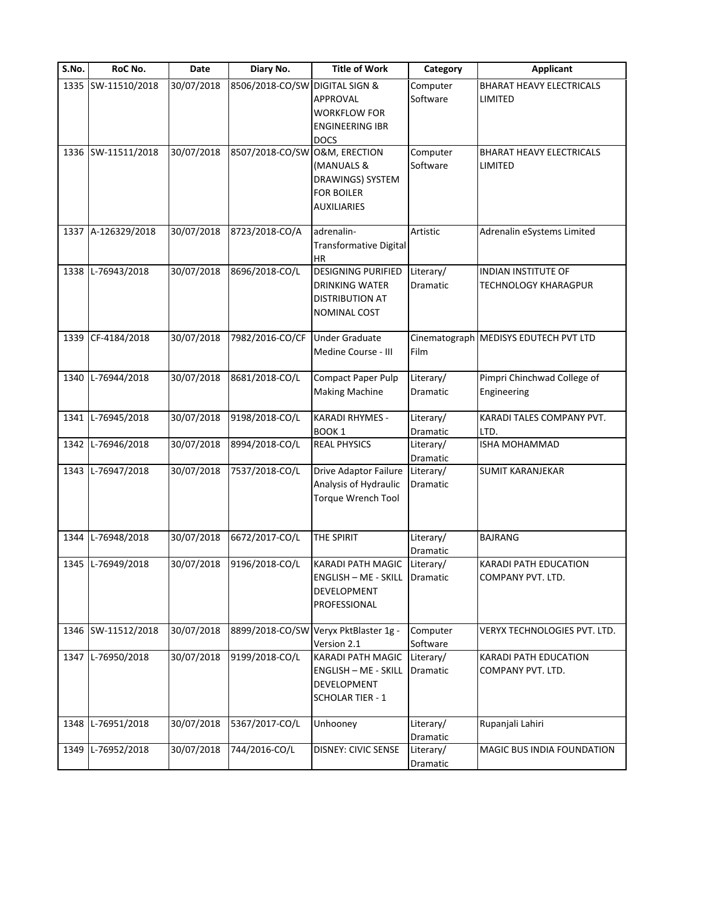| S.No. | RoC No. | Date | Diary No. | Title of Work | Category | Applicant |
|---|---|---|---|---|---|---|
| 1335 | SW-11510/2018 | 30/07/2018 | 8506/2018-CO/SW | DIGITAL SIGN & APPROVAL WORKFLOW FOR ENGINEERING IBR DOCS | Computer Software | BHARAT HEAVY ELECTRICALS LIMITED |
| 1336 | SW-11511/2018 | 30/07/2018 | 8507/2018-CO/SW | O&M, ERECTION (MANUALS & DRAWINGS) SYSTEM FOR BOILER AUXILIARIES | Computer Software | BHARAT HEAVY ELECTRICALS LIMITED |
| 1337 | A-126329/2018 | 30/07/2018 | 8723/2018-CO/A | adrenalin-Transformative Digital HR | Artistic | Adrenalin eSystems Limited |
| 1338 | L-76943/2018 | 30/07/2018 | 8696/2018-CO/L | DESIGNING PURIFIED DRINKING WATER DISTRIBUTION AT NOMINAL COST | Literary/ Dramatic | INDIAN INSTITUTE OF TECHNOLOGY KHARAGPUR |
| 1339 | CF-4184/2018 | 30/07/2018 | 7982/2016-CO/CF | Under Graduate Medine Course - III | Cinematograph Film | MEDISYS EDUTECH PVT LTD |
| 1340 | L-76944/2018 | 30/07/2018 | 8681/2018-CO/L | Compact Paper Pulp Making Machine | Literary/ Dramatic | Pimpri Chinchwad College of Engineering |
| 1341 | L-76945/2018 | 30/07/2018 | 9198/2018-CO/L | KARADI RHYMES - BOOK 1 | Literary/ Dramatic | KARADI TALES COMPANY PVT. LTD. |
| 1342 | L-76946/2018 | 30/07/2018 | 8994/2018-CO/L | REAL PHYSICS | Literary/ Dramatic | ISHA MOHAMMAD |
| 1343 | L-76947/2018 | 30/07/2018 | 7537/2018-CO/L | Drive Adaptor Failure Analysis of Hydraulic Torque Wrench Tool | Literary/ Dramatic | SUMIT KARANJEKAR |
| 1344 | L-76948/2018 | 30/07/2018 | 6672/2017-CO/L | THE SPIRIT | Literary/ Dramatic | BAJRANG |
| 1345 | L-76949/2018 | 30/07/2018 | 9196/2018-CO/L | KARADI PATH MAGIC ENGLISH – ME - SKILL DEVELOPMENT PROFESSIONAL | Literary/ Dramatic | KARADI PATH EDUCATION COMPANY PVT. LTD. |
| 1346 | SW-11512/2018 | 30/07/2018 | 8899/2018-CO/SW | Veryx PktBlaster 1g - Version 2.1 | Computer Software | VERYX TECHNOLOGIES PVT. LTD. |
| 1347 | L-76950/2018 | 30/07/2018 | 9199/2018-CO/L | KARADI PATH MAGIC ENGLISH – ME - SKILL DEVELOPMENT SCHOLAR TIER - 1 | Literary/ Dramatic | KARADI PATH EDUCATION COMPANY PVT. LTD. |
| 1348 | L-76951/2018 | 30/07/2018 | 5367/2017-CO/L | Unhooney | Literary/ Dramatic | Rupanjali Lahiri |
| 1349 | L-76952/2018 | 30/07/2018 | 744/2016-CO/L | DISNEY: CIVIC SENSE | Literary/ Dramatic | MAGIC BUS INDIA FOUNDATION |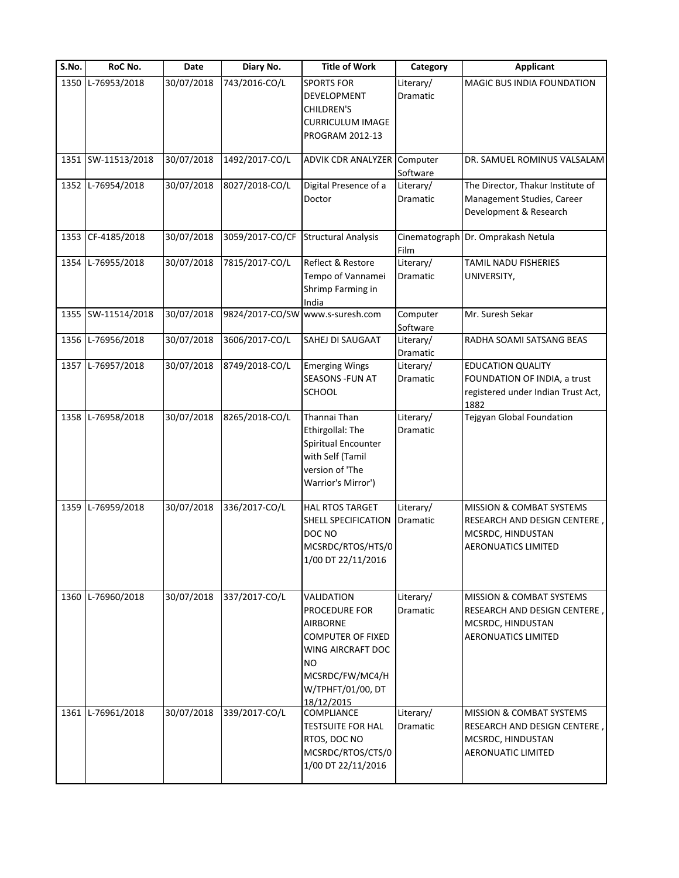| S.No. | RoC No. | Date | Diary No. | Title of Work | Category | Applicant |
| --- | --- | --- | --- | --- | --- | --- |
| 1350 | L-76953/2018 | 30/07/2018 | 743/2016-CO/L | SPORTS FOR DEVELOPMENT CHILDREN'S CURRICULUM IMAGE PROGRAM 2012-13 | Literary/ Dramatic | MAGIC BUS INDIA FOUNDATION |
| 1351 | SW-11513/2018 | 30/07/2018 | 1492/2017-CO/L | ADVIK CDR ANALYZER | Computer Software | DR. SAMUEL ROMINUS VALSALAM |
| 1352 | L-76954/2018 | 30/07/2018 | 8027/2018-CO/L | Digital Presence of a Doctor | Literary/ Dramatic | The Director, Thakur Institute of Management Studies, Career Development & Research |
| 1353 | CF-4185/2018 | 30/07/2018 | 3059/2017-CO/CF | Structural Analysis | Cinematograph Film | Dr. Omprakash Netula |
| 1354 | L-76955/2018 | 30/07/2018 | 7815/2017-CO/L | Reflect & Restore Tempo of Vannamei Shrimp Farming in India | Literary/ Dramatic | TAMIL NADU FISHERIES UNIVERSITY, |
| 1355 | SW-11514/2018 | 30/07/2018 | 9824/2017-CO/SW | www.s-suresh.com | Computer Software | Mr. Suresh Sekar |
| 1356 | L-76956/2018 | 30/07/2018 | 3606/2017-CO/L | SAHEJ DI SAUGAAT | Literary/ Dramatic | RADHA SOAMI SATSANG BEAS |
| 1357 | L-76957/2018 | 30/07/2018 | 8749/2018-CO/L | Emerging Wings SEASONS -FUN AT SCHOOL | Literary/ Dramatic | EDUCATION QUALITY FOUNDATION OF INDIA, a trust registered under Indian Trust Act, 1882 |
| 1358 | L-76958/2018 | 30/07/2018 | 8265/2018-CO/L | Thannai Than Ethirgollal: The Spiritual Encounter with Self (Tamil version of 'The Warrior's Mirror') | Literary/ Dramatic | Tejgyan Global Foundation |
| 1359 | L-76959/2018 | 30/07/2018 | 336/2017-CO/L | HAL RTOS TARGET SHELL SPECIFICATION DOC NO MCSRDC/RTOS/HTS/01/00 DT 22/11/2016 | Literary/ Dramatic | MISSION & COMBAT SYSTEMS RESEARCH AND DESIGN CENTERE , MCSRDC, HINDUSTAN AERONUATICS LIMITED |
| 1360 | L-76960/2018 | 30/07/2018 | 337/2017-CO/L | VALIDATION PROCEDURE FOR AIRBORNE COMPUTER OF FIXED WING AIRCRAFT DOC NO MCSRDC/FW/MC4/HW/TPHFT/01/00, DT 18/12/2015 | Literary/ Dramatic | MISSION & COMBAT SYSTEMS RESEARCH AND DESIGN CENTERE , MCSRDC, HINDUSTAN AERONUATICS LIMITED |
| 1361 | L-76961/2018 | 30/07/2018 | 339/2017-CO/L | COMPLIANCE TESTSUITE FOR HAL RTOS, DOC NO MCSRDC/RTOS/CTS/01/00 DT 22/11/2016 | Literary/ Dramatic | MISSION & COMBAT SYSTEMS RESEARCH AND DESIGN CENTERE , MCSRDC, HINDUSTAN AERONUATIC LIMITED |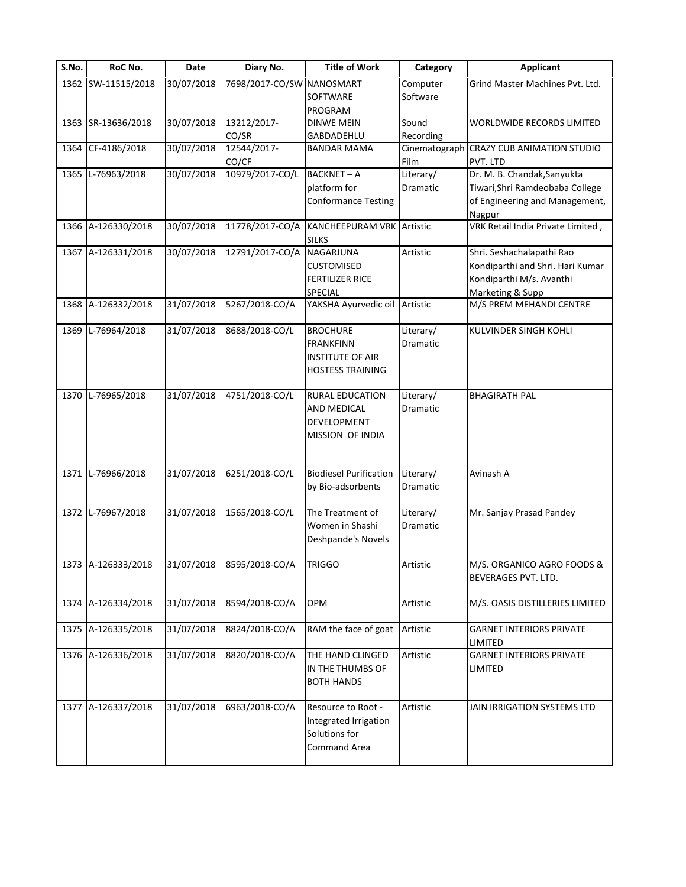| S.No. | RoC No. | Date | Diary No. | Title of Work | Category | Applicant |
|---|---|---|---|---|---|---|
| 1362 | SW-11515/2018 | 30/07/2018 | 7698/2017-CO/SW | NANOSMART SOFTWARE PROGRAM | Computer Software | Grind Master Machines Pvt. Ltd. |
| 1363 | SR-13636/2018 | 30/07/2018 | 13212/2017-CO/SR | DINWE MEIN GABDADEHLU | Sound Recording | WORLDWIDE RECORDS LIMITED |
| 1364 | CF-4186/2018 | 30/07/2018 | 12544/2017-CO/CF | BANDAR MAMA | Cinematograph Film | CRAZY CUB ANIMATION STUDIO PVT. LTD |
| 1365 | L-76963/2018 | 30/07/2018 | 10979/2017-CO/L | BACKNET – A platform for Conformance Testing | Literary/ Dramatic | Dr. M. B. Chandak,Sanyukta Tiwari,Shri Ramdeobaba College of Engineering and Management, Nagpur |
| 1366 | A-126330/2018 | 30/07/2018 | 11778/2017-CO/A | KANCHEEPURAM VRK SILKS | Artistic | VRK Retail India Private Limited , |
| 1367 | A-126331/2018 | 30/07/2018 | 12791/2017-CO/A | NAGARJUNA CUSTOMISED FERTILIZER RICE SPECIAL | Artistic | Shri. Seshachalapathi Rao Kondiparthi and Shri. Hari Kumar Kondiparthi M/s. Avanthi Marketing & Supp |
| 1368 | A-126332/2018 | 31/07/2018 | 5267/2018-CO/A | YAKSHA Ayurvedic oil | Artistic | M/S PREM MEHANDI CENTRE |
| 1369 | L-76964/2018 | 31/07/2018 | 8688/2018-CO/L | BROCHURE FRANKFINN INSTITUTE OF AIR HOSTESS TRAINING | Literary/ Dramatic | KULVINDER SINGH KOHLI |
| 1370 | L-76965/2018 | 31/07/2018 | 4751/2018-CO/L | RURAL EDUCATION AND MEDICAL DEVELOPMENT MISSION OF INDIA | Literary/ Dramatic | BHAGIRATH PAL |
| 1371 | L-76966/2018 | 31/07/2018 | 6251/2018-CO/L | Biodiesel Purification by Bio-adsorbents | Literary/ Dramatic | Avinash A |
| 1372 | L-76967/2018 | 31/07/2018 | 1565/2018-CO/L | The Treatment of Women in Shashi Deshpande's Novels | Literary/ Dramatic | Mr. Sanjay Prasad Pandey |
| 1373 | A-126333/2018 | 31/07/2018 | 8595/2018-CO/A | TRIGGO | Artistic | M/S. ORGANICO AGRO FOODS & BEVERAGES PVT. LTD. |
| 1374 | A-126334/2018 | 31/07/2018 | 8594/2018-CO/A | OPM | Artistic | M/S. OASIS DISTILLERIES LIMITED |
| 1375 | A-126335/2018 | 31/07/2018 | 8824/2018-CO/A | RAM the face of goat | Artistic | GARNET INTERIORS PRIVATE LIMITED |
| 1376 | A-126336/2018 | 31/07/2018 | 8820/2018-CO/A | THE HAND CLINGED IN THE THUMBS OF BOTH HANDS | Artistic | GARNET INTERIORS PRIVATE LIMITED |
| 1377 | A-126337/2018 | 31/07/2018 | 6963/2018-CO/A | Resource to Root - Integrated Irrigation Solutions for Command Area | Artistic | JAIN IRRIGATION SYSTEMS LTD |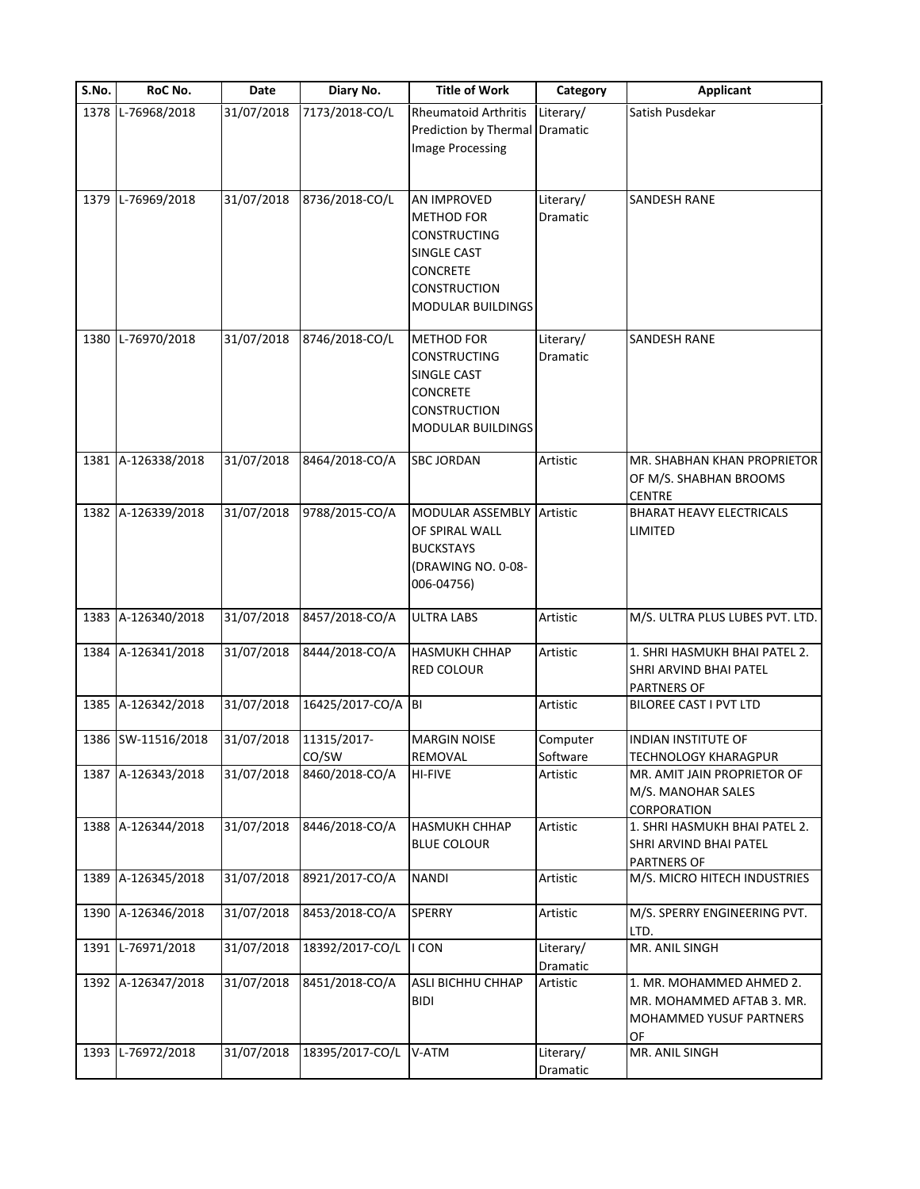| S.No. | RoC No. | Date | Diary No. | Title of Work | Category | Applicant |
|---|---|---|---|---|---|---|
| 1378 | L-76968/2018 | 31/07/2018 | 7173/2018-CO/L | Rheumatoid Arthritis Prediction by Thermal Image Processing | Literary/ Dramatic | Satish Pusdekar |
| 1379 | L-76969/2018 | 31/07/2018 | 8736/2018-CO/L | AN IMPROVED METHOD FOR CONSTRUCTING SINGLE CAST CONCRETE CONSTRUCTION MODULAR BUILDINGS | Literary/ Dramatic | SANDESH RANE |
| 1380 | L-76970/2018 | 31/07/2018 | 8746/2018-CO/L | METHOD FOR CONSTRUCTING SINGLE CAST CONCRETE CONSTRUCTION MODULAR BUILDINGS | Literary/ Dramatic | SANDESH RANE |
| 1381 | A-126338/2018 | 31/07/2018 | 8464/2018-CO/A | SBC JORDAN | Artistic | MR. SHABHAN KHAN PROPRIETOR OF M/S. SHABHAN BROOMS CENTRE |
| 1382 | A-126339/2018 | 31/07/2018 | 9788/2015-CO/A | MODULAR ASSEMBLY OF SPIRAL WALL BUCKSTAYS (DRAWING NO. 0-08-006-04756) | Artistic | BHARAT HEAVY ELECTRICALS LIMITED |
| 1383 | A-126340/2018 | 31/07/2018 | 8457/2018-CO/A | ULTRA LABS | Artistic | M/S. ULTRA PLUS LUBES PVT. LTD. |
| 1384 | A-126341/2018 | 31/07/2018 | 8444/2018-CO/A | HASMUKH CHHAP RED COLOUR | Artistic | 1. SHRI HASMUKH BHAI PATEL 2. SHRI ARVIND BHAI PATEL PARTNERS OF |
| 1385 | A-126342/2018 | 31/07/2018 | 16425/2017-CO/A | BI | Artistic | BILOREE CAST I PVT LTD |
| 1386 | SW-11516/2018 | 31/07/2018 | 11315/2017-CO/SW | MARGIN NOISE REMOVAL | Computer Software | INDIAN INSTITUTE OF TECHNOLOGY KHARAGPUR |
| 1387 | A-126343/2018 | 31/07/2018 | 8460/2018-CO/A | HI-FIVE | Artistic | MR. AMIT JAIN PROPRIETOR OF M/S. MANOHAR SALES CORPORATION |
| 1388 | A-126344/2018 | 31/07/2018 | 8446/2018-CO/A | HASMUKH CHHAP BLUE COLOUR | Artistic | 1. SHRI HASMUKH BHAI PATEL 2. SHRI ARVIND BHAI PATEL PARTNERS OF |
| 1389 | A-126345/2018 | 31/07/2018 | 8921/2017-CO/A | NANDI | Artistic | M/S. MICRO HITECH INDUSTRIES |
| 1390 | A-126346/2018 | 31/07/2018 | 8453/2018-CO/A | SPERRY | Artistic | M/S. SPERRY ENGINEERING PVT. LTD. |
| 1391 | L-76971/2018 | 31/07/2018 | 18392/2017-CO/L | I CON | Literary/ Dramatic | MR. ANIL SINGH |
| 1392 | A-126347/2018 | 31/07/2018 | 8451/2018-CO/A | ASLI BICHHU CHHAP BIDI | Artistic | 1. MR. MOHAMMED AHMED 2. MR. MOHAMMED AFTAB 3. MR. MOHAMMED YUSUF PARTNERS OF |
| 1393 | L-76972/2018 | 31/07/2018 | 18395/2017-CO/L | V-ATM | Literary/ Dramatic | MR. ANIL SINGH |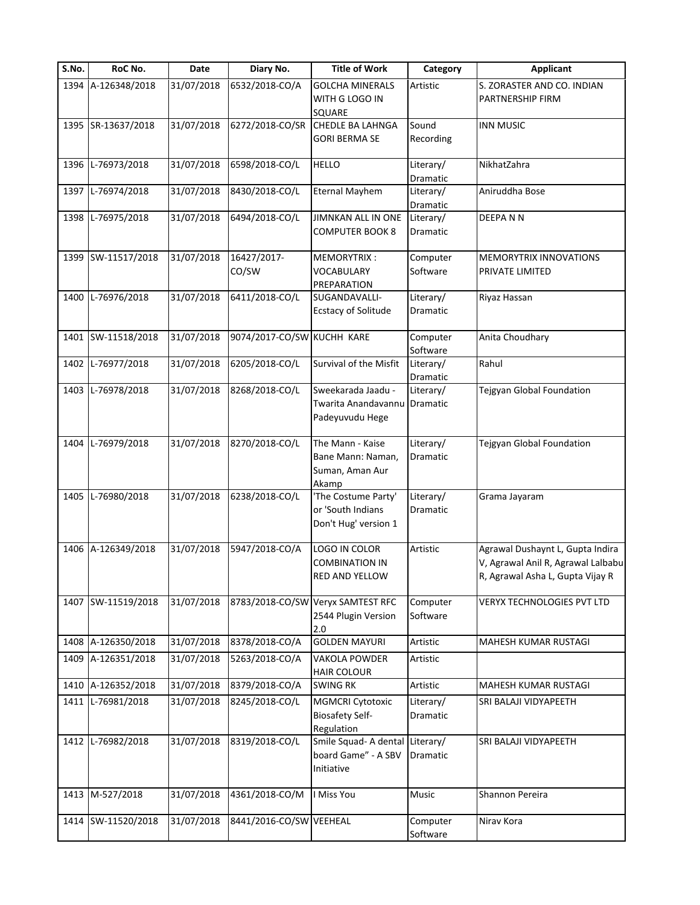| S.No. | RoC No. | Date | Diary No. | Title of Work | Category | Applicant |
|---|---|---|---|---|---|---|
| 1394 | A-126348/2018 | 31/07/2018 | 6532/2018-CO/A | GOLCHA MINERALS WITH G LOGO IN SQUARE | Artistic | S. ZORASTER AND CO. INDIAN PARTNERSHIP FIRM |
| 1395 | SR-13637/2018 | 31/07/2018 | 6272/2018-CO/SR | CHEDLE BA LAHNGA GORI BERMA SE | Sound Recording | INN MUSIC |
| 1396 | L-76973/2018 | 31/07/2018 | 6598/2018-CO/L | HELLO | Literary/ Dramatic | NikhatZahra |
| 1397 | L-76974/2018 | 31/07/2018 | 8430/2018-CO/L | Eternal Mayhem | Literary/ Dramatic | Aniruddha Bose |
| 1398 | L-76975/2018 | 31/07/2018 | 6494/2018-CO/L | JIMNKAN ALL IN ONE COMPUTER BOOK 8 | Literary/ Dramatic | DEEPA N N |
| 1399 | SW-11517/2018 | 31/07/2018 | 16427/2017-CO/SW | MEMORYTRIX : VOCABULARY PREPARATION | Computer Software | MEMORYTRIX INNOVATIONS PRIVATE LIMITED |
| 1400 | L-76976/2018 | 31/07/2018 | 6411/2018-CO/L | SUGANDAVALLI-Ecstacy of Solitude | Literary/ Dramatic | Riyaz Hassan |
| 1401 | SW-11518/2018 | 31/07/2018 | 9074/2017-CO/SW | KUCHH KARE | Computer Software | Anita Choudhary |
| 1402 | L-76977/2018 | 31/07/2018 | 6205/2018-CO/L | Survival of the Misfit | Literary/ Dramatic | Rahul |
| 1403 | L-76978/2018 | 31/07/2018 | 8268/2018-CO/L | Sweekarada Jaadu - Twarita Anandavannu Padeyuvudu Hege | Literary/ Dramatic | Tejgyan Global Foundation |
| 1404 | L-76979/2018 | 31/07/2018 | 8270/2018-CO/L | The Mann - Kaise Bane Mann: Naman, Suman, Aman Aur Akamp | Literary/ Dramatic | Tejgyan Global Foundation |
| 1405 | L-76980/2018 | 31/07/2018 | 6238/2018-CO/L | 'The Costume Party' or 'South Indians Don't Hug' version 1 | Literary/ Dramatic | Grama Jayaram |
| 1406 | A-126349/2018 | 31/07/2018 | 5947/2018-CO/A | LOGO IN COLOR COMBINATION IN RED AND YELLOW | Artistic | Agrawal Dushaynt L, Gupta Indira V, Agrawal Anil R, Agrawal Lalbabu R, Agrawal Asha L, Gupta Vijay R |
| 1407 | SW-11519/2018 | 31/07/2018 | 8783/2018-CO/SW | Veryx SAMTEST RFC 2544 Plugin Version 2.0 | Computer Software | VERYX TECHNOLOGIES PVT LTD |
| 1408 | A-126350/2018 | 31/07/2018 | 8378/2018-CO/A | GOLDEN MAYURI | Artistic | MAHESH KUMAR RUSTAGI |
| 1409 | A-126351/2018 | 31/07/2018 | 5263/2018-CO/A | VAKOLA POWDER HAIR COLOUR | Artistic | |
| 1410 | A-126352/2018 | 31/07/2018 | 8379/2018-CO/A | SWING RK | Artistic | MAHESH KUMAR RUSTAGI |
| 1411 | L-76981/2018 | 31/07/2018 | 8245/2018-CO/L | MGMCRI Cytotoxic Biosafety Self-Regulation | Literary/ Dramatic | SRI BALAJI VIDYAPEETH |
| 1412 | L-76982/2018 | 31/07/2018 | 8319/2018-CO/L | Smile Squad- A dental board Game" - A SBV Initiative | Literary/ Dramatic | SRI BALAJI VIDYAPEETH |
| 1413 | M-527/2018 | 31/07/2018 | 4361/2018-CO/M | I Miss You | Music | Shannon Pereira |
| 1414 | SW-11520/2018 | 31/07/2018 | 8441/2016-CO/SW | VEEHEAL | Computer Software | Nirav Kora |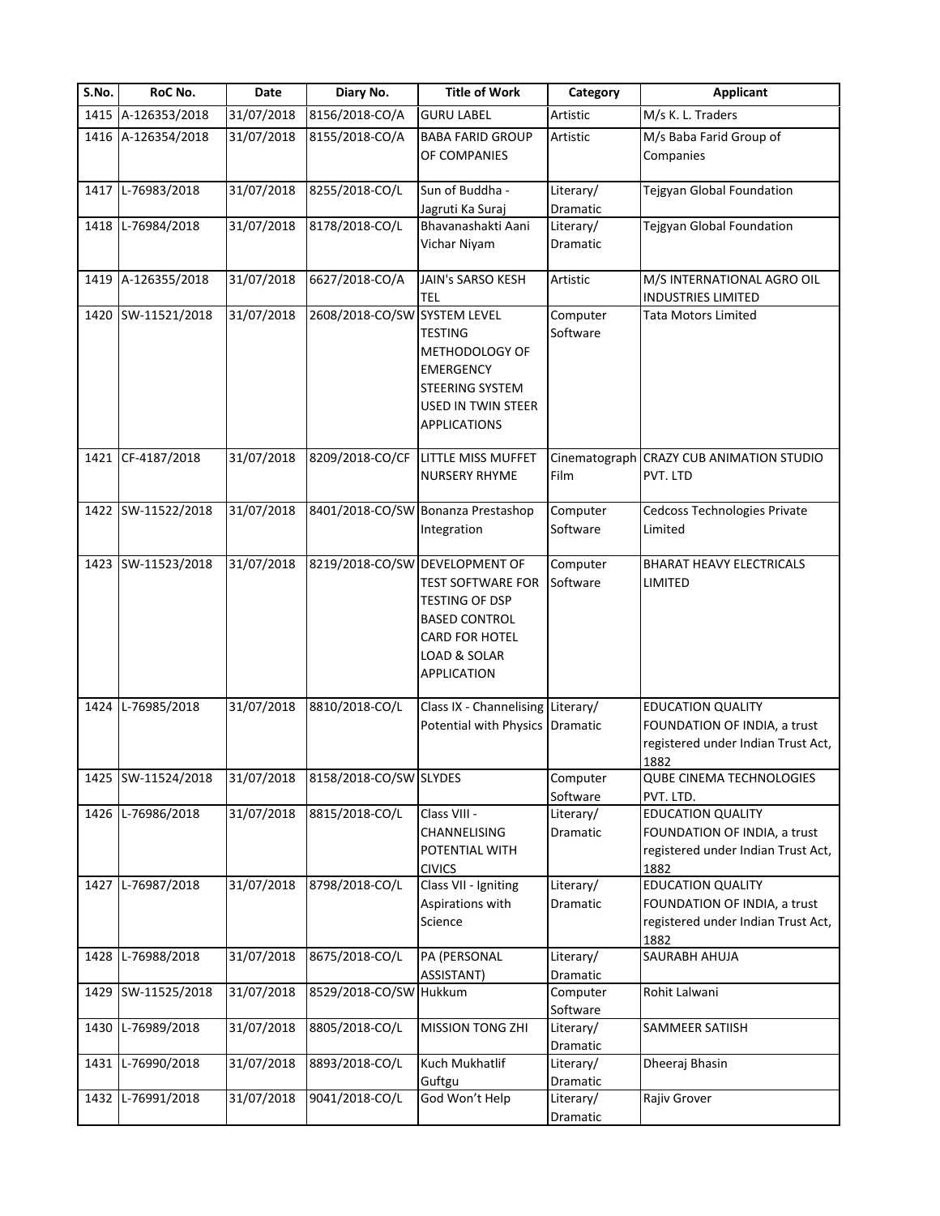| S.No. | RoC No. | Date | Diary No. | Title of Work | Category | Applicant |
|---|---|---|---|---|---|---|
| 1415 | A-126353/2018 | 31/07/2018 | 8156/2018-CO/A | GURU LABEL | Artistic | M/s K. L. Traders |
| 1416 | A-126354/2018 | 31/07/2018 | 8155/2018-CO/A | BABA FARID GROUP OF COMPANIES | Artistic | M/s Baba Farid Group of Companies |
| 1417 | L-76983/2018 | 31/07/2018 | 8255/2018-CO/L | Sun of Buddha - Jagruti Ka Suraj | Literary/ Dramatic | Tejgyan Global Foundation |
| 1418 | L-76984/2018 | 31/07/2018 | 8178/2018-CO/L | Bhavanashakti Aani Vichar Niyam | Literary/ Dramatic | Tejgyan Global Foundation |
| 1419 | A-126355/2018 | 31/07/2018 | 6627/2018-CO/A | JAIN's SARSO KESH TEL | Artistic | M/S INTERNATIONAL AGRO OIL INDUSTRIES LIMITED |
| 1420 | SW-11521/2018 | 31/07/2018 | 2608/2018-CO/SW | SYSTEM LEVEL TESTING METHODOLOGY OF EMERGENCY STEERING SYSTEM USED IN TWIN STEER APPLICATIONS | Computer Software | Tata Motors Limited |
| 1421 | CF-4187/2018 | 31/07/2018 | 8209/2018-CO/CF | LITTLE MISS MUFFET NURSERY RHYME | Cinematograph Film | CRAZY CUB ANIMATION STUDIO PVT. LTD |
| 1422 | SW-11522/2018 | 31/07/2018 | 8401/2018-CO/SW | Bonanza Prestashop Integration | Computer Software | Cedcoss Technologies Private Limited |
| 1423 | SW-11523/2018 | 31/07/2018 | 8219/2018-CO/SW | DEVELOPMENT OF TEST SOFTWARE FOR TESTING OF DSP BASED CONTROL CARD FOR HOTEL LOAD & SOLAR APPLICATION | Computer Software | BHARAT HEAVY ELECTRICALS LIMITED |
| 1424 | L-76985/2018 | 31/07/2018 | 8810/2018-CO/L | Class IX - Channelising Potential with Physics | Literary/ Dramatic | EDUCATION QUALITY FOUNDATION OF INDIA, a trust registered under Indian Trust Act, 1882 |
| 1425 | SW-11524/2018 | 31/07/2018 | 8158/2018-CO/SW | SLYDES | Computer Software | QUBE CINEMA TECHNOLOGIES PVT. LTD. |
| 1426 | L-76986/2018 | 31/07/2018 | 8815/2018-CO/L | Class VIII - CHANNELISING POTENTIAL WITH CIVICS | Literary/ Dramatic | EDUCATION QUALITY FOUNDATION OF INDIA, a trust registered under Indian Trust Act, 1882 |
| 1427 | L-76987/2018 | 31/07/2018 | 8798/2018-CO/L | Class VII - Igniting Aspirations with Science | Literary/ Dramatic | EDUCATION QUALITY FOUNDATION OF INDIA, a trust registered under Indian Trust Act, 1882 |
| 1428 | L-76988/2018 | 31/07/2018 | 8675/2018-CO/L | PA (PERSONAL ASSISTANT) | Literary/ Dramatic | SAURABH AHUJA |
| 1429 | SW-11525/2018 | 31/07/2018 | 8529/2018-CO/SW | Hukkum | Computer Software | Rohit Lalwani |
| 1430 | L-76989/2018 | 31/07/2018 | 8805/2018-CO/L | MISSION TONG ZHI | Literary/ Dramatic | SAMMEER SATIISH |
| 1431 | L-76990/2018 | 31/07/2018 | 8893/2018-CO/L | Kuch Mukhatlif Guftgu | Literary/ Dramatic | Dheeraj Bhasin |
| 1432 | L-76991/2018 | 31/07/2018 | 9041/2018-CO/L | God Won't Help | Literary/ Dramatic | Rajiv Grover |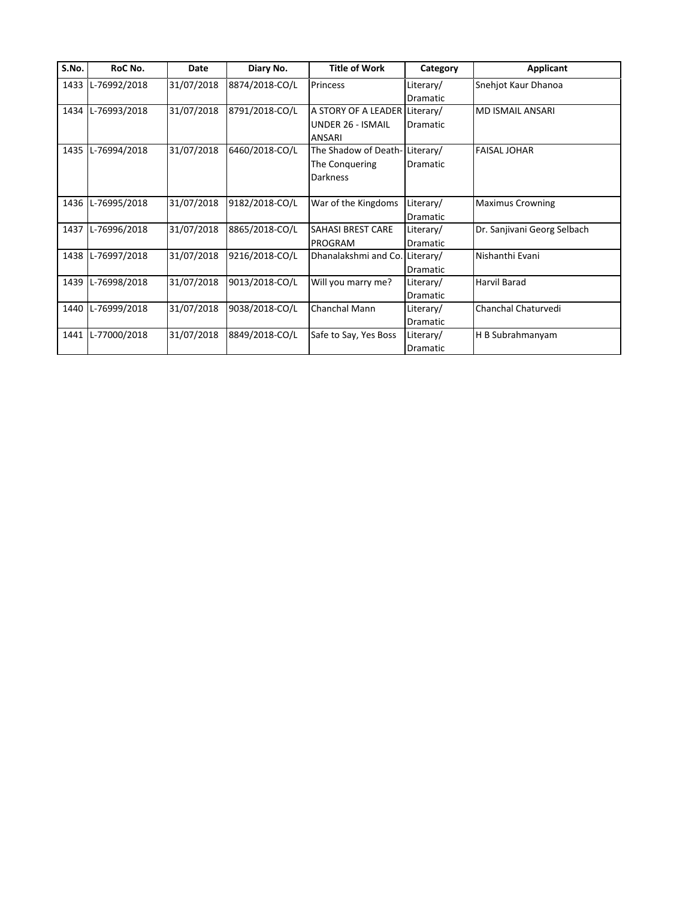| S.No. | RoC No. | Date | Diary No. | Title of Work | Category | Applicant |
| --- | --- | --- | --- | --- | --- | --- |
| 1433 | L-76992/2018 | 31/07/2018 | 8874/2018-CO/L | Princess | Literary/ Dramatic | Snehjot Kaur Dhanoa |
| 1434 | L-76993/2018 | 31/07/2018 | 8791/2018-CO/L | A STORY OF A LEADER UNDER 26 - ISMAIL ANSARI | Literary/ Dramatic | MD ISMAIL ANSARI |
| 1435 | L-76994/2018 | 31/07/2018 | 6460/2018-CO/L | The Shadow of Death- The Conquering Darkness | Literary/ Dramatic | FAISAL JOHAR |
| 1436 | L-76995/2018 | 31/07/2018 | 9182/2018-CO/L | War of the Kingdoms | Literary/ Dramatic | Maximus Crowning |
| 1437 | L-76996/2018 | 31/07/2018 | 8865/2018-CO/L | SAHASI BREST CARE PROGRAM | Literary/ Dramatic | Dr. Sanjivani Georg Selbach |
| 1438 | L-76997/2018 | 31/07/2018 | 9216/2018-CO/L | Dhanalakshmi and Co. | Literary/ Dramatic | Nishanthi Evani |
| 1439 | L-76998/2018 | 31/07/2018 | 9013/2018-CO/L | Will you marry me? | Literary/ Dramatic | Harvil Barad |
| 1440 | L-76999/2018 | 31/07/2018 | 9038/2018-CO/L | Chanchal Mann | Literary/ Dramatic | Chanchal Chaturvedi |
| 1441 | L-77000/2018 | 31/07/2018 | 8849/2018-CO/L | Safe to Say, Yes Boss | Literary/ Dramatic | H B Subrahmanyam |